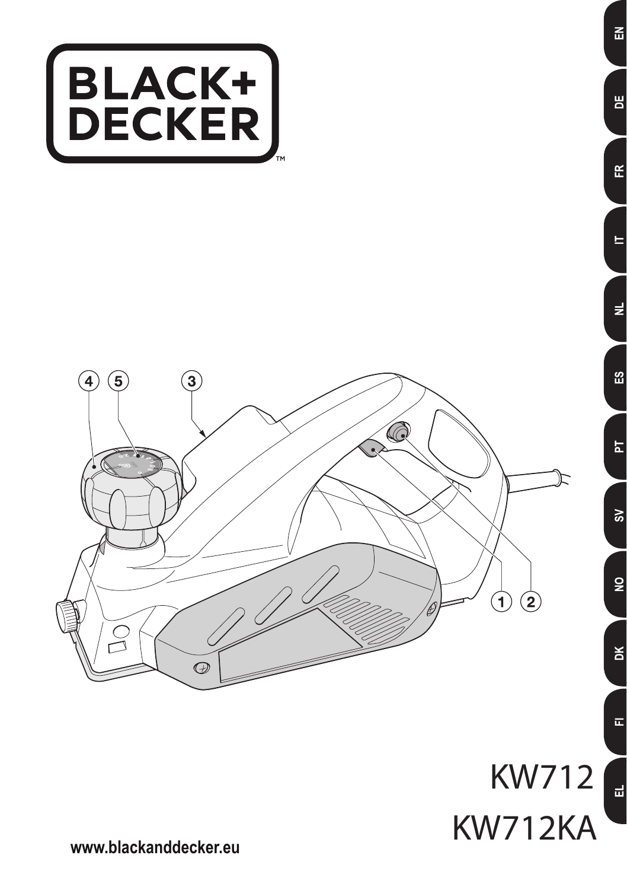# BLACK+DECKER

EN DE FR IT NL ES PT SV NO DK FI EL

KW712

KW712KA

www.blackanddecker.eu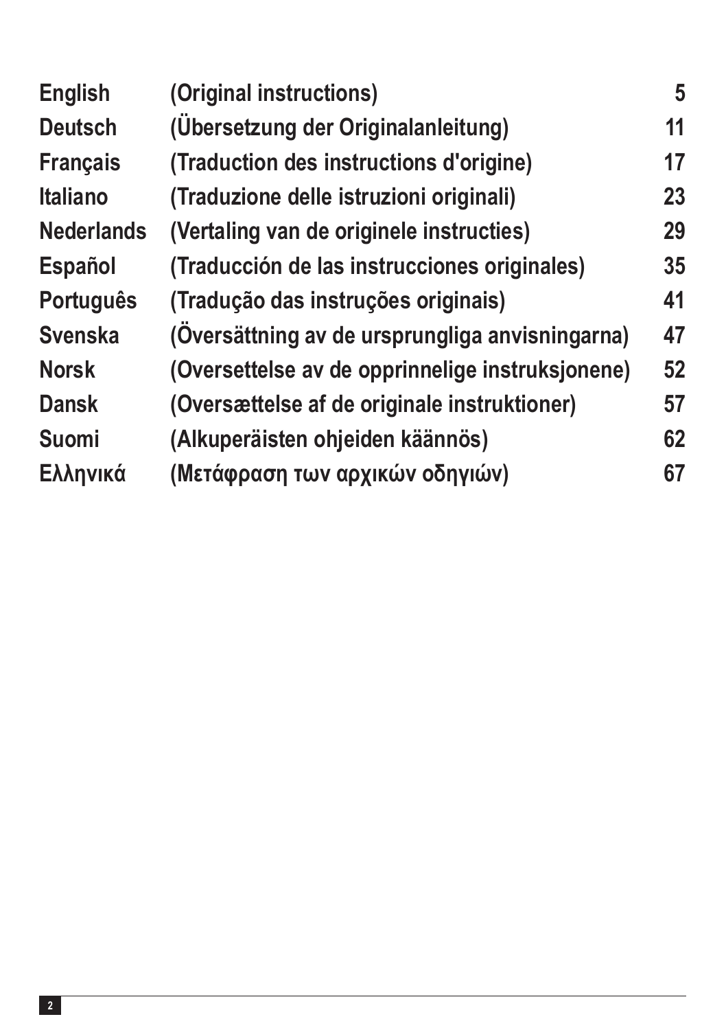| | | |
|---|---|---|
| **English** | **(Original instructions)** | **5** |
| **Deutsch** | **(Übersetzung der Originalanleitung)** | **11** |
| **Français** | **(Traduction des instructions d'origine)** | **17** |
| **Italiano** | **(Traduzione delle istruzioni originali)** | **23** |
| **Nederlands** | **(Vertaling van de originele instructies)** | **29** |
| **Español** | **(Traducción de las instrucciones originales)** | **35** |
| **Português** | **(Tradução das instruções originais)** | **41** |
| **Svenska** | **(Översättning av de ursprungliga anvisningarna)** | **47** |
| **Norsk** | **(Oversettelse av de opprinnelige instruksjonene)** | **52** |
| **Dansk** | **(Oversættelse af de originale instruktioner)** | **57** |
| **Suomi** | **(Alkuperäisten ohjeiden käännös)** | **62** |
| **Ελληνικά** | **(Μετάφραση των αρχικών οδηγιών)** | **67** |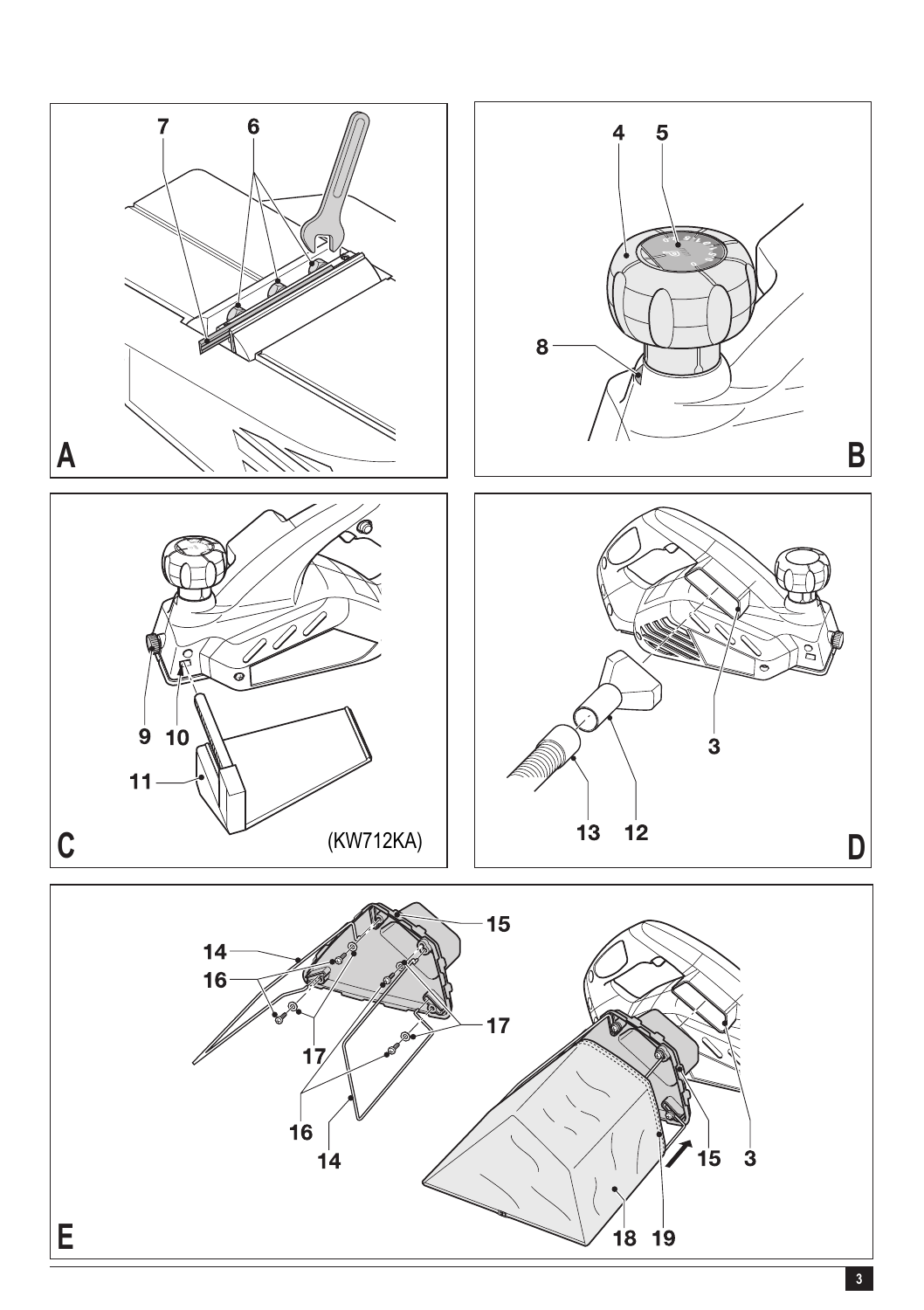A

B

C

(KW712KA)

D

E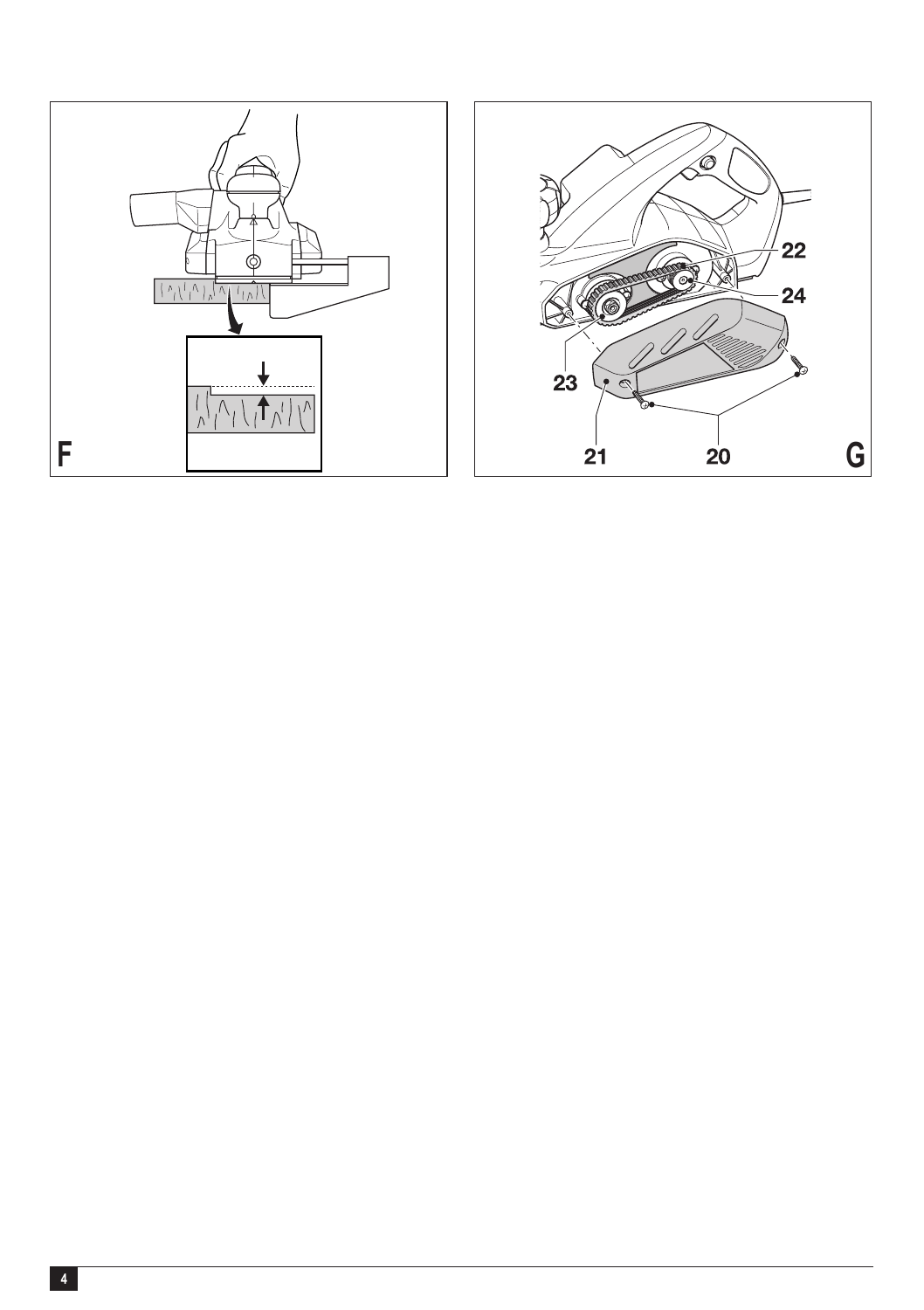F

22

24

23

21

20

G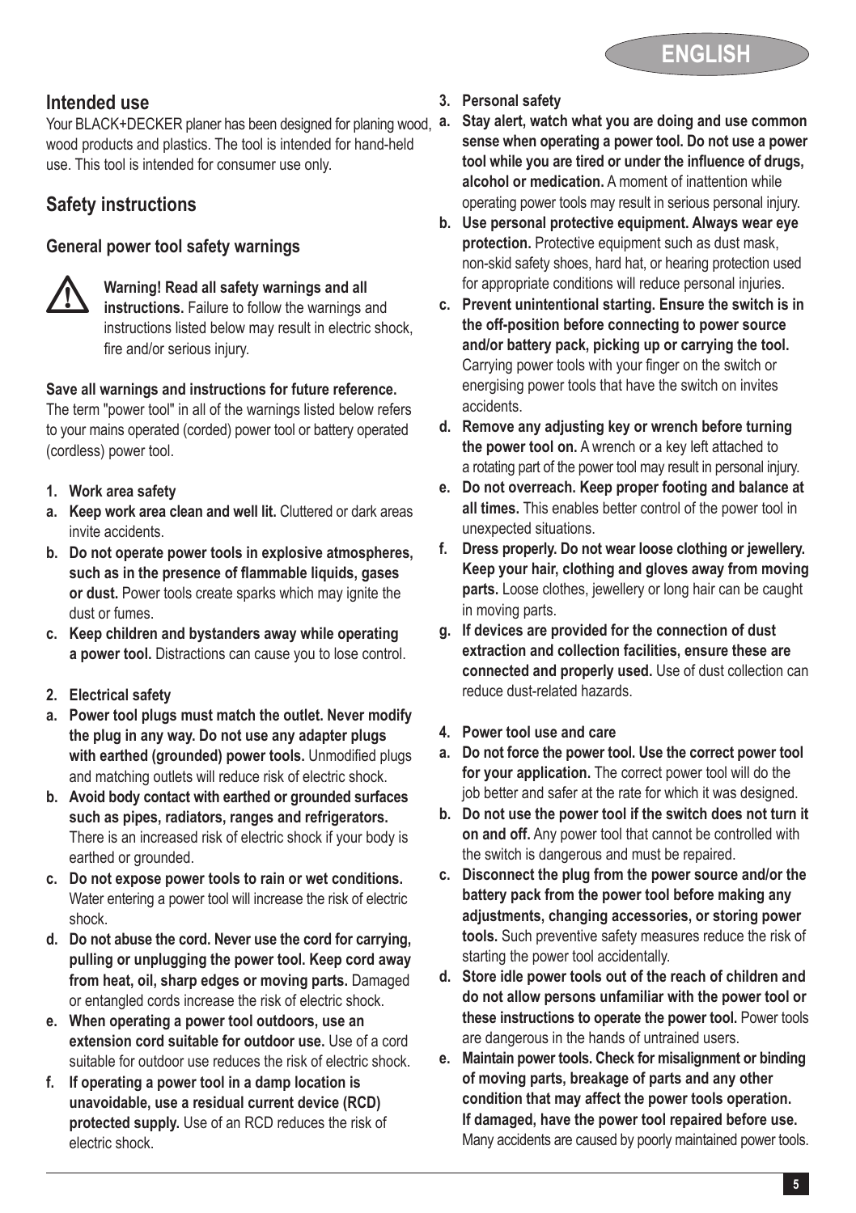## Intended use

Your BLACK+DECKER planer has been designed for planing wood, wood products and plastics. The tool is intended for hand-held use. This tool is intended for consumer use only.

## Safety instructions

### General power tool safety warnings

**Warning! Read all safety warnings and all instructions.** Failure to follow the warnings and instructions listed below may result in electric shock, fire and/or serious injury.

**Save all warnings and instructions for future reference.** The term "power tool" in all of the warnings listed below refers to your mains operated (corded) power tool or battery operated (cordless) power tool.

**1. Work area safety**

a. **Keep work area clean and well lit.** Cluttered or dark areas invite accidents.

b. **Do not operate power tools in explosive atmospheres, such as in the presence of flammable liquids, gases or dust.** Power tools create sparks which may ignite the dust or fumes.

c. **Keep children and bystanders away while operating a power tool.** Distractions can cause you to lose control.

**2. Electrical safety**

a. **Power tool plugs must match the outlet. Never modify the plug in any way. Do not use any adapter plugs with earthed (grounded) power tools.** Unmodified plugs and matching outlets will reduce risk of electric shock.

b. **Avoid body contact with earthed or grounded surfaces such as pipes, radiators, ranges and refrigerators.** There is an increased risk of electric shock if your body is earthed or grounded.

c. **Do not expose power tools to rain or wet conditions.** Water entering a power tool will increase the risk of electric shock.

d. **Do not abuse the cord. Never use the cord for carrying, pulling or unplugging the power tool. Keep cord away from heat, oil, sharp edges or moving parts.** Damaged or entangled cords increase the risk of electric shock.

e. **When operating a power tool outdoors, use an extension cord suitable for outdoor use.** Use of a cord suitable for outdoor use reduces the risk of electric shock.

f. **If operating a power tool in a damp location is unavoidable, use a residual current device (RCD) protected supply.** Use of an RCD reduces the risk of electric shock.

**3. Personal safety**

a. **Stay alert, watch what you are doing and use common sense when operating a power tool. Do not use a power tool while you are tired or under the influence of drugs, alcohol or medication.** A moment of inattention while operating power tools may result in serious personal injury.

b. **Use personal protective equipment. Always wear eye protection.** Protective equipment such as dust mask, non-skid safety shoes, hard hat, or hearing protection used for appropriate conditions will reduce personal injuries.

c. **Prevent unintentional starting. Ensure the switch is in the off-position before connecting to power source and/or battery pack, picking up or carrying the tool.** Carrying power tools with your finger on the switch or energising power tools that have the switch on invites accidents.

d. **Remove any adjusting key or wrench before turning the power tool on.** A wrench or a key left attached to a rotating part of the power tool may result in personal injury.

e. **Do not overreach. Keep proper footing and balance at all times.** This enables better control of the power tool in unexpected situations.

f. **Dress properly. Do not wear loose clothing or jewellery. Keep your hair, clothing and gloves away from moving parts.** Loose clothes, jewellery or long hair can be caught in moving parts.

g. **If devices are provided for the connection of dust extraction and collection facilities, ensure these are connected and properly used.** Use of dust collection can reduce dust-related hazards.

**4. Power tool use and care**

a. **Do not force the power tool. Use the correct power tool for your application.** The correct power tool will do the job better and safer at the rate for which it was designed.

b. **Do not use the power tool if the switch does not turn it on and off.** Any power tool that cannot be controlled with the switch is dangerous and must be repaired.

c. **Disconnect the plug from the power source and/or the battery pack from the power tool before making any adjustments, changing accessories, or storing power tools.** Such preventive safety measures reduce the risk of starting the power tool accidentally.

d. **Store idle power tools out of the reach of children and do not allow persons unfamiliar with the power tool or these instructions to operate the power tool.** Power tools are dangerous in the hands of untrained users.

e. **Maintain power tools. Check for misalignment or binding of moving parts, breakage of parts and any other condition that may affect the power tools operation. If damaged, have the power tool repaired before use.** Many accidents are caused by poorly maintained power tools.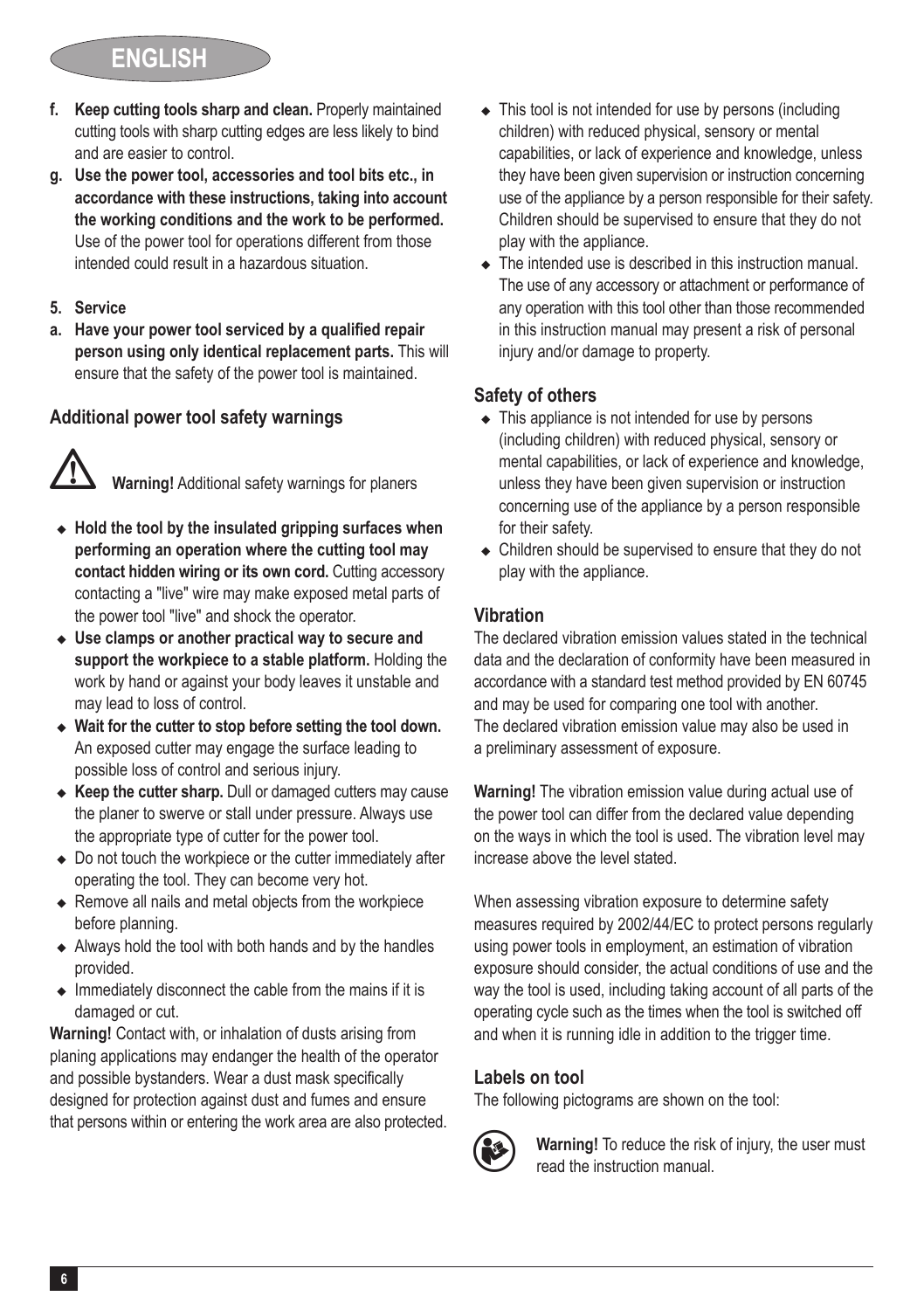- **f. Keep cutting tools sharp and clean.** Properly maintained cutting tools with sharp cutting edges are less likely to bind and are easier to control.
- **g. Use the power tool, accessories and tool bits etc., in accordance with these instructions, taking into account the working conditions and the work to be performed.** Use of the power tool for operations different from those intended could result in a hazardous situation.

**5. Service**

- **a. Have your power tool serviced by a qualified repair person using only identical replacement parts.** This will ensure that the safety of the power tool is maintained.

### Additional power tool safety warnings

**Warning!** Additional safety warnings for planers

- **Hold the tool by the insulated gripping surfaces when performing an operation where the cutting tool may contact hidden wiring or its own cord.** Cutting accessory contacting a "live" wire may make exposed metal parts of the power tool "live" and shock the operator.
- **Use clamps or another practical way to secure and support the workpiece to a stable platform.** Holding the work by hand or against your body leaves it unstable and may lead to loss of control.
- **Wait for the cutter to stop before setting the tool down.** An exposed cutter may engage the surface leading to possible loss of control and serious injury.
- **Keep the cutter sharp.** Dull or damaged cutters may cause the planer to swerve or stall under pressure. Always use the appropriate type of cutter for the power tool.
- Do not touch the workpiece or the cutter immediately after operating the tool. They can become very hot.
- Remove all nails and metal objects from the workpiece before planning.
- Always hold the tool with both hands and by the handles provided.
- Immediately disconnect the cable from the mains if it is damaged or cut.

**Warning!** Contact with, or inhalation of dusts arising from planing applications may endanger the health of the operator and possible bystanders. Wear a dust mask specifically designed for protection against dust and fumes and ensure that persons within or entering the work area are also protected.

- This tool is not intended for use by persons (including children) with reduced physical, sensory or mental capabilities, or lack of experience and knowledge, unless they have been given supervision or instruction concerning use of the appliance by a person responsible for their safety. Children should be supervised to ensure that they do not play with the appliance.
- The intended use is described in this instruction manual. The use of any accessory or attachment or performance of any operation with this tool other than those recommended in this instruction manual may present a risk of personal injury and/or damage to property.

### Safety of others

- This appliance is not intended for use by persons (including children) with reduced physical, sensory or mental capabilities, or lack of experience and knowledge, unless they have been given supervision or instruction concerning use of the appliance by a person responsible for their safety.
- Children should be supervised to ensure that they do not play with the appliance.

### Vibration

The declared vibration emission values stated in the technical data and the declaration of conformity have been measured in accordance with a standard test method provided by EN 60745 and may be used for comparing one tool with another. The declared vibration emission value may also be used in a preliminary assessment of exposure.

**Warning!** The vibration emission value during actual use of the power tool can differ from the declared value depending on the ways in which the tool is used. The vibration level may increase above the level stated.

When assessing vibration exposure to determine safety measures required by 2002/44/EC to protect persons regularly using power tools in employment, an estimation of vibration exposure should consider, the actual conditions of use and the way the tool is used, including taking account of all parts of the operating cycle such as the times when the tool is switched off and when it is running idle in addition to the trigger time.

### Labels on tool

The following pictograms are shown on the tool:

**Warning!** To reduce the risk of injury, the user must read the instruction manual.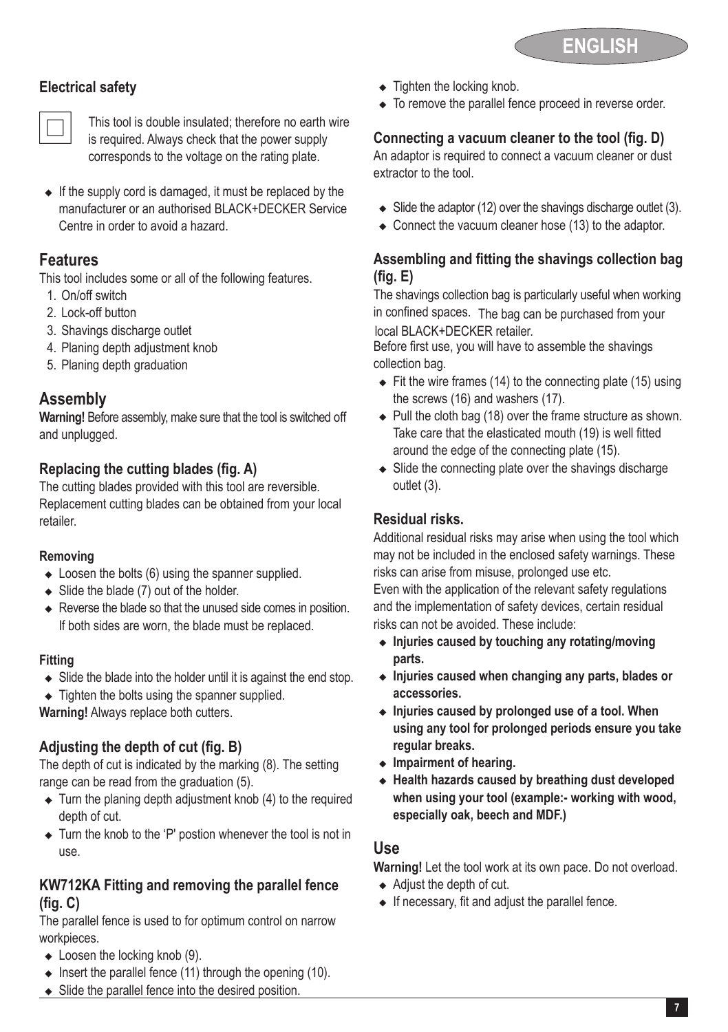## Electrical safety

This tool is double insulated; therefore no earth wire is required. Always check that the power supply corresponds to the voltage on the rating plate.

- If the supply cord is damaged, it must be replaced by the manufacturer or an authorised BLACK+DECKER Service Centre in order to avoid a hazard.

## Features

This tool includes some or all of the following features.

1. On/off switch
2. Lock-off button
3. Shavings discharge outlet
4. Planing depth adjustment knob
5. Planing depth graduation

## Assembly

**Warning!** Before assembly, make sure that the tool is switched off and unplugged.

### Replacing the cutting blades (fig. A)

The cutting blades provided with this tool are reversible. Replacement cutting blades can be obtained from your local retailer.

#### Removing

- Loosen the bolts (6) using the spanner supplied.
- Slide the blade (7) out of the holder.
- Reverse the blade so that the unused side comes in position. If both sides are worn, the blade must be replaced.

#### Fitting

- Slide the blade into the holder until it is against the end stop.
- Tighten the bolts using the spanner supplied.

**Warning!** Always replace both cutters.

### Adjusting the depth of cut (fig. B)

The depth of cut is indicated by the marking (8). The setting range can be read from the graduation (5).

- Turn the planing depth adjustment knob (4) to the required depth of cut.
- Turn the knob to the 'P' postion whenever the tool is not in use.

### KW712KA Fitting and removing the parallel fence (fig. C)

The parallel fence is used to for optimum control on narrow workpieces.

- Loosen the locking knob (9).
- Insert the parallel fence (11) through the opening (10).
- Slide the parallel fence into the desired position.
- Tighten the locking knob.
- To remove the parallel fence proceed in reverse order.

### Connecting a vacuum cleaner to the tool (fig. D)

An adaptor is required to connect a vacuum cleaner or dust extractor to the tool.

- Slide the adaptor (12) over the shavings discharge outlet (3).
- Connect the vacuum cleaner hose (13) to the adaptor.

### Assembling and fitting the shavings collection bag (fig. E)

The shavings collection bag is particularly useful when working in confined spaces. The bag can be purchased from your local BLACK+DECKER retailer.

Before first use, you will have to assemble the shavings collection bag.

- Fit the wire frames (14) to the connecting plate (15) using the screws (16) and washers (17).
- Pull the cloth bag (18) over the frame structure as shown. Take care that the elasticated mouth (19) is well fitted around the edge of the connecting plate (15).
- Slide the connecting plate over the shavings discharge outlet (3).

### Residual risks.

Additional residual risks may arise when using the tool which may not be included in the enclosed safety warnings. These risks can arise from misuse, prolonged use etc.

Even with the application of the relevant safety regulations and the implementation of safety devices, certain residual risks can not be avoided. These include:

- **Injuries caused by touching any rotating/moving parts.**
- **Injuries caused when changing any parts, blades or accessories.**
- **Injuries caused by prolonged use of a tool. When using any tool for prolonged periods ensure you take regular breaks.**
- **Impairment of hearing.**
- **Health hazards caused by breathing dust developed when using your tool (example:- working with wood, especially oak, beech and MDF.)**

## Use

**Warning!** Let the tool work at its own pace. Do not overload.

- Adjust the depth of cut.
- If necessary, fit and adjust the parallel fence.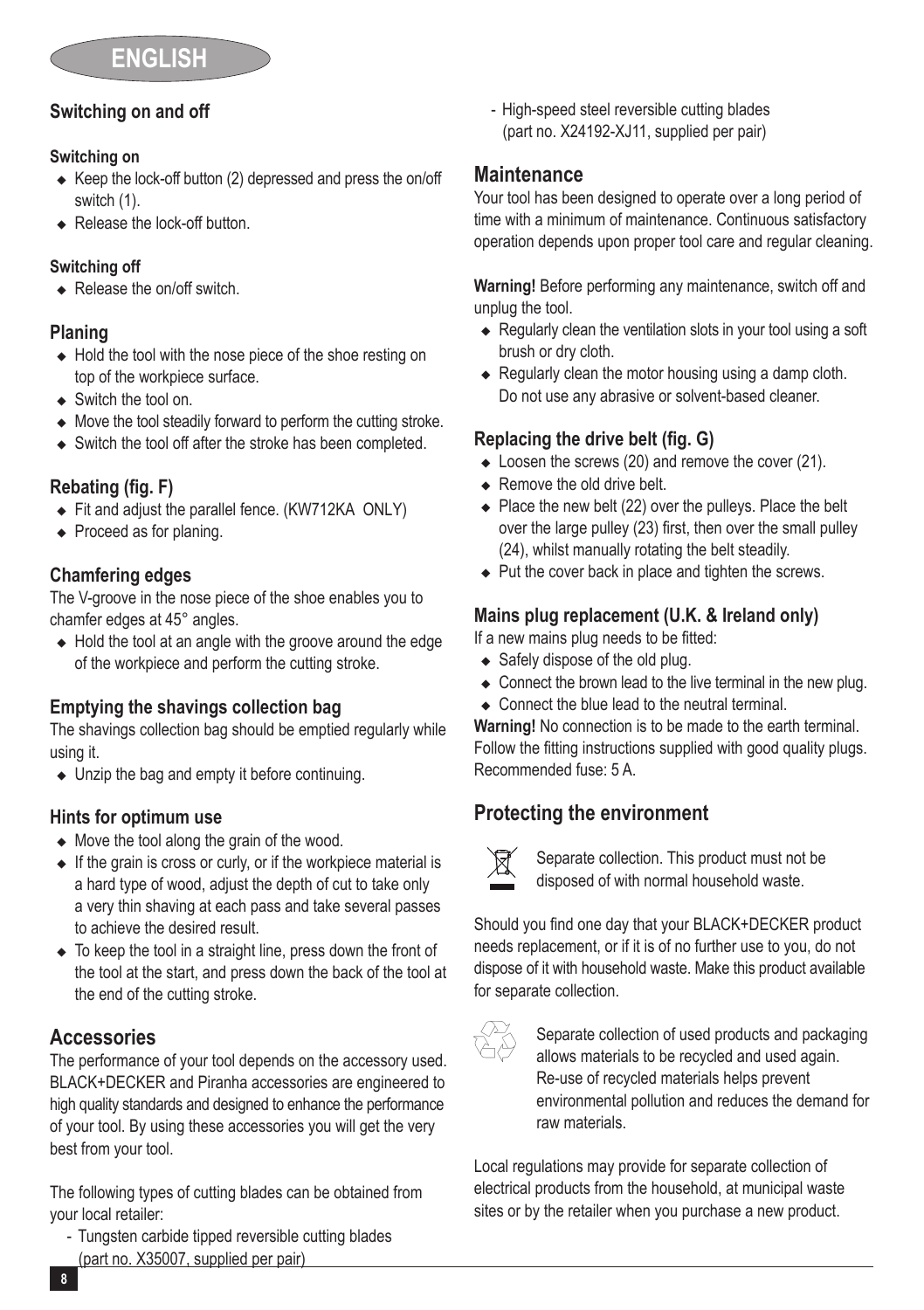## Switching on and off

### Switching on

- Keep the lock-off button (2) depressed and press the on/off switch (1).
- Release the lock-off button.

### Switching off

- Release the on/off switch.

## Planing

- Hold the tool with the nose piece of the shoe resting on top of the workpiece surface.
- Switch the tool on.
- Move the tool steadily forward to perform the cutting stroke.
- Switch the tool off after the stroke has been completed.

## Rebating (fig. F)

- Fit and adjust the parallel fence. (KW712KA ONLY)
- Proceed as for planing.

## Chamfering edges

The V-groove in the nose piece of the shoe enables you to chamfer edges at 45° angles.

- Hold the tool at an angle with the groove around the edge of the workpiece and perform the cutting stroke.

## Emptying the shavings collection bag

The shavings collection bag should be emptied regularly while using it.

- Unzip the bag and empty it before continuing.

## Hints for optimum use

- Move the tool along the grain of the wood.
- If the grain is cross or curly, or if the workpiece material is a hard type of wood, adjust the depth of cut to take only a very thin shaving at each pass and take several passes to achieve the desired result.
- To keep the tool in a straight line, press down the front of the tool at the start, and press down the back of the tool at the end of the cutting stroke.

# Accessories

The performance of your tool depends on the accessory used. BLACK+DECKER and Piranha accessories are engineered to high quality standards and designed to enhance the performance of your tool. By using these accessories you will get the very best from your tool.

The following types of cutting blades can be obtained from your local retailer:

- Tungsten carbide tipped reversible cutting blades (part no. X35007, supplied per pair)
- High-speed steel reversible cutting blades (part no. X24192-XJ11, supplied per pair)

# Maintenance

Your tool has been designed to operate over a long period of time with a minimum of maintenance. Continuous satisfactory operation depends upon proper tool care and regular cleaning.

**Warning!** Before performing any maintenance, switch off and unplug the tool.

- Regularly clean the ventilation slots in your tool using a soft brush or dry cloth.
- Regularly clean the motor housing using a damp cloth. Do not use any abrasive or solvent-based cleaner.

## Replacing the drive belt (fig. G)

- Loosen the screws (20) and remove the cover (21).
- Remove the old drive belt.
- Place the new belt (22) over the pulleys. Place the belt over the large pulley (23) first, then over the small pulley (24), whilst manually rotating the belt steadily.
- Put the cover back in place and tighten the screws.

## Mains plug replacement (U.K. & Ireland only)

If a new mains plug needs to be fitted:

- Safely dispose of the old plug.
- Connect the brown lead to the live terminal in the new plug.
- Connect the blue lead to the neutral terminal.

**Warning!** No connection is to be made to the earth terminal. Follow the fitting instructions supplied with good quality plugs. Recommended fuse: 5 A.

# Protecting the environment

Separate collection. This product must not be disposed of with normal household waste.

Should you find one day that your BLACK+DECKER product needs replacement, or if it is of no further use to you, do not dispose of it with household waste. Make this product available for separate collection.

Separate collection of used products and packaging allows materials to be recycled and used again. Re-use of recycled materials helps prevent environmental pollution and reduces the demand for raw materials.

Local regulations may provide for separate collection of electrical products from the household, at municipal waste sites or by the retailer when you purchase a new product.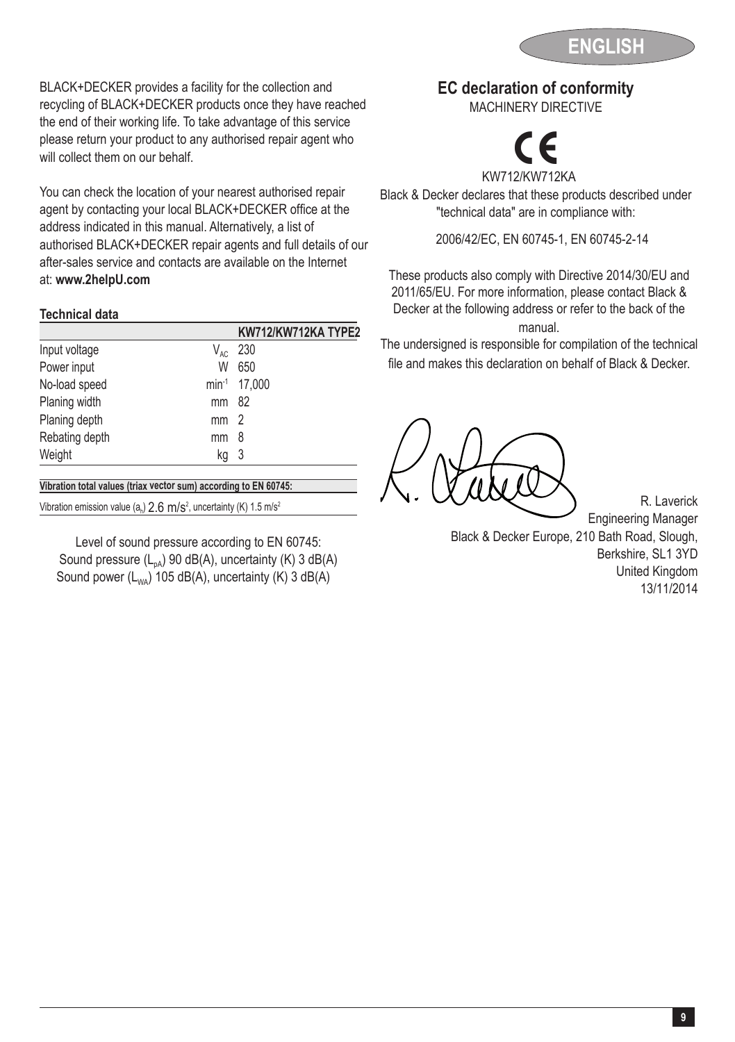BLACK+DECKER provides a facility for the collection and recycling of BLACK+DECKER products once they have reached the end of their working life. To take advantage of this service please return your product to any authorised repair agent who will collect them on our behalf.

You can check the location of your nearest authorised repair agent by contacting your local BLACK+DECKER office at the address indicated in this manual. Alternatively, a list of authorised BLACK+DECKER repair agents and full details of our after-sales service and contacts are available on the Internet at: **www.2helpU.com**

### Technical data

| | | KW712/KW712KA TYPE2 |
|---|---|---|
| Input voltage | $V_{AC}$ | 230 |
| Power input | W | 650 |
| No-load speed | $min^{-1}$ | 17,000 |
| Planing width | mm | 82 |
| Planing depth | mm | 2 |
| Rebating depth | mm | 8 |
| Weight | kg | 3 |

**Vibration total values (triax vector sum) according to EN 60745:**

Vibration emission value ($a_h$) 2.6 $m/s^2$, uncertainty (K) 1.5 $m/s^2$

Level of sound pressure according to EN 60745:
Sound pressure ($L_{pA}$) 90 dB(A), uncertainty (K) 3 dB(A)
Sound power ($L_{WA}$) 105 dB(A), uncertainty (K) 3 dB(A)

## EC declaration of conformity

MACHINERY DIRECTIVE

CE

KW712/KW712KA

Black & Decker declares that these products described under "technical data" are in compliance with:

2006/42/EC, EN 60745-1, EN 60745-2-14

These products also comply with Directive 2014/30/EU and 2011/65/EU. For more information, please contact Black & Decker at the following address or refer to the back of the manual.

The undersigned is responsible for compilation of the technical file and makes this declaration on behalf of Black & Decker.

R. Laverick
Engineering Manager
Black & Decker Europe, 210 Bath Road, Slough, Berkshire, SL1 3YD
United Kingdom
13/11/2014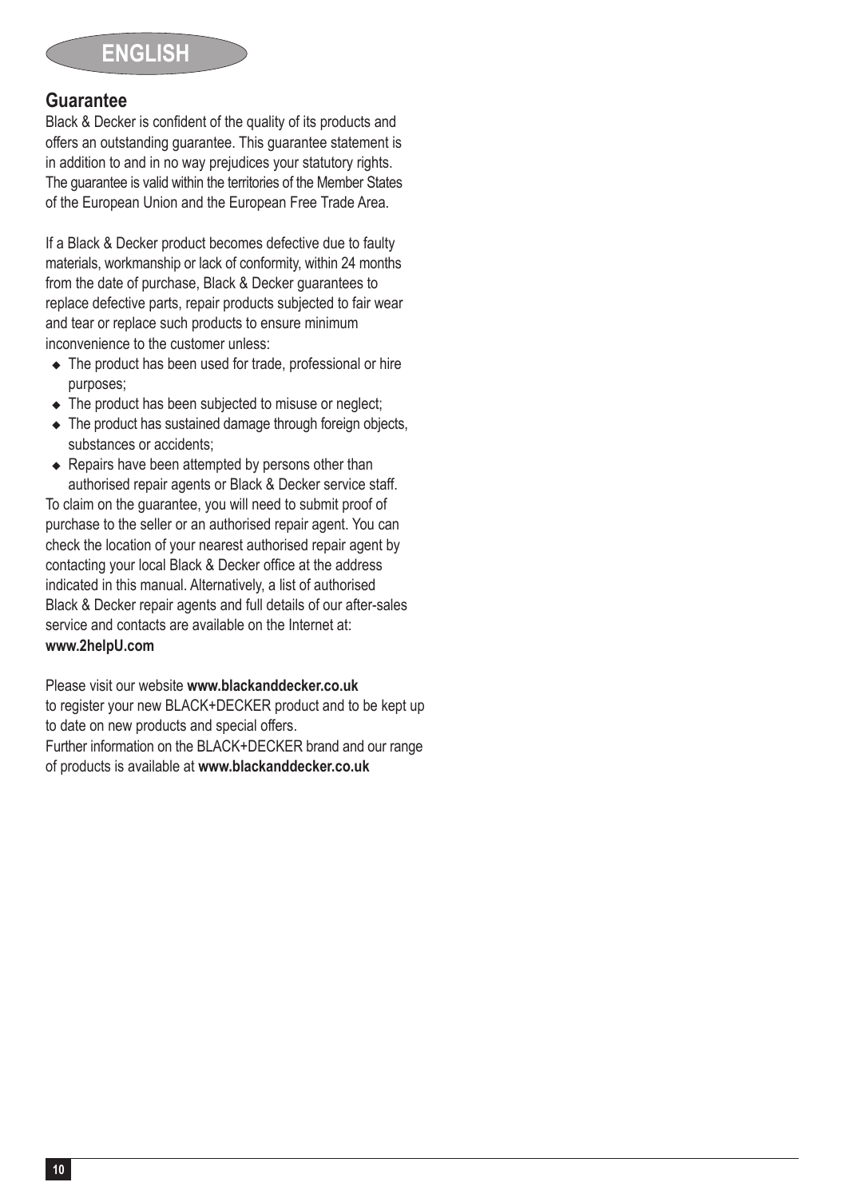## Guarantee

Black & Decker is confident of the quality of its products and offers an outstanding guarantee. This guarantee statement is in addition to and in no way prejudices your statutory rights. The guarantee is valid within the territories of the Member States of the European Union and the European Free Trade Area.

If a Black & Decker product becomes defective due to faulty materials, workmanship or lack of conformity, within 24 months from the date of purchase, Black & Decker guarantees to replace defective parts, repair products subjected to fair wear and tear or replace such products to ensure minimum inconvenience to the customer unless:

- The product has been used for trade, professional or hire purposes;
- The product has been subjected to misuse or neglect;
- The product has sustained damage through foreign objects, substances or accidents;
- Repairs have been attempted by persons other than authorised repair agents or Black & Decker service staff.

To claim on the guarantee, you will need to submit proof of purchase to the seller or an authorised repair agent. You can check the location of your nearest authorised repair agent by contacting your local Black & Decker office at the address indicated in this manual. Alternatively, a list of authorised Black & Decker repair agents and full details of our after-sales service and contacts are available on the Internet at: **www.2helpU.com**

Please visit our website **www.blackanddecker.co.uk** to register your new BLACK+DECKER product and to be kept up to date on new products and special offers.
Further information on the BLACK+DECKER brand and our range of products is available at **www.blackanddecker.co.uk**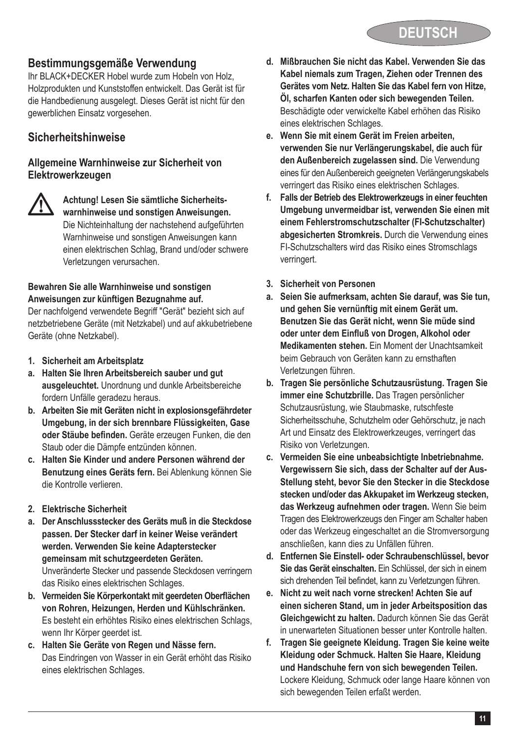## Bestimmungsgemäße Verwendung

Ihr BLACK+DECKER Hobel wurde zum Hobeln von Holz, Holzprodukten und Kunststoffen entwickelt. Das Gerät ist für die Handbedienung ausgelegt. Dieses Gerät ist nicht für den gewerblichen Einsatz vorgesehen.

## Sicherheitshinweise

### Allgemeine Warnhinweise zur Sicherheit von Elektrowerkzeugen

**Achtung! Lesen Sie sämtliche Sicherheitswarnhinweise und sonstigen Anweisungen.** Die Nichteinhaltung der nachstehend aufgeführten Warnhinweise und sonstigen Anweisungen kann einen elektrischen Schlag, Brand und/oder schwere Verletzungen verursachen.

**Bewahren Sie alle Warnhinweise und sonstigen Anweisungen zur künftigen Bezugnahme auf.**

Der nachfolgend verwendete Begriff "Gerät" bezieht sich auf netzbetriebene Geräte (mit Netzkabel) und auf akkubetriebene Geräte (ohne Netzkabel).

**1. Sicherheit am Arbeitsplatz**

**a. Halten Sie Ihren Arbeitsbereich sauber und gut ausgeleuchtet.** Unordnung und dunkle Arbeitsbereiche fordern Unfälle geradezu heraus.

**b. Arbeiten Sie mit Geräten nicht in explosionsgefährdeter Umgebung, in der sich brennbare Flüssigkeiten, Gase oder Stäube befinden.** Geräte erzeugen Funken, die den Staub oder die Dämpfe entzünden können.

**c. Halten Sie Kinder und andere Personen während der Benutzung eines Geräts fern.** Bei Ablenkung können Sie die Kontrolle verlieren.

**2. Elektrische Sicherheit**

**a. Der Anschlussstecker des Geräts muß in die Steckdose passen. Der Stecker darf in keiner Weise verändert werden. Verwenden Sie keine Adapterstecker gemeinsam mit schutzgeerdeten Geräten.** Unveränderte Stecker und passende Steckdosen verringern das Risiko eines elektrischen Schlages.

**b. Vermeiden Sie Körperkontakt mit geerdeten Oberflächen von Rohren, Heizungen, Herden und Kühlschränken.** Es besteht ein erhöhtes Risiko eines elektrischen Schlags, wenn Ihr Körper geerdet ist.

**c. Halten Sie Geräte von Regen und Nässe fern.** Das Eindringen von Wasser in ein Gerät erhöht das Risiko eines elektrischen Schlages.

**d. Mißbrauchen Sie nicht das Kabel. Verwenden Sie das Kabel niemals zum Tragen, Ziehen oder Trennen des Gerätes vom Netz. Halten Sie das Kabel fern von Hitze, Öl, scharfen Kanten oder sich bewegenden Teilen.** Beschädigte oder verwickelte Kabel erhöhen das Risiko eines elektrischen Schlages.

**e. Wenn Sie mit einem Gerät im Freien arbeiten, verwenden Sie nur Verlängerungskabel, die auch für den Außenbereich zugelassen sind.** Die Verwendung eines für den Außenbereich geeigneten Verlängerungskabels verringert das Risiko eines elektrischen Schlages.

**f. Falls der Betrieb des Elektrowerkzeugs in einer feuchten Umgebung unvermeidbar ist, verwenden Sie einen mit einem Fehlerstromschutzschalter (FI-Schutzschalter) abgesicherten Stromkreis.** Durch die Verwendung eines FI-Schutzschalters wird das Risiko eines Stromschlags verringert.

**3. Sicherheit von Personen**

**a. Seien Sie aufmerksam, achten Sie darauf, was Sie tun, und gehen Sie vernünftig mit einem Gerät um. Benutzen Sie das Gerät nicht, wenn Sie müde sind oder unter dem Einfluß von Drogen, Alkohol oder Medikamenten stehen.** Ein Moment der Unachtsamkeit beim Gebrauch von Geräten kann zu ernsthaften Verletzungen führen.

**b. Tragen Sie persönliche Schutzausrüstung. Tragen Sie immer eine Schutzbrille.** Das Tragen persönlicher Schutzausrüstung, wie Staubmaske, rutschfeste Sicherheitsschuhe, Schutzhelm oder Gehörschutz, je nach Art und Einsatz des Elektrowerkzeuges, verringert das Risiko von Verletzungen.

**c. Vermeiden Sie eine unbeabsichtigte Inbetriebnahme. Vergewissern Sie sich, dass der Schalter auf der Aus-Stellung steht, bevor Sie den Stecker in die Steckdose stecken und/oder das Akkupaket im Werkzeug stecken, das Werkzeug aufnehmen oder tragen.** Wenn Sie beim Tragen des Elektrowerkzeugs den Finger am Schalter haben oder das Werkzeug eingeschaltet an die Stromversorgung anschließen, kann dies zu Unfällen führen.

**d. Entfernen Sie Einstell- oder Schraubenschlüssel, bevor Sie das Gerät einschalten.** Ein Schlüssel, der sich in einem sich drehenden Teil befindet, kann zu Verletzungen führen.

**e. Nicht zu weit nach vorne strecken! Achten Sie auf einen sicheren Stand, um in jeder Arbeitsposition das Gleichgewicht zu halten.** Dadurch können Sie das Gerät in unerwarteten Situationen besser unter Kontrolle halten.

**f. Tragen Sie geeignete Kleidung. Tragen Sie keine weite Kleidung oder Schmuck. Halten Sie Haare, Kleidung und Handschuhe fern von sich bewegenden Teilen.** Lockere Kleidung, Schmuck oder lange Haare können von sich bewegenden Teilen erfaßt werden.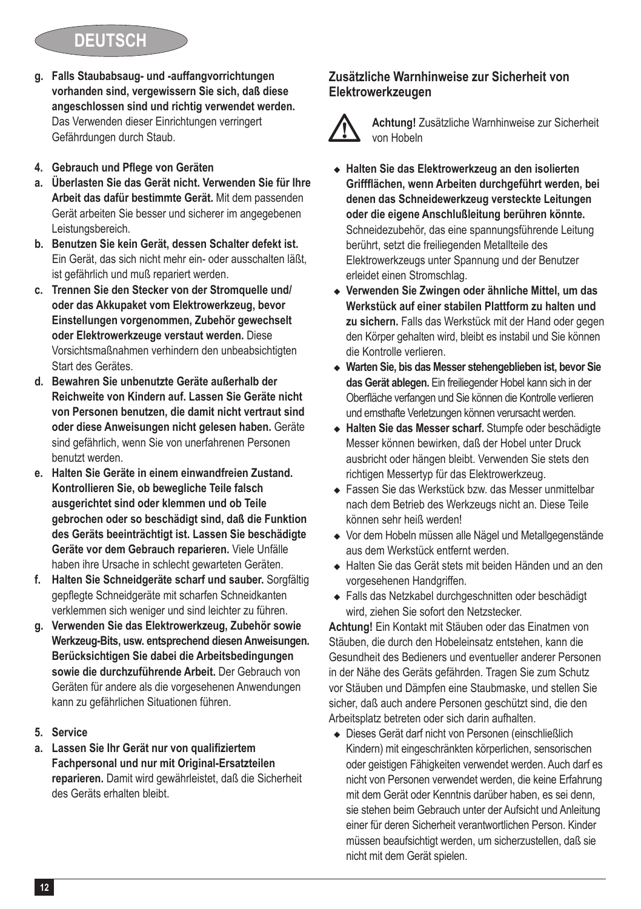**g. Falls Staubabsaug- und -auffangvorrichtungen vorhanden sind, vergewissern Sie sich, daß diese angeschlossen sind und richtig verwendet werden.** Das Verwenden dieser Einrichtungen verringert Gefährdungen durch Staub.

**4. Gebrauch und Pflege von Geräten**

**a. Überlasten Sie das Gerät nicht. Verwenden Sie für Ihre Arbeit das dafür bestimmte Gerät.** Mit dem passenden Gerät arbeiten Sie besser und sicherer im angegebenen Leistungsbereich.

**b. Benutzen Sie kein Gerät, dessen Schalter defekt ist.** Ein Gerät, das sich nicht mehr ein- oder ausschalten läßt, ist gefährlich und muß repariert werden.

**c. Trennen Sie den Stecker von der Stromquelle und/ oder das Akkupaket vom Elektrowerkzeug, bevor Einstellungen vorgenommen, Zubehör gewechselt oder Elektrowerkzeuge verstaut werden.** Diese Vorsichtsmaßnahmen verhindern den unbeabsichtigten Start des Gerätes.

**d. Bewahren Sie unbenutzte Geräte außerhalb der Reichweite von Kindern auf. Lassen Sie Geräte nicht von Personen benutzen, die damit nicht vertraut sind oder diese Anweisungen nicht gelesen haben.** Geräte sind gefährlich, wenn Sie von unerfahrenen Personen benutzt werden.

**e. Halten Sie Geräte in einem einwandfreien Zustand. Kontrollieren Sie, ob bewegliche Teile falsch ausgerichtet sind oder klemmen und ob Teile gebrochen oder so beschädigt sind, daß die Funktion des Geräts beeinträchtigt ist. Lassen Sie beschädigte Geräte vor dem Gebrauch reparieren.** Viele Unfälle haben ihre Ursache in schlecht gewarteten Geräten.

**f. Halten Sie Schneidgeräte scharf und sauber.** Sorgfältig gepflegte Schneidgeräte mit scharfen Schneidkanten verklemmen sich weniger und sind leichter zu führen.

**g. Verwenden Sie das Elektrowerkzeug, Zubehör sowie Werkzeug-Bits, usw. entsprechend diesen Anweisungen. Berücksichtigen Sie dabei die Arbeitsbedingungen sowie die durchzuführende Arbeit.** Der Gebrauch von Geräten für andere als die vorgesehenen Anwendungen kann zu gefährlichen Situationen führen.

**5. Service**

**a. Lassen Sie Ihr Gerät nur von qualifiziertem Fachpersonal und nur mit Original-Ersatzteilen reparieren.** Damit wird gewährleistet, daß die Sicherheit des Geräts erhalten bleibt.

### Zusätzliche Warnhinweise zur Sicherheit von Elektrowerkzeugen

**Achtung!** Zusätzliche Warnhinweise zur Sicherheit von Hobeln

- **Halten Sie das Elektrowerkzeug an den isolierten Griffflächen, wenn Arbeiten durchgeführt werden, bei denen das Schneidewerkzeug versteckte Leitungen oder die eigene Anschlußleitung berühren könnte.** Schneidezubehör, das eine spannungsführende Leitung berührt, setzt die freiliegenden Metallteile des Elektrowerkzeugs unter Spannung und der Benutzer erleidet einen Stromschlag.
- **Verwenden Sie Zwingen oder ähnliche Mittel, um das Werkstück auf einer stabilen Plattform zu halten und zu sichern.** Falls das Werkstück mit der Hand oder gegen den Körper gehalten wird, bleibt es instabil und Sie können die Kontrolle verlieren.
- **Warten Sie, bis das Messer stehengeblieben ist, bevor Sie das Gerät ablegen.** Ein freiliegender Hobel kann sich in der Oberfläche verfangen und Sie können die Kontrolle verlieren und ernsthafte Verletzungen können verursacht werden.
- **Halten Sie das Messer scharf.** Stumpfe oder beschädigte Messer können bewirken, daß der Hobel unter Druck ausbricht oder hängen bleibt. Verwenden Sie stets den richtigen Messertyp für das Elektrowerkzeug.
- Fassen Sie das Werkstück bzw. das Messer unmittelbar nach dem Betrieb des Werkzeugs nicht an. Diese Teile können sehr heiß werden!
- Vor dem Hobeln müssen alle Nägel und Metallgegenstände aus dem Werkstück entfernt werden.
- Halten Sie das Gerät stets mit beiden Händen und an den vorgesehenen Handgriffen.
- Falls das Netzkabel durchgeschnitten oder beschädigt wird, ziehen Sie sofort den Netzstecker.

**Achtung!** Ein Kontakt mit Stäuben oder das Einatmen von Stäuben, die durch den Hobeleinsatz entstehen, kann die Gesundheit des Bedieners und eventueller anderer Personen in der Nähe des Geräts gefährden. Tragen Sie zum Schutz vor Stäuben und Dämpfen eine Staubmaske, und stellen Sie sicher, daß auch andere Personen geschützt sind, die den Arbeitsplatz betreten oder sich darin aufhalten.

- Dieses Gerät darf nicht von Personen (einschließlich Kindern) mit eingeschränkten körperlichen, sensorischen oder geistigen Fähigkeiten verwendet werden. Auch darf es nicht von Personen verwendet werden, die keine Erfahrung mit dem Gerät oder Kenntnis darüber haben, es sei denn, sie stehen beim Gebrauch unter der Aufsicht und Anleitung einer für deren Sicherheit verantwortlichen Person. Kinder müssen beaufsichtigt werden, um sicherzustellen, daß sie nicht mit dem Gerät spielen.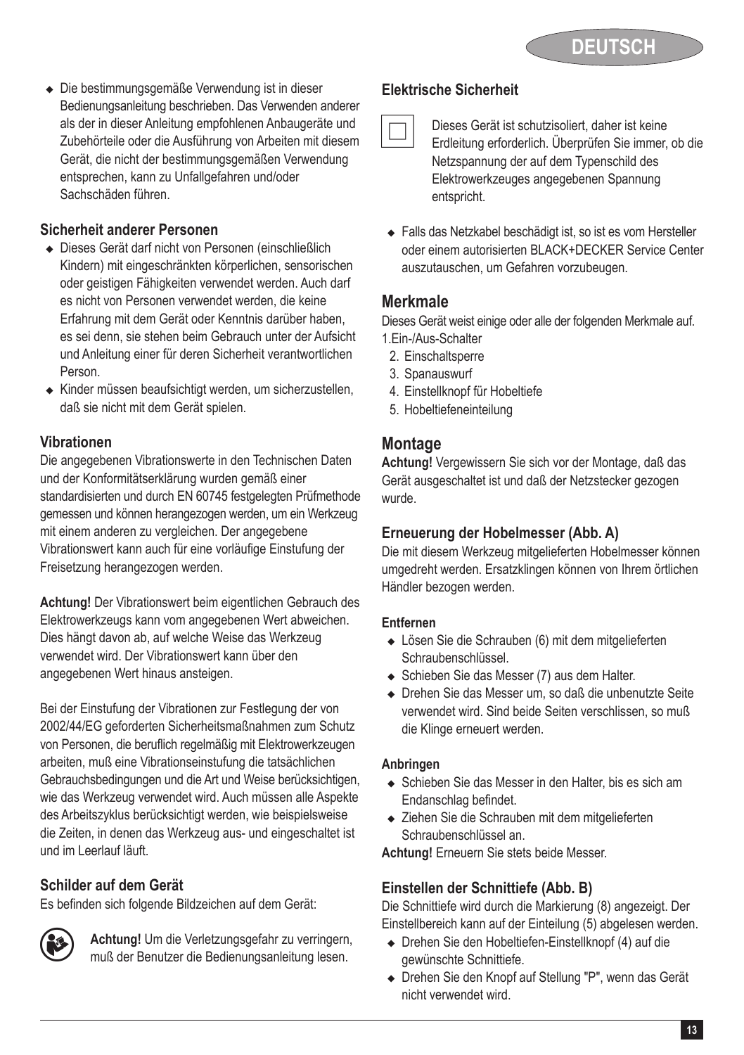- Die bestimmungsgemäße Verwendung ist in dieser Bedienungsanleitung beschrieben. Das Verwenden anderer als der in dieser Anleitung empfohlenen Anbaugeräte und Zubehörteile oder die Ausführung von Arbeiten mit diesem Gerät, die nicht der bestimmungsgemäßen Verwendung entsprechen, kann zu Unfallgefahren und/oder Sachschäden führen.

### Sicherheit anderer Personen

- Dieses Gerät darf nicht von Personen (einschließlich Kindern) mit eingeschränkten körperlichen, sensorischen oder geistigen Fähigkeiten verwendet werden. Auch darf es nicht von Personen verwendet werden, die keine Erfahrung mit dem Gerät oder Kenntnis darüber haben, es sei denn, sie stehen beim Gebrauch unter der Aufsicht und Anleitung einer für deren Sicherheit verantwortlichen Person.
- Kinder müssen beaufsichtigt werden, um sicherzustellen, daß sie nicht mit dem Gerät spielen.

### Vibrationen

Die angegebenen Vibrationswerte in den Technischen Daten und der Konformitätserklärung wurden gemäß einer standardisierten und durch EN 60745 festgelegten Prüfmethode gemessen und können herangezogen werden, um ein Werkzeug mit einem anderen zu vergleichen. Der angegebene Vibrationswert kann auch für eine vorläufige Einstufung der Freisetzung herangezogen werden.

**Achtung!** Der Vibrationswert beim eigentlichen Gebrauch des Elektrowerkzeugs kann vom angegebenen Wert abweichen. Dies hängt davon ab, auf welche Weise das Werkzeug verwendet wird. Der Vibrationswert kann über den angegebenen Wert hinaus ansteigen.

Bei der Einstufung der Vibrationen zur Festlegung der von 2002/44/EG geforderten Sicherheitsmaßnahmen zum Schutz von Personen, die beruflich regelmäßig mit Elektrowerkzeugen arbeiten, muß eine Vibrationseinstufung die tatsächlichen Gebrauchsbedingungen und die Art und Weise berücksichtigen, wie das Werkzeug verwendet wird. Auch müssen alle Aspekte des Arbeitszyklus berücksichtigt werden, wie beispielsweise die Zeiten, in denen das Werkzeug aus- und eingeschaltet ist und im Leerlauf läuft.

### Schilder auf dem Gerät

Es befinden sich folgende Bildzeichen auf dem Gerät:

**Achtung!** Um die Verletzungsgefahr zu verringern, muß der Benutzer die Bedienungsanleitung lesen.

### Elektrische Sicherheit

Dieses Gerät ist schutzisoliert, daher ist keine Erdleitung erforderlich. Überprüfen Sie immer, ob die Netzspannung der auf dem Typenschild des Elektrowerkzeuges angegebenen Spannung entspricht.

- Falls das Netzkabel beschädigt ist, so ist es vom Hersteller oder einem autorisierten BLACK+DECKER Service Center auszutauschen, um Gefahren vorzubeugen.

## Merkmale

Dieses Gerät weist einige oder alle der folgenden Merkmale auf.

1. Ein-/Aus-Schalter
2. Einschaltsperre
3. Spanauswurf
4. Einstellknopf für Hobeltiefe
5. Hobeltiefeneinteilung

## Montage

**Achtung!** Vergewissern Sie sich vor der Montage, daß das Gerät ausgeschaltet ist und daß der Netzstecker gezogen wurde.

### Erneuerung der Hobelmesser (Abb. A)

Die mit diesem Werkzeug mitgelieferten Hobelmesser können umgedreht werden. Ersatzklingen können von Ihrem örtlichen Händler bezogen werden.

#### Entfernen

- Lösen Sie die Schrauben (6) mit dem mitgelieferten Schraubenschlüssel.
- Schieben Sie das Messer (7) aus dem Halter.
- Drehen Sie das Messer um, so daß die unbenutzte Seite verwendet wird. Sind beide Seiten verschlissen, so muß die Klinge erneuert werden.

#### Anbringen

- Schieben Sie das Messer in den Halter, bis es sich am Endanschlag befindet.
- Ziehen Sie die Schrauben mit dem mitgelieferten Schraubenschlüssel an.

**Achtung!** Erneuern Sie stets beide Messer.

### Einstellen der Schnittiefe (Abb. B)

Die Schnittiefe wird durch die Markierung (8) angezeigt. Der Einstellbereich kann auf der Einteilung (5) abgelesen werden.

- Drehen Sie den Hobeltiefen-Einstellknopf (4) auf die gewünschte Schnittiefe.
- Drehen Sie den Knopf auf Stellung "P", wenn das Gerät nicht verwendet wird.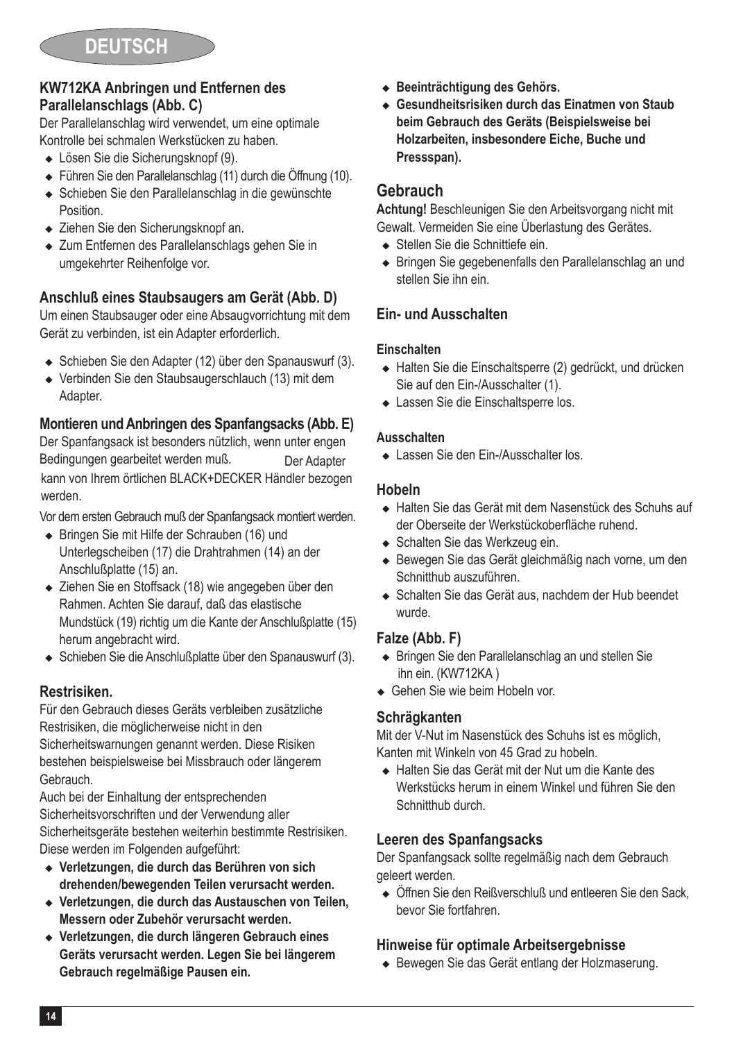## KW712KA Anbringen und Entfernen des Parallelanschlags (Abb. C)

Der Parallelanschlag wird verwendet, um eine optimale Kontrolle bei schmalen Werkstücken zu haben.

- Lösen Sie die Sicherungsknopf (9).
- Führen Sie den Parallelanschlag (11) durch die Öffnung (10).
- Schieben Sie den Parallelanschlag in die gewünschte Position.
- Ziehen Sie den Sicherungsknopf an.
- Zum Entfernen des Parallelanschlags gehen Sie in umgekehrter Reihenfolge vor.

### Anschluß eines Staubsaugers am Gerät (Abb. D)

Um einen Staubsauger oder eine Absaugvorrichtung mit dem Gerät zu verbinden, ist ein Adapter erforderlich.

- Schieben Sie den Adapter (12) über den Spanauswurf (3).
- Verbinden Sie den Staubsaugerschlauch (13) mit dem Adapter.

### Montieren und Anbringen des Spanfangsacks (Abb. E)

Der Spanfangsack ist besonders nützlich, wenn unter engen Bedingungen gearbeitet werden muß. Der Adapter kann von Ihrem örtlichen BLACK+DECKER Händler bezogen werden.

Vor dem ersten Gebrauch muß der Spanfangsack montiert werden.

- Bringen Sie mit Hilfe der Schrauben (16) und Unterlegscheiben (17) die Drahtrahmen (14) an der Anschlußplatte (15) an.
- Ziehen Sie en Stoffsack (18) wie angegeben über den Rahmen. Achten Sie darauf, daß das elastische Mundstück (19) richtig um die Kante der Anschlußplatte (15) herum angebracht wird.
- Schieben Sie die Anschlußplatte über den Spanauswurf (3).

## Restrisiken.

Für den Gebrauch dieses Geräts verbleiben zusätzliche Restrisiken, die möglicherweise nicht in den Sicherheitswarnungen genannt werden. Diese Risiken bestehen beispielsweise bei Missbrauch oder längerem Gebrauch.

Auch bei der Einhaltung der entsprechenden Sicherheitsvorschriften und der Verwendung aller Sicherheitsgeräte bestehen weiterhin bestimmte Restrisiken. Diese werden im Folgenden aufgeführt:

- **Verletzungen, die durch das Berühren von sich drehenden/bewegenden Teilen verursacht werden.**
- **Verletzungen, die durch das Austauschen von Teilen, Messern oder Zubehör verursacht werden.**
- **Verletzungen, die durch längeren Gebrauch eines Geräts verursacht werden. Legen Sie bei längerem Gebrauch regelmäßige Pausen ein.**
- **Beeinträchtigung des Gehörs.**
- **Gesundheitsrisiken durch das Einatmen von Staub beim Gebrauch des Geräts (Beispielsweise bei Holzarbeiten, insbesondere Eiche, Buche und Pressspan).**

## Gebrauch

**Achtung!** Beschleunigen Sie den Arbeitsvorgang nicht mit Gewalt. Vermeiden Sie eine Überlastung des Gerätes.

- Stellen Sie die Schnittiefe ein.
- Bringen Sie gegebenenfalls den Parallelanschlag an und stellen Sie ihn ein.

### Ein- und Ausschalten

#### Einschalten

- Halten Sie die Einschaltsperre (2) gedrückt, und drücken Sie auf den Ein-/Ausschalter (1).
- Lassen Sie die Einschaltsperre los.

#### Ausschalten

- Lassen Sie den Ein-/Ausschalter los.

### Hobeln

- Halten Sie das Gerät mit dem Nasenstück des Schuhs auf der Oberseite der Werkstückoberfläche ruhend.
- Schalten Sie das Werkzeug ein.
- Bewegen Sie das Gerät gleichmäßig nach vorne, um den Schnitthub auszuführen.
- Schalten Sie das Gerät aus, nachdem der Hub beendet wurde.

### Falze (Abb. F)

- Bringen Sie den Parallelanschlag an und stellen Sie ihn ein. (KW712KA )
- Gehen Sie wie beim Hobeln vor.

### Schrägkanten

Mit der V-Nut im Nasenstück des Schuhs ist es möglich, Kanten mit Winkeln von 45 Grad zu hobeln.

- Halten Sie das Gerät mit der Nut um die Kante des Werkstücks herum in einem Winkel und führen Sie den Schnitthub durch.

### Leeren des Spanfangsacks

Der Spanfangsack sollte regelmäßig nach dem Gebrauch geleert werden.

- Öffnen Sie den Reißverschluß und entleeren Sie den Sack, bevor Sie fortfahren.

## Hinweise für optimale Arbeitsergebnisse

- Bewegen Sie das Gerät entlang der Holzmaserung.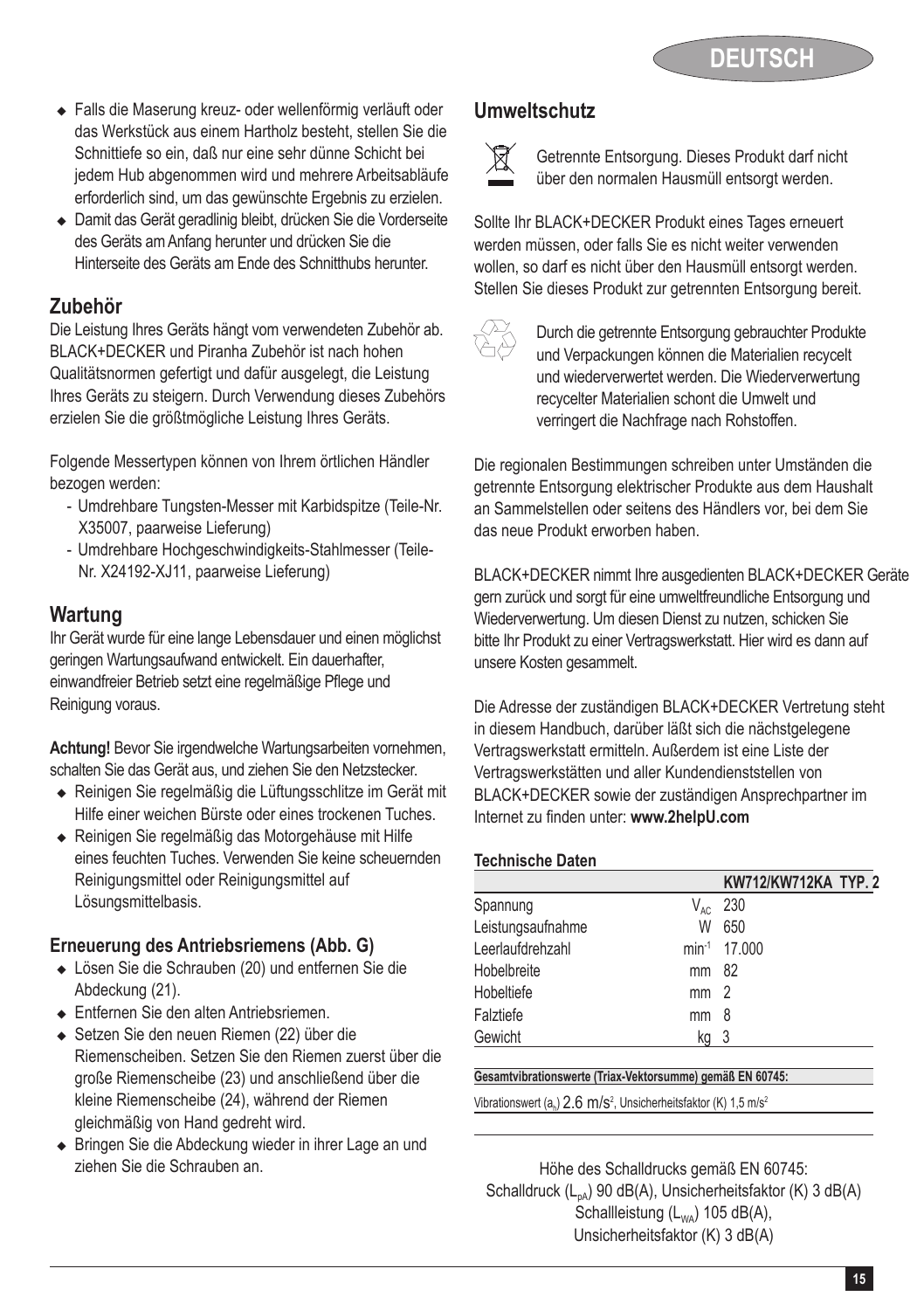- Falls die Maserung kreuz- oder wellenförmig verläuft oder das Werkstück aus einem Hartholz besteht, stellen Sie die Schnittiefe so ein, daß nur eine sehr dünne Schicht bei jedem Hub abgenommen wird und mehrere Arbeitsabläufe erforderlich sind, um das gewünschte Ergebnis zu erzielen.
- Damit das Gerät geradlinig bleibt, drücken Sie die Vorderseite des Geräts am Anfang herunter und drücken Sie die Hinterseite des Geräts am Ende des Schnitthubs herunter.

## Zubehör

Die Leistung Ihres Geräts hängt vom verwendeten Zubehör ab. BLACK+DECKER und Piranha Zubehör ist nach hohen Qualitätsnormen gefertigt und dafür ausgelegt, die Leistung Ihres Geräts zu steigern. Durch Verwendung dieses Zubehörs erzielen Sie die größtmögliche Leistung Ihres Geräts.

Folgende Messertypen können von Ihrem örtlichen Händler bezogen werden:

- Umdrehbare Tungsten-Messer mit Karbidspitze (Teile-Nr. X35007, paarweise Lieferung)
- Umdrehbare Hochgeschwindigkeits-Stahlmesser (Teile-Nr. X24192-XJ11, paarweise Lieferung)

## Wartung

Ihr Gerät wurde für eine lange Lebensdauer und einen möglichst geringen Wartungsaufwand entwickelt. Ein dauerhafter, einwandfreier Betrieb setzt eine regelmäßige Pflege und Reinigung voraus.

**Achtung!** Bevor Sie irgendwelche Wartungsarbeiten vornehmen, schalten Sie das Gerät aus, und ziehen Sie den Netzstecker.

- Reinigen Sie regelmäßig die Lüftungsschlitze im Gerät mit Hilfe einer weichen Bürste oder eines trockenen Tuches.
- Reinigen Sie regelmäßig das Motorgehäuse mit Hilfe eines feuchten Tuches. Verwenden Sie keine scheuernden Reinigungsmittel oder Reinigungsmittel auf Lösungsmittelbasis.

### Erneuerung des Antriebsriemens (Abb. G)

- Lösen Sie die Schrauben (20) und entfernen Sie die Abdeckung (21).
- Entfernen Sie den alten Antriebsriemen.
- Setzen Sie den neuen Riemen (22) über die Riemenscheiben. Setzen Sie den Riemen zuerst über die große Riemenscheibe (23) und anschließend über die kleine Riemenscheibe (24), während der Riemen gleichmäßig von Hand gedreht wird.
- Bringen Sie die Abdeckung wieder in ihrer Lage an und ziehen Sie die Schrauben an.

## Umweltschutz

Getrennte Entsorgung. Dieses Produkt darf nicht über den normalen Hausmüll entsorgt werden.

Sollte Ihr BLACK+DECKER Produkt eines Tages erneuert werden müssen, oder falls Sie es nicht weiter verwenden wollen, so darf es nicht über den Hausmüll entsorgt werden. Stellen Sie dieses Produkt zur getrennten Entsorgung bereit.

Durch die getrennte Entsorgung gebrauchter Produkte und Verpackungen können die Materialien recycelt und wiederverwertet werden. Die Wiederverwertung recycelter Materialien schont die Umwelt und verringert die Nachfrage nach Rohstoffen.

Die regionalen Bestimmungen schreiben unter Umständen die getrennte Entsorgung elektrischer Produkte aus dem Haushalt an Sammelstellen oder seitens des Händlers vor, bei dem Sie das neue Produkt erworben haben.

BLACK+DECKER nimmt Ihre ausgedienten BLACK+DECKER Geräte gern zurück und sorgt für eine umweltfreundliche Entsorgung und Wiederverwertung. Um diesen Dienst zu nutzen, schicken Sie bitte Ihr Produkt zu einer Vertragswerkstatt. Hier wird es dann auf unsere Kosten gesammelt.

Die Adresse der zuständigen BLACK+DECKER Vertretung steht in diesem Handbuch, darüber läßt sich die nächstgelegene Vertragswerkstatt ermitteln. Außerdem ist eine Liste der Vertragswerkstätten und aller Kundendienststellen von BLACK+DECKER sowie der zuständigen Ansprechpartner im Internet zu finden unter: **www.2helpU.com**

### Technische Daten

| | | KW712/KW712KA TYP. 2 |
|---|---|---|
| Spannung | $V_{AC}$ | 230 |
| Leistungsaufnahme | W | 650 |
| Leerlaufdrehzahl | $min^{-1}$ | 17.000 |
| Hobelbreite | mm | 82 |
| Hobeltiefe | mm | 2 |
| Falztiefe | mm | 8 |
| Gewicht | kg | 3 |

**Gesamtvibrationswerte (Triax-Vektorsumme) gemäß EN 60745:**

Vibrationswert ($a_h$) 2.6 $m/s^2$, Unsicherheitsfaktor (K) 1,5 $m/s^2$

Höhe des Schalldrucks gemäß EN 60745:
Schalldruck ($L_{pA}$) 90 dB(A), Unsicherheitsfaktor (K) 3 dB(A)
Schallleistung ($L_{WA}$) 105 dB(A),
Unsicherheitsfaktor (K) 3 dB(A)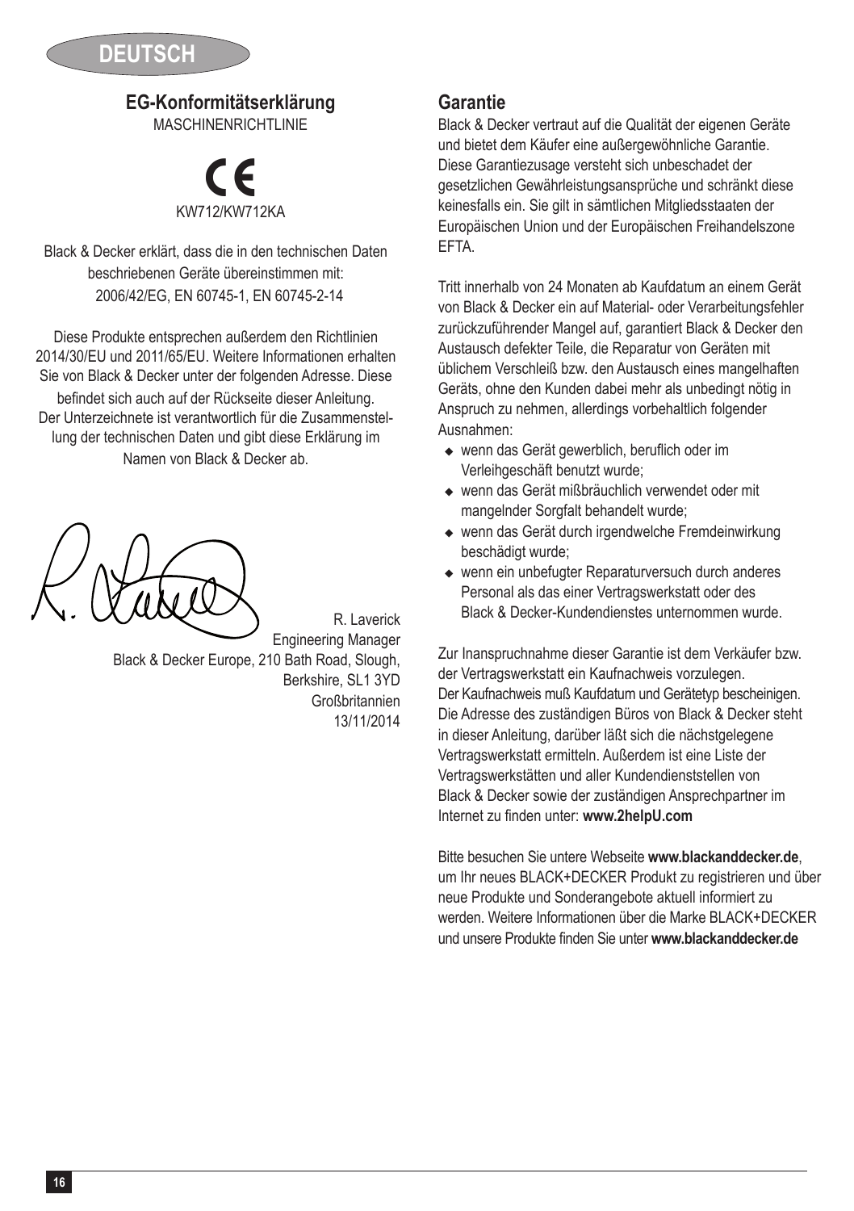## EG-Konformitätserklärung

MASCHINENRICHTLINIE

CE

KW712/KW712KA

Black & Decker erklärt, dass die in den technischen Daten beschriebenen Geräte übereinstimmen mit: 2006/42/EG, EN 60745-1, EN 60745-2-14

Diese Produkte entsprechen außerdem den Richtlinien 2014/30/EU und 2011/65/EU. Weitere Informationen erhalten Sie von Black & Decker unter der folgenden Adresse. Diese befindet sich auch auf der Rückseite dieser Anleitung. Der Unterzeichnete ist verantwortlich für die Zusammenstellung der technischen Daten und gibt diese Erklärung im Namen von Black & Decker ab.

R. Laverick
Engineering Manager
Black & Decker Europe, 210 Bath Road, Slough, Berkshire, SL1 3YD
Großbritannien
13/11/2014

## Garantie

Black & Decker vertraut auf die Qualität der eigenen Geräte und bietet dem Käufer eine außergewöhnliche Garantie. Diese Garantiezusage versteht sich unbeschadet der gesetzlichen Gewährleistungsansprüche und schränkt diese keinesfalls ein. Sie gilt in sämtlichen Mitgliedsstaaten der Europäischen Union und der Europäischen Freihandelszone EFTA.

Tritt innerhalb von 24 Monaten ab Kaufdatum an einem Gerät von Black & Decker ein auf Material- oder Verarbeitungsfehler zurückzuführender Mangel auf, garantiert Black & Decker den Austausch defekter Teile, die Reparatur von Geräten mit üblichem Verschleiß bzw. den Austausch eines mangelhaften Geräts, ohne den Kunden dabei mehr als unbedingt nötig in Anspruch zu nehmen, allerdings vorbehaltlich folgender Ausnahmen:

- wenn das Gerät gewerblich, beruflich oder im Verleihgeschäft benutzt wurde;
- wenn das Gerät mißbräuchlich verwendet oder mit mangelnder Sorgfalt behandelt wurde;
- wenn das Gerät durch irgendwelche Fremdeinwirkung beschädigt wurde;
- wenn ein unbefugter Reparaturversuch durch anderes Personal als das einer Vertragswerkstatt oder des Black & Decker-Kundendienstes unternommen wurde.

Zur Inanspruchnahme dieser Garantie ist dem Verkäufer bzw. der Vertragswerkstatt ein Kaufnachweis vorzulegen. Der Kaufnachweis muß Kaufdatum und Gerätetyp bescheinigen. Die Adresse des zuständigen Büros von Black & Decker steht in dieser Anleitung, darüber läßt sich die nächstgelegene Vertragswerkstatt ermitteln. Außerdem ist eine Liste der Vertragswerkstätten und aller Kundendienststellen von Black & Decker sowie der zuständigen Ansprechpartner im Internet zu finden unter: **www.2helpU.com**

Bitte besuchen Sie untere Webseite **www.blackanddecker.de**, um Ihr neues BLACK+DECKER Produkt zu registrieren und über neue Produkte und Sonderangebote aktuell informiert zu werden. Weitere Informationen über die Marke BLACK+DECKER und unsere Produkte finden Sie unter **www.blackanddecker.de**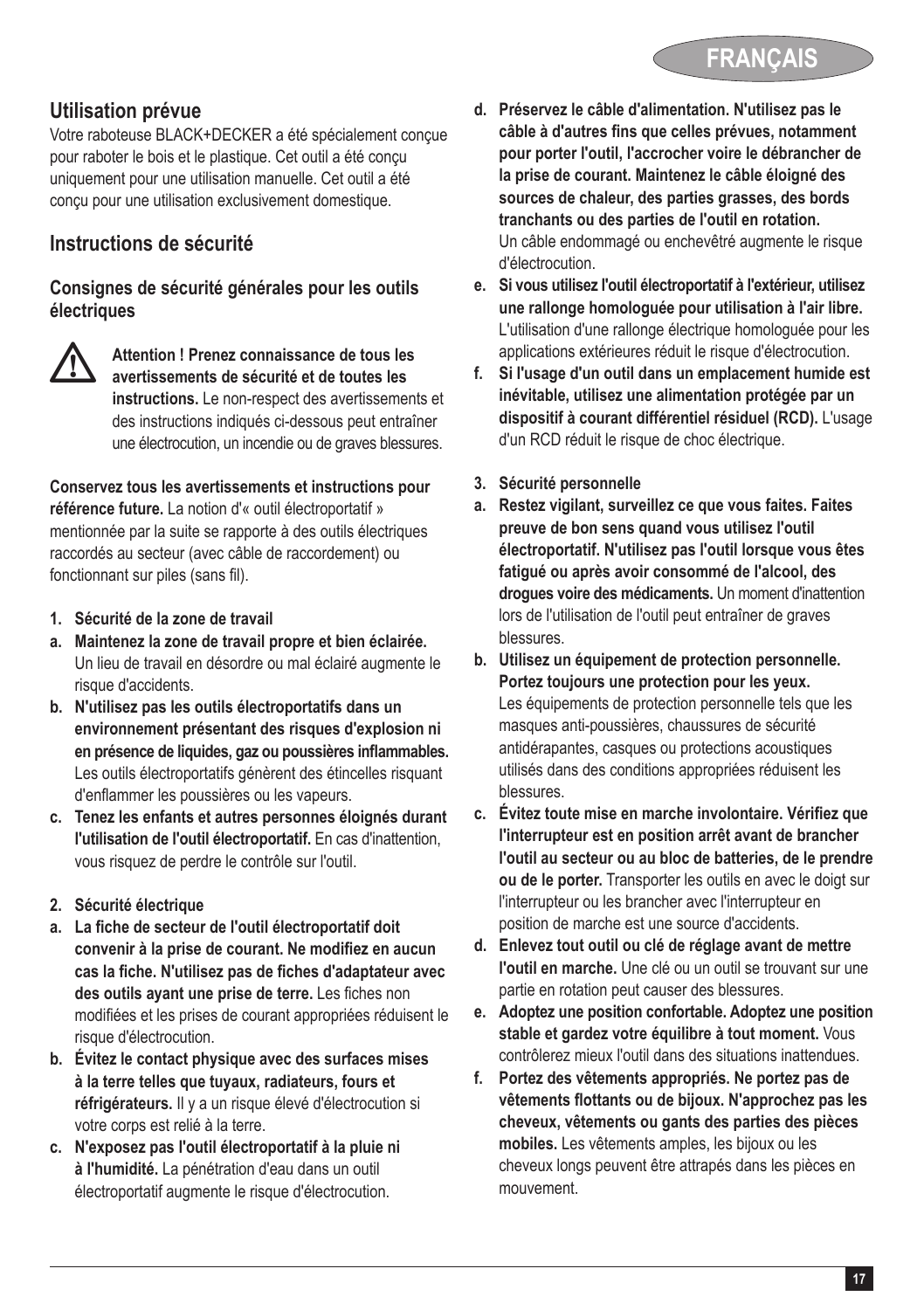## Utilisation prévue

Votre raboteuse BLACK+DECKER a été spécialement conçue pour raboter le bois et le plastique. Cet outil a été conçu uniquement pour une utilisation manuelle. Cet outil a été conçu pour une utilisation exclusivement domestique.

## Instructions de sécurité

### Consignes de sécurité générales pour les outils électriques

⚠ **Attention ! Prenez connaissance de tous les avertissements de sécurité et de toutes les instructions.** Le non-respect des avertissements et des instructions indiqués ci-dessous peut entraîner une électrocution, un incendie ou de graves blessures.

**Conservez tous les avertissements et instructions pour référence future.** La notion d'« outil électroportatif » mentionnée par la suite se rapporte à des outils électriques raccordés au secteur (avec câble de raccordement) ou fonctionnant sur piles (sans fil).

**1. Sécurité de la zone de travail**

**a. Maintenez la zone de travail propre et bien éclairée.** Un lieu de travail en désordre ou mal éclairé augmente le risque d'accidents.

**b. N'utilisez pas les outils électroportatifs dans un environnement présentant des risques d'explosion ni en présence de liquides, gaz ou poussières inflammables.** Les outils électroportatifs génèrent des étincelles risquant d'enflammer les poussières ou les vapeurs.

**c. Tenez les enfants et autres personnes éloignés durant l'utilisation de l'outil électroportatif.** En cas d'inattention, vous risquez de perdre le contrôle sur l'outil.

**2. Sécurité électrique**

**a. La fiche de secteur de l'outil électroportatif doit convenir à la prise de courant. Ne modifiez en aucun cas la fiche. N'utilisez pas de fiches d'adaptateur avec des outils ayant une prise de terre.** Les fiches non modifiées et les prises de courant appropriées réduisent le risque d'électrocution.

**b. Évitez le contact physique avec des surfaces mises à la terre telles que tuyaux, radiateurs, fours et réfrigérateurs.** Il y a un risque élevé d'électrocution si votre corps est relié à la terre.

**c. N'exposez pas l'outil électroportatif à la pluie ni à l'humidité.** La pénétration d'eau dans un outil électroportatif augmente le risque d'électrocution.

**d. Préservez le câble d'alimentation. N'utilisez pas le câble à d'autres fins que celles prévues, notamment pour porter l'outil, l'accrocher voire le débrancher de la prise de courant. Maintenez le câble éloigné des sources de chaleur, des parties grasses, des bords tranchants ou des parties de l'outil en rotation.** Un câble endommagé ou enchevêtré augmente le risque d'électrocution.

**e. Si vous utilisez l'outil électroportatif à l'extérieur, utilisez une rallonge homologuée pour utilisation à l'air libre.** L'utilisation d'une rallonge électrique homologuée pour les applications extérieures réduit le risque d'électrocution.

**f. Si l'usage d'un outil dans un emplacement humide est inévitable, utilisez une alimentation protégée par un dispositif à courant différentiel résiduel (RCD).** L'usage d'un RCD réduit le risque de choc électrique.

**3. Sécurité personnelle**

**a. Restez vigilant, surveillez ce que vous faites. Faites preuve de bon sens quand vous utilisez l'outil électroportatif. N'utilisez pas l'outil lorsque vous êtes fatigué ou après avoir consommé de l'alcool, des drogues voire des médicaments.** Un moment d'inattention lors de l'utilisation de l'outil peut entraîner de graves blessures.

**b. Utilisez un équipement de protection personnelle. Portez toujours une protection pour les yeux.** Les équipements de protection personnelle tels que les masques anti-poussières, chaussures de sécurité antidérapantes, casques ou protections acoustiques utilisés dans des conditions appropriées réduisent les blessures.

**c. Évitez toute mise en marche involontaire. Vérifiez que l'interrupteur est en position arrêt avant de brancher l'outil au secteur ou au bloc de batteries, de le prendre ou de le porter.** Transporter les outils en avec le doigt sur l'interrupteur ou les brancher avec l'interrupteur en position de marche est une source d'accidents.

**d. Enlevez tout outil ou clé de réglage avant de mettre l'outil en marche.** Une clé ou un outil se trouvant sur une partie en rotation peut causer des blessures.

**e. Adoptez une position confortable. Adoptez une position stable et gardez votre équilibre à tout moment.** Vous contrôlerez mieux l'outil dans des situations inattendues.

**f. Portez des vêtements appropriés. Ne portez pas de vêtements flottants ou de bijoux. N'approchez pas les cheveux, vêtements ou gants des parties des pièces mobiles.** Les vêtements amples, les bijoux ou les cheveux longs peuvent être attrapés dans les pièces en mouvement.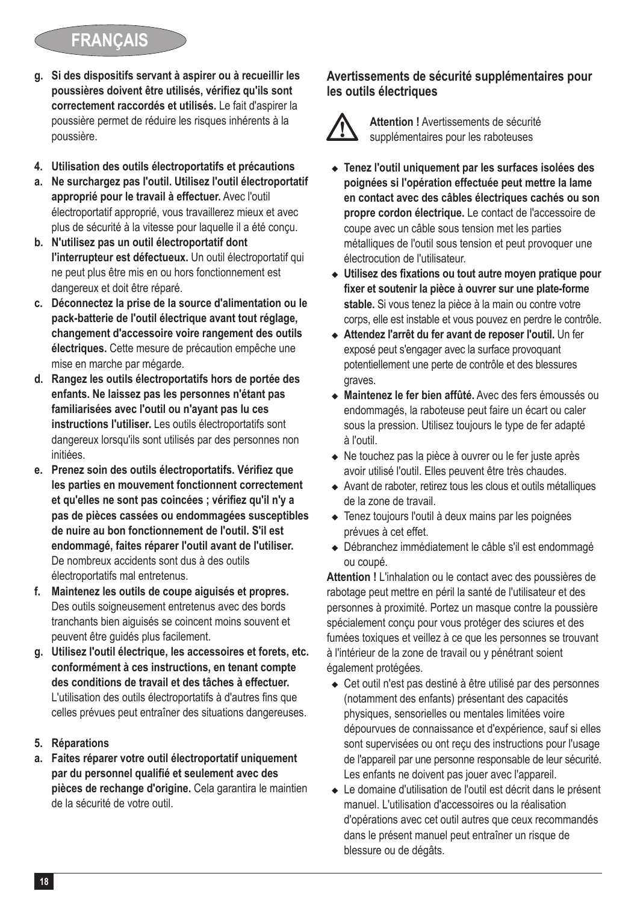g. **Si des dispositifs servant à aspirer ou à recueillir les poussières doivent être utilisés, vérifiez qu'ils sont correctement raccordés et utilisés.** Le fait d'aspirer la poussière permet de réduire les risques inhérents à la poussière.

**4. Utilisation des outils électroportatifs et précautions**

a. **Ne surchargez pas l'outil. Utilisez l'outil électroportatif approprié pour le travail à effectuer.** Avec l'outil électroportatif approprié, vous travaillerez mieux et avec plus de sécurité à la vitesse pour laquelle il a été conçu.

b. **N'utilisez pas un outil électroportatif dont l'interrupteur est défectueux.** Un outil électroportatif qui ne peut plus être mis en ou hors fonctionnement est dangereux et doit être réparé.

c. **Déconnectez la prise de la source d'alimentation ou le pack-batterie de l'outil électrique avant tout réglage, changement d'accessoire voire rangement des outils électriques.** Cette mesure de précaution empêche une mise en marche par mégarde.

d. **Rangez les outils électroportatifs hors de portée des enfants. Ne laissez pas les personnes n'étant pas familiarisées avec l'outil ou n'ayant pas lu ces instructions l'utiliser.** Les outils électroportatifs sont dangereux lorsqu'ils sont utilisés par des personnes non initiées.

e. **Prenez soin des outils électroportatifs. Vérifiez que les parties en mouvement fonctionnent correctement et qu'elles ne sont pas coincées ; vérifiez qu'il n'y a pas de pièces cassées ou endommagées susceptibles de nuire au bon fonctionnement de l'outil. S'il est endommagé, faites réparer l'outil avant de l'utiliser.** De nombreux accidents sont dus à des outils électroportatifs mal entretenus.

f. **Maintenez les outils de coupe aiguisés et propres.** Des outils soigneusement entretenus avec des bords tranchants bien aiguisés se coincent moins souvent et peuvent être guidés plus facilement.

g. **Utilisez l'outil électrique, les accessoires et forets, etc. conformément à ces instructions, en tenant compte des conditions de travail et des tâches à effectuer.** L'utilisation des outils électroportatifs à d'autres fins que celles prévues peut entraîner des situations dangereuses.

**5. Réparations**

a. **Faites réparer votre outil électroportatif uniquement par du personnel qualifié et seulement avec des pièces de rechange d'origine.** Cela garantira le maintien de la sécurité de votre outil.

### Avertissements de sécurité supplémentaires pour les outils électriques

**Attention !** Avertissements de sécurité supplémentaires pour les raboteuses

- **Tenez l'outil uniquement par les surfaces isolées des poignées si l'opération effectuée peut mettre la lame en contact avec des câbles électriques cachés ou son propre cordon électrique.** Le contact de l'accessoire de coupe avec un câble sous tension met les parties métalliques de l'outil sous tension et peut provoquer une électrocution de l'utilisateur.
- **Utilisez des fixations ou tout autre moyen pratique pour fixer et soutenir la pièce à ouvrer sur une plate-forme stable.** Si vous tenez la pièce à la main ou contre votre corps, elle est instable et vous pouvez en perdre le contrôle.
- **Attendez l'arrêt du fer avant de reposer l'outil.** Un fer exposé peut s'engager avec la surface provoquant potentiellement une perte de contrôle et des blessures graves.
- **Maintenez le fer bien affûté.** Avec des fers émoussés ou endommagés, la raboteuse peut faire un écart ou caler sous la pression. Utilisez toujours le type de fer adapté à l'outil.
- Ne touchez pas la pièce à ouvrer ou le fer juste après avoir utilisé l'outil. Elles peuvent être très chaudes.
- Avant de raboter, retirez tous les clous et outils métalliques de la zone de travail.
- Tenez toujours l'outil à deux mains par les poignées prévues à cet effet.
- Débranchez immédiatement le câble s'il est endommagé ou coupé.

**Attention !** L'inhalation ou le contact avec des poussières de rabotage peut mettre en péril la santé de l'utilisateur et des personnes à proximité. Portez un masque contre la poussière spécialement conçu pour vous protéger des sciures et des fumées toxiques et veillez à ce que les personnes se trouvant à l'intérieur de la zone de travail ou y pénétrant soient également protégées.

- Cet outil n'est pas destiné à être utilisé par des personnes (notamment des enfants) présentant des capacités physiques, sensorielles ou mentales limitées voire dépourvues de connaissance et d'expérience, sauf si elles sont supervisées ou ont reçu des instructions pour l'usage de l'appareil par une personne responsable de leur sécurité. Les enfants ne doivent pas jouer avec l'appareil.
- Le domaine d'utilisation de l'outil est décrit dans le présent manuel. L'utilisation d'accessoires ou la réalisation d'opérations avec cet outil autres que ceux recommandés dans le présent manuel peut entraîner un risque de blessure ou de dégâts.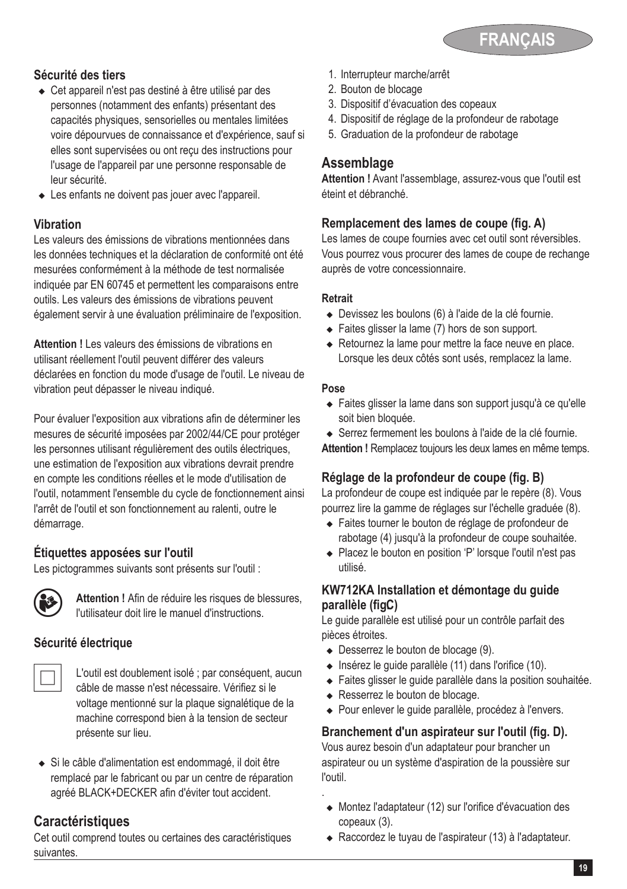### Sécurité des tiers

- Cet appareil n'est pas destiné à être utilisé par des personnes (notamment des enfants) présentant des capacités physiques, sensorielles ou mentales limitées voire dépourvues de connaissance et d'expérience, sauf si elles sont supervisées ou ont reçu des instructions pour l'usage de l'appareil par une personne responsable de leur sécurité.
- Les enfants ne doivent pas jouer avec l'appareil.

### Vibration

Les valeurs des émissions de vibrations mentionnées dans les données techniques et la déclaration de conformité ont été mesurées conformément à la méthode de test normalisée indiquée par EN 60745 et permettent les comparaisons entre outils. Les valeurs des émissions de vibrations peuvent également servir à une évaluation préliminaire de l'exposition.

**Attention !** Les valeurs des émissions de vibrations en utilisant réellement l'outil peuvent différer des valeurs déclarées en fonction du mode d'usage de l'outil. Le niveau de vibration peut dépasser le niveau indiqué.

Pour évaluer l'exposition aux vibrations afin de déterminer les mesures de sécurité imposées par 2002/44/CE pour protéger les personnes utilisant régulièrement des outils électriques, une estimation de l'exposition aux vibrations devrait prendre en compte les conditions réelles et le mode d'utilisation de l'outil, notamment l'ensemble du cycle de fonctionnement ainsi l'arrêt de l'outil et son fonctionnement au ralenti, outre le démarrage.

### Étiquettes apposées sur l'outil

Les pictogrammes suivants sont présents sur l'outil :

**Attention !** Afin de réduire les risques de blessures, l'utilisateur doit lire le manuel d'instructions.

### Sécurité électrique

L'outil est doublement isolé ; par conséquent, aucun câble de masse n'est nécessaire. Vérifiez si le voltage mentionné sur la plaque signalétique de la machine correspond bien à la tension de secteur présente sur lieu.

- Si le câble d'alimentation est endommagé, il doit être remplacé par le fabricant ou par un centre de réparation agréé BLACK+DECKER afin d'éviter tout accident.

## Caractéristiques

Cet outil comprend toutes ou certaines des caractéristiques suivantes.

1. Interrupteur marche/arrêt
2. Bouton de blocage
3. Dispositif d'évacuation des copeaux
4. Dispositif de réglage de la profondeur de rabotage
5. Graduation de la profondeur de rabotage

## Assemblage

**Attention !** Avant l'assemblage, assurez-vous que l'outil est éteint et débranché.

### Remplacement des lames de coupe (fig. A)

Les lames de coupe fournies avec cet outil sont réversibles. Vous pourrez vous procurer des lames de coupe de rechange auprès de votre concessionnaire.

#### Retrait

- Devissez les boulons (6) à l'aide de la clé fournie.
- Faites glisser la lame (7) hors de son support.
- Retournez la lame pour mettre la face neuve en place. Lorsque les deux côtés sont usés, remplacez la lame.

#### Pose

- Faites glisser la lame dans son support jusqu'à ce qu'elle soit bien bloquée.
- Serrez fermement les boulons à l'aide de la clé fournie.

**Attention !** Remplacez toujours les deux lames en même temps.

### Réglage de la profondeur de coupe (fig. B)

La profondeur de coupe est indiquée par le repère (8). Vous pourrez lire la gamme de réglages sur l'échelle graduée (8).

- Faites tourner le bouton de réglage de profondeur de rabotage (4) jusqu'à la profondeur de coupe souhaitée.
- Placez le bouton en position 'P' lorsque l'outil n'est pas utilisé.

### KW712KA Installation et démontage du guide parallèle (figC)

Le guide parallèle est utilisé pour un contrôle parfait des pièces étroites.

- Desserrez le bouton de blocage (9).
- Insérez le guide parallèle (11) dans l'orifice (10).
- Faites glisser le guide parallèle dans la position souhaitée.
- Resserrez le bouton de blocage.
- Pour enlever le guide parallèle, procédez à l'envers.

### Branchement d'un aspirateur sur l'outil (fig. D).

Vous aurez besoin d'un adaptateur pour brancher un aspirateur ou un système d'aspiration de la poussière sur l'outil.

.

- Montez l'adaptateur (12) sur l'orifice d'évacuation des copeaux (3).
- Raccordez le tuyau de l'aspirateur (13) à l'adaptateur.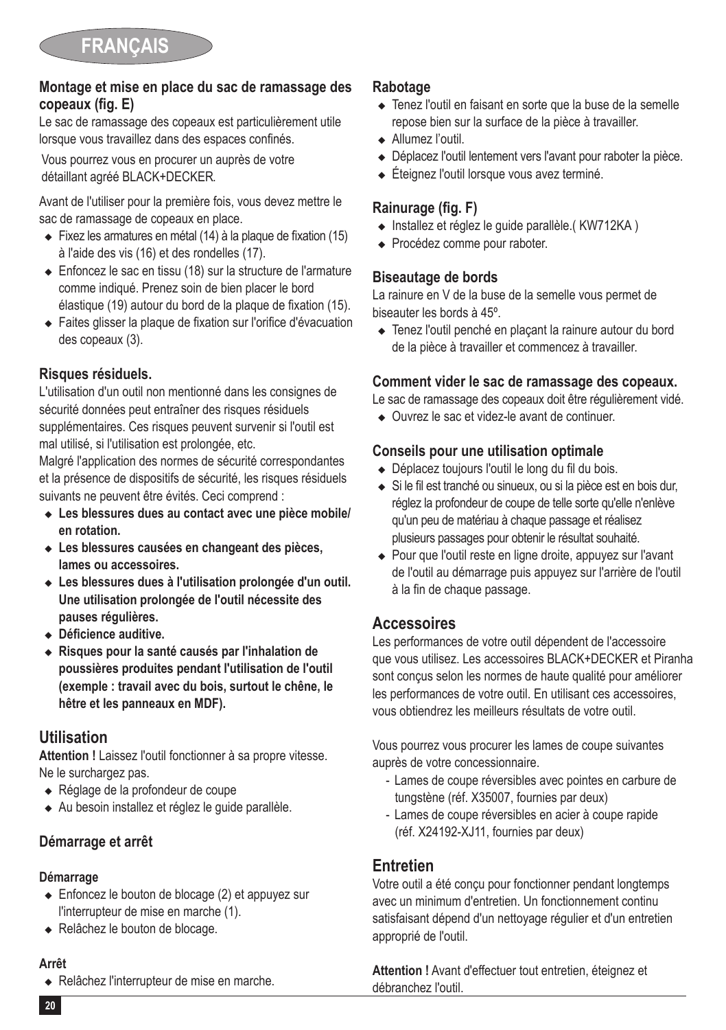### Montage et mise en place du sac de ramassage des copeaux (fig. E)

Le sac de ramassage des copeaux est particulièrement utile lorsque vous travaillez dans des espaces confinés.

Vous pourrez vous en procurer un auprès de votre détaillant agréé BLACK+DECKER.

Avant de l'utiliser pour la première fois, vous devez mettre le sac de ramassage de copeaux en place.

- Fixez les armatures en métal (14) à la plaque de fixation (15) à l'aide des vis (16) et des rondelles (17).
- Enfoncez le sac en tissu (18) sur la structure de l'armature comme indiqué. Prenez soin de bien placer le bord élastique (19) autour du bord de la plaque de fixation (15).
- Faites glisser la plaque de fixation sur l'orifice d'évacuation des copeaux (3).

### Risques résiduels.

L'utilisation d'un outil non mentionné dans les consignes de sécurité données peut entraîner des risques résiduels supplémentaires. Ces risques peuvent survenir si l'outil est mal utilisé, si l'utilisation est prolongée, etc.

Malgré l'application des normes de sécurité correspondantes et la présence de dispositifs de sécurité, les risques résiduels suivants ne peuvent être évités. Ceci comprend :

- **Les blessures dues au contact avec une pièce mobile/ en rotation.**
- **Les blessures causées en changeant des pièces, lames ou accessoires.**
- **Les blessures dues à l'utilisation prolongée d'un outil. Une utilisation prolongée de l'outil nécessite des pauses régulières.**
- **Déficience auditive.**
- **Risques pour la santé causés par l'inhalation de poussières produites pendant l'utilisation de l'outil (exemple : travail avec du bois, surtout le chêne, le hêtre et les panneaux en MDF).**

## Utilisation

**Attention !** Laissez l'outil fonctionner à sa propre vitesse. Ne le surchargez pas.

- Réglage de la profondeur de coupe
- Au besoin installez et réglez le guide parallèle.

### Démarrage et arrêt

#### Démarrage

- Enfoncez le bouton de blocage (2) et appuyez sur l'interrupteur de mise en marche (1).
- Relâchez le bouton de blocage.

#### Arrêt

- Relâchez l'interrupteur de mise en marche.

### Rabotage

- Tenez l'outil en faisant en sorte que la buse de la semelle repose bien sur la surface de la pièce à travailler.
- Allumez l'outil.
- Déplacez l'outil lentement vers l'avant pour raboter la pièce.
- Éteignez l'outil lorsque vous avez terminé.

### Rainurage (fig. F)

- Installez et réglez le guide parallèle.( KW712KA )
- Procédez comme pour raboter.

### Biseautage de bords

La rainure en V de la buse de la semelle vous permet de biseauter les bords à 45º.

- Tenez l'outil penché en plaçant la rainure autour du bord de la pièce à travailler et commencez à travailler.

### Comment vider le sac de ramassage des copeaux.

Le sac de ramassage des copeaux doit être régulièrement vidé.

- Ouvrez le sac et videz-le avant de continuer.

### Conseils pour une utilisation optimale

- Déplacez toujours l'outil le long du fil du bois.
- Si le fil est tranché ou sinueux, ou si la pièce est en bois dur, réglez la profondeur de coupe de telle sorte qu'elle n'enlève qu'un peu de matériau à chaque passage et réalisez plusieurs passages pour obtenir le résultat souhaité.
- Pour que l'outil reste en ligne droite, appuyez sur l'avant de l'outil au démarrage puis appuyez sur l'arrière de l'outil à la fin de chaque passage.

## Accessoires

Les performances de votre outil dépendent de l'accessoire que vous utilisez. Les accessoires BLACK+DECKER et Piranha sont conçus selon les normes de haute qualité pour améliorer les performances de votre outil. En utilisant ces accessoires, vous obtiendrez les meilleurs résultats de votre outil.

Vous pourrez vous procurer les lames de coupe suivantes auprès de votre concessionnaire.

- Lames de coupe réversibles avec pointes en carbure de tungstène (réf. X35007, fournies par deux)
- Lames de coupe réversibles en acier à coupe rapide (réf. X24192-XJ11, fournies par deux)

## Entretien

Votre outil a été conçu pour fonctionner pendant longtemps avec un minimum d'entretien. Un fonctionnement continu satisfaisant dépend d'un nettoyage régulier et d'un entretien approprié de l'outil.

**Attention !** Avant d'effectuer tout entretien, éteignez et débranchez l'outil.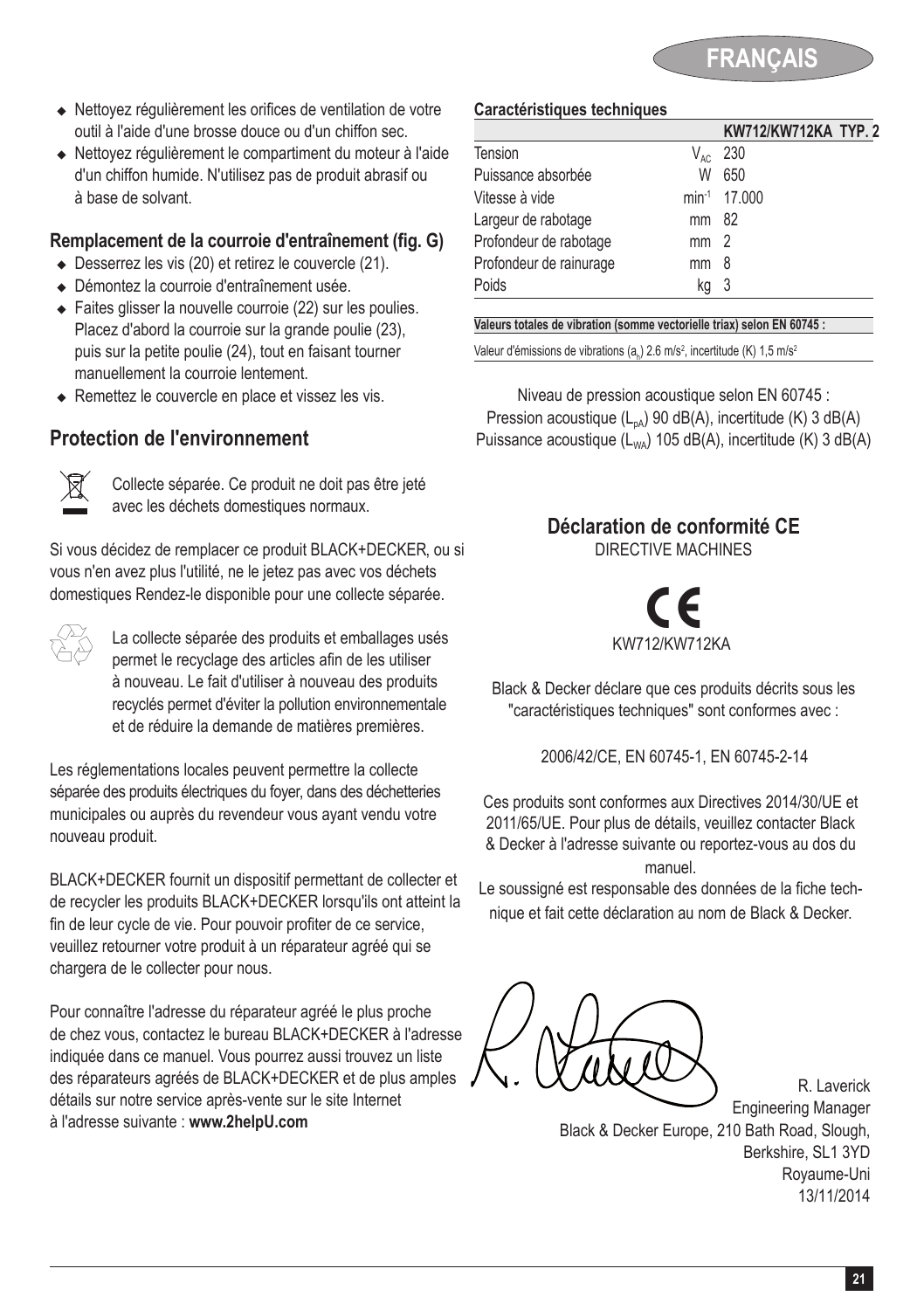- Nettoyez régulièrement les orifices de ventilation de votre outil à l'aide d'une brosse douce ou d'un chiffon sec.
- Nettoyez régulièrement le compartiment du moteur à l'aide d'un chiffon humide. N'utilisez pas de produit abrasif ou à base de solvant.

### Remplacement de la courroie d'entraînement (fig. G)

- Desserrez les vis (20) et retirez le couvercle (21).
- Démontez la courroie d'entraînement usée.
- Faites glisser la nouvelle courroie (22) sur les poulies. Placez d'abord la courroie sur la grande poulie (23), puis sur la petite poulie (24), tout en faisant tourner manuellement la courroie lentement.
- Remettez le couvercle en place et vissez les vis.

## Protection de l'environnement

Collecte séparée. Ce produit ne doit pas être jeté avec les déchets domestiques normaux.

Si vous décidez de remplacer ce produit BLACK+DECKER, ou si vous n'en avez plus l'utilité, ne le jetez pas avec vos déchets domestiques Rendez-le disponible pour une collecte séparée.

La collecte séparée des produits et emballages usés permet le recyclage des articles afin de les utiliser à nouveau. Le fait d'utiliser à nouveau des produits recyclés permet d'éviter la pollution environnementale et de réduire la demande de matières premières.

Les réglementations locales peuvent permettre la collecte séparée des produits électriques du foyer, dans des déchetteries municipales ou auprès du revendeur vous ayant vendu votre nouveau produit.

BLACK+DECKER fournit un dispositif permettant de collecter et de recycler les produits BLACK+DECKER lorsqu'ils ont atteint la fin de leur cycle de vie. Pour pouvoir profiter de ce service, veuillez retourner votre produit à un réparateur agréé qui se chargera de le collecter pour nous.

Pour connaître l'adresse du réparateur agréé le plus proche de chez vous, contactez le bureau BLACK+DECKER à l'adresse indiquée dans ce manuel. Vous pourrez aussi trouvez un liste des réparateurs agréés de BLACK+DECKER et de plus amples détails sur notre service après-vente sur le site Internet à l'adresse suivante : **www.2helpU.com**

### Caractéristiques techniques

| | | KW712/KW712KA TYP. 2 |
|---|---|---|
| Tension | $V_{AC}$ | 230 |
| Puissance absorbée | W | 650 |
| Vitesse à vide | $min^{-1}$ | 17.000 |
| Largeur de rabotage | mm | 82 |
| Profondeur de rabotage | mm | 2 |
| Profondeur de rainurage | mm | 8 |
| Poids | kg | 3 |

**Valeurs totales de vibration (somme vectorielle triax) selon EN 60745 :**

Valeur d'émissions de vibrations ($a_h$) 2.6 m/s², incertitude (K) 1,5 m/s²

Niveau de pression acoustique selon EN 60745 :
Pression acoustique ($L_{pA}$) 90 dB(A), incertitude (K) 3 dB(A)
Puissance acoustique ($L_{WA}$) 105 dB(A), incertitude (K) 3 dB(A)

## Déclaration de conformité CE

DIRECTIVE MACHINES

CE

KW712/KW712KA

Black & Decker déclare que ces produits décrits sous les "caractéristiques techniques" sont conformes avec :

2006/42/CE, EN 60745-1, EN 60745-2-14

Ces produits sont conformes aux Directives 2014/30/UE et 2011/65/UE. Pour plus de détails, veuillez contacter Black & Decker à l'adresse suivante ou reportez-vous au dos du manuel.

Le soussigné est responsable des données de la fiche technique et fait cette déclaration au nom de Black & Decker.

R. Laverick
Engineering Manager
Black & Decker Europe, 210 Bath Road, Slough, Berkshire, SL1 3YD
Royaume-Uni
13/11/2014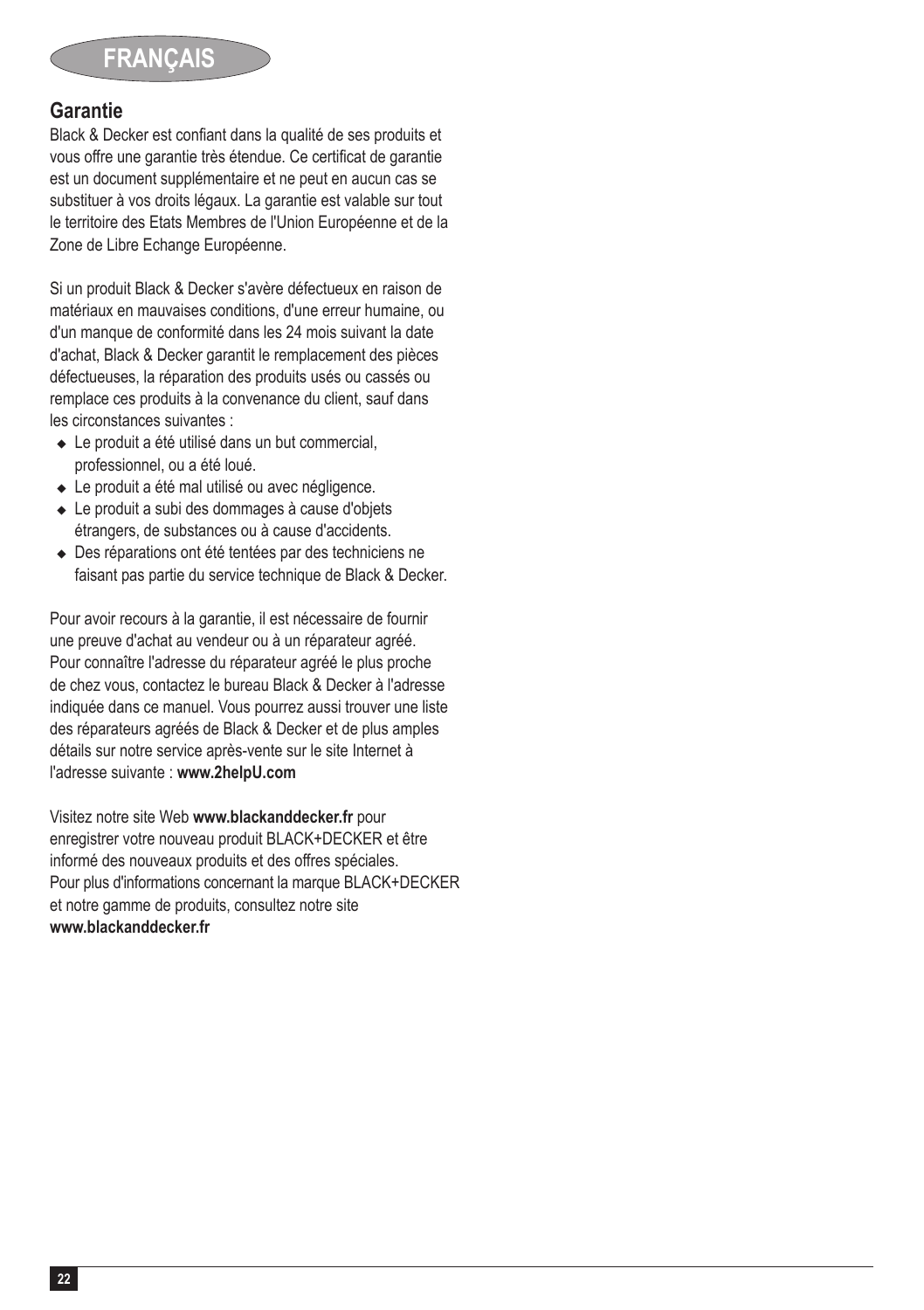# FRANÇAIS

## Garantie

Black & Decker est confiant dans la qualité de ses produits et vous offre une garantie très étendue. Ce certificat de garantie est un document supplémentaire et ne peut en aucun cas se substituer à vos droits légaux. La garantie est valable sur tout le territoire des Etats Membres de l'Union Européenne et de la Zone de Libre Echange Européenne.

Si un produit Black & Decker s'avère défectueux en raison de matériaux en mauvaises conditions, d'une erreur humaine, ou d'un manque de conformité dans les 24 mois suivant la date d'achat, Black & Decker garantit le remplacement des pièces défectueuses, la réparation des produits usés ou cassés ou remplace ces produits à la convenance du client, sauf dans les circonstances suivantes :

- Le produit a été utilisé dans un but commercial, professionnel, ou a été loué.
- Le produit a été mal utilisé ou avec négligence.
- Le produit a subi des dommages à cause d'objets étrangers, de substances ou à cause d'accidents.
- Des réparations ont été tentées par des techniciens ne faisant pas partie du service technique de Black & Decker.

Pour avoir recours à la garantie, il est nécessaire de fournir une preuve d'achat au vendeur ou à un réparateur agréé. Pour connaître l'adresse du réparateur agréé le plus proche de chez vous, contactez le bureau Black & Decker à l'adresse indiquée dans ce manuel. Vous pourrez aussi trouver une liste des réparateurs agréés de Black & Decker et de plus amples détails sur notre service après-vente sur le site Internet à l'adresse suivante : **www.2helpU.com**

Visitez notre site Web **www.blackanddecker.fr** pour enregistrer votre nouveau produit BLACK+DECKER et être informé des nouveaux produits et des offres spéciales. Pour plus d'informations concernant la marque BLACK+DECKER et notre gamme de produits, consultez notre site **www.blackanddecker.fr**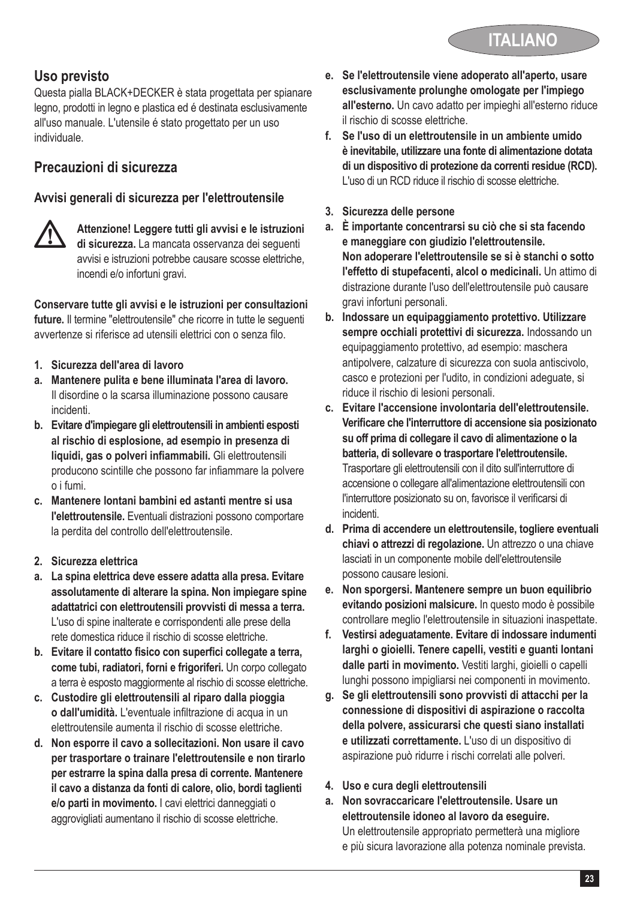## Uso previsto

Questa pialla BLACK+DECKER è stata progettata per spianare legno, prodotti in legno e plastica ed é destinata esclusivamente all'uso manuale. L'utensile é stato progettato per un uso individuale.

## Precauzioni di sicurezza

### Avvisi generali di sicurezza per l'elettroutensile

**Attenzione! Leggere tutti gli avvisi e le istruzioni di sicurezza.** La mancata osservanza dei seguenti avvisi e istruzioni potrebbe causare scosse elettriche, incendi e/o infortuni gravi.

**Conservare tutte gli avvisi e le istruzioni per consultazioni future.** Il termine "elettroutensile" che ricorre in tutte le seguenti avvertenze si riferisce ad utensili elettrici con o senza filo.

**1. Sicurezza dell'area di lavoro**

**a. Mantenere pulita e bene illuminata l'area di lavoro.** Il disordine o la scarsa illuminazione possono causare incidenti.

**b. Evitare d'impiegare gli elettroutensili in ambienti esposti al rischio di esplosione, ad esempio in presenza di liquidi, gas o polveri infiammabili.** Gli elettroutensili producono scintille che possono far infiammare la polvere o i fumi.

**c. Mantenere lontani bambini ed astanti mentre si usa l'elettroutensile.** Eventuali distrazioni possono comportare la perdita del controllo dell'elettroutensile.

**2. Sicurezza elettrica**

**a. La spina elettrica deve essere adatta alla presa. Evitare assolutamente di alterare la spina. Non impiegare spine adattatrici con elettroutensili provvisti di messa a terra.** L'uso di spine inalterate e corrispondenti alle prese della rete domestica riduce il rischio di scosse elettriche.

**b. Evitare il contatto fisico con superfici collegate a terra, come tubi, radiatori, forni e frigoriferi.** Un corpo collegato a terra è esposto maggiormente al rischio di scosse elettriche.

**c. Custodire gli elettroutensili al riparo dalla pioggia o dall'umidità.** L'eventuale infiltrazione di acqua in un elettroutensile aumenta il rischio di scosse elettriche.

**d. Non esporre il cavo a sollecitazioni. Non usare il cavo per trasportare o trainare l'elettroutensile e non tirarlo per estrarre la spina dalla presa di corrente. Mantenere il cavo a distanza da fonti di calore, olio, bordi taglienti e/o parti in movimento.** I cavi elettrici danneggiati o aggrovigliati aumentano il rischio di scosse elettriche.

**e. Se l'elettroutensile viene adoperato all'aperto, usare esclusivamente prolunghe omologate per l'impiego all'esterno.** Un cavo adatto per impieghi all'esterno riduce il rischio di scosse elettriche.

**f. Se l'uso di un elettroutensile in un ambiente umido è inevitabile, utilizzare una fonte di alimentazione dotata di un dispositivo di protezione da correnti residue (RCD).** L'uso di un RCD riduce il rischio di scosse elettriche.

**3. Sicurezza delle persone**

**a. È importante concentrarsi su ciò che si sta facendo e maneggiare con giudizio l'elettroutensile. Non adoperare l'elettroutensile se si è stanchi o sotto l'effetto di stupefacenti, alcol o medicinali.** Un attimo di distrazione durante l'uso dell'elettroutensile può causare gravi infortuni personali.

**b. Indossare un equipaggiamento protettivo. Utilizzare sempre occhiali protettivi di sicurezza.** Indossando un equipaggiamento protettivo, ad esempio: maschera antipolvere, calzature di sicurezza con suola antiscivolo, casco e protezioni per l'udito, in condizioni adeguate, si riduce il rischio di lesioni personali.

**c. Evitare l'accensione involontaria dell'elettroutensile. Verificare che l'interruttore di accensione sia posizionato su off prima di collegare il cavo di alimentazione o la batteria, di sollevare o trasportare l'elettroutensile.** Trasportare gli elettroutensili con il dito sull'interruttore di accensione o collegare all'alimentazione elettroutensili con l'interruttore posizionato su on, favorisce il verificarsi di incidenti.

**d. Prima di accendere un elettroutensile, togliere eventuali chiavi o attrezzi di regolazione.** Un attrezzo o una chiave lasciati in un componente mobile dell'elettroutensile possono causare lesioni.

**e. Non sporgersi. Mantenere sempre un buon equilibrio evitando posizioni malsicure.** In questo modo è possibile controllare meglio l'elettroutensile in situazioni inaspettate.

**f. Vestirsi adeguatamente. Evitare di indossare indumenti larghi o gioielli. Tenere capelli, vestiti e guanti lontani dalle parti in movimento.** Vestiti larghi, gioielli o capelli lunghi possono impigliarsi nei componenti in movimento.

**g. Se gli elettroutensili sono provvisti di attacchi per la connessione di dispositivi di aspirazione o raccolta della polvere, assicurarsi che questi siano installati e utilizzati correttamente.** L'uso di un dispositivo di aspirazione può ridurre i rischi correlati alle polveri.

**4. Uso e cura degli elettroutensili**

**a. Non sovraccaricare l'elettroutensile. Usare un elettroutensile idoneo al lavoro da eseguire.** Un elettroutensile appropriato permetterà una migliore e più sicura lavorazione alla potenza nominale prevista.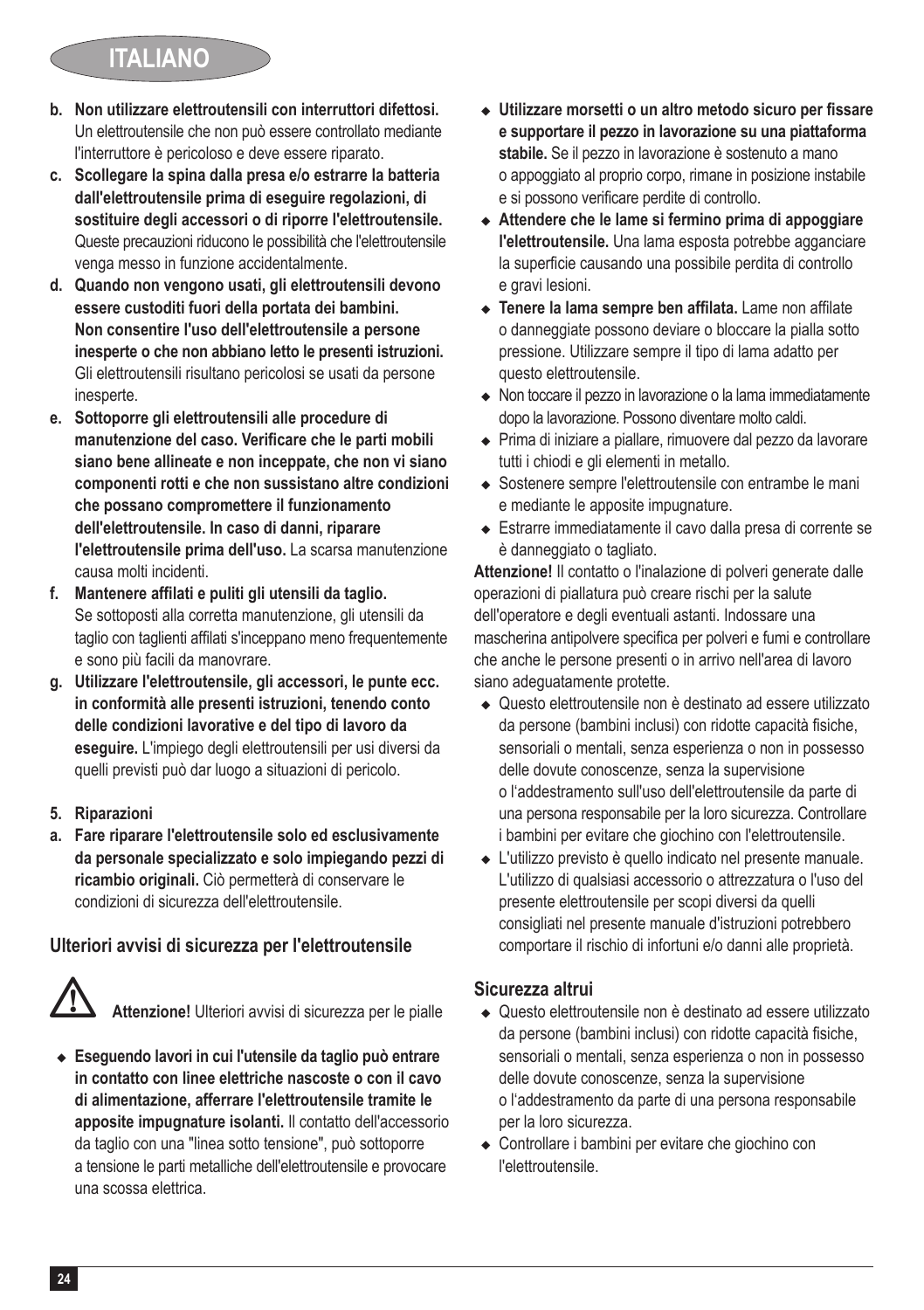- b. **Non utilizzare elettroutensili con interruttori difettosi.** Un elettroutensile che non può essere controllato mediante l'interruttore è pericoloso e deve essere riparato.
- c. **Scollegare la spina dalla presa e/o estrarre la batteria dall'elettroutensile prima di eseguire regolazioni, di sostituire degli accessori o di riporre l'elettroutensile.** Queste precauzioni riducono le possibilità che l'elettroutensile venga messo in funzione accidentalmente.
- d. **Quando non vengono usati, gli elettroutensili devono essere custoditi fuori della portata dei bambini. Non consentire l'uso dell'elettroutensile a persone inesperte o che non abbiano letto le presenti istruzioni.** Gli elettroutensili risultano pericolosi se usati da persone inesperte.
- e. **Sottoporre gli elettroutensili alle procedure di manutenzione del caso. Verificare che le parti mobili siano bene allineate e non inceppate, che non vi siano componenti rotti e che non sussistano altre condizioni che possano compromettere il funzionamento dell'elettroutensile. In caso di danni, riparare l'elettroutensile prima dell'uso.** La scarsa manutenzione causa molti incidenti.
- f. **Mantenere affilati e puliti gli utensili da taglio.** Se sottoposti alla corretta manutenzione, gli utensili da taglio con taglienti affilati s'inceppano meno frequentemente e sono più facili da manovrare.
- g. **Utilizzare l'elettroutensile, gli accessori, le punte ecc. in conformità alle presenti istruzioni, tenendo conto delle condizioni lavorative e del tipo di lavoro da eseguire.** L'impiego degli elettroutensili per usi diversi da quelli previsti può dar luogo a situazioni di pericolo.

**5. Riparazioni**

- a. **Fare riparare l'elettroutensile solo ed esclusivamente da personale specializzato e solo impiegando pezzi di ricambio originali.** Ciò permetterà di conservare le condizioni di sicurezza dell'elettroutensile.

## Ulteriori avvisi di sicurezza per l'elettroutensile

**Attenzione!** Ulteriori avvisi di sicurezza per le pialle

- **Eseguendo lavori in cui l'utensile da taglio può entrare in contatto con linee elettriche nascoste o con il cavo di alimentazione, afferrare l'elettroutensile tramite le apposite impugnature isolanti.** Il contatto dell'accessorio da taglio con una "linea sotto tensione", può sottoporre a tensione le parti metalliche dell'elettroutensile e provocare una scossa elettrica.
- **Utilizzare morsetti o un altro metodo sicuro per fissare e supportare il pezzo in lavorazione su una piattaforma stabile.** Se il pezzo in lavorazione è sostenuto a mano o appoggiato al proprio corpo, rimane in posizione instabile e si possono verificare perdite di controllo.
- **Attendere che le lame si fermino prima di appoggiare l'elettroutensile.** Una lama esposta potrebbe agganciare la superficie causando una possibile perdita di controllo e gravi lesioni.
- **Tenere la lama sempre ben affilata.** Lame non affilate o danneggiate possono deviare o bloccare la pialla sotto pressione. Utilizzare sempre il tipo di lama adatto per questo elettroutensile.
- Non toccare il pezzo in lavorazione o la lama immediatamente dopo la lavorazione. Possono diventare molto caldi.
- Prima di iniziare a piallare, rimuovere dal pezzo da lavorare tutti i chiodi e gli elementi in metallo.
- Sostenere sempre l'elettroutensile con entrambe le mani e mediante le apposite impugnature.
- Estrarre immediatamente il cavo dalla presa di corrente se è danneggiato o tagliato.

**Attenzione!** Il contatto o l'inalazione di polveri generate dalle operazioni di piallatura può creare rischi per la salute dell'operatore e degli eventuali astanti. Indossare una mascherina antipolvere specifica per polveri e fumi e controllare che anche le persone presenti o in arrivo nell'area di lavoro siano adeguatamente protette.

- Questo elettroutensile non è destinato ad essere utilizzato da persone (bambini inclusi) con ridotte capacità fisiche, sensoriali o mentali, senza esperienza o non in possesso delle dovute conoscenze, senza la supervisione o l'addestramento sull'uso dell'elettroutensile da parte di una persona responsabile per la loro sicurezza. Controllare i bambini per evitare che giochino con l'elettroutensile.
- L'utilizzo previsto è quello indicato nel presente manuale. L'utilizzo di qualsiasi accessorio o attrezzatura o l'uso del presente elettroutensile per scopi diversi da quelli consigliati nel presente manuale d'istruzioni potrebbero comportare il rischio di infortuni e/o danni alle proprietà.

### Sicurezza altrui

- Questo elettroutensile non è destinato ad essere utilizzato da persone (bambini inclusi) con ridotte capacità fisiche, sensoriali o mentali, senza esperienza o non in possesso delle dovute conoscenze, senza la supervisione o l'addestramento da parte di una persona responsabile per la loro sicurezza.
- Controllare i bambini per evitare che giochino con l'elettroutensile.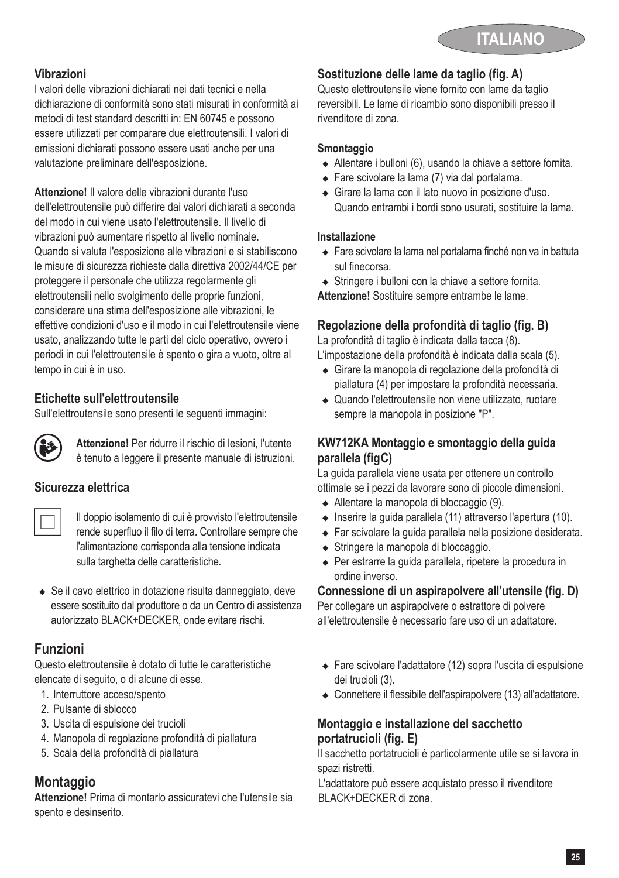### Vibrazioni

I valori delle vibrazioni dichiarati nei dati tecnici e nella dichiarazione di conformità sono stati misurati in conformità ai metodi di test standard descritti in: EN 60745 e possono essere utilizzati per comparare due elettroutensili. I valori di emissioni dichiarati possono essere usati anche per una valutazione preliminare dell'esposizione.

**Attenzione!** Il valore delle vibrazioni durante l'uso dell'elettroutensile può differire dai valori dichiarati a seconda del modo in cui viene usato l'elettroutensile. Il livello di vibrazioni può aumentare rispetto al livello nominale. Quando si valuta l'esposizione alle vibrazioni e si stabiliscono le misure di sicurezza richieste dalla direttiva 2002/44/CE per proteggere il personale che utilizza regolarmente gli elettroutensili nello svolgimento delle proprie funzioni, considerare una stima dell'esposizione alle vibrazioni, le effettive condizioni d'uso e il modo in cui l'elettroutensile viene usato, analizzando tutte le parti del ciclo operativo, ovvero i periodi in cui l'elettroutensile è spento o gira a vuoto, oltre al tempo in cui è in uso.

### Etichette sull'elettroutensile

Sull'elettroutensile sono presenti le seguenti immagini:

**Attenzione!** Per ridurre il rischio di lesioni, l'utente è tenuto a leggere il presente manuale di istruzioni.

### Sicurezza elettrica

Il doppio isolamento di cui è provvisto l'elettroutensile rende superfluo il filo di terra. Controllare sempre che l'alimentazione corrisponda alla tensione indicata sulla targhetta delle caratteristiche.

- Se il cavo elettrico in dotazione risulta danneggiato, deve essere sostituito dal produttore o da un Centro di assistenza autorizzato BLACK+DECKER, onde evitare rischi.

## Funzioni

Questo elettroutensile è dotato di tutte le caratteristiche elencate di seguito, o di alcune di esse.

1. Interruttore acceso/spento
2. Pulsante di sblocco
3. Uscita di espulsione dei trucioli
4. Manopola di regolazione profondità di piallatura
5. Scala della profondità di piallatura

## Montaggio

**Attenzione!** Prima di montarlo assicuratevi che l'utensile sia spento e desinserito.

### Sostituzione delle lame da taglio (fig. A)

Questo elettroutensile viene fornito con lame da taglio reversibili. Le lame di ricambio sono disponibili presso il rivenditore di zona.

#### Smontaggio

- Allentare i bulloni (6), usando la chiave a settore fornita.
- Fare scivolare la lama (7) via dal portalama.
- Girare la lama con il lato nuovo in posizione d'uso. Quando entrambi i bordi sono usurati, sostituire la lama.

#### Installazione

- Fare scivolare la lama nel portalama finché non va in battuta sul finecorsa.
- Stringere i bulloni con la chiave a settore fornita.

**Attenzione!** Sostituire sempre entrambe le lame.

### Regolazione della profondità di taglio (fig. B)

La profondità di taglio è indicata dalla tacca (8).
L'impostazione della profondità è indicata dalla scala (5).

- Girare la manopola di regolazione della profondità di piallatura (4) per impostare la profondità necessaria.
- Quando l'elettroutensile non viene utilizzato, ruotare sempre la manopola in posizione "P".

### KW712KA Montaggio e smontaggio della guida parallela (figC)

La guida parallela viene usata per ottenere un controllo ottimale se i pezzi da lavorare sono di piccole dimensioni.

- Allentare la manopola di bloccaggio (9).
- Inserire la guida parallela (11) attraverso l'apertura (10).
- Far scivolare la guida parallela nella posizione desiderata.
- Stringere la manopola di bloccaggio.
- Per estrarre la guida parallela, ripetere la procedura in ordine inverso.

### Connessione di un aspirapolvere all'utensile (fig. D)

Per collegare un aspirapolvere o estrattore di polvere all'elettroutensile è necessario fare uso di un adattatore.

- Fare scivolare l'adattatore (12) sopra l'uscita di espulsione dei trucioli (3).
- Connettere il flessibile dell'aspirapolvere (13) all'adattatore.

### Montaggio e installazione del sacchetto portatrucioli (fig. E)

Il sacchetto portatrucioli è particolarmente utile se si lavora in spazi ristretti.

L'adattatore può essere acquistato presso il rivenditore BLACK+DECKER di zona.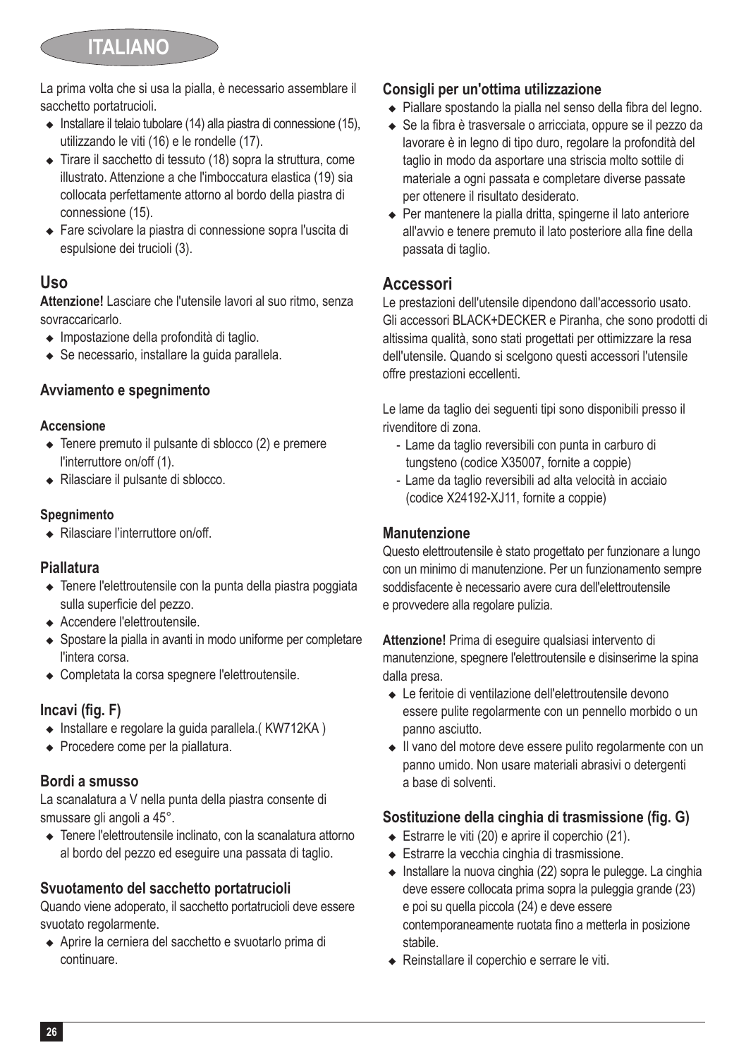La prima volta che si usa la pialla, è necessario assemblare il sacchetto portatrucioli.

- Installare il telaio tubolare (14) alla piastra di connessione (15), utilizzando le viti (16) e le rondelle (17).
- Tirare il sacchetto di tessuto (18) sopra la struttura, come illustrato. Attenzione a che l'imboccatura elastica (19) sia collocata perfettamente attorno al bordo della piastra di connessione (15).
- Fare scivolare la piastra di connessione sopra l'uscita di espulsione dei trucioli (3).

## Uso

**Attenzione!** Lasciare che l'utensile lavori al suo ritmo, senza sovraccaricarlo.

- Impostazione della profondità di taglio.
- Se necessario, installare la guida parallela.

### Avviamento e spegnimento

#### Accensione

- Tenere premuto il pulsante di sblocco (2) e premere l'interruttore on/off (1).
- Rilasciare il pulsante di sblocco.

#### Spegnimento

- Rilasciare l'interruttore on/off.

### Piallatura

- Tenere l'elettroutensile con la punta della piastra poggiata sulla superficie del pezzo.
- Accendere l'elettroutensile.
- Spostare la pialla in avanti in modo uniforme per completare l'intera corsa.
- Completata la corsa spegnere l'elettroutensile.

### Incavi (fig. F)

- Installare e regolare la guida parallela.( KW712KA )
- Procedere come per la piallatura.

### Bordi a smusso

La scanalatura a V nella punta della piastra consente di smussare gli angoli a 45°.

- Tenere l'elettroutensile inclinato, con la scanalatura attorno al bordo del pezzo ed eseguire una passata di taglio.

### Svuotamento del sacchetto portatrucioli

Quando viene adoperato, il sacchetto portatrucioli deve essere svuotato regolarmente.

- Aprire la cerniera del sacchetto e svuotarlo prima di continuare.

### Consigli per un'ottima utilizzazione

- Piallare spostando la pialla nel senso della fibra del legno.
- Se la fibra è trasversale o arricciata, oppure se il pezzo da lavorare è in legno di tipo duro, regolare la profondità del taglio in modo da asportare una striscia molto sottile di materiale a ogni passata e completare diverse passate per ottenere il risultato desiderato.
- Per mantenere la pialla dritta, spingerne il lato anteriore all'avvio e tenere premuto il lato posteriore alla fine della passata di taglio.

## Accessori

Le prestazioni dell'utensile dipendono dall'accessorio usato. Gli accessori BLACK+DECKER e Piranha, che sono prodotti di altissima qualità, sono stati progettati per ottimizzare la resa dell'utensile. Quando si scelgono questi accessori l'utensile offre prestazioni eccellenti.

Le lame da taglio dei seguenti tipi sono disponibili presso il rivenditore di zona.

- Lame da taglio reversibili con punta in carburo di tungsteno (codice X35007, fornite a coppie)
- Lame da taglio reversibili ad alta velocità in acciaio (codice X24192-XJ11, fornite a coppie)

### Manutenzione

Questo elettroutensile è stato progettato per funzionare a lungo con un minimo di manutenzione. Per un funzionamento sempre soddisfacente è necessario avere cura dell'elettroutensile e provvedere alla regolare pulizia.

**Attenzione!** Prima di eseguire qualsiasi intervento di manutenzione, spegnere l'elettroutensile e disinserirne la spina dalla presa.

- Le feritoie di ventilazione dell'elettroutensile devono essere pulite regolarmente con un pennello morbido o un panno asciutto.
- Il vano del motore deve essere pulito regolarmente con un panno umido. Non usare materiali abrasivi o detergenti a base di solventi.

### Sostituzione della cinghia di trasmissione (fig. G)

- Estrarre le viti (20) e aprire il coperchio (21).
- Estrarre la vecchia cinghia di trasmissione.
- Installare la nuova cinghia (22) sopra le pulegge. La cinghia deve essere collocata prima sopra la puleggia grande (23) e poi su quella piccola (24) e deve essere contemporaneamente ruotata fino a metterla in posizione stabile.
- Reinstallare il coperchio e serrare le viti.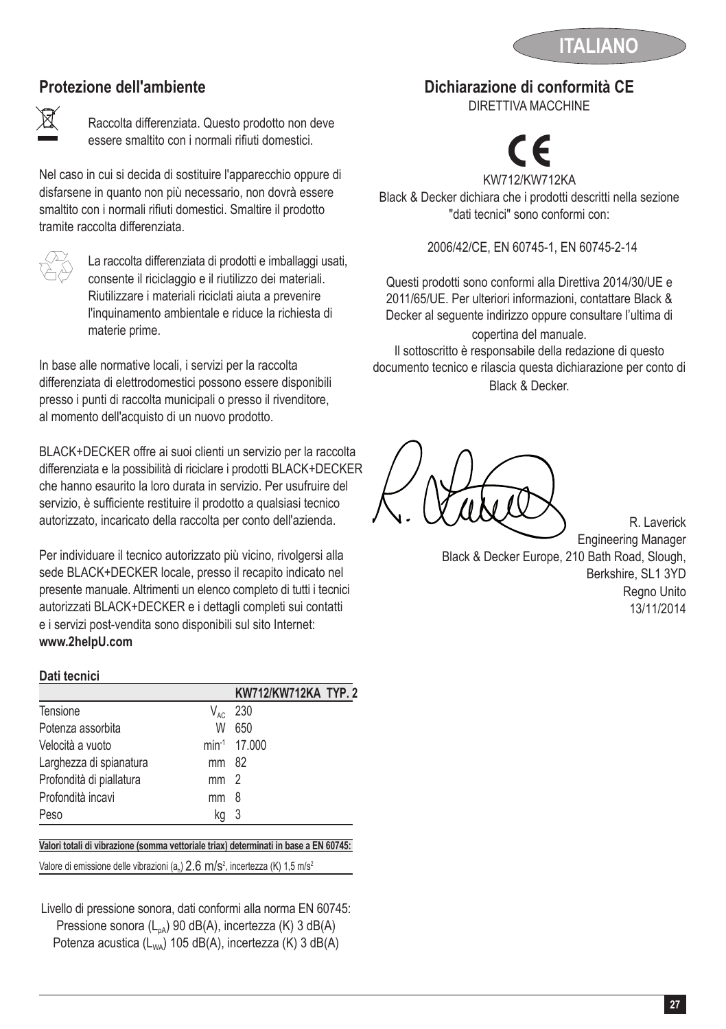## Protezione dell'ambiente

Raccolta differenziata. Questo prodotto non deve essere smaltito con i normali rifiuti domestici.

Nel caso in cui si decida di sostituire l'apparecchio oppure di disfarsene in quanto non più necessario, non dovrà essere smaltito con i normali rifiuti domestici. Smaltire il prodotto tramite raccolta differenziata.

La raccolta differenziata di prodotti e imballaggi usati, consente il riciclaggio e il riutilizzo dei materiali. Riutilizzare i materiali riciclati aiuta a prevenire l'inquinamento ambientale e riduce la richiesta di materie prime.

In base alle normative locali, i servizi per la raccolta differenziata di elettrodomestici possono essere disponibili presso i punti di raccolta municipali o presso il rivenditore, al momento dell'acquisto di un nuovo prodotto.

BLACK+DECKER offre ai suoi clienti un servizio per la raccolta differenziata e la possibilità di riciclare i prodotti BLACK+DECKER che hanno esaurito la loro durata in servizio. Per usufruire del servizio, è sufficiente restituire il prodotto a qualsiasi tecnico autorizzato, incaricato della raccolta per conto dell'azienda.

Per individuare il tecnico autorizzato più vicino, rivolgersi alla sede BLACK+DECKER locale, presso il recapito indicato nel presente manuale. Altrimenti un elenco completo di tutti i tecnici autorizzati BLACK+DECKER e i dettagli completi sui contatti e i servizi post-vendita sono disponibili sul sito Internet: **www.2helpU.com**

**Dati tecnici**

| | | KW712/KW712KA TYP. 2 |
|---|---|---|
| Tensione | $V_{AC}$ | 230 |
| Potenza assorbita | W | 650 |
| Velocità a vuoto | $min^{-1}$ | 17.000 |
| Larghezza di spianatura | mm | 82 |
| Profondità di piallatura | mm | 2 |
| Profondità incavi | mm | 8 |
| Peso | kg | 3 |

**Valori totali di vibrazione (somma vettoriale triax) determinati in base a EN 60745:**

Valore di emissione delle vibrazioni ($a_h$) 2.6 $m/s^2$, incertezza (K) 1,5 $m/s^2$

Livello di pressione sonora, dati conformi alla norma EN 60745:
Pressione sonora ($L_{pA}$) 90 dB(A), incertezza (K) 3 dB(A)
Potenza acustica ($L_{WA}$) 105 dB(A), incertezza (K) 3 dB(A)

## Dichiarazione di conformità CE

DIRETTIVA MACCHINE

KW712/KW712KA

Black & Decker dichiara che i prodotti descritti nella sezione "dati tecnici" sono conformi con:

2006/42/CE, EN 60745-1, EN 60745-2-14

Questi prodotti sono conformi alla Direttiva 2014/30/UE e 2011/65/UE. Per ulteriori informazioni, contattare Black & Decker al seguente indirizzo oppure consultare l'ultima di copertina del manuale.

Il sottoscritto è responsabile della redazione di questo documento tecnico e rilascia questa dichiarazione per conto di Black & Decker.

R. Laverick
Engineering Manager
Black & Decker Europe, 210 Bath Road, Slough, Berkshire, SL1 3YD
Regno Unito
13/11/2014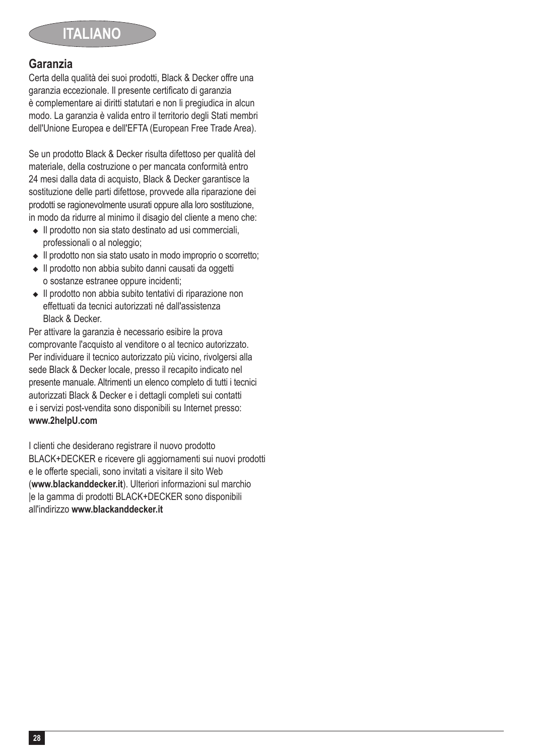## Garanzia

Certa della qualità dei suoi prodotti, Black & Decker offre una garanzia eccezionale. Il presente certificato di garanzia è complementare ai diritti statutari e non li pregiudica in alcun modo. La garanzia è valida entro il territorio degli Stati membri dell'Unione Europea e dell'EFTA (European Free Trade Area).

Se un prodotto Black & Decker risulta difettoso per qualità del materiale, della costruzione o per mancata conformità entro 24 mesi dalla data di acquisto, Black & Decker garantisce la sostituzione delle parti difettose, provvede alla riparazione dei prodotti se ragionevolmente usurati oppure alla loro sostituzione, in modo da ridurre al minimo il disagio del cliente a meno che:

- Il prodotto non sia stato destinato ad usi commerciali, professionali o al noleggio;
- Il prodotto non sia stato usato in modo improprio o scorretto;
- Il prodotto non abbia subito danni causati da oggetti o sostanze estranee oppure incidenti;
- Il prodotto non abbia subito tentativi di riparazione non effettuati da tecnici autorizzati né dall'assistenza Black & Decker.

Per attivare la garanzia è necessario esibire la prova comprovante l'acquisto al venditore o al tecnico autorizzato. Per individuare il tecnico autorizzato più vicino, rivolgersi alla sede Black & Decker locale, presso il recapito indicato nel presente manuale. Altrimenti un elenco completo di tutti i tecnici autorizzati Black & Decker e i dettagli completi sui contatti e i servizi post-vendita sono disponibili su Internet presso: **www.2helpU.com**

I clienti che desiderano registrare il nuovo prodotto BLACK+DECKER e ricevere gli aggiornamenti sui nuovi prodotti e le offerte speciali, sono invitati a visitare il sito Web (**www.blackanddecker.it**). Ulteriori informazioni sul marchio |e la gamma di prodotti BLACK+DECKER sono disponibili all'indirizzo **www.blackanddecker.it**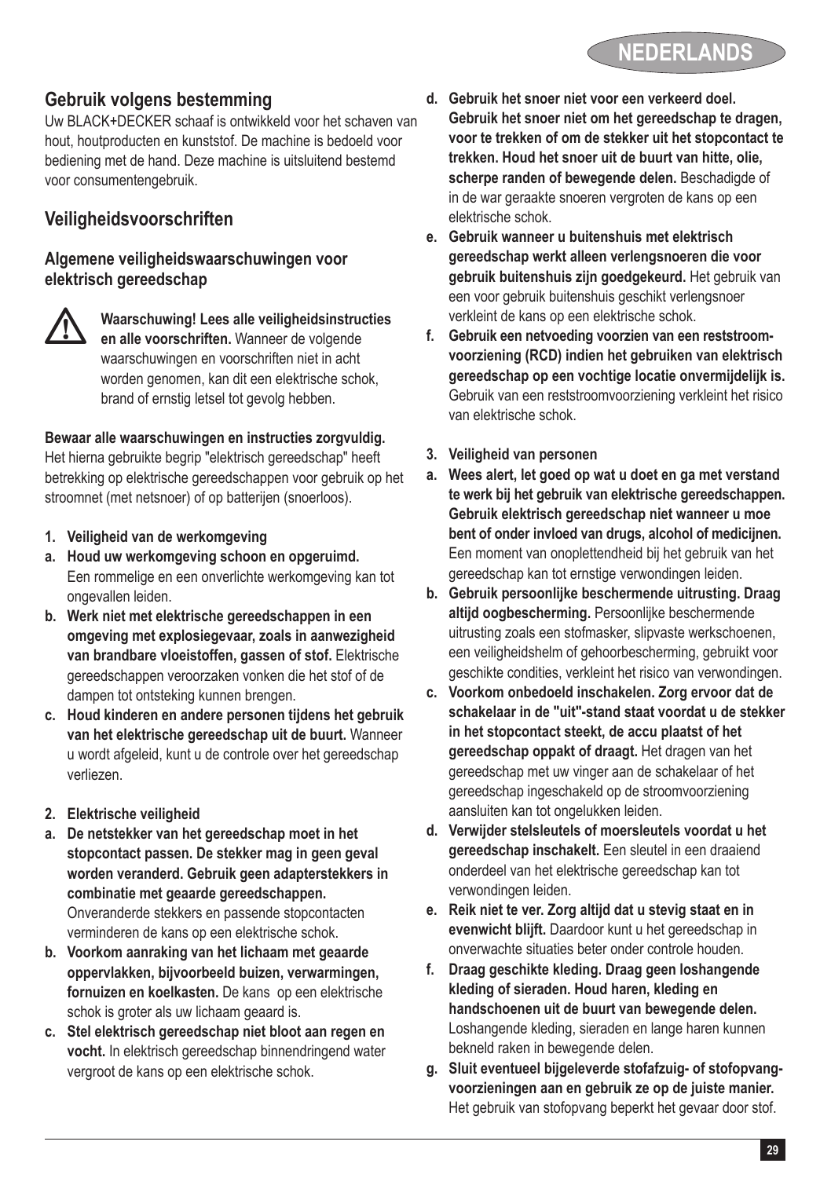## Gebruik volgens bestemming

Uw BLACK+DECKER schaaf is ontwikkeld voor het schaven van hout, houtproducten en kunststof. De machine is bedoeld voor bediening met de hand. Deze machine is uitsluitend bestemd voor consumentengebruik.

## Veiligheidsvoorschriften

### Algemene veiligheidswaarschuwingen voor elektrisch gereedschap

**Waarschuwing! Lees alle veiligheidsinstructies en alle voorschriften.** Wanneer de volgende waarschuwingen en voorschriften niet in acht worden genomen, kan dit een elektrische schok, brand of ernstig letsel tot gevolg hebben.

**Bewaar alle waarschuwingen en instructies zorgvuldig.** Het hierna gebruikte begrip "elektrisch gereedschap" heeft betrekking op elektrische gereedschappen voor gebruik op het stroomnet (met netsnoer) of op batterijen (snoerloos).

**1. Veiligheid van de werkomgeving**

a. **Houd uw werkomgeving schoon en opgeruimd.** Een rommelige en een onverlichte werkomgeving kan tot ongevallen leiden.

b. **Werk niet met elektrische gereedschappen in een omgeving met explosiegevaar, zoals in aanwezigheid van brandbare vloeistoffen, gassen of stof.** Elektrische gereedschappen veroorzaken vonken die het stof of de dampen tot ontsteking kunnen brengen.

c. **Houd kinderen en andere personen tijdens het gebruik van het elektrische gereedschap uit de buurt.** Wanneer u wordt afgeleid, kunt u de controle over het gereedschap verliezen.

**2. Elektrische veiligheid**

a. **De netstekker van het gereedschap moet in het stopcontact passen. De stekker mag in geen geval worden veranderd. Gebruik geen adapterstekkers in combinatie met geaarde gereedschappen.** Onveranderde stekkers en passende stopcontacten verminderen de kans op een elektrische schok.

b. **Voorkom aanraking van het lichaam met geaarde oppervlakken, bijvoorbeeld buizen, verwarmingen, fornuizen en koelkasten.** De kans op een elektrische schok is groter als uw lichaam geaard is.

c. **Stel elektrisch gereedschap niet bloot aan regen en vocht.** In elektrisch gereedschap binnendringend water vergroot de kans op een elektrische schok.

d. **Gebruik het snoer niet voor een verkeerd doel. Gebruik het snoer niet om het gereedschap te dragen, voor te trekken of om de stekker uit het stopcontact te trekken. Houd het snoer uit de buurt van hitte, olie, scherpe randen of bewegende delen.** Beschadigde of in de war geraakte snoeren vergroten de kans op een elektrische schok.

e. **Gebruik wanneer u buitenshuis met elektrisch gereedschap werkt alleen verlengsnoeren die voor gebruik buitenshuis zijn goedgekeurd.** Het gebruik van een voor gebruik buitenshuis geschikt verlengsnoer verkleint de kans op een elektrische schok.

f. **Gebruik een netvoeding voorzien van een reststroom-voorziening (RCD) indien het gebruiken van elektrisch gereedschap op een vochtige locatie onvermijdelijk is.** Gebruik van een reststroomvoorziening verkleint het risico van elektrische schok.

**3. Veiligheid van personen**

a. **Wees alert, let goed op wat u doet en ga met verstand te werk bij het gebruik van elektrische gereedschappen. Gebruik elektrisch gereedschap niet wanneer u moe bent of onder invloed van drugs, alcohol of medicijnen.** Een moment van onoplettendheid bij het gebruik van het gereedschap kan tot ernstige verwondingen leiden.

b. **Gebruik persoonlijke beschermende uitrusting. Draag altijd oogbescherming.** Persoonlijke beschermende uitrusting zoals een stofmasker, slipvaste werkschoenen, een veiligheidshelm of gehoorbescherming, gebruikt voor geschikte condities, verkleint het risico van verwondingen.

c. **Voorkom onbedoeld inschakelen. Zorg ervoor dat de schakelaar in de "uit"-stand staat voordat u de stekker in het stopcontact steekt, de accu plaatst of het gereedschap oppakt of draagt.** Het dragen van het gereedschap met uw vinger aan de schakelaar of het gereedschap ingeschakeld op de stroomvoorziening aansluiten kan tot ongelukken leiden.

d. **Verwijder stelsleutels of moersleutels voordat u het gereedschap inschakelt.** Een sleutel in een draaiend onderdeel van het elektrische gereedschap kan tot verwondingen leiden.

e. **Reik niet te ver. Zorg altijd dat u stevig staat en in evenwicht blijft.** Daardoor kunt u het gereedschap in onverwachte situaties beter onder controle houden.

f. **Draag geschikte kleding. Draag geen loshangende kleding of sieraden. Houd haren, kleding en handschoenen uit de buurt van bewegende delen.** Loshangende kleding, sieraden en lange haren kunnen bekneld raken in bewegende delen.

g. **Sluit eventueel bijgeleverde stofafzuig- of stofopvang-voorzieningen aan en gebruik ze op de juiste manier.** Het gebruik van stofopvang beperkt het gevaar door stof.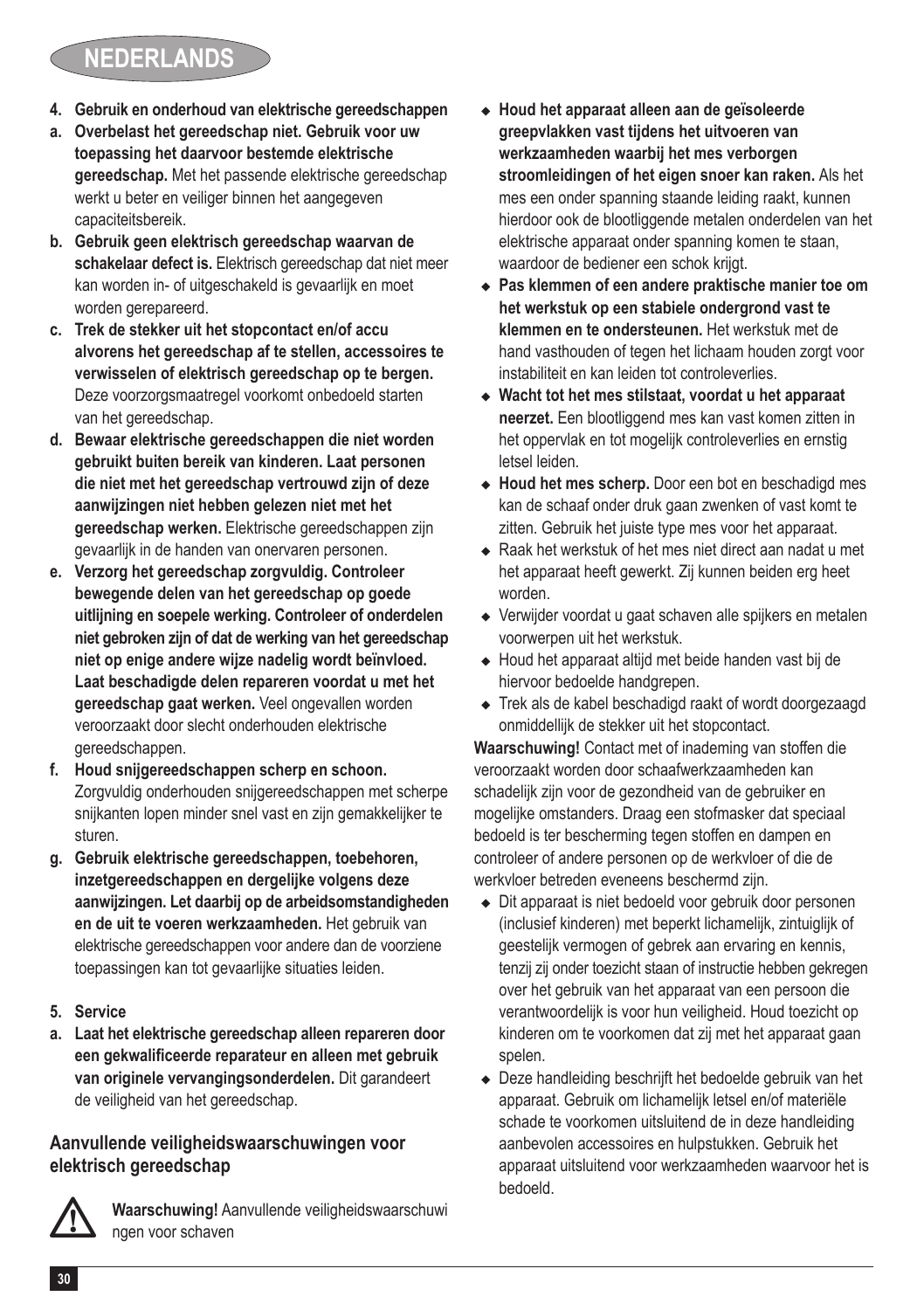# NEDERLANDS

**4. Gebruik en onderhoud van elektrische gereedschappen**

**a. Overbelast het gereedschap niet. Gebruik voor uw toepassing het daarvoor bestemde elektrische gereedschap.** Met het passende elektrische gereedschap werkt u beter en veiliger binnen het aangegeven capaciteitsbereik.

**b. Gebruik geen elektrisch gereedschap waarvan de schakelaar defect is.** Elektrisch gereedschap dat niet meer kan worden in- of uitgeschakeld is gevaarlijk en moet worden gerepareerd.

**c. Trek de stekker uit het stopcontact en/of accu alvorens het gereedschap af te stellen, accessoires te verwisselen of elektrisch gereedschap op te bergen.** Deze voorzorgsmaatregel voorkomt onbedoeld starten van het gereedschap.

**d. Bewaar elektrische gereedschappen die niet worden gebruikt buiten bereik van kinderen. Laat personen die niet met het gereedschap vertrouwd zijn of deze aanwijzingen niet hebben gelezen niet met het gereedschap werken.** Elektrische gereedschappen zijn gevaarlijk in de handen van onervaren personen.

**e. Verzorg het gereedschap zorgvuldig. Controleer bewegende delen van het gereedschap op goede uitlijning en soepele werking. Controleer of onderdelen niet gebroken zijn of dat de werking van het gereedschap niet op enige andere wijze nadelig wordt beïnvloed. Laat beschadigde delen repareren voordat u met het gereedschap gaat werken.** Veel ongevallen worden veroorzaakt door slecht onderhouden elektrische gereedschappen.

**f. Houd snijgereedschappen scherp en schoon.** Zorgvuldig onderhouden snijgereedschappen met scherpe snijkanten lopen minder snel vast en zijn gemakkelijker te sturen.

**g. Gebruik elektrische gereedschappen, toebehoren, inzetgereedschappen en dergelijke volgens deze aanwijzingen. Let daarbij op de arbeidsomstandigheden en de uit te voeren werkzaamheden.** Het gebruik van elektrische gereedschappen voor andere dan de voorziene toepassingen kan tot gevaarlijke situaties leiden.

**5. Service**

**a. Laat het elektrische gereedschap alleen repareren door een gekwalificeerde reparateur en alleen met gebruik van originele vervangingsonderdelen.** Dit garandeert de veiligheid van het gereedschap.

## Aanvullende veiligheidswaarschuwingen voor elektrisch gereedschap

**Waarschuwing!** Aanvullende veiligheidswaarschuwingen voor schaven

- **Houd het apparaat alleen aan de geïsoleerde greepvlakken vast tijdens het uitvoeren van werkzaamheden waarbij het mes verborgen stroomleidingen of het eigen snoer kan raken.** Als het mes een onder spanning staande leiding raakt, kunnen hierdoor ook de blootliggende metalen onderdelen van het elektrische apparaat onder spanning komen te staan, waardoor de bediener een schok krijgt.
- **Pas klemmen of een andere praktische manier toe om het werkstuk op een stabiele ondergrond vast te klemmen en te ondersteunen.** Het werkstuk met de hand vasthouden of tegen het lichaam houden zorgt voor instabiliteit en kan leiden tot controleverlies.
- **Wacht tot het mes stilstaat, voordat u het apparaat neerzet.** Een blootliggend mes kan vast komen zitten in het oppervlak en tot mogelijk controleverlies en ernstig letsel leiden.
- **Houd het mes scherp.** Door een bot en beschadigd mes kan de schaaf onder druk gaan zwenken of vast komt te zitten. Gebruik het juiste type mes voor het apparaat.
- Raak het werkstuk of het mes niet direct aan nadat u met het apparaat heeft gewerkt. Zij kunnen beiden erg heet worden.
- Verwijder voordat u gaat schaven alle spijkers en metalen voorwerpen uit het werkstuk.
- Houd het apparaat altijd met beide handen vast bij de hiervoor bedoelde handgrepen.
- Trek als de kabel beschadigd raakt of wordt doorgezaagd onmiddellijk de stekker uit het stopcontact.

**Waarschuwing!** Contact met of inademing van stoffen die veroorzaakt worden door schaafwerkzaamheden kan schadelijk zijn voor de gezondheid van de gebruiker en mogelijke omstanders. Draag een stofmasker dat speciaal bedoeld is ter bescherming tegen stoffen en dampen en controleer of andere personen op de werkvloer of die de werkvloer betreden eveneens beschermd zijn.

- Dit apparaat is niet bedoeld voor gebruik door personen (inclusief kinderen) met beperkt lichamelijk, zintuiglijk of geestelijk vermogen of gebrek aan ervaring en kennis, tenzij zij onder toezicht staan of instructie hebben gekregen over het gebruik van het apparaat van een persoon die verantwoordelijk is voor hun veiligheid. Houd toezicht op kinderen om te voorkomen dat zij met het apparaat gaan spelen.
- Deze handleiding beschrijft het bedoelde gebruik van het apparaat. Gebruik om lichamelijk letsel en/of materiële schade te voorkomen uitsluitend de in deze handleiding aanbevolen accessoires en hulpstukken. Gebruik het apparaat uitsluitend voor werkzaamheden waarvoor het is bedoeld.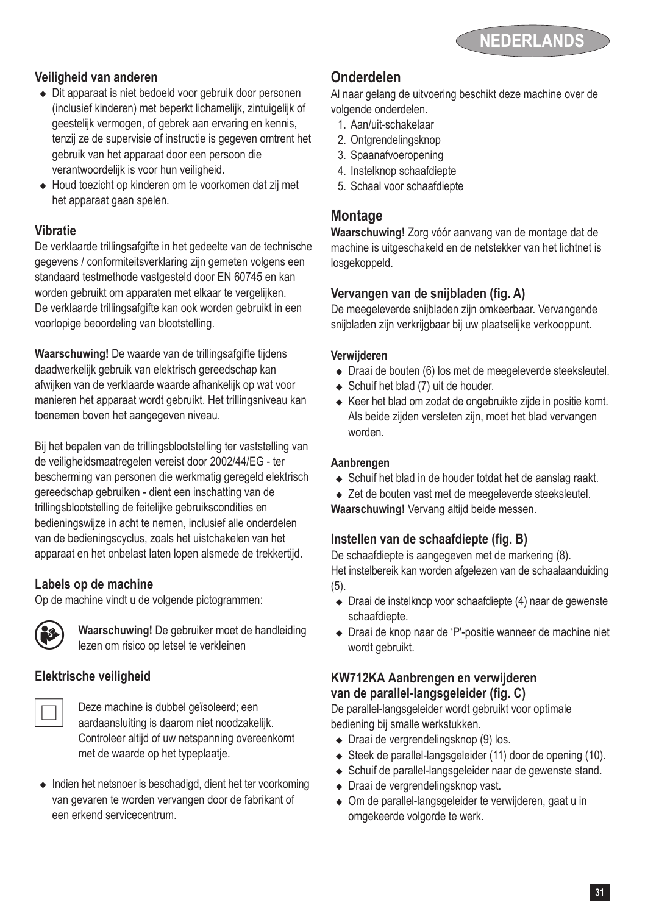### Veiligheid van anderen

- Dit apparaat is niet bedoeld voor gebruik door personen (inclusief kinderen) met beperkt lichamelijk, zintuigelijk of geestelijk vermogen, of gebrek aan ervaring en kennis, tenzij ze de supervisie of instructie is gegeven omtrent het gebruik van het apparaat door een persoon die verantwoordelijk is voor hun veiligheid.
- Houd toezicht op kinderen om te voorkomen dat zij met het apparaat gaan spelen.

### Vibratie

De verklaarde trillingsafgifte in het gedeelte van de technische gegevens / conformiteitsverklaring zijn gemeten volgens een standaard testmethode vastgesteld door EN 60745 en kan worden gebruikt om apparaten met elkaar te vergelijken. De verklaarde trillingsafgifte kan ook worden gebruikt in een voorlopige beoordeling van blootstelling.

**Waarschuwing!** De waarde van de trillingsafgifte tijdens daadwerkelijk gebruik van elektrisch gereedschap kan afwijken van de verklaarde waarde afhankelijk op wat voor manieren het apparaat wordt gebruikt. Het trillingsniveau kan toenemen boven het aangegeven niveau.

Bij het bepalen van de trillingsblootstelling ter vaststelling van de veiligheidsmaatregelen vereist door 2002/44/EG - ter bescherming van personen die werkmatig geregeld elektrisch gereedschap gebruiken - dient een inschatting van de trillingsblootstelling de feitelijke gebruikscondities en bedieningswijze in acht te nemen, inclusief alle onderdelen van de bedieningscyclus, zoals het uistchakelen van het apparaat en het onbelast laten lopen alsmede de trekkertijd.

### Labels op de machine

Op de machine vindt u de volgende pictogrammen:

**Waarschuwing!** De gebruiker moet de handleiding lezen om risico op letsel te verkleinen

### Elektrische veiligheid

Deze machine is dubbel geïsoleerd; een aardaansluiting is daarom niet noodzakelijk. Controleer altijd of uw netspanning overeenkomt met de waarde op het typeplaatje.

- Indien het netsnoer is beschadigd, dient het ter voorkoming van gevaren te worden vervangen door de fabrikant of een erkend servicecentrum.

## Onderdelen

Al naar gelang de uitvoering beschikt deze machine over de volgende onderdelen.

1. Aan/uit-schakelaar
2. Ontgrendelingsknop
3. Spaanafvoeropening
4. Instelknop schaafdiepte
5. Schaal voor schaafdiepte

## Montage

**Waarschuwing!** Zorg vóór aanvang van de montage dat de machine is uitgeschakeld en de netstekker van het lichtnet is losgekoppeld.

### Vervangen van de snijbladen (fig. A)

De meegeleverde snijbladen zijn omkeerbaar. Vervangende snijbladen zijn verkrijgbaar bij uw plaatselijke verkooppunt.

#### Verwijderen

- Draai de bouten (6) los met de meegeleverde steeksleutel.
- Schuif het blad (7) uit de houder.
- Keer het blad om zodat de ongebruikte zijde in positie komt. Als beide zijden versleten zijn, moet het blad vervangen worden.

#### Aanbrengen

- Schuif het blad in de houder totdat het de aanslag raakt.
- Zet de bouten vast met de meegeleverde steeksleutel.

**Waarschuwing!** Vervang altijd beide messen.

### Instellen van de schaafdiepte (fig. B)

De schaafdiepte is aangegeven met de markering (8).
Het instelbereik kan worden afgelezen van de schaalaanduiding (5).

- Draai de instelknop voor schaafdiepte (4) naar de gewenste schaafdiepte.
- Draai de knop naar de 'P'-positie wanneer de machine niet wordt gebruikt.

### KW712KA Aanbrengen en verwijderen van de parallel-langsgeleider (fig. C)

De parallel-langsgeleider wordt gebruikt voor optimale bediening bij smalle werkstukken.

- Draai de vergrendelingsknop (9) los.
- Steek de parallel-langsgeleider (11) door de opening (10).
- Schuif de parallel-langsgeleider naar de gewenste stand.
- Draai de vergrendelingsknop vast.
- Om de parallel-langsgeleider te verwijderen, gaat u in omgekeerde volgorde te werk.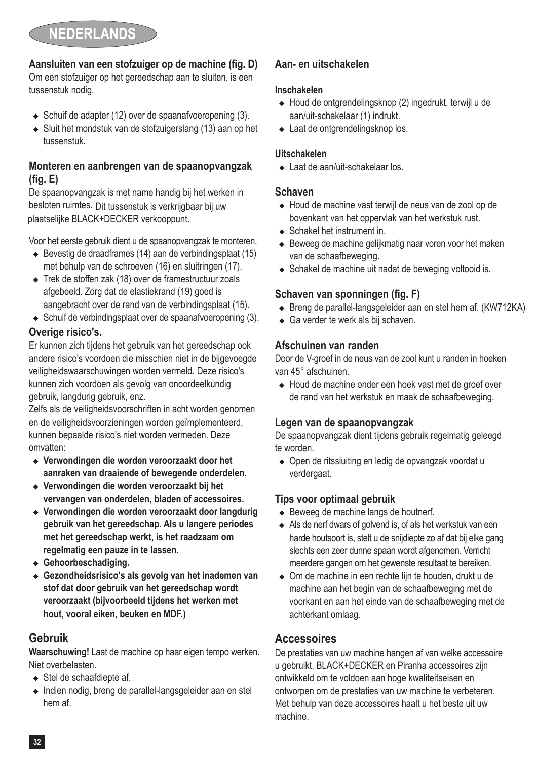## Aansluiten van een stofzuiger op de machine (fig. D)

Om een stofzuiger op het gereedschap aan te sluiten, is een tussenstuk nodig.

- Schuif de adapter (12) over de spaanafvoeropening (3).
- Sluit het mondstuk van de stofzuigerslang (13) aan op het tussenstuk.

## Monteren en aanbrengen van de spaanopvangzak (fig. E)

De spaanopvangzak is met name handig bij het werken in besloten ruimtes. Dit tussenstuk is verkrijgbaar bij uw plaatselijke BLACK+DECKER verkooppunt.

Voor het eerste gebruik dient u de spaanopvangzak te monteren.

- Bevestig de draadframes (14) aan de verbindingsplaat (15) met behulp van de schroeven (16) en sluitringen (17).
- Trek de stoffen zak (18) over de framestructuur zoals afgebeeld. Zorg dat de elastiekrand (19) goed is aangebracht over de rand van de verbindingsplaat (15).
- Schuif de verbindingsplaat over de spaanafvoeropening (3).

## Overige risico's.

Er kunnen zich tijdens het gebruik van het gereedschap ook andere risico's voordoen die misschien niet in de bijgevoegde veiligheidswaarschuwingen worden vermeld. Deze risico's kunnen zich voordoen als gevolg van onoordeelkundig gebruik, langdurig gebruik, enz.

Zelfs als de veiligheidsvoorschriften in acht worden genomen en de veiligheidsvoorzieningen worden geïmplementeerd, kunnen bepaalde risico's niet worden vermeden. Deze omvatten:

- **Verwondingen die worden veroorzaakt door het aanraken van draaiende of bewegende onderdelen.**
- **Verwondingen die worden veroorzaakt bij het vervangen van onderdelen, bladen of accessoires.**
- **Verwondingen die worden veroorzaakt door langdurig gebruik van het gereedschap. Als u langere periodes met het gereedschap werkt, is het raadzaam om regelmatig een pauze in te lassen.**
- **Gehoorbeschadiging.**
- **Gezondheidsrisico's als gevolg van het inademen van stof dat door gebruik van het gereedschap wordt veroorzaakt (bijvoorbeeld tijdens het werken met hout, vooral eiken, beuken en MDF.)**

# Gebruik

**Waarschuwing!** Laat de machine op haar eigen tempo werken. Niet overbelasten.

- Stel de schaafdiepte af.
- Indien nodig, breng de parallel-langsgeleider aan en stel hem af.

## Aan- en uitschakelen

### Inschakelen

- Houd de ontgrendelingsknop (2) ingedrukt, terwijl u de aan/uit-schakelaar (1) indrukt.
- Laat de ontgrendelingsknop los.

### Uitschakelen

- Laat de aan/uit-schakelaar los.

## Schaven

- Houd de machine vast terwijl de neus van de zool op de bovenkant van het oppervlak van het werkstuk rust.
- Schakel het instrument in.
- Beweeg de machine gelijkmatig naar voren voor het maken van de schaafbeweging.
- Schakel de machine uit nadat de beweging voltooid is.

## Schaven van sponningen (fig. F)

- Breng de parallel-langsgeleider aan en stel hem af. (KW712KA)
- Ga verder te werk als bij schaven.

## Afschuinen van randen

Door de V-groef in de neus van de zool kunt u randen in hoeken van 45° afschuinen.

- Houd de machine onder een hoek vast met de groef over de rand van het werkstuk en maak de schaafbeweging.

## Legen van de spaanopvangzak

De spaanopvangzak dient tijdens gebruik regelmatig geleegd te worden.

- Open de ritssluiting en ledig de opvangzak voordat u verdergaat.

## Tips voor optimaal gebruik

- Beweeg de machine langs de houtnerf.
- Als de nerf dwars of golvend is, of als het werkstuk van een harde houtsoort is, stelt u de snijdiepte zo af dat bij elke gang slechts een zeer dunne spaan wordt afgenomen. Verricht meerdere gangen om het gewenste resultaat te bereiken.
- Om de machine in een rechte lijn te houden, drukt u de machine aan het begin van de schaafbeweging met de voorkant en aan het einde van de schaafbeweging met de achterkant omlaag.

# Accessoires

De prestaties van uw machine hangen af van welke accessoire u gebruikt. BLACK+DECKER en Piranha accessoires zijn ontwikkeld om te voldoen aan hoge kwaliteitseisen en ontworpen om de prestaties van uw machine te verbeteren. Met behulp van deze accessoires haalt u het beste uit uw machine.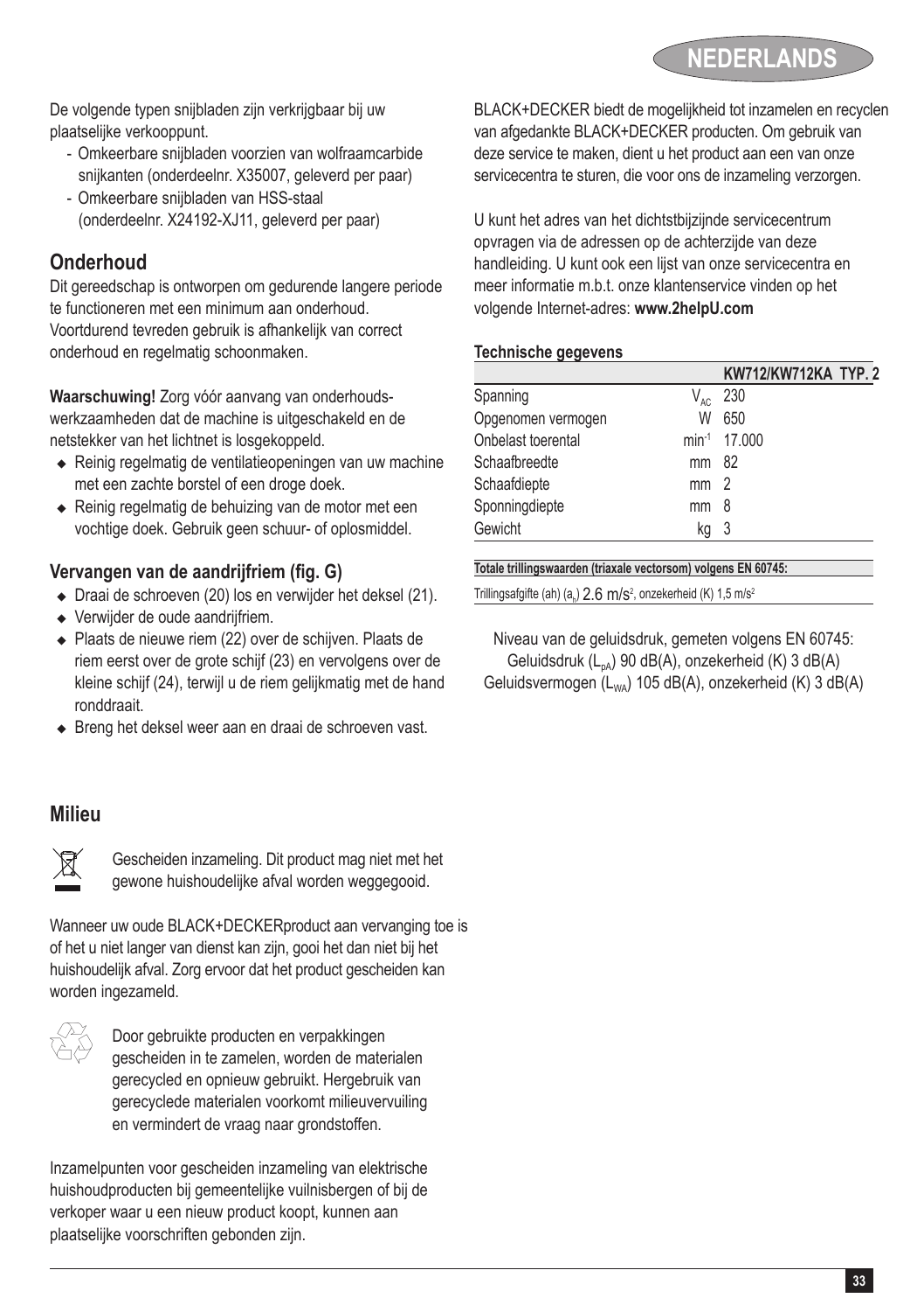De volgende typen snijbladen zijn verkrijgbaar bij uw plaatselijke verkooppunt.

- Omkeerbare snijbladen voorzien van wolfraamcarbide snijkanten (onderdeelnr. X35007, geleverd per paar)
- Omkeerbare snijbladen van HSS-staal (onderdeelnr. X24192-XJ11, geleverd per paar)

## Onderhoud

Dit gereedschap is ontworpen om gedurende langere periode te functioneren met een minimum aan onderhoud. Voortdurend tevreden gebruik is afhankelijk van correct onderhoud en regelmatig schoonmaken.

**Waarschuwing!** Zorg vóór aanvang van onderhouds-werkzaamheden dat de machine is uitgeschakeld en de netstekker van het lichtnet is losgekoppeld.

- Reinig regelmatig de ventilatieopeningen van uw machine met een zachte borstel of een droge doek.
- Reinig regelmatig de behuizing van de motor met een vochtige doek. Gebruik geen schuur- of oplosmiddel.

### Vervangen van de aandrijfriem (fig. G)

- Draai de schroeven (20) los en verwijder het deksel (21).
- Verwijder de oude aandrijfriem.
- Plaats de nieuwe riem (22) over de schijven. Plaats de riem eerst over de grote schijf (23) en vervolgens over de kleine schijf (24), terwijl u de riem gelijkmatig met de hand ronddraait.
- Breng het deksel weer aan en draai de schroeven vast.

## Milieu

Gescheiden inzameling. Dit product mag niet met het gewone huishoudelijke afval worden weggegooid.

Wanneer uw oude BLACK+DECKERproduct aan vervanging toe is of het u niet langer van dienst kan zijn, gooi het dan niet bij het huishoudelijk afval. Zorg ervoor dat het product gescheiden kan worden ingezameld.

Door gebruikte producten en verpakkingen gescheiden in te zamelen, worden de materialen gerecycled en opnieuw gebruikt. Hergebruik van gerecyclede materialen voorkomt milieuvervuiling en vermindert de vraag naar grondstoffen.

Inzamelpunten voor gescheiden inzameling van elektrische huishoudproducten bij gemeentelijke vuilnisbergen of bij de verkoper waar u een nieuw product koopt, kunnen aan plaatselijke voorschriften gebonden zijn.

BLACK+DECKER biedt de mogelijkheid tot inzamelen en recyclen van afgedankte BLACK+DECKER producten. Om gebruik van deze service te maken, dient u het product aan een van onze servicecentra te sturen, die voor ons de inzameling verzorgen.

U kunt het adres van het dichtstbijzijnde servicecentrum opvragen via de adressen op de achterzijde van deze handleiding. U kunt ook een lijst van onze servicecentra en meer informatie m.b.t. onze klantenservice vinden op het volgende Internet-adres: **www.2helpU.com**

### Technische gegevens

| | | KW712/KW712KA TYP. 2 |
|---|---|---|
| Spanning | $V_{AC}$ | 230 |
| Opgenomen vermogen | W | 650 |
| Onbelast toerental | $min^{-1}$ | 17.000 |
| Schaafbreedte | mm | 82 |
| Schaafdiepte | mm | 2 |
| Sponningdiepte | mm | 8 |
| Gewicht | kg | 3 |

**Totale trillingswaarden (triaxale vectorsom) volgens EN 60745:**

Trillingsafgifte (ah) ($a_h$) 2.6 $m/s^2$, onzekerheid (K) 1,5 $m/s^2$

Niveau van de geluidsdruk, gemeten volgens EN 60745:
Geluidsdruk ($L_{pA}$) 90 dB(A), onzekerheid (K) 3 dB(A)
Geluidsvermogen ($L_{WA}$) 105 dB(A), onzekerheid (K) 3 dB(A)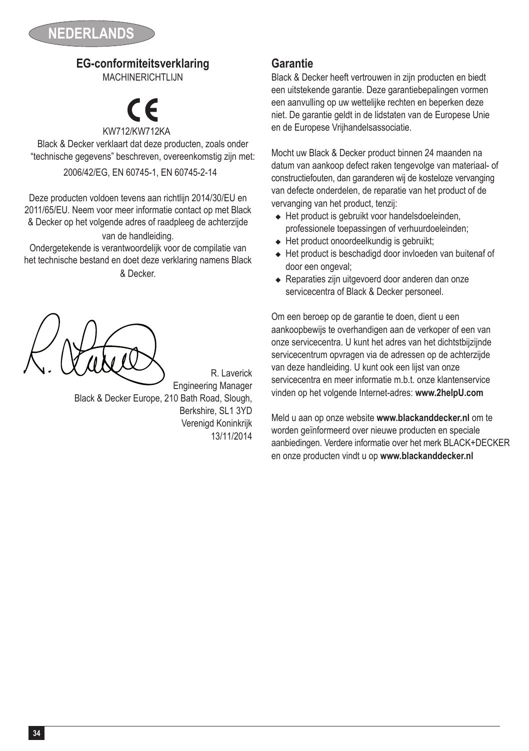NEDERLANDS

## EG-conformiteitsverklaring

MACHINERICHTLIJN

CE

KW712/KW712KA

Black & Decker verklaart dat deze producten, zoals onder "technische gegevens" beschreven, overeenkomstig zijn met:

2006/42/EG, EN 60745-1, EN 60745-2-14

Deze producten voldoen tevens aan richtlijn 2014/30/EU en 2011/65/EU. Neem voor meer informatie contact op met Black & Decker op het volgende adres of raadpleeg de achterzijde van de handleiding.

Ondergetekende is verantwoordelijk voor de compilatie van het technische bestand en doet deze verklaring namens Black & Decker.

R. Laverick
Engineering Manager
Black & Decker Europe, 210 Bath Road, Slough, Berkshire, SL1 3YD
Verenigd Koninkrijk
13/11/2014

## Garantie

Black & Decker heeft vertrouwen in zijn producten en biedt een uitstekende garantie. Deze garantiebepalingen vormen een aanvulling op uw wettelijke rechten en beperken deze niet. De garantie geldt in de lidstaten van de Europese Unie en de Europese Vrijhandelsassociatie.

Mocht uw Black & Decker product binnen 24 maanden na datum van aankoop defect raken tengevolge van materiaal- of constructiefouten, dan garanderen wij de kosteloze vervanging van defecte onderdelen, de reparatie van het product of de vervanging van het product, tenzij:

- Het product is gebruikt voor handelsdoeleinden, professionele toepassingen of verhuurdoeleinden;
- Het product onoordeelkundig is gebruikt;
- Het product is beschadigd door invloeden van buitenaf of door een ongeval;
- Reparaties zijn uitgevoerd door anderen dan onze servicecentra of Black & Decker personeel.

Om een beroep op de garantie te doen, dient u een aankoopbewijs te overhandigen aan de verkoper of een van onze servicecentra. U kunt het adres van het dichtstbijzijnde servicecentrum opvragen via de adressen op de achterzijde van deze handleiding. U kunt ook een lijst van onze servicecentra en meer informatie m.b.t. onze klantenservice vinden op het volgende Internet-adres: **www.2helpU.com**

Meld u aan op onze website **www.blackanddecker.nl** om te worden geïnformeerd over nieuwe producten en speciale aanbiedingen. Verdere informatie over het merk BLACK+DECKER en onze producten vindt u op **www.blackanddecker.nl**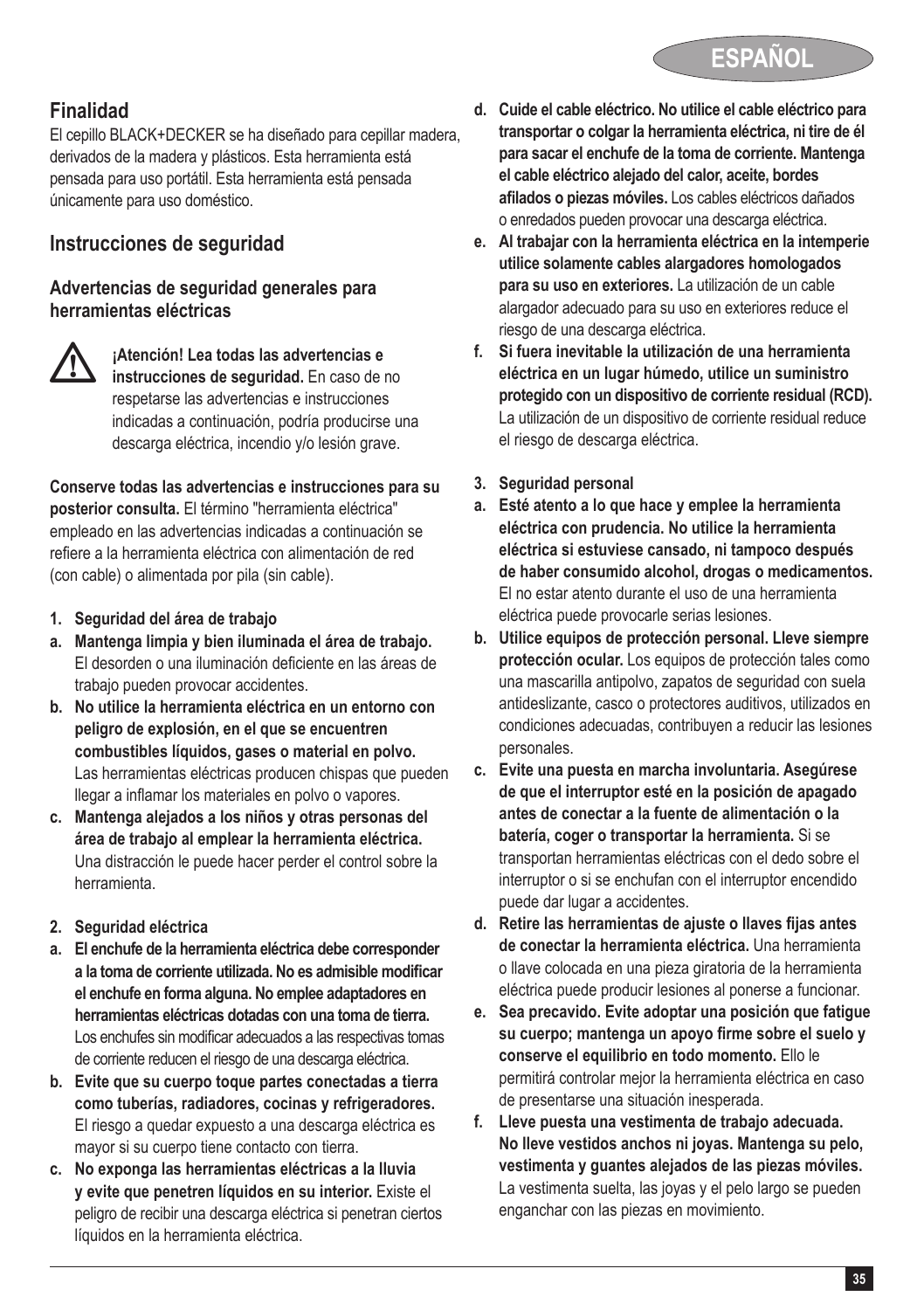## Finalidad

El cepillo BLACK+DECKER se ha diseñado para cepillar madera, derivados de la madera y plásticos. Esta herramienta está pensada para uso portátil. Esta herramienta está pensada únicamente para uso doméstico.

## Instrucciones de seguridad

### Advertencias de seguridad generales para herramientas eléctricas

**¡Atención! Lea todas las advertencias e instrucciones de seguridad.** En caso de no respetarse las advertencias e instrucciones indicadas a continuación, podría producirse una descarga eléctrica, incendio y/o lesión grave.

**Conserve todas las advertencias e instrucciones para su posterior consulta.** El término "herramienta eléctrica" empleado en las advertencias indicadas a continuación se refiere a la herramienta eléctrica con alimentación de red (con cable) o alimentada por pila (sin cable).

**1. Seguridad del área de trabajo**

**a. Mantenga limpia y bien iluminada el área de trabajo.** El desorden o una iluminación deficiente en las áreas de trabajo pueden provocar accidentes.

**b. No utilice la herramienta eléctrica en un entorno con peligro de explosión, en el que se encuentren combustibles líquidos, gases o material en polvo.** Las herramientas eléctricas producen chispas que pueden llegar a inflamar los materiales en polvo o vapores.

**c. Mantenga alejados a los niños y otras personas del área de trabajo al emplear la herramienta eléctrica.** Una distracción le puede hacer perder el control sobre la herramienta.

**2. Seguridad eléctrica**

**a. El enchufe de la herramienta eléctrica debe corresponder a la toma de corriente utilizada. No es admisible modificar el enchufe en forma alguna. No emplee adaptadores en herramientas eléctricas dotadas con una toma de tierra.** Los enchufes sin modificar adecuados a las respectivas tomas de corriente reducen el riesgo de una descarga eléctrica.

**b. Evite que su cuerpo toque partes conectadas a tierra como tuberías, radiadores, cocinas y refrigeradores.** El riesgo a quedar expuesto a una descarga eléctrica es mayor si su cuerpo tiene contacto con tierra.

**c. No exponga las herramientas eléctricas a la lluvia y evite que penetren líquidos en su interior.** Existe el peligro de recibir una descarga eléctrica si penetran ciertos líquidos en la herramienta eléctrica.

**d. Cuide el cable eléctrico. No utilice el cable eléctrico para transportar o colgar la herramienta eléctrica, ni tire de él para sacar el enchufe de la toma de corriente. Mantenga el cable eléctrico alejado del calor, aceite, bordes afilados o piezas móviles.** Los cables eléctricos dañados o enredados pueden provocar una descarga eléctrica.

**e. Al trabajar con la herramienta eléctrica en la intemperie utilice solamente cables alargadores homologados para su uso en exteriores.** La utilización de un cable alargador adecuado para su uso en exteriores reduce el riesgo de una descarga eléctrica.

**f. Si fuera inevitable la utilización de una herramienta eléctrica en un lugar húmedo, utilice un suministro protegido con un dispositivo de corriente residual (RCD).** La utilización de un dispositivo de corriente residual reduce el riesgo de descarga eléctrica.

**3. Seguridad personal**

**a. Esté atento a lo que hace y emplee la herramienta eléctrica con prudencia. No utilice la herramienta eléctrica si estuviese cansado, ni tampoco después de haber consumido alcohol, drogas o medicamentos.** El no estar atento durante el uso de una herramienta eléctrica puede provocarle serias lesiones.

**b. Utilice equipos de protección personal. Lleve siempre protección ocular.** Los equipos de protección tales como una mascarilla antipolvo, zapatos de seguridad con suela antideslizante, casco o protectores auditivos, utilizados en condiciones adecuadas, contribuyen a reducir las lesiones personales.

**c. Evite una puesta en marcha involuntaria. Asegúrese de que el interruptor esté en la posición de apagado antes de conectar a la fuente de alimentación o la batería, coger o transportar la herramienta.** Si se transportan herramientas eléctricas con el dedo sobre el interruptor o si se enchufan con el interruptor encendido puede dar lugar a accidentes.

**d. Retire las herramientas de ajuste o llaves fijas antes de conectar la herramienta eléctrica.** Una herramienta o llave colocada en una pieza giratoria de la herramienta eléctrica puede producir lesiones al ponerse a funcionar.

**e. Sea precavido. Evite adoptar una posición que fatigue su cuerpo; mantenga un apoyo firme sobre el suelo y conserve el equilibrio en todo momento.** Ello le permitirá controlar mejor la herramienta eléctrica en caso de presentarse una situación inesperada.

**f. Lleve puesta una vestimenta de trabajo adecuada. No lleve vestidos anchos ni joyas. Mantenga su pelo, vestimenta y guantes alejados de las piezas móviles.** La vestimenta suelta, las joyas y el pelo largo se pueden enganchar con las piezas en movimiento.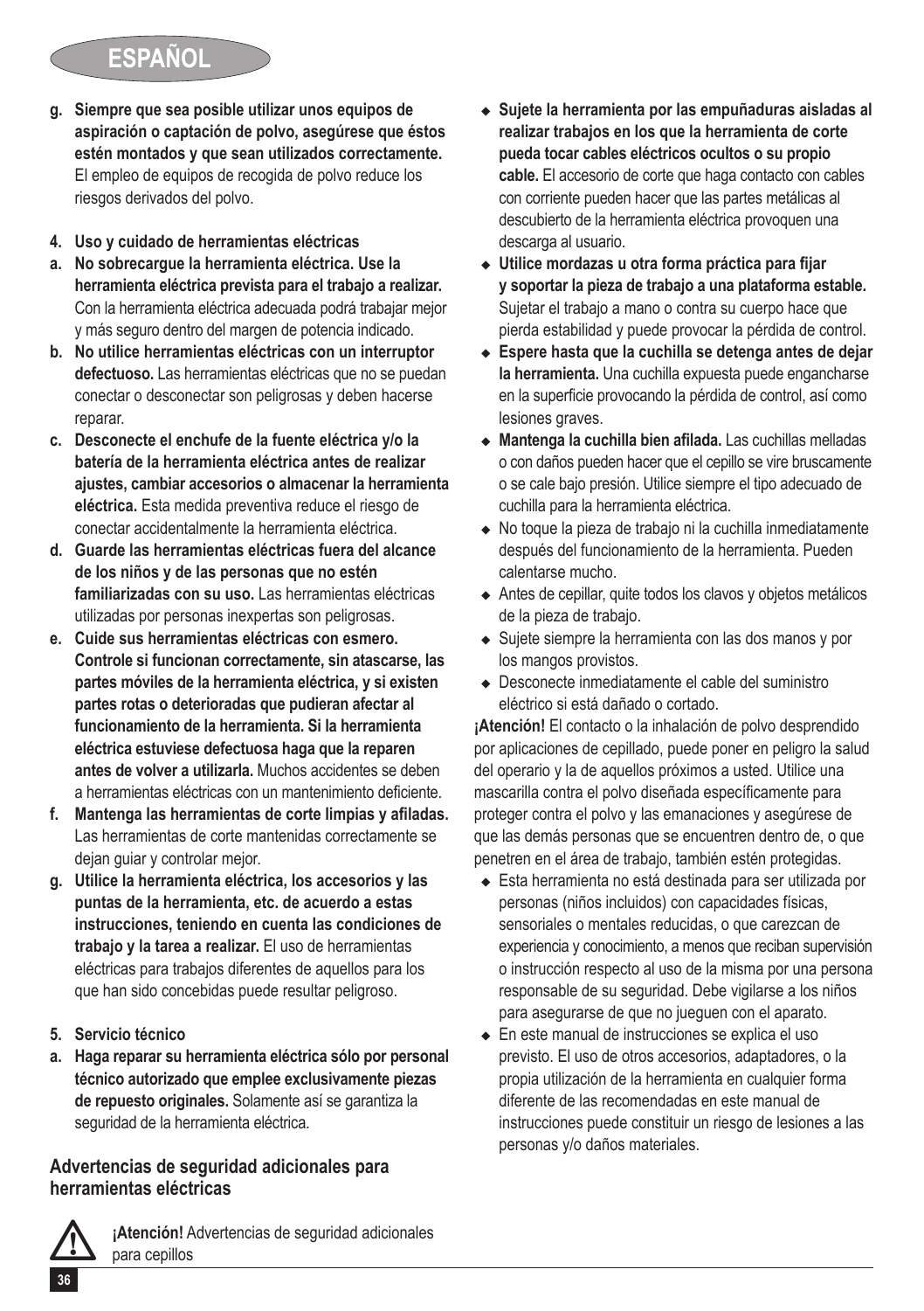- **g. Siempre que sea posible utilizar unos equipos de aspiración o captación de polvo, asegúrese que éstos estén montados y que sean utilizados correctamente.** El empleo de equipos de recogida de polvo reduce los riesgos derivados del polvo.

**4. Uso y cuidado de herramientas eléctricas**

- **a. No sobrecargue la herramienta eléctrica. Use la herramienta eléctrica prevista para el trabajo a realizar.** Con la herramienta eléctrica adecuada podrá trabajar mejor y más seguro dentro del margen de potencia indicado.
- **b. No utilice herramientas eléctricas con un interruptor defectuoso.** Las herramientas eléctricas que no se puedan conectar o desconectar son peligrosas y deben hacerse reparar.
- **c. Desconecte el enchufe de la fuente eléctrica y/o la batería de la herramienta eléctrica antes de realizar ajustes, cambiar accesorios o almacenar la herramienta eléctrica.** Esta medida preventiva reduce el riesgo de conectar accidentalmente la herramienta eléctrica.
- **d. Guarde las herramientas eléctricas fuera del alcance de los niños y de las personas que no estén familiarizadas con su uso.** Las herramientas eléctricas utilizadas por personas inexpertas son peligrosas.
- **e. Cuide sus herramientas eléctricas con esmero. Controle si funcionan correctamente, sin atascarse, las partes móviles de la herramienta eléctrica, y si existen partes rotas o deterioradas que pudieran afectar al funcionamiento de la herramienta. Si la herramienta eléctrica estuviese defectuosa haga que la reparen antes de volver a utilizarla.** Muchos accidentes se deben a herramientas eléctricas con un mantenimiento deficiente.
- **f. Mantenga las herramientas de corte limpias y afiladas.** Las herramientas de corte mantenidas correctamente se dejan guiar y controlar mejor.
- **g. Utilice la herramienta eléctrica, los accesorios y las puntas de la herramienta, etc. de acuerdo a estas instrucciones, teniendo en cuenta las condiciones de trabajo y la tarea a realizar.** El uso de herramientas eléctricas para trabajos diferentes de aquellos para los que han sido concebidas puede resultar peligroso.

**5. Servicio técnico**

- **a. Haga reparar su herramienta eléctrica sólo por personal técnico autorizado que emplee exclusivamente piezas de repuesto originales.** Solamente así se garantiza la seguridad de la herramienta eléctrica.

## Advertencias de seguridad adicionales para herramientas eléctricas

**¡Atención!** Advertencias de seguridad adicionales para cepillos

- **Sujete la herramienta por las empuñaduras aisladas al realizar trabajos en los que la herramienta de corte pueda tocar cables eléctricos ocultos o su propio cable.** El accesorio de corte que haga contacto con cables con corriente pueden hacer que las partes metálicas al descubierto de la herramienta eléctrica provoquen una descarga al usuario.
- **Utilice mordazas u otra forma práctica para fijar y soportar la pieza de trabajo a una plataforma estable.** Sujetar el trabajo a mano o contra su cuerpo hace que pierda estabilidad y puede provocar la pérdida de control.
- **Espere hasta que la cuchilla se detenga antes de dejar la herramienta.** Una cuchilla expuesta puede engancharse en la superficie provocando la pérdida de control, así como lesiones graves.
- **Mantenga la cuchilla bien afilada.** Las cuchillas melladas o con daños pueden hacer que el cepillo se vire bruscamente o se cale bajo presión. Utilice siempre el tipo adecuado de cuchilla para la herramienta eléctrica.
- No toque la pieza de trabajo ni la cuchilla inmediatamente después del funcionamiento de la herramienta. Pueden calentarse mucho.
- Antes de cepillar, quite todos los clavos y objetos metálicos de la pieza de trabajo.
- Sujete siempre la herramienta con las dos manos y por los mangos provistos.
- Desconecte inmediatamente el cable del suministro eléctrico si está dañado o cortado.

**¡Atención!** El contacto o la inhalación de polvo desprendido por aplicaciones de cepillado, puede poner en peligro la salud del operario y la de aquellos próximos a usted. Utilice una mascarilla contra el polvo diseñada específicamente para proteger contra el polvo y las emanaciones y asegúrese de que las demás personas que se encuentren dentro de, o que penetren en el área de trabajo, también estén protegidas.

- Esta herramienta no está destinada para ser utilizada por personas (niños incluidos) con capacidades físicas, sensoriales o mentales reducidas, o que carezcan de experiencia y conocimiento, a menos que reciban supervisión o instrucción respecto al uso de la misma por una persona responsable de su seguridad. Debe vigilarse a los niños para asegurarse de que no jueguen con el aparato.
- En este manual de instrucciones se explica el uso previsto. El uso de otros accesorios, adaptadores, o la propia utilización de la herramienta en cualquier forma diferente de las recomendadas en este manual de instrucciones puede constituir un riesgo de lesiones a las personas y/o daños materiales.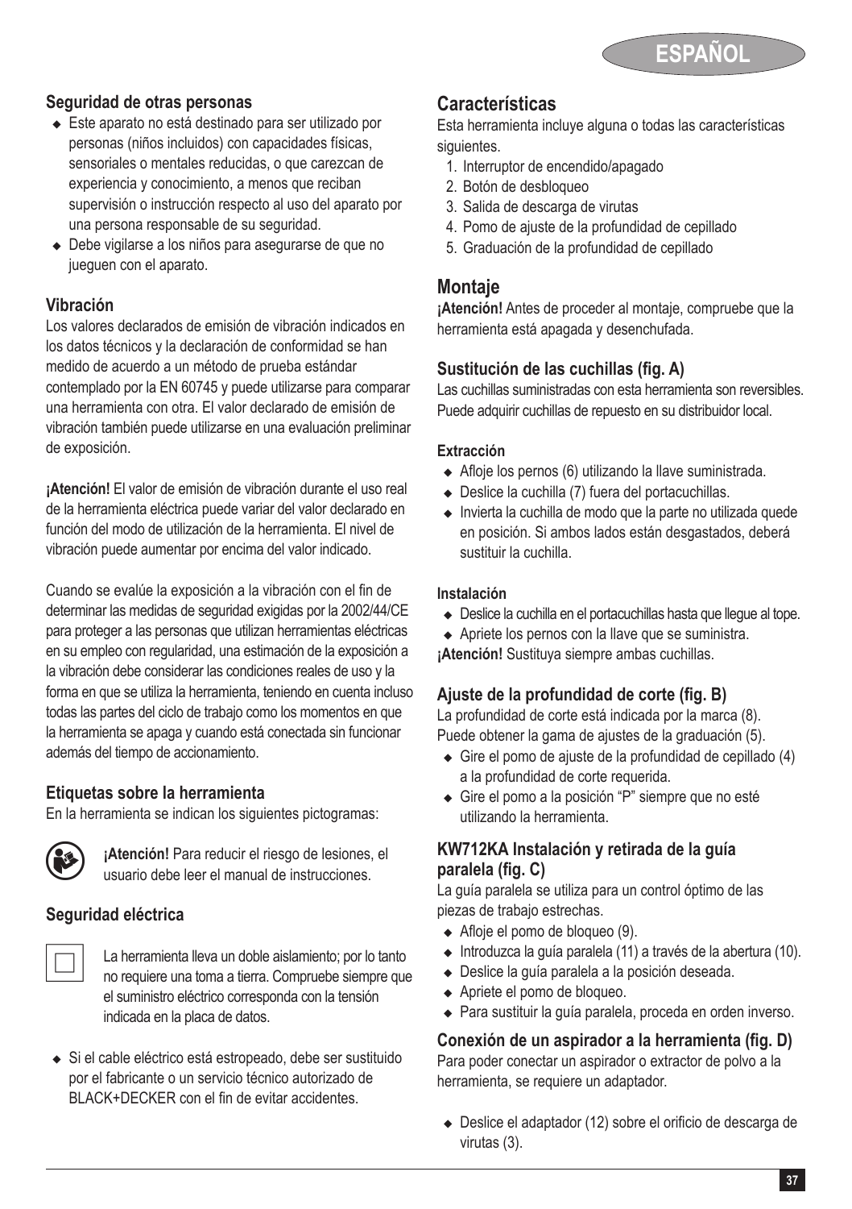### Seguridad de otras personas

- Este aparato no está destinado para ser utilizado por personas (niños incluidos) con capacidades físicas, sensoriales o mentales reducidas, o que carezcan de experiencia y conocimiento, a menos que reciban supervisión o instrucción respecto al uso del aparato por una persona responsable de su seguridad.
- Debe vigilarse a los niños para asegurarse de que no jueguen con el aparato.

### Vibración

Los valores declarados de emisión de vibración indicados en los datos técnicos y la declaración de conformidad se han medido de acuerdo a un método de prueba estándar contemplado por la EN 60745 y puede utilizarse para comparar una herramienta con otra. El valor declarado de emisión de vibración también puede utilizarse en una evaluación preliminar de exposición.

**¡Atención!** El valor de emisión de vibración durante el uso real de la herramienta eléctrica puede variar del valor declarado en función del modo de utilización de la herramienta. El nivel de vibración puede aumentar por encima del valor indicado.

Cuando se evalúe la exposición a la vibración con el fin de determinar las medidas de seguridad exigidas por la 2002/44/CE para proteger a las personas que utilizan herramientas eléctricas en su empleo con regularidad, una estimación de la exposición a la vibración debe considerar las condiciones reales de uso y la forma en que se utiliza la herramienta, teniendo en cuenta incluso todas las partes del ciclo de trabajo como los momentos en que la herramienta se apaga y cuando está conectada sin funcionar además del tiempo de accionamiento.

### Etiquetas sobre la herramienta

En la herramienta se indican los siguientes pictogramas:

**¡Atención!** Para reducir el riesgo de lesiones, el usuario debe leer el manual de instrucciones.

### Seguridad eléctrica

La herramienta lleva un doble aislamiento; por lo tanto no requiere una toma a tierra. Compruebe siempre que el suministro eléctrico corresponda con la tensión indicada en la placa de datos.

- Si el cable eléctrico está estropeado, debe ser sustituido por el fabricante o un servicio técnico autorizado de BLACK+DECKER con el fin de evitar accidentes.

## Características

Esta herramienta incluye alguna o todas las características siguientes.

1. Interruptor de encendido/apagado
2. Botón de desbloqueo
3. Salida de descarga de virutas
4. Pomo de ajuste de la profundidad de cepillado
5. Graduación de la profundidad de cepillado

## Montaje

**¡Atención!** Antes de proceder al montaje, compruebe que la herramienta está apagada y desenchufada.

### Sustitución de las cuchillas (fig. A)

Las cuchillas suministradas con esta herramienta son reversibles. Puede adquirir cuchillas de repuesto en su distribuidor local.

#### Extracción

- Afloje los pernos (6) utilizando la llave suministrada.
- Deslice la cuchilla (7) fuera del portacuchillas.
- Invierta la cuchilla de modo que la parte no utilizada quede en posición. Si ambos lados están desgastados, deberá sustituir la cuchilla.

#### Instalación

- Deslice la cuchilla en el portacuchillas hasta que llegue al tope.
- Apriete los pernos con la llave que se suministra.

**¡Atención!** Sustituya siempre ambas cuchillas.

### Ajuste de la profundidad de corte (fig. B)

La profundidad de corte está indicada por la marca (8). Puede obtener la gama de ajustes de la graduación (5).

- Gire el pomo de ajuste de la profundidad de cepillado (4) a la profundidad de corte requerida.
- Gire el pomo a la posición "P" siempre que no esté utilizando la herramienta.

### KW712KA Instalación y retirada de la guía paralela (fig. C)

La guía paralela se utiliza para un control óptimo de las piezas de trabajo estrechas.

- Afloje el pomo de bloqueo (9).
- Introduzca la guía paralela (11) a través de la abertura (10).
- Deslice la guía paralela a la posición deseada.
- Apriete el pomo de bloqueo.
- Para sustituir la guía paralela, proceda en orden inverso.

### Conexión de un aspirador a la herramienta (fig. D)

Para poder conectar un aspirador o extractor de polvo a la herramienta, se requiere un adaptador.

- Deslice el adaptador (12) sobre el orificio de descarga de virutas (3).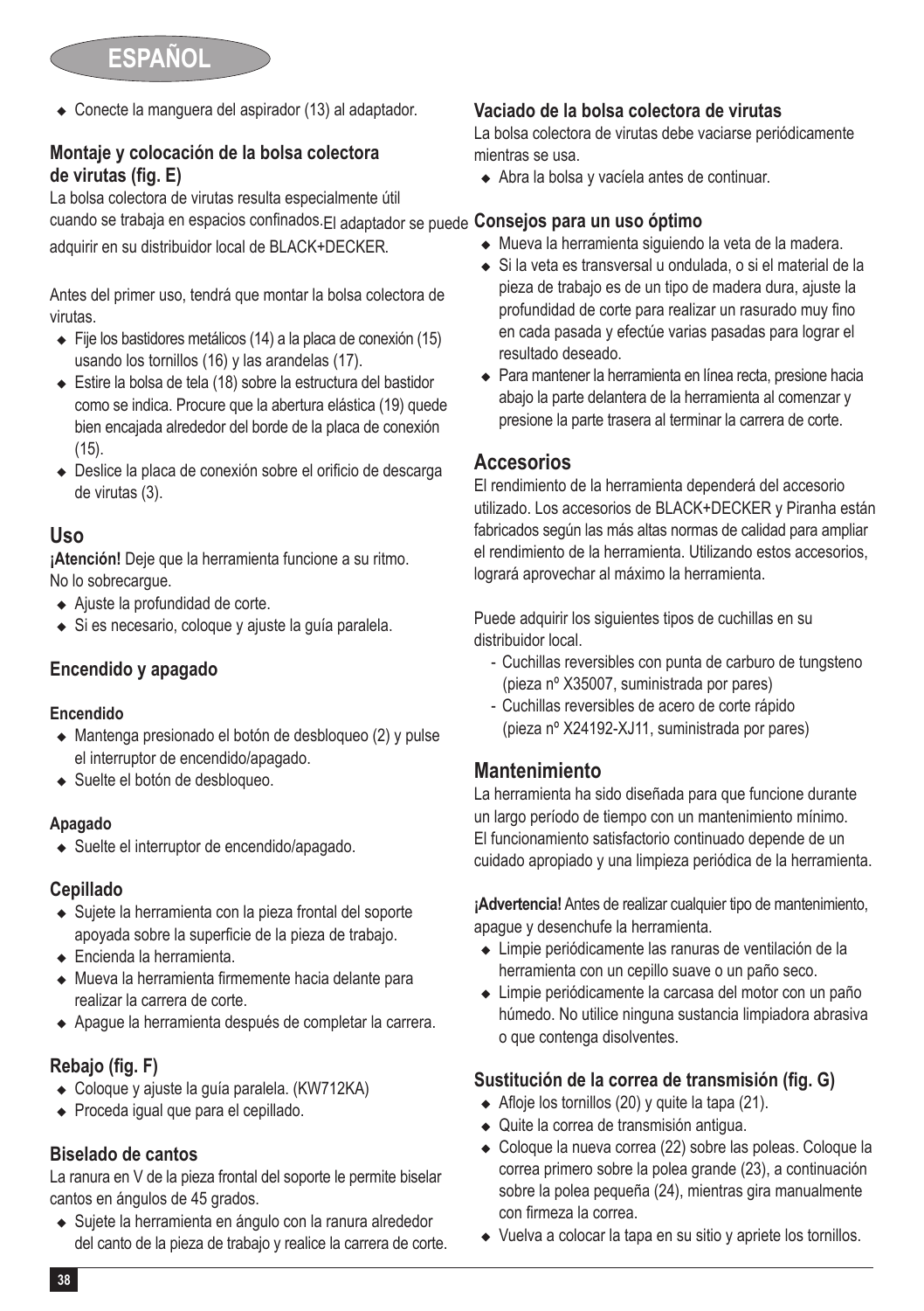- Conecte la manguera del aspirador (13) al adaptador.

### Montaje y colocación de la bolsa colectora de virutas (fig. E)

La bolsa colectora de virutas resulta especialmente útil cuando se trabaja en espacios confinados. El adaptador se puede adquirir en su distribuidor local de BLACK+DECKER.

Antes del primer uso, tendrá que montar la bolsa colectora de virutas.

- Fije los bastidores metálicos (14) a la placa de conexión (15) usando los tornillos (16) y las arandelas (17).
- Estire la bolsa de tela (18) sobre la estructura del bastidor como se indica. Procure que la abertura elástica (19) quede bien encajada alrededor del borde de la placa de conexión (15).
- Deslice la placa de conexión sobre el orificio de descarga de virutas (3).

## Uso

**¡Atención!** Deje que la herramienta funcione a su ritmo. No lo sobrecargue.

- Ajuste la profundidad de corte.
- Si es necesario, coloque y ajuste la guía paralela.

### Encendido y apagado

#### Encendido

- Mantenga presionado el botón de desbloqueo (2) y pulse el interruptor de encendido/apagado.
- Suelte el botón de desbloqueo.

#### Apagado

- Suelte el interruptor de encendido/apagado.

### Cepillado

- Sujete la herramienta con la pieza frontal del soporte apoyada sobre la superficie de la pieza de trabajo.
- Encienda la herramienta.
- Mueva la herramienta firmemente hacia delante para realizar la carrera de corte.
- Apague la herramienta después de completar la carrera.

### Rebajo (fig. F)

- Coloque y ajuste la guía paralela. (KW712KA)
- Proceda igual que para el cepillado.

### Biselado de cantos

La ranura en V de la pieza frontal del soporte le permite biselar cantos en ángulos de 45 grados.

- Sujete la herramienta en ángulo con la ranura alrededor del canto de la pieza de trabajo y realice la carrera de corte.

### Vaciado de la bolsa colectora de virutas

La bolsa colectora de virutas debe vaciarse periódicamente mientras se usa.

- Abra la bolsa y vacíela antes de continuar.

### Consejos para un uso óptimo

- Mueva la herramienta siguiendo la veta de la madera.
- Si la veta es transversal u ondulada, o si el material de la pieza de trabajo es de un tipo de madera dura, ajuste la profundidad de corte para realizar un rasurado muy fino en cada pasada y efectúe varias pasadas para lograr el resultado deseado.
- Para mantener la herramienta en línea recta, presione hacia abajo la parte delantera de la herramienta al comenzar y presione la parte trasera al terminar la carrera de corte.

## Accesorios

El rendimiento de la herramienta dependerá del accesorio utilizado. Los accesorios de BLACK+DECKER y Piranha están fabricados según las más altas normas de calidad para ampliar el rendimiento de la herramienta. Utilizando estos accesorios, logrará aprovechar al máximo la herramienta.

Puede adquirir los siguientes tipos de cuchillas en su distribuidor local.

- Cuchillas reversibles con punta de carburo de tungsteno (pieza nº X35007, suministrada por pares)
- Cuchillas reversibles de acero de corte rápido (pieza nº X24192-XJ11, suministrada por pares)

## Mantenimiento

La herramienta ha sido diseñada para que funcione durante un largo período de tiempo con un mantenimiento mínimo. El funcionamiento satisfactorio continuado depende de un cuidado apropiado y una limpieza periódica de la herramienta.

**¡Advertencia!** Antes de realizar cualquier tipo de mantenimiento, apague y desenchufe la herramienta.

- Limpie periódicamente las ranuras de ventilación de la herramienta con un cepillo suave o un paño seco.
- Limpie periódicamente la carcasa del motor con un paño húmedo. No utilice ninguna sustancia limpiadora abrasiva o que contenga disolventes.

### Sustitución de la correa de transmisión (fig. G)

- Afloje los tornillos (20) y quite la tapa (21).
- Quite la correa de transmisión antigua.
- Coloque la nueva correa (22) sobre las poleas. Coloque la correa primero sobre la polea grande (23), a continuación sobre la polea pequeña (24), mientras gira manualmente con firmeza la correa.
- Vuelva a colocar la tapa en su sitio y apriete los tornillos.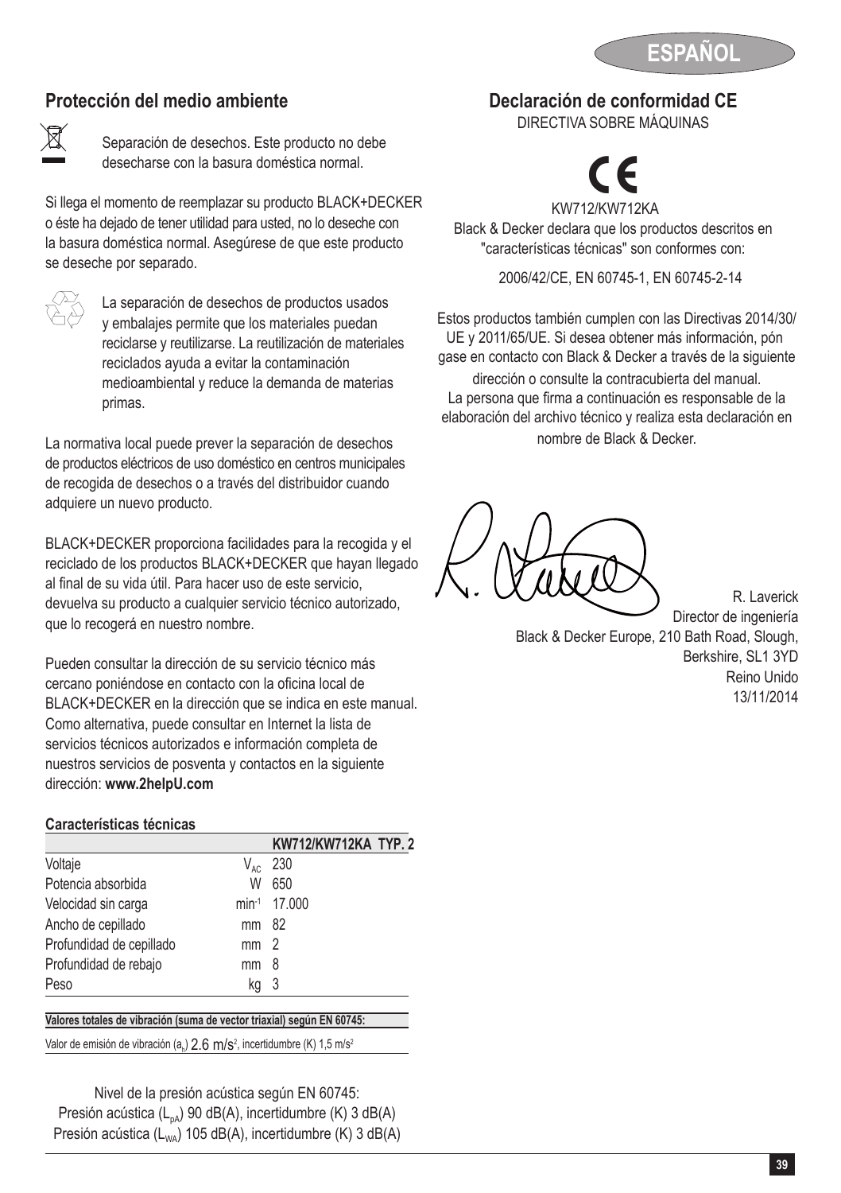## Protección del medio ambiente

Separación de desechos. Este producto no debe desecharse con la basura doméstica normal.

Si llega el momento de reemplazar su producto BLACK+DECKER o éste ha dejado de tener utilidad para usted, no lo deseche con la basura doméstica normal. Asegúrese de que este producto se deseche por separado.

La separación de desechos de productos usados y embalajes permite que los materiales puedan reciclarse y reutilizarse. La reutilización de materiales reciclados ayuda a evitar la contaminación medioambiental y reduce la demanda de materias primas.

La normativa local puede prever la separación de desechos de productos eléctricos de uso doméstico en centros municipales de recogida de desechos o a través del distribuidor cuando adquiere un nuevo producto.

BLACK+DECKER proporciona facilidades para la recogida y el reciclado de los productos BLACK+DECKER que hayan llegado al final de su vida útil. Para hacer uso de este servicio, devuelva su producto a cualquier servicio técnico autorizado, que lo recogerá en nuestro nombre.

Pueden consultar la dirección de su servicio técnico más cercano poniéndose en contacto con la oficina local de BLACK+DECKER en la dirección que se indica en este manual. Como alternativa, puede consultar en Internet la lista de servicios técnicos autorizados e información completa de nuestros servicios de posventa y contactos en la siguiente dirección: **www.2helpU.com**

#### Características técnicas

| | | KW712/KW712KA TYP. 2 |
|---|---|---|
| Voltaje | $V_{AC}$ | 230 |
| Potencia absorbida | W | 650 |
| Velocidad sin carga | $min^{-1}$ | 17.000 |
| Ancho de cepillado | mm | 82 |
| Profundidad de cepillado | mm | 2 |
| Profundidad de rebajo | mm | 8 |
| Peso | kg | 3 |

**Valores totales de vibración (suma de vector triaxial) según EN 60745:**

Valor de emisión de vibración ($a_h$) 2.6 $m/s^2$, incertidumbre (K) 1,5 $m/s^2$

Nivel de la presión acústica según EN 60745:
Presión acústica ($L_{pA}$) 90 dB(A), incertidumbre (K) 3 dB(A)
Presión acústica ($L_{WA}$) 105 dB(A), incertidumbre (K) 3 dB(A)

## Declaración de conformidad CE

DIRECTIVA SOBRE MÁQUINAS

CE

KW712/KW712KA

Black & Decker declara que los productos descritos en "características técnicas" son conformes con:

2006/42/CE, EN 60745-1, EN 60745-2-14

Estos productos también cumplen con las Directivas 2014/30/UE y 2011/65/UE. Si desea obtener más información, póngase en contacto con Black & Decker a través de la siguiente dirección o consulte la contracubierta del manual.
La persona que firma a continuación es responsable de la elaboración del archivo técnico y realiza esta declaración en nombre de Black & Decker.

R. Laverick
Director de ingeniería
Black & Decker Europe, 210 Bath Road, Slough, Berkshire, SL1 3YD
Reino Unido
13/11/2014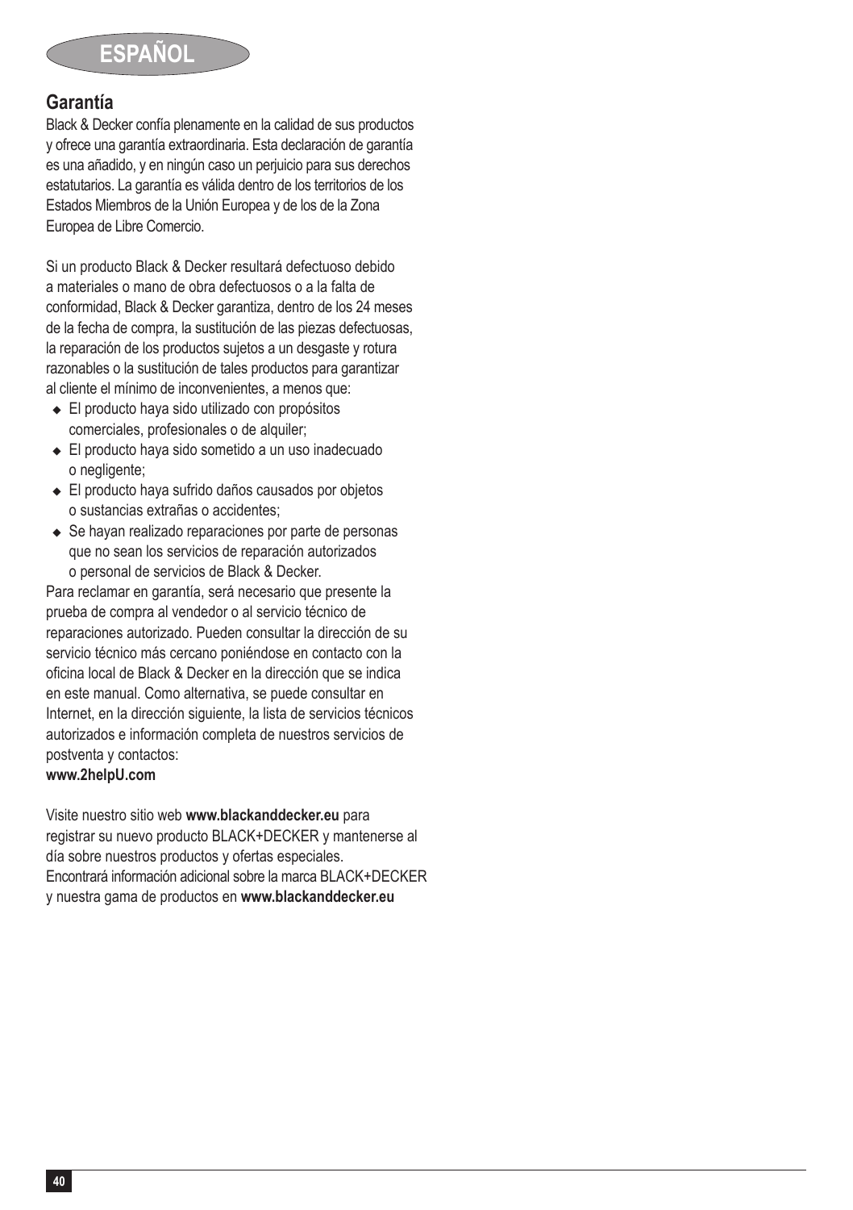## Garantía

Black & Decker confía plenamente en la calidad de sus productos y ofrece una garantía extraordinaria. Esta declaración de garantía es una añadido, y en ningún caso un perjuicio para sus derechos estatutarios. La garantía es válida dentro de los territorios de los Estados Miembros de la Unión Europea y de los de la Zona Europea de Libre Comercio.

Si un producto Black & Decker resultará defectuoso debido a materiales o mano de obra defectuosos o a la falta de conformidad, Black & Decker garantiza, dentro de los 24 meses de la fecha de compra, la sustitución de las piezas defectuosas, la reparación de los productos sujetos a un desgaste y rotura razonables o la sustitución de tales productos para garantizar al cliente el mínimo de inconvenientes, a menos que:

- El producto haya sido utilizado con propósitos comerciales, profesionales o de alquiler;
- El producto haya sido sometido a un uso inadecuado o negligente;
- El producto haya sufrido daños causados por objetos o sustancias extrañas o accidentes;
- Se hayan realizado reparaciones por parte de personas que no sean los servicios de reparación autorizados o personal de servicios de Black & Decker.

Para reclamar en garantía, será necesario que presente la prueba de compra al vendedor o al servicio técnico de reparaciones autorizado. Pueden consultar la dirección de su servicio técnico más cercano poniéndose en contacto con la oficina local de Black & Decker en la dirección que se indica en este manual. Como alternativa, se puede consultar en Internet, en la dirección siguiente, la lista de servicios técnicos autorizados e información completa de nuestros servicios de postventa y contactos:
**www.2helpU.com**

Visite nuestro sitio web **www.blackanddecker.eu** para registrar su nuevo producto BLACK+DECKER y mantenerse al día sobre nuestros productos y ofertas especiales. Encontrará información adicional sobre la marca BLACK+DECKER y nuestra gama de productos en **www.blackanddecker.eu**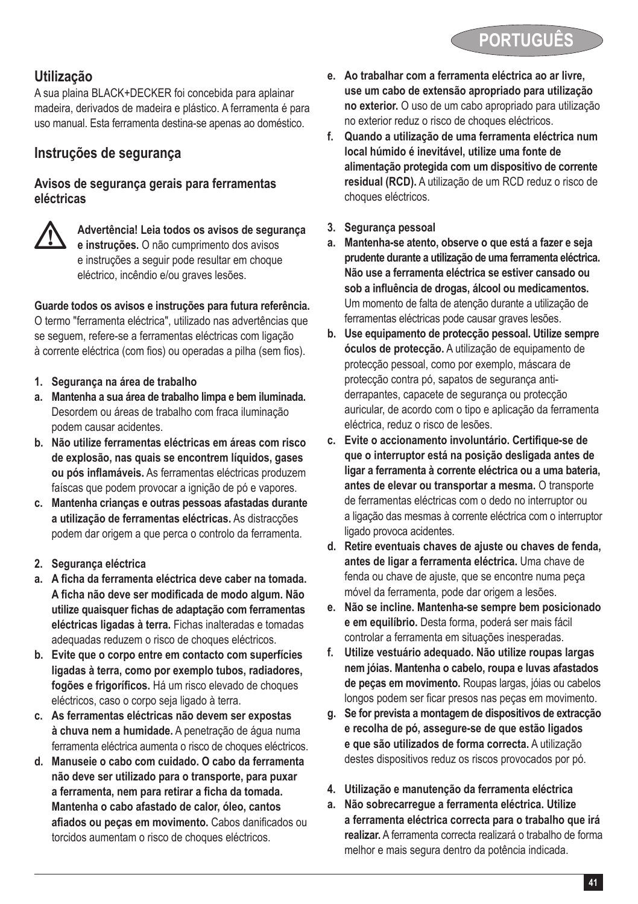## Utilização

A sua plaina BLACK+DECKER foi concebida para aplainar madeira, derivados de madeira e plástico. A ferramenta é para uso manual. Esta ferramenta destina-se apenas ao doméstico.

## Instruções de segurança

### Avisos de segurança gerais para ferramentas eléctricas

**Advertência! Leia todos os avisos de segurança e instruções.** O não cumprimento dos avisos e instruções a seguir pode resultar em choque eléctrico, incêndio e/ou graves lesões.

**Guarde todos os avisos e instruções para futura referência.** O termo "ferramenta eléctrica", utilizado nas advertências que se seguem, refere-se a ferramentas eléctricas com ligação à corrente eléctrica (com fios) ou operadas a pilha (sem fios).

**1. Segurança na área de trabalho**

a. **Mantenha a sua área de trabalho limpa e bem iluminada.** Desordem ou áreas de trabalho com fraca iluminação podem causar acidentes.

b. **Não utilize ferramentas eléctricas em áreas com risco de explosão, nas quais se encontrem líquidos, gases ou pós inflamáveis.** As ferramentas eléctricas produzem faíscas que podem provocar a ignição de pó e vapores.

c. **Mantenha crianças e outras pessoas afastadas durante a utilização de ferramentas eléctricas.** As distracções podem dar origem a que perca o controlo da ferramenta.

**2. Segurança eléctrica**

a. **A ficha da ferramenta eléctrica deve caber na tomada. A ficha não deve ser modificada de modo algum. Não utilize quaisquer fichas de adaptação com ferramentas eléctricas ligadas à terra.** Fichas inalteradas e tomadas adequadas reduzem o risco de choques eléctricos.

b. **Evite que o corpo entre em contacto com superfícies ligadas à terra, como por exemplo tubos, radiadores, fogões e frigoríficos.** Há um risco elevado de choques eléctricos, caso o corpo seja ligado à terra.

c. **As ferramentas eléctricas não devem ser expostas à chuva nem a humidade.** A penetração de água numa ferramenta eléctrica aumenta o risco de choques eléctricos.

d. **Manuseie o cabo com cuidado. O cabo da ferramenta não deve ser utilizado para o transporte, para puxar a ferramenta, nem para retirar a ficha da tomada. Mantenha o cabo afastado de calor, óleo, cantos afiados ou peças em movimento.** Cabos danificados ou torcidos aumentam o risco de choques eléctricos.

e. **Ao trabalhar com a ferramenta eléctrica ao ar livre, use um cabo de extensão apropriado para utilização no exterior.** O uso de um cabo apropriado para utilização no exterior reduz o risco de choques eléctricos.

f. **Quando a utilização de uma ferramenta eléctrica num local húmido é inevitável, utilize uma fonte de alimentação protegida com um dispositivo de corrente residual (RCD).** A utilização de um RCD reduz o risco de choques eléctricos.

**3. Segurança pessoal**

a. **Mantenha-se atento, observe o que está a fazer e seja prudente durante a utilização de uma ferramenta eléctrica. Não use a ferramenta eléctrica se estiver cansado ou sob a influência de drogas, álcool ou medicamentos.** Um momento de falta de atenção durante a utilização de ferramentas eléctricas pode causar graves lesões.

b. **Use equipamento de protecção pessoal. Utilize sempre óculos de protecção.** A utilização de equipamento de protecção pessoal, como por exemplo, máscara de protecção contra pó, sapatos de segurança anti-derrapantes, capacete de segurança ou protecção auricular, de acordo com o tipo e aplicação da ferramenta eléctrica, reduz o risco de lesões.

c. **Evite o accionamento involuntário. Certifique-se de que o interruptor está na posição desligada antes de ligar a ferramenta à corrente eléctrica ou a uma bateria, antes de elevar ou transportar a mesma.** O transporte de ferramentas eléctricas com o dedo no interruptor ou a ligação das mesmas à corrente eléctrica com o interruptor ligado provoca acidentes.

d. **Retire eventuais chaves de ajuste ou chaves de fenda, antes de ligar a ferramenta eléctrica.** Uma chave de fenda ou chave de ajuste, que se encontre numa peça móvel da ferramenta, pode dar origem a lesões.

e. **Não se incline. Mantenha-se sempre bem posicionado e em equilíbrio.** Desta forma, poderá ser mais fácil controlar a ferramenta em situações inesperadas.

f. **Utilize vestuário adequado. Não utilize roupas largas nem jóias. Mantenha o cabelo, roupa e luvas afastados de peças em movimento.** Roupas largas, jóias ou cabelos longos podem ser ficar presos nas peças em movimento.

g. **Se for prevista a montagem de dispositivos de extracção e recolha de pó, assegure-se de que estão ligados e que são utilizados de forma correcta.** A utilização destes dispositivos reduz os riscos provocados por pó.

**4. Utilização e manutenção da ferramenta eléctrica**

a. **Não sobrecarregue a ferramenta eléctrica. Utilize a ferramenta eléctrica correcta para o trabalho que irá realizar.** A ferramenta correcta realizará o trabalho de forma melhor e mais segura dentro da potência indicada.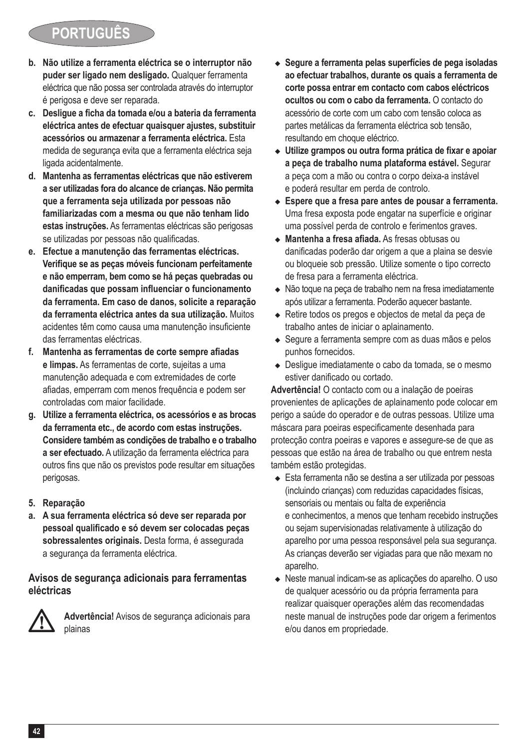b. **Não utilize a ferramenta eléctrica se o interruptor não puder ser ligado nem desligado.** Qualquer ferramenta eléctrica que não possa ser controlada através do interruptor é perigosa e deve ser reparada.
c. **Desligue a ficha da tomada e/ou a bateria da ferramenta eléctrica antes de efectuar quaisquer ajustes, substituir acessórios ou armazenar a ferramenta eléctrica.** Esta medida de segurança evita que a ferramenta eléctrica seja ligada acidentalmente.
d. **Mantenha as ferramentas eléctricas que não estiverem a ser utilizadas fora do alcance de crianças. Não permita que a ferramenta seja utilizada por pessoas não familiarizadas com a mesma ou que não tenham lido estas instruções.** As ferramentas eléctricas são perigosas se utilizadas por pessoas não qualificadas.
e. **Efectue a manutenção das ferramentas eléctricas. Verifique se as peças móveis funcionam perfeitamente e não emperram, bem como se há peças quebradas ou danificadas que possam influenciar o funcionamento da ferramenta. Em caso de danos, solicite a reparação da ferramenta eléctrica antes da sua utilização.** Muitos acidentes têm como causa uma manutenção insuficiente das ferramentas eléctricas.
f. **Mantenha as ferramentas de corte sempre afiadas e limpas.** As ferramentas de corte, sujeitas a uma manutenção adequada e com extremidades de corte afiadas, emperram com menos frequência e podem ser controladas com maior facilidade.
g. **Utilize a ferramenta eléctrica, os acessórios e as brocas da ferramenta etc., de acordo com estas instruções. Considere também as condições de trabalho e o trabalho a ser efectuado.** A utilização da ferramenta eléctrica para outros fins que não os previstos pode resultar em situações perigosas.

**5. Reparação**

a. **A sua ferramenta eléctrica só deve ser reparada por pessoal qualificado e só devem ser colocadas peças sobressalentes originais.** Desta forma, é assegurada a segurança da ferramenta eléctrica.

## Avisos de segurança adicionais para ferramentas eléctricas

**Advertência!** Avisos de segurança adicionais para plainas

- **Segure a ferramenta pelas superfícies de pega isoladas ao efectuar trabalhos, durante os quais a ferramenta de corte possa entrar em contacto com cabos eléctricos ocultos ou com o cabo da ferramenta.** O contacto do acessório de corte com um cabo com tensão coloca as partes metálicas da ferramenta eléctrica sob tensão, resultando em choque eléctrico.
- **Utilize grampos ou outra forma prática de fixar e apoiar a peça de trabalho numa plataforma estável.** Segurar a peça com a mão ou contra o corpo deixa-a instável e poderá resultar em perda de controlo.
- **Espere que a fresa pare antes de pousar a ferramenta.** Uma fresa exposta pode engatar na superfície e originar uma possível perda de controlo e ferimentos graves.
- **Mantenha a fresa afiada.** As fresas obtusas ou danificadas poderão dar origem a que a plaina se desvie ou bloqueie sob pressão. Utilize somente o tipo correcto de fresa para a ferramenta eléctrica.
- Não toque na peça de trabalho nem na fresa imediatamente após utilizar a ferramenta. Poderão aquecer bastante.
- Retire todos os pregos e objectos de metal da peça de trabalho antes de iniciar o aplainamento.
- Segure a ferramenta sempre com as duas mãos e pelos punhos fornecidos.
- Desligue imediatamente o cabo da tomada, se o mesmo estiver danificado ou cortado.

**Advertência!** O contacto com ou a inalação de poeiras provenientes de aplicações de aplainamento pode colocar em perigo a saúde do operador e de outras pessoas. Utilize uma máscara para poeiras especificamente desenhada para protecção contra poeiras e vapores e assegure-se de que as pessoas que estão na área de trabalho ou que entrem nesta também estão protegidas.

- Esta ferramenta não se destina a ser utilizada por pessoas (incluindo crianças) com reduzidas capacidades físicas, sensoriais ou mentais ou falta de experiência e conhecimentos, a menos que tenham recebido instruções ou sejam supervisionadas relativamente à utilização do aparelho por uma pessoa responsável pela sua segurança. As crianças deverão ser vigiadas para que não mexam no aparelho.
- Neste manual indicam-se as aplicações do aparelho. O uso de qualquer acessório ou da própria ferramenta para realizar quaisquer operações além das recomendadas neste manual de instruções pode dar origem a ferimentos e/ou danos em propriedade.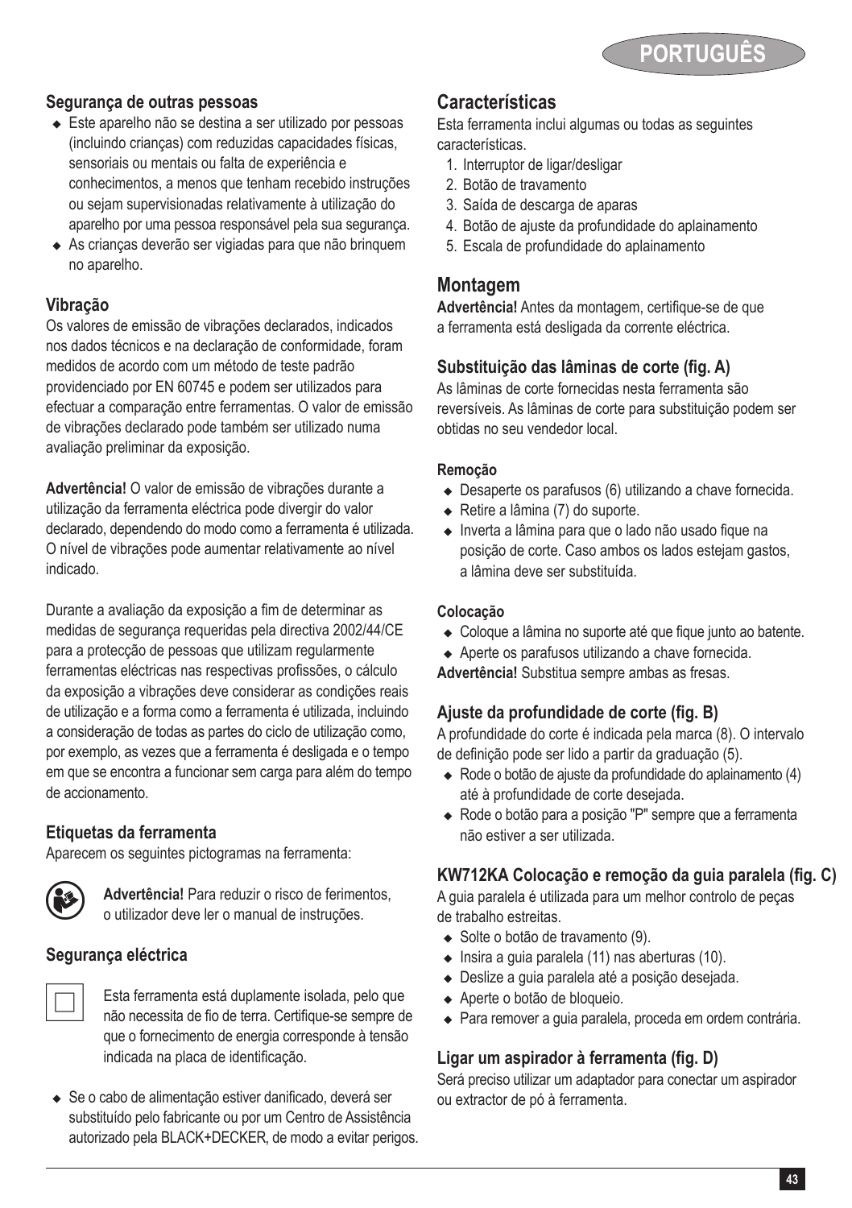### Segurança de outras pessoas

- Este aparelho não se destina a ser utilizado por pessoas (incluindo crianças) com reduzidas capacidades físicas, sensoriais ou mentais ou falta de experiência e conhecimentos, a menos que tenham recebido instruções ou sejam supervisionadas relativamente à utilização do aparelho por uma pessoa responsável pela sua segurança.
- As crianças deverão ser vigiadas para que não brinquem no aparelho.

### Vibração

Os valores de emissão de vibrações declarados, indicados nos dados técnicos e na declaração de conformidade, foram medidos de acordo com um método de teste padrão providenciado por EN 60745 e podem ser utilizados para efectuar a comparação entre ferramentas. O valor de emissão de vibrações declarado pode também ser utilizado numa avaliação preliminar da exposição.

**Advertência!** O valor de emissão de vibrações durante a utilização da ferramenta eléctrica pode divergir do valor declarado, dependendo do modo como a ferramenta é utilizada. O nível de vibrações pode aumentar relativamente ao nível indicado.

Durante a avaliação da exposição a fim de determinar as medidas de segurança requeridas pela directiva 2002/44/CE para a protecção de pessoas que utilizam regularmente ferramentas eléctricas nas respectivas profissões, o cálculo da exposição a vibrações deve considerar as condições reais de utilização e a forma como a ferramenta é utilizada, incluindo a consideração de todas as partes do ciclo de utilização como, por exemplo, as vezes que a ferramenta é desligada e o tempo em que se encontra a funcionar sem carga para além do tempo de accionamento.

### Etiquetas da ferramenta

Aparecem os seguintes pictogramas na ferramenta:

**Advertência!** Para reduzir o risco de ferimentos, o utilizador deve ler o manual de instruções.

### Segurança eléctrica

Esta ferramenta está duplamente isolada, pelo que não necessita de fio de terra. Certifique-se sempre de que o fornecimento de energia corresponde à tensão indicada na placa de identificação.

- Se o cabo de alimentação estiver danificado, deverá ser substituído pelo fabricante ou por um Centro de Assistência autorizado pela BLACK+DECKER, de modo a evitar perigos.

## Características

Esta ferramenta inclui algumas ou todas as seguintes características.

1. Interruptor de ligar/desligar
2. Botão de travamento
3. Saída de descarga de aparas
4. Botão de ajuste da profundidade do aplainamento
5. Escala de profundidade do aplainamento

## Montagem

**Advertência!** Antes da montagem, certifique-se de que a ferramenta está desligada da corrente eléctrica.

### Substituição das lâminas de corte (fig. A)

As lâminas de corte fornecidas nesta ferramenta são reversíveis. As lâminas de corte para substituição podem ser obtidas no seu vendedor local.

#### Remoção

- Desaperte os parafusos (6) utilizando a chave fornecida.
- Retire a lâmina (7) do suporte.
- Inverta a lâmina para que o lado não usado fique na posição de corte. Caso ambos os lados estejam gastos, a lâmina deve ser substituída.

#### Colocação

- Coloque a lâmina no suporte até que fique junto ao batente.
- Aperte os parafusos utilizando a chave fornecida.

**Advertência!** Substitua sempre ambas as fresas.

### Ajuste da profundidade de corte (fig. B)

A profundidade do corte é indicada pela marca (8). O intervalo de definição pode ser lido a partir da graduação (5).

- Rode o botão de ajuste da profundidade do aplainamento (4) até à profundidade de corte desejada.
- Rode o botão para a posição "P" sempre que a ferramenta não estiver a ser utilizada.

### KW712KA Colocação e remoção da guia paralela (fig. C)

A guia paralela é utilizada para um melhor controlo de peças de trabalho estreitas.

- Solte o botão de travamento (9).
- Insira a guia paralela (11) nas aberturas (10).
- Deslize a guia paralela até a posição desejada.
- Aperte o botão de bloqueio.
- Para remover a guia paralela, proceda em ordem contrária.

### Ligar um aspirador à ferramenta (fig. D)

Será preciso utilizar um adaptador para conectar um aspirador ou extractor de pó à ferramenta.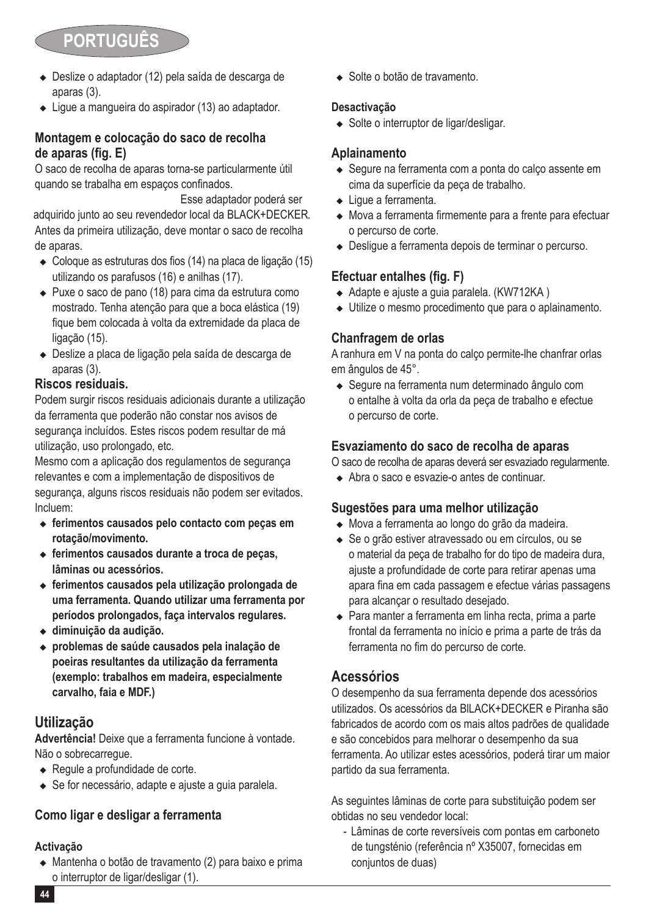- Deslize o adaptador (12) pela saída de descarga de aparas (3).
- Ligue a mangueira do aspirador (13) ao adaptador.

### Montagem e colocação do saco de recolha de aparas (fig. E)

O saco de recolha de aparas torna-se particularmente útil quando se trabalha em espaços confinados.

Esse adaptador poderá ser adquirido junto ao seu revendedor local da BLACK+DECKER.

Antes da primeira utilização, deve montar o saco de recolha de aparas.

- Coloque as estruturas dos fios (14) na placa de ligação (15) utilizando os parafusos (16) e anilhas (17).
- Puxe o saco de pano (18) para cima da estrutura como mostrado. Tenha atenção para que a boca elástica (19) fique bem colocada à volta da extremidade da placa de ligação (15).
- Deslize a placa de ligação pela saída de descarga de aparas (3).

### Riscos residuais.

Podem surgir riscos residuais adicionais durante a utilização da ferramenta que poderão não constar nos avisos de segurança incluídos. Estes riscos podem resultar de má utilização, uso prolongado, etc.

Mesmo com a aplicação dos regulamentos de segurança relevantes e com a implementação de dispositivos de segurança, alguns riscos residuais não podem ser evitados. Incluem:

- **ferimentos causados pelo contacto com peças em rotação/movimento.**
- **ferimentos causados durante a troca de peças, lâminas ou acessórios.**
- **ferimentos causados pela utilização prolongada de uma ferramenta. Quando utilizar uma ferramenta por períodos prolongados, faça intervalos regulares.**
- **diminuição da audição.**
- **problemas de saúde causados pela inalação de poeiras resultantes da utilização da ferramenta (exemplo: trabalhos em madeira, especialmente carvalho, faia e MDF.)**

## Utilização

**Advertência!** Deixe que a ferramenta funcione à vontade. Não o sobrecarregue.

- Regule a profundidade de corte.
- Se for necessário, adapte e ajuste a guia paralela.

### Como ligar e desligar a ferramenta

#### Activação

- Mantenha o botão de travamento (2) para baixo e prima o interruptor de ligar/desligar (1).
- Solte o botão de travamento.

#### Desactivação

- Solte o interruptor de ligar/desligar.

### Aplainamento

- Segure na ferramenta com a ponta do calço assente em cima da superfície da peça de trabalho.
- Ligue a ferramenta.
- Mova a ferramenta firmemente para a frente para efectuar o percurso de corte.
- Desligue a ferramenta depois de terminar o percurso.

### Efectuar entalhes (fig. F)

- Adapte e ajuste a guia paralela. (KW712KA )
- Utilize o mesmo procedimento que para o aplainamento.

### Chanfragem de orlas

A ranhura em V na ponta do calço permite-lhe chanfrar orlas em ângulos de 45°.

- Segure na ferramenta num determinado ângulo com o entalhe à volta da orla da peça de trabalho e efectue o percurso de corte.

### Esvaziamento do saco de recolha de aparas

O saco de recolha de aparas deverá ser esvaziado regularmente.

- Abra o saco e esvazie-o antes de continuar.

### Sugestões para uma melhor utilização

- Mova a ferramenta ao longo do grão da madeira.
- Se o grão estiver atravessado ou em círculos, ou se o material da peça de trabalho for do tipo de madeira dura, ajuste a profundidade de corte para retirar apenas uma apara fina em cada passagem e efectue várias passagens para alcançar o resultado desejado.
- Para manter a ferramenta em linha recta, prima a parte frontal da ferramenta no início e prima a parte de trás da ferramenta no fim do percurso de corte.

## Acessórios

O desempenho da sua ferramenta depende dos acessórios utilizados. Os acessórios da BILACK+DECKER e Piranha são fabricados de acordo com os mais altos padrões de qualidade e são concebidos para melhorar o desempenho da sua ferramenta. Ao utilizar estes acessórios, poderá tirar um maior partido da sua ferramenta.

As seguintes lâminas de corte para substituição podem ser obtidas no seu vendedor local:

- Lâminas de corte reversíveis com pontas em carboneto de tungsténio (referência nº X35007, fornecidas em conjuntos de duas)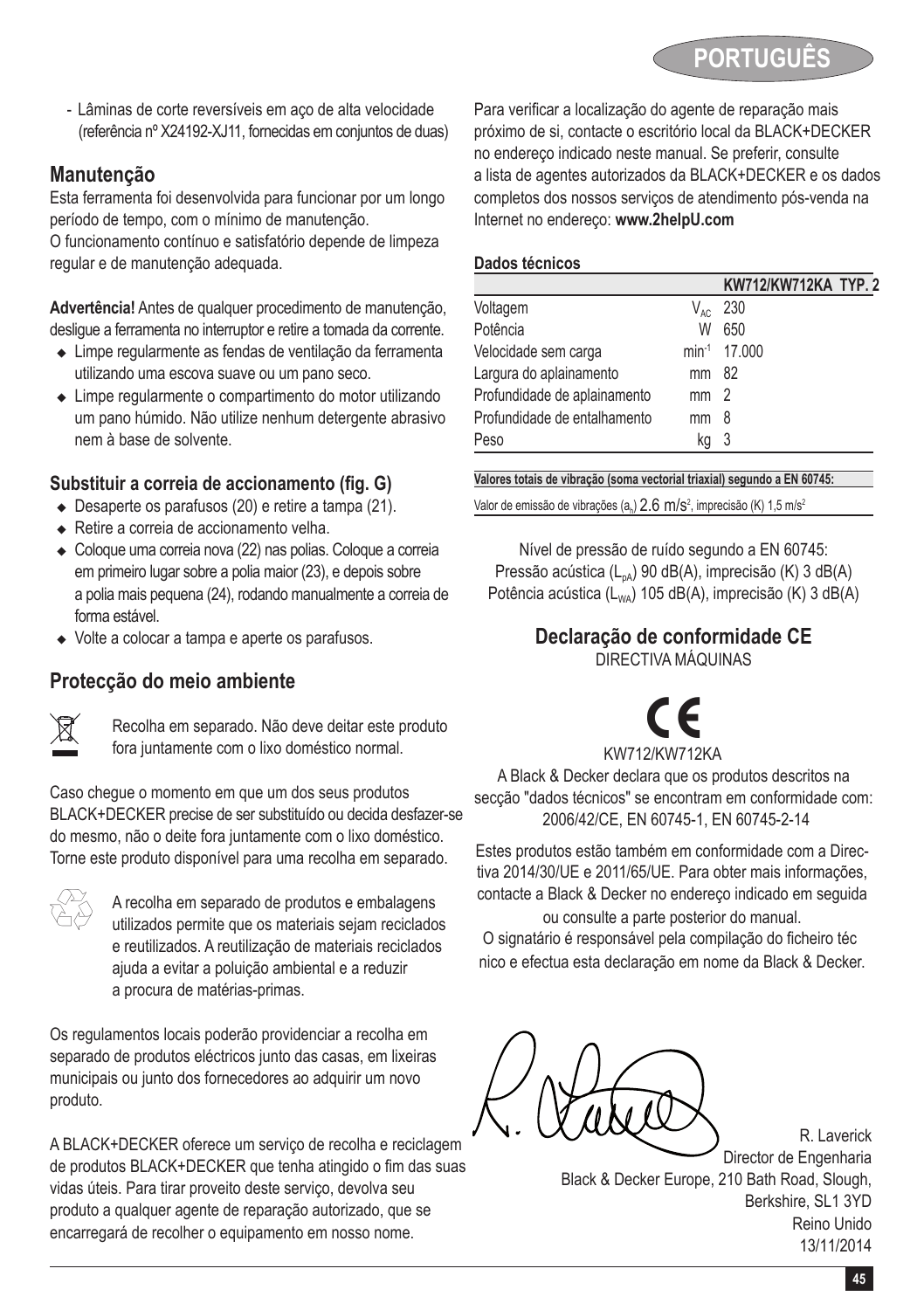- Lâminas de corte reversíveis em aço de alta velocidade (referência nº X24192-XJ11, fornecidas em conjuntos de duas)

## Manutenção

Esta ferramenta foi desenvolvida para funcionar por um longo período de tempo, com o mínimo de manutenção.
O funcionamento contínuo e satisfatório depende de limpeza regular e de manutenção adequada.

**Advertência!** Antes de qualquer procedimento de manutenção, desligue a ferramenta no interruptor e retire a tomada da corrente.

- Limpe regularmente as fendas de ventilação da ferramenta utilizando uma escova suave ou um pano seco.
- Limpe regularmente o compartimento do motor utilizando um pano húmido. Não utilize nenhum detergente abrasivo nem à base de solvente.

### Substituir a correia de accionamento (fig. G)

- Desaperte os parafusos (20) e retire a tampa (21).
- Retire a correia de accionamento velha.
- Coloque uma correia nova (22) nas polias. Coloque a correia em primeiro lugar sobre a polia maior (23), e depois sobre a polia mais pequena (24), rodando manualmente a correia de forma estável.
- Volte a colocar a tampa e aperte os parafusos.

## Protecção do meio ambiente

Recolha em separado. Não deve deitar este produto fora juntamente com o lixo doméstico normal.

Caso chegue o momento em que um dos seus produtos BLACK+DECKER precise de ser substituído ou decida desfazer-se do mesmo, não o deite fora juntamente com o lixo doméstico. Torne este produto disponível para uma recolha em separado.

A recolha em separado de produtos e embalagens utilizados permite que os materiais sejam reciclados e reutilizados. A reutilização de materiais reciclados ajuda a evitar a poluição ambiental e a reduzir a procura de matérias-primas.

Os regulamentos locais poderão providenciar a recolha em separado de produtos eléctricos junto das casas, em lixeiras municipais ou junto dos fornecedores ao adquirir um novo produto.

A BLACK+DECKER oferece um serviço de recolha e reciclagem de produtos BLACK+DECKER que tenha atingido o fim das suas vidas úteis. Para tirar proveito deste serviço, devolva seu produto a qualquer agente de reparação autorizado, que se encarregará de recolher o equipamento em nosso nome.

Para verificar a localização do agente de reparação mais próximo de si, contacte o escritório local da BLACK+DECKER no endereço indicado neste manual. Se preferir, consulte a lista de agentes autorizados da BLACK+DECKER e os dados completos dos nossos serviços de atendimento pós-venda na Internet no endereço: **www.2helpU.com**

### Dados técnicos

| | | KW712/KW712KA TYP. 2 |
|---|---|---|
| Voltagem | $V_{AC}$ | 230 |
| Potência | W | 650 |
| Velocidade sem carga | $min^{-1}$ | 17.000 |
| Largura do aplainamento | mm | 82 |
| Profundidade de aplainamento | mm | 2 |
| Profundidade de entalhamento | mm | 8 |
| Peso | kg | 3 |

**Valores totais de vibração (soma vectorial triaxial) segundo a EN 60745:**

Valor de emissão de vibrações ($a_h$) 2.6 $m/s^2$, imprecisão (K) 1,5 $m/s^2$

Nível de pressão de ruído segundo a EN 60745:
Pressão acústica ($L_{pA}$) 90 dB(A), imprecisão (K) 3 dB(A)
Potência acústica ($L_{WA}$) 105 dB(A), imprecisão (K) 3 dB(A)

## Declaração de conformidade CE

DIRECTIVA MÁQUINAS

CE

KW712/KW712KA

A Black & Decker declara que os produtos descritos na secção "dados técnicos" se encontram em conformidade com: 2006/42/CE, EN 60745-1, EN 60745-2-14

Estes produtos estão também em conformidade com a Directiva 2014/30/UE e 2011/65/UE. Para obter mais informações, contacte a Black & Decker no endereço indicado em seguida ou consulte a parte posterior do manual.
O signatário é responsável pela compilação do ficheiro téc nico e efectua esta declaração em nome da Black & Decker.

R. Laverick
Director de Engenharia
Black & Decker Europe, 210 Bath Road, Slough, Berkshire, SL1 3YD
Reino Unido
13/11/2014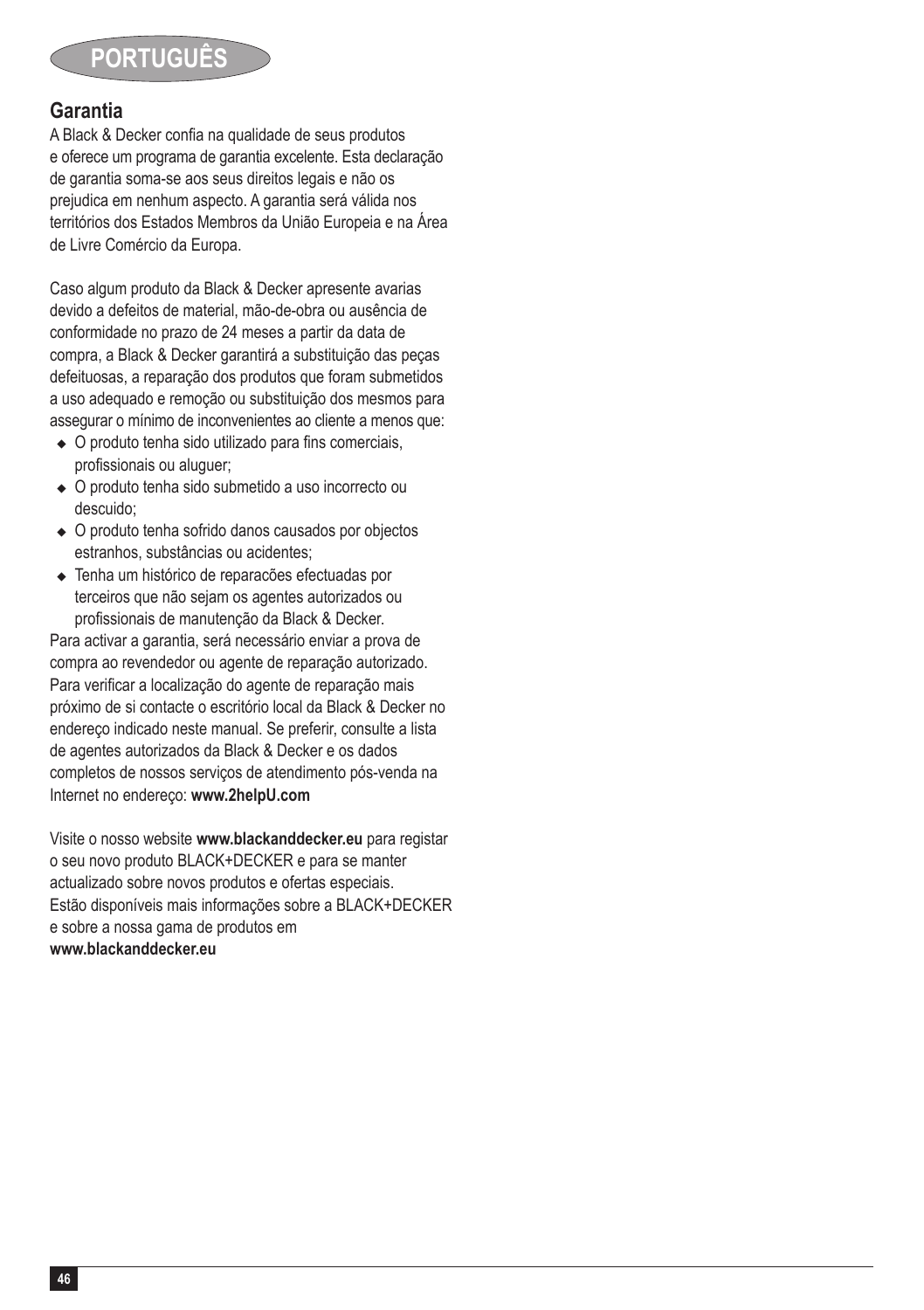## Garantia

A Black & Decker confia na qualidade de seus produtos e oferece um programa de garantia excelente. Esta declaração de garantia soma-se aos seus direitos legais e não os prejudica em nenhum aspecto. A garantia será válida nos territórios dos Estados Membros da União Europeia e na Área de Livre Comércio da Europa.

Caso algum produto da Black & Decker apresente avarias devido a defeitos de material, mão-de-obra ou ausência de conformidade no prazo de 24 meses a partir da data de compra, a Black & Decker garantirá a substituição das peças defeituosas, a reparação dos produtos que foram submetidos a uso adequado e remoção ou substituição dos mesmos para assegurar o mínimo de inconvenientes ao cliente a menos que:

- O produto tenha sido utilizado para fins comerciais, profissionais ou aluguer;
- O produto tenha sido submetido a uso incorrecto ou descuido;
- O produto tenha sofrido danos causados por objectos estranhos, substâncias ou acidentes;
- Tenha um histórico de reparacões efectuadas por terceiros que não sejam os agentes autorizados ou profissionais de manutenção da Black & Decker.

Para activar a garantia, será necessário enviar a prova de compra ao revendedor ou agente de reparação autorizado. Para verificar a localização do agente de reparação mais próximo de si contacte o escritório local da Black & Decker no endereço indicado neste manual. Se preferir, consulte a lista de agentes autorizados da Black & Decker e os dados completos de nossos serviços de atendimento pós-venda na Internet no endereço: **www.2helpU.com**

Visite o nosso website **www.blackanddecker.eu** para registar o seu novo produto BLACK+DECKER e para se manter actualizado sobre novos produtos e ofertas especiais. Estão disponíveis mais informações sobre a BLACK+DECKER e sobre a nossa gama de produtos em **www.blackanddecker.eu**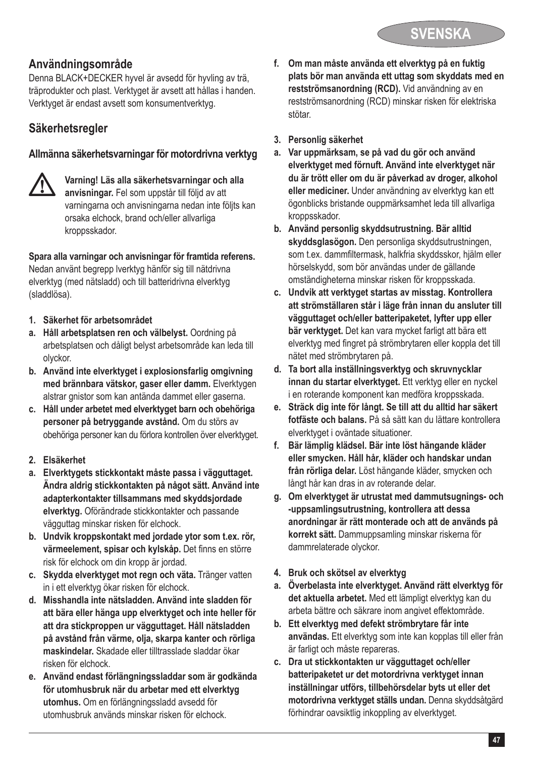## Användningsområde

Denna BLACK+DECKER hyvel är avsedd för hyvling av trä, träprodukter och plast. Verktyget är avsett att hållas i handen. Verktyget är endast avsett som konsumentverktyg.

## Säkerhetsregler

### Allmänna säkerhetsvarningar för motordrivna verktyg

⚠ **Varning! Läs alla säkerhetsvarningar och alla anvisningar.** Fel som uppstår till följd av att varningarna och anvisningarna nedan inte följts kan orsaka elchock, brand och/eller allvarliga kroppsskador.

**Spara alla varningar och anvisningar för framtida referens.** Nedan använt begrepp lverktyg hänför sig till nätdrivna elverktyg (med nätsladd) och till batteridrivna elverktyg (sladdlösa).

1. **Säkerhet för arbetsområdet**
   a. **Håll arbetsplatsen ren och välbelyst.** Oordning på arbetsplatsen och dåligt belyst arbetsområde kan leda till olyckor.
   b. **Använd inte elverktyget i explosionsfarlig omgivning med brännbara vätskor, gaser eller damm.** Elverktygen alstrar gnistor som kan antända dammet eller gaserna.
   c. **Håll under arbetet med elverktyget barn och obehöriga personer på betryggande avstånd.** Om du störs av obehöriga personer kan du förlora kontrollen över elverktyget.
2. **Elsäkerhet**
   a. **Elverktygets stickkontakt måste passa i vägguttaget. Ändra aldrig stickkontakten på något sätt. Använd inte adapterkontakter tillsammans med skyddsjordade elverktyg.** Oförändrade stickkontakter och passande vägguttag minskar risken för elchock.
   b. **Undvik kroppskontakt med jordade ytor som t.ex. rör, värmeelement, spisar och kylskåp.** Det finns en större risk för elchock om din kropp är jordad.
   c. **Skydda elverktyget mot regn och väta.** Tränger vatten in i ett elverktyg ökar risken för elchock.
   d. **Misshandla inte nätsladden. Använd inte sladden för att bära eller hänga upp elverktyget och inte heller för att dra stickproppen ur vägguttaget. Håll nätsladden på avstånd från värme, olja, skarpa kanter och rörliga maskindelar.** Skadade eller tilltrasslade sladdar ökar risken för elchock.
   e. **Använd endast förlängningssladdar som är godkända för utomhusbruk när du arbetar med ett elverktyg utomhus.** Om en förlängningssladd avsedd för utomhusbruk används minskar risken för elchock.
   f. **Om man måste använda ett elverktyg på en fuktig plats bör man använda ett uttag som skyddats med en restströmsanordning (RCD).** Vid användning av en restströmsanordning (RCD) minskar risken för elektriska stötar.
3. **Personlig säkerhet**
   a. **Var uppmärksam, se på vad du gör och använd elverktyget med förnuft. Använd inte elverktyget när du är trött eller om du är påverkad av droger, alkohol eller mediciner.** Under användning av elverktyg kan ett ögonblicks bristande ouppmärksamhet leda till allvarliga kroppsskador.
   b. **Använd personlig skyddsutrustning. Bär alltid skyddsglasögon.** Den personliga skyddsutrustningen, som t.ex. dammfiltermask, halkfria skyddsskor, hjälm eller hörselskydd, som bör användas under de gällande omständigheterna minskar risken för kroppsskada.
   c. **Undvik att verktyget startas av misstag. Kontrollera att strömställaren står i läge från innan du ansluter till vägguttaget och/eller batteripaketet, lyfter upp eller bär verktyget.** Det kan vara mycket farligt att bära ett elverktyg med fingret på strömbrytaren eller koppla det till nätet med strömbrytaren på.
   d. **Ta bort alla inställningsverktyg och skruvnycklar innan du startar elverktyget.** Ett verktyg eller en nyckel i en roterande komponent kan medföra kroppsskada.
   e. **Sträck dig inte för långt. Se till att du alltid har säkert fotfäste och balans.** På så sätt kan du lättare kontrollera elverktyget i oväntade situationer.
   f. **Bär lämplig klädsel. Bär inte löst hängande kläder eller smycken. Håll hår, kläder och handskar undan från rörliga delar.** Löst hängande kläder, smycken och långt hår kan dras in av roterande delar.
   g. **Om elverktyget är utrustat med dammutsugnings- och -uppsamlingsutrustning, kontrollera att dessa anordningar är rätt monterade och att de används på korrekt sätt.** Dammuppsamling minskar riskerna för dammrelaterade olyckor.
4. **Bruk och skötsel av elverktyg**
   a. **Överbelasta inte elverktyget. Använd rätt elverktyg för det aktuella arbetet.** Med ett lämpligt elverktyg kan du arbeta bättre och säkrare inom angivet effektområde.
   b. **Ett elverktyg med defekt strömbrytare får inte användas.** Ett elverktyg som inte kan kopplas till eller från är farligt och måste repareras.
   c. **Dra ut stickkontakten ur vägguttaget och/eller batteripaketet ur det motordrivna verktyget innan inställningar utförs, tillbehörsdelar byts ut eller det motordrivna verktyget ställs undan.** Denna skyddsåtgärd förhindrar oavsiktlig inkoppling av elverktyget.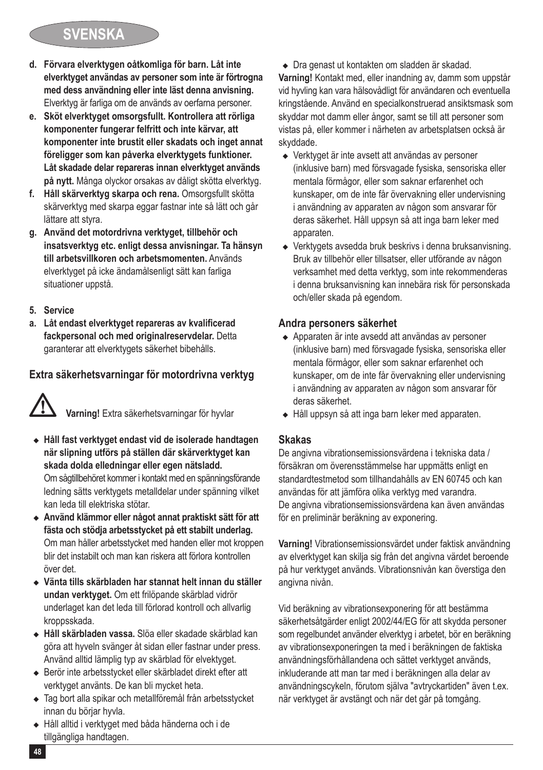# SVENSKA

**d. Förvara elverktygen oåtkomliga för barn. Låt inte elverktyget användas av personer som inte är förtrogna med dess användning eller inte läst denna anvisning.** Elverktyg är farliga om de används av oerfarna personer.

**e. Sköt elverktyget omsorgsfullt. Kontrollera att rörliga komponenter fungerar felfritt och inte kärvar, att komponenter inte brustit eller skadats och inget annat föreligger som kan påverka elverktygets funktioner. Låt skadade delar repareras innan elverktyget används på nytt.** Många olyckor orsakas av dåligt skötta elverktyg.

**f. Håll skärverktyg skarpa och rena.** Omsorgsfullt skötta skärverktyg med skarpa eggar fastnar inte så lätt och går lättare att styra.

**g. Använd det motordrivna verktyget, tillbehör och insatsverktyg etc. enligt dessa anvisningar. Ta hänsyn till arbetsvillkoren och arbetsmomenten.** Används elverktyget på icke ändamålsenligt sätt kan farliga situationer uppstå.

**5. Service**

**a. Låt endast elverktyget repareras av kvalificerad fackpersonal och med originalreservdelar.** Detta garanterar att elverktygets säkerhet bibehålls.

## Extra säkerhetsvarningar för motordrivna verktyg

**Varning!** Extra säkerhetsvarningar för hyvlar

- **Håll fast verktyget endast vid de isolerade handtagen när slipning utförs på ställen där skärverktyget kan skada dolda elledningar eller egen nätsladd.** Om sågtillbehöret kommer i kontakt med en spänningsförande ledning sätts verktygets metalldelar under spänning vilket kan leda till elektriska stötar.
- **Använd klämmor eller något annat praktiskt sätt för att fästa och stödja arbetsstycket på ett stabilt underlag.** Om man håller arbetsstycket med handen eller mot kroppen blir det instabilt och man kan riskera att förlora kontrollen över det.
- **Vänta tills skärbladen har stannat helt innan du ställer undan verktyget.** Om ett frilöpande skärblad vidrör underlaget kan det leda till förlorad kontroll och allvarlig kroppsskada.
- **Håll skärbladen vassa.** Slöa eller skadade skärblad kan göra att hyveln svänger åt sidan eller fastnar under press. Använd alltid lämplig typ av skärblad för elvektyget.
- Berör inte arbetsstycket eller skärbladet direkt efter att verktyget använts. De kan bli mycket heta.
- Tag bort alla spikar och metallföremål från arbetsstycket innan du börjar hyvla.
- Håll alltid i verktyget med båda händerna och i de tillgängliga handtagen.
- Dra genast ut kontakten om sladden är skadad.

**Varning!** Kontakt med, eller inandning av, damm som uppstår vid hyvling kan vara hälsovådligt för användaren och eventuella kringstående. Använd en specialkonstruerad ansiktsmask som skyddar mot damm eller ångor, samt se till att personer som vistas på, eller kommer i närheten av arbetsplatsen också är skyddade.

- Verktyget är inte avsett att användas av personer (inklusive barn) med försvagade fysiska, sensoriska eller mentala förmågor, eller som saknar erfarenhet och kunskaper, om de inte får övervakning eller undervisning i användning av apparaten av någon som ansvarar för deras säkerhet. Håll uppsyn så att inga barn leker med apparaten.
- Verktygets avsedda bruk beskrivs i denna bruksanvisning. Bruk av tillbehör eller tillsatser, eller utförande av någon verksamhet med detta verktyg, som inte rekommenderas i denna bruksanvisning kan innebära risk för personskada och/eller skada på egendom.

## Andra personers säkerhet

- Apparaten är inte avsedd att användas av personer (inklusive barn) med försvagade fysiska, sensoriska eller mentala förmågor, eller som saknar erfarenhet och kunskaper, om de inte får övervakning eller undervisning i användning av apparaten av någon som ansvarar för deras säkerhet.
- Håll uppsyn så att inga barn leker med apparaten.

## Skakas

De angivna vibrationsemissionsvärdena i tekniska data / försäkran om överensstämmelse har uppmätts enligt en standardtestmetod som tillhandahålls av EN 60745 och kan användas för att jämföra olika verktyg med varandra. De angivna vibrationsemissionsvärdena kan även användas för en preliminär beräkning av exponering.

**Varning!** Vibrationsemissionsvärdet under faktisk användning av elverktyget kan skilja sig från det angivna värdet beroende på hur verktyget används. Vibrationsnivån kan överstiga den angivna nivån.

Vid beräkning av vibrationsexponering för att bestämma säkerhetsåtgärder enligt 2002/44/EG för att skydda personer som regelbundet använder elverktyg i arbetet, bör en beräkning av vibrationsexponeringen ta med i beräkningen de faktiska användningsförhållandena och sättet verktyget används, inkluderande att man tar med i beräkningen alla delar av användningscykeln, förutom själva "avtryckartiden" även t.ex. när verktyget är avstängt och när det går på tomgång.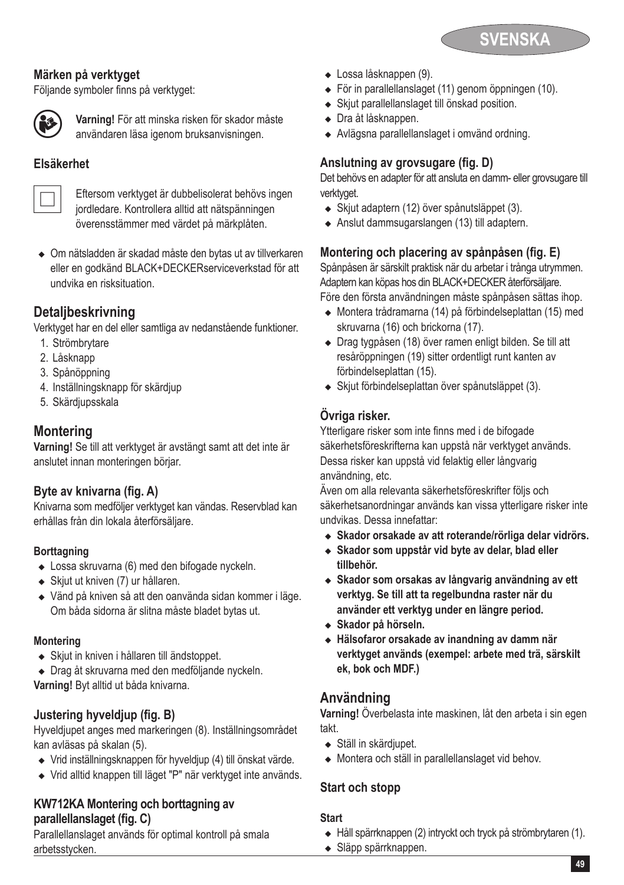### Märken på verktyget

Följande symboler finns på verktyget:

**Varning!** För att minska risken för skador måste användaren läsa igenom bruksanvisningen.

### Elsäkerhet

Eftersom verktyget är dubbelisolerat behövs ingen jordledare. Kontrollera alltid att nätspänningen överensstämmer med värdet på märkplåten.

- Om nätsladden är skadad måste den bytas ut av tillverkaren eller en godkänd BLACK+DECKERserviceverkstad för att undvika en risksituation.

## Detaljbeskrivning

Verktyget har en del eller samtliga av nedanstående funktioner.

1. Strömbrytare
2. Låsknapp
3. Spånöppning
4. Inställningsknapp för skärdjup
5. Skärdjupsskala

## Montering

**Varning!** Se till att verktyget är avstängt samt att det inte är anslutet innan monteringen börjar.

### Byte av knivarna (fig. A)

Knivarna som medföljer verktyget kan vändas. Reservblad kan erhållas från din lokala återförsäljare.

#### Borttagning

- Lossa skruvarna (6) med den bifogade nyckeln.
- Skjut ut kniven (7) ur hållaren.
- Vänd på kniven så att den oanvända sidan kommer i läge. Om båda sidorna är slitna måste bladet bytas ut.

#### Montering

- Skjut in kniven i hållaren till ändstoppet.
- Drag åt skruvarna med den medföljande nyckeln.

**Varning!** Byt alltid ut båda knivarna.

### Justering hyveldjup (fig. B)

Hyveldjupet anges med markeringen (8). Inställningsområdet kan avläsas på skalan (5).

- Vrid inställningsknappen för hyveldjup (4) till önskat värde.
- Vrid alltid knappen till läget "P" när verktyget inte används.

### KW712KA Montering och borttagning av parallellanslaget (fig. C)

Parallellanslaget används för optimal kontroll på smala arbetsstycken.

- Lossa låsknappen (9).
- För in parallellanslaget (11) genom öppningen (10).
- Skjut parallellanslaget till önskad position.
- Dra åt låsknappen.
- Avlägsna parallellanslaget i omvänd ordning.

### Anslutning av grovsugare (fig. D)

Det behövs en adapter för att ansluta en damm- eller grovsugare till verktyget.

- Skjut adaptern (12) över spånutsläppet (3).
- Anslut dammsugarslangen (13) till adaptern.

### Montering och placering av spånpåsen (fig. E)

Spånpåsen är särskilt praktisk när du arbetar i trånga utrymmen. Adaptern kan köpas hos din BLACK+DECKER återförsäljare.

Före den första användningen måste spånpåsen sättas ihop.

- Montera trådramarna (14) på förbindelseplattan (15) med skruvarna (16) och brickorna (17).
- Drag tygpåsen (18) över ramen enligt bilden. Se till att resåröppningen (19) sitter ordentligt runt kanten av förbindelseplattan (15).
- Skjut förbindelseplattan över spånutsläppet (3).

### Övriga risker.

Ytterligare risker som inte finns med i de bifogade säkerhetsföreskrifterna kan uppstå när verktyget används. Dessa risker kan uppstå vid felaktig eller långvarig användning, etc.

Även om alla relevanta säkerhetsföreskrifter följs och säkerhetsanordningar används kan vissa ytterligare risker inte undvikas. Dessa innefattar:

- **Skador orsakade av att roterande/rörliga delar vidrörs.**
- **Skador som uppstår vid byte av delar, blad eller tillbehör.**
- **Skador som orsakas av långvarig användning av ett verktyg. Se till att ta regelbundna raster när du använder ett verktyg under en längre period.**
- **Skador på hörseln.**
- **Hälsofaror orsakade av inandning av damm när verktyget används (exempel: arbete med trä, särskilt ek, bok och MDF.)**

## Användning

**Varning!** Överbelasta inte maskinen, låt den arbeta i sin egen takt.

- Ställ in skärdjupet.
- Montera och ställ in parallellanslaget vid behov.

### Start och stopp

#### Start

- Håll spärrknappen (2) intryckt och tryck på strömbrytaren (1).
- Släpp spärrknappen.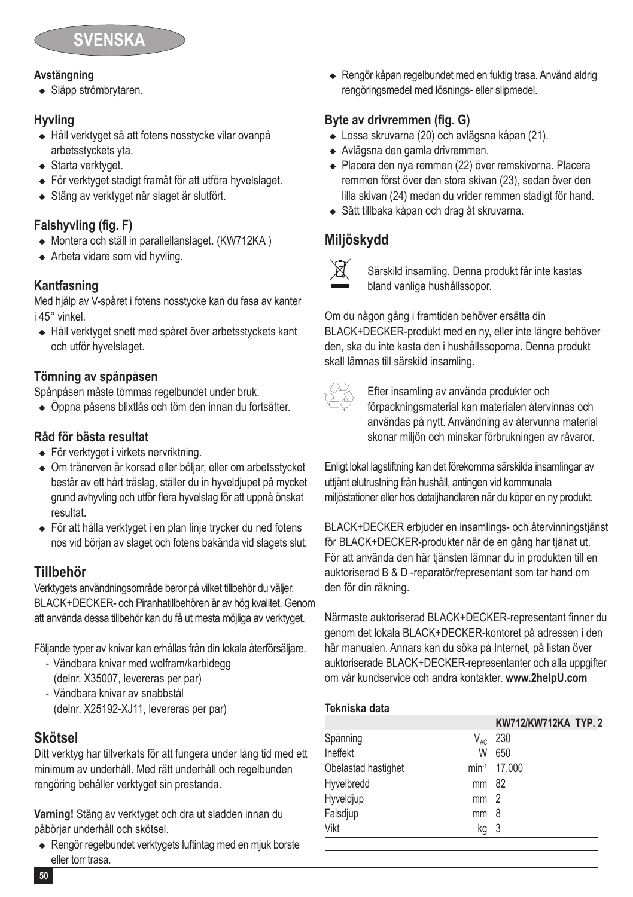### Avstängning

- Släpp strömbrytaren.

### Hyvling

- Håll verktyget så att fotens nosstycke vilar ovanpå arbetsstyckets yta.
- Starta verktyget.
- För verktyget stadigt framåt för att utföra hyvelslaget.
- Stäng av verktyget när slaget är slutfört.

### Falshyvling (fig. F)

- Montera och ställ in parallellanslaget. (KW712KA )
- Arbeta vidare som vid hyvling.

### Kantfasning

Med hjälp av V-spåret i fotens nosstycke kan du fasa av kanter i 45° vinkel.

- Håll verktyget snett med spåret över arbetsstyckets kant och utför hyvelslaget.

### Tömning av spånpåsen

Spånpåsen måste tömmas regelbundet under bruk.

- Öppna påsens blixtlås och töm den innan du fortsätter.

### Råd för bästa resultat

- För verktyget i virkets nervriktning.
- Om tränerven är korsad eller böljar, eller om arbetsstycket består av ett hårt träslag, ställer du in hyveldjupet på mycket grund avhyvling och utför flera hyvelslag för att uppnå önskat resultat.
- För att hålla verktyget i en plan linje trycker du ned fotens nos vid början av slaget och fotens bakända vid slagets slut.

## Tillbehör

Verktygets användningsområde beror på vilket tillbehör du väljer. BLACK+DECKER- och Piranhatillbehören är av hög kvalitet. Genom att använda dessa tillbehör kan du få ut mesta möjliga av verktyget.

Följande typer av knivar kan erhållas från din lokala återförsäljare.

- Vändbara knivar med wolfram/karbidegg (delnr. X35007, levereras per par)
- Vändbara knivar av snabbstål (delnr. X25192-XJ11, levereras per par)

## Skötsel

Ditt verktyg har tillverkats för att fungera under lång tid med ett minimum av underhåll. Med rätt underhåll och regelbunden rengöring behåller verktyget sin prestanda.

**Varning!** Stäng av verktyget och dra ut sladden innan du påbörjar underhåll och skötsel.

- Rengör regelbundet verktygets luftintag med en mjuk borste eller torr trasa.
- Rengör kåpan regelbundet med en fuktig trasa. Använd aldrig rengöringsmedel med lösnings- eller slipmedel.

### Byte av drivremmen (fig. G)

- Lossa skruvarna (20) och avlägsna kåpan (21).
- Avlägsna den gamla drivremmen.
- Placera den nya remmen (22) över remskivorna. Placera remmen först över den stora skivan (23), sedan över den lilla skivan (24) medan du vrider remmen stadigt för hand.
- Sätt tillbaka kåpan och drag åt skruvarna.

## Miljöskydd

Särskild insamling. Denna produkt får inte kastas bland vanliga hushållssopor.

Om du någon gång i framtiden behöver ersätta din BLACK+DECKER-produkt med en ny, eller inte längre behöver den, ska du inte kasta den i hushållssoporna. Denna produkt skall lämnas till särskild insamling.

Efter insamling av använda produkter och förpackningsmaterial kan materialen återvinnas och användas på nytt. Användning av återvunna material skonar miljön och minskar förbrukningen av råvaror.

Enligt lokal lagstiftning kan det förekomma särskilda insamlingar av uttjänt elutrustning från hushåll, antingen vid kommunala miljöstationer eller hos detaljhandlaren när du köper en ny produkt.

BLACK+DECKER erbjuder en insamlings- och återvinningstjänst för BLACK+DECKER-produkter när de en gång har tjänat ut. För att använda den här tjänsten lämnar du in produkten till en auktoriserad B & D -reparatör/representant som tar hand om den för din räkning.

Närmaste auktoriserad BLACK+DECKER-representant finner du genom det lokala BLACK+DECKER-kontoret på adressen i den här manualen. Annars kan du söka på Internet, på listan över auktoriserade BLACK+DECKER-representanter och alla uppgifter om vår kundservice och andra kontakter. **www.2helpU.com**

### Tekniska data

| | | KW712/KW712KA TYP. 2 |
|---|---|---|
| Spänning | $V_{AC}$ | 230 |
| Ineffekt | W | 650 |
| Obelastad hastighet | $min^{-1}$ | 17.000 |
| Hyvelbredd | mm | 82 |
| Hyveldjup | mm | 2 |
| Falsdjup | mm | 8 |
| Vikt | kg | 3 |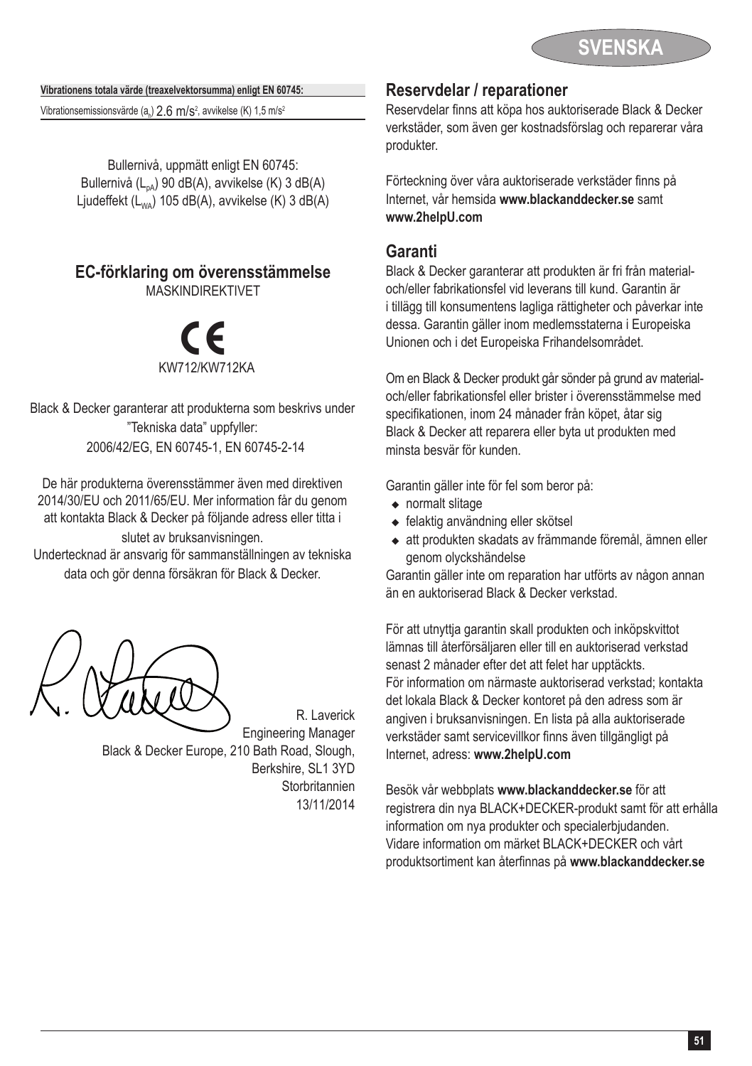**Vibrationens totala värde (treaxelvektorsumma) enligt EN 60745:**

Vibrationsemissionsvärde ($a_h$) 2.6 m/s$^2$, avvikelse (K) 1,5 m/s$^2$

Bullernivå, uppmätt enligt EN 60745:
Bullernivå ($L_{pA}$) 90 dB(A), avvikelse (K) 3 dB(A)
Ljudeffekt ($L_{WA}$) 105 dB(A), avvikelse (K) 3 dB(A)

## EC-förklaring om överensstämmelse

MASKINDIREKTIVET

CE

KW712/KW712KA

Black & Decker garanterar att produkterna som beskrivs under "Tekniska data" uppfyller:
2006/42/EG, EN 60745-1, EN 60745-2-14

De här produkterna överensstämmer även med direktiven 2014/30/EU och 2011/65/EU. Mer information får du genom att kontakta Black & Decker på följande adress eller titta i slutet av bruksanvisningen.
Undertecknad är ansvarig för sammanställningen av tekniska data och gör denna försäkran för Black & Decker.

R. Laverick
Engineering Manager
Black & Decker Europe, 210 Bath Road, Slough, Berkshire, SL1 3YD
Storbritannien
13/11/2014

## Reservdelar / reparationer

Reservdelar finns att köpa hos auktoriserade Black & Decker verkstäder, som även ger kostnadsförslag och reparerar våra produkter.

Förteckning över våra auktoriserade verkstäder finns på Internet, vår hemsida **www.blackanddecker.se** samt **www.2helpU.com**

## Garanti

Black & Decker garanterar att produkten är fri från material- och/eller fabrikationsfel vid leverans till kund. Garantin är i tillägg till konsumentens lagliga rättigheter och påverkar inte dessa. Garantin gäller inom medlemsstaterna i Europeiska Unionen och i det Europeiska Frihandelsområdet.

Om en Black & Decker produkt går sönder på grund av material- och/eller fabrikationsfel eller brister i överensstämmelse med specifikationen, inom 24 månader från köpet, åtar sig Black & Decker att reparera eller byta ut produkten med minsta besvär för kunden.

Garantin gäller inte för fel som beror på:

- normalt slitage
- felaktig användning eller skötsel
- att produkten skadats av främmande föremål, ämnen eller genom olyckshändelse

Garantin gäller inte om reparation har utförts av någon annan än en auktoriserad Black & Decker verkstad.

För att utnyttja garantin skall produkten och inköpskvittot lämnas till återförsäljaren eller till en auktoriserad verkstad senast 2 månader efter det att felet har upptäckts.
För information om närmaste auktoriserad verkstad; kontakta det lokala Black & Decker kontoret på den adress som är angiven i bruksanvisningen. En lista på alla auktoriserade verkstäder samt servicevillkor finns även tillgängligt på Internet, adress: **www.2helpU.com**

Besök vår webbplats **www.blackanddecker.se** för att registrera din nya BLACK+DECKER-produkt samt för att erhålla information om nya produkter och specialerbjudanden.
Vidare information om märket BLACK+DECKER och vårt produktsortiment kan återfinnas på **www.blackanddecker.se**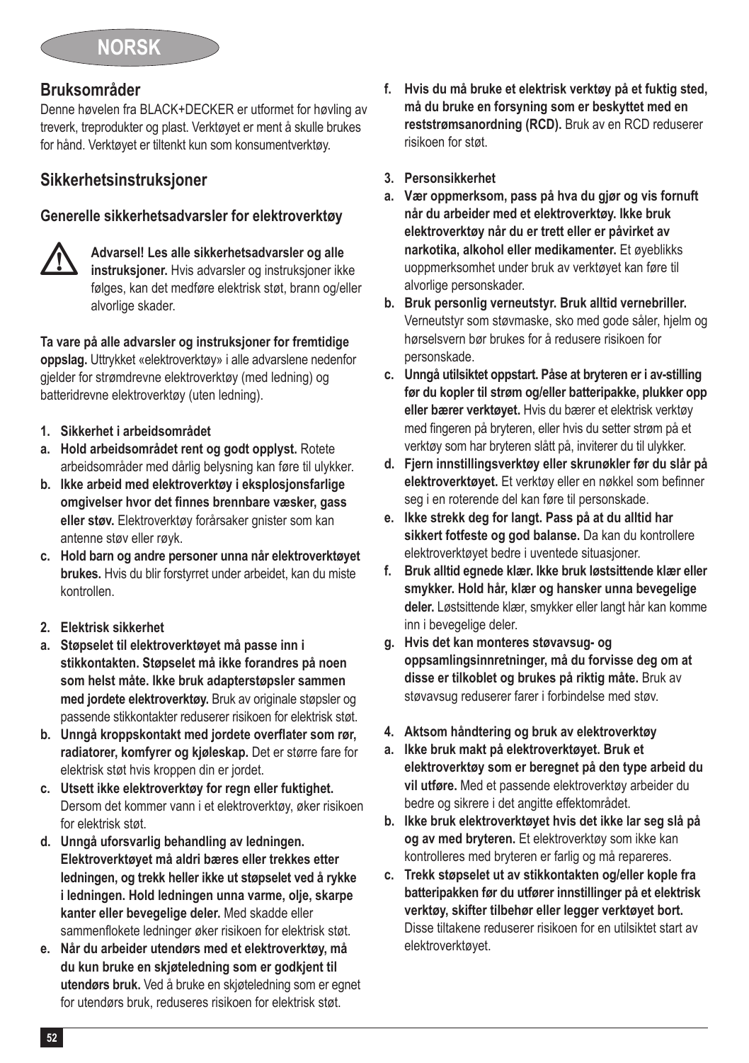# NORSK

## Bruksområder

Denne høvelen fra BLACK+DECKER er utformet for høvling av treverk, treprodukter og plast. Verktøyet er ment å skulle brukes for hånd. Verktøyet er tiltenkt kun som konsumentverktøy.

## Sikkerhetsinstruksjoner

### Generelle sikkerhetsadvarsler for elektroverktøy

**Advarsel! Les alle sikkerhetsadvarsler og alle instruksjoner.** Hvis advarsler og instruksjoner ikke følges, kan det medføre elektrisk støt, brann og/eller alvorlige skader.

**Ta vare på alle advarsler og instruksjoner for fremtidige oppslag.** Uttrykket «elektroverktøy» i alle advarslene nedenfor gjelder for strømdrevne elektroverktøy (med ledning) og batteridrevne elektroverktøy (uten ledning).

**1. Sikkerhet i arbeidsområdet**

a. **Hold arbeidsområdet rent og godt opplyst.** Rotete arbeidsområder med dårlig belysning kan føre til ulykker.

b. **Ikke arbeid med elektroverktøy i eksplosjonsfarlige omgivelser hvor det finnes brennbare væsker, gass eller støv.** Elektroverktøy forårsaker gnister som kan antenne støv eller røyk.

c. **Hold barn og andre personer unna når elektroverktøyet brukes.** Hvis du blir forstyrret under arbeidet, kan du miste kontrollen.

**2. Elektrisk sikkerhet**

a. **Støpselet til elektroverktøyet må passe inn i stikkontakten. Støpselet må ikke forandres på noen som helst måte. Ikke bruk adapterstøpsler sammen med jordete elektroverktøy.** Bruk av originale støpsler og passende stikkontakter reduserer risikoen for elektrisk støt.

b. **Unngå kroppskontakt med jordete overflater som rør, radiatorer, komfyrer og kjøleskap.** Det er større fare for elektrisk støt hvis kroppen din er jordet.

c. **Utsett ikke elektroverktøy for regn eller fuktighet.** Dersom det kommer vann i et elektroverktøy, øker risikoen for elektrisk støt.

d. **Unngå uforsvarlig behandling av ledningen. Elektroverktøyet må aldri bæres eller trekkes etter ledningen, og trekk heller ikke ut støpselet ved å rykke i ledningen. Hold ledningen unna varme, olje, skarpe kanter eller bevegelige deler.** Med skadde eller sammenflokete ledninger øker risikoen for elektrisk støt.

e. **Når du arbeider utendørs med et elektroverktøy, må du kun bruke en skjøteledning som er godkjent til utendørs bruk.** Ved å bruke en skjøteledning som er egnet for utendørs bruk, reduseres risikoen for elektrisk støt.

f. **Hvis du må bruke et elektrisk verktøy på et fuktig sted, må du bruke en forsyning som er beskyttet med en reststrømsanordning (RCD).** Bruk av en RCD reduserer risikoen for støt.

**3. Personsikkerhet**

a. **Vær oppmerksom, pass på hva du gjør og vis fornuft når du arbeider med et elektroverktøy. Ikke bruk elektroverktøy når du er trett eller er påvirket av narkotika, alkohol eller medikamenter.** Et øyeblikks uoppmerksomhet under bruk av verktøyet kan føre til alvorlige personskader.

b. **Bruk personlig verneutstyr. Bruk alltid vernebriller.** Verneutstyr som støvmaske, sko med gode såler, hjelm og hørselsvern bør brukes for å redusere risikoen for personskade.

c. **Unngå utilsiktet oppstart. Påse at bryteren er i av-stilling før du kopler til strøm og/eller batteripakke, plukker opp eller bærer verktøyet.** Hvis du bærer et elektrisk verktøy med fingeren på bryteren, eller hvis du setter strøm på et verktøy som har bryteren slått på, inviterer du til ulykker.

d. **Fjern innstillingsverktøy eller skrunøkler før du slår på elektroverktøyet.** Et verktøy eller en nøkkel som befinner seg i en roterende del kan føre til personskade.

e. **Ikke strekk deg for langt. Pass på at du alltid har sikkert fotfeste og god balanse.** Da kan du kontrollere elektroverktøyet bedre i uventede situasjoner.

f. **Bruk alltid egnede klær. Ikke bruk løstsittende klær eller smykker. Hold hår, klær og hansker unna bevegelige deler.** Løstsittende klær, smykker eller langt hår kan komme inn i bevegelige deler.

g. **Hvis det kan monteres støvavsug- og oppsamlingsinnretninger, må du forvisse deg om at disse er tilkoblet og brukes på riktig måte.** Bruk av støvavsug reduserer farer i forbindelse med støv.

**4. Aktsom håndtering og bruk av elektroverktøy**

a. **Ikke bruk makt på elektroverktøyet. Bruk et elektroverktøy som er beregnet på den type arbeid du vil utføre.** Med et passende elektroverktøy arbeider du bedre og sikrere i det angitte effektområdet.

b. **Ikke bruk elektroverktøyet hvis det ikke lar seg slå på og av med bryteren.** Et elektroverktøy som ikke kan kontrolleres med bryteren er farlig og må repareres.

c. **Trekk støpselet ut av stikkontakten og/eller kople fra batteripakken før du utfører innstillinger på et elektrisk verktøy, skifter tilbehør eller legger verktøyet bort.** Disse tiltakene reduserer risikoen for en utilsiktet start av elektroverktøyet.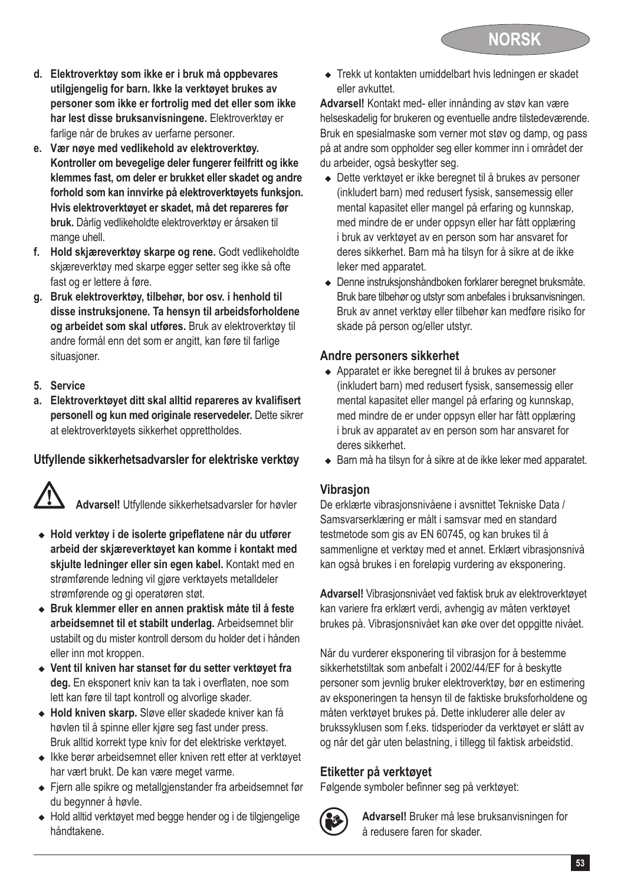- **d. Elektroverktøy som ikke er i bruk må oppbevares utilgjengelig for barn. Ikke la verktøyet brukes av personer som ikke er fortrolig med det eller som ikke har lest disse bruksanvisningene.** Elektroverktøy er farlige når de brukes av uerfarne personer.
- **e. Vær nøye med vedlikehold av elektroverktøy. Kontroller om bevegelige deler fungerer feilfritt og ikke klemmes fast, om deler er brukket eller skadet og andre forhold som kan innvirke på elektroverktøyets funksjon. Hvis elektroverktøyet er skadet, må det repareres før bruk.** Dårlig vedlikeholdte elektroverktøy er årsaken til mange uhell.
- **f. Hold skjæreverktøy skarpe og rene.** Godt vedlikeholdte skjæreverktøy med skarpe egger setter seg ikke så ofte fast og er lettere å føre.
- **g. Bruk elektroverktøy, tilbehør, bor osv. i henhold til disse instruksjonene. Ta hensyn til arbeidsforholdene og arbeidet som skal utføres.** Bruk av elektroverktøy til andre formål enn det som er angitt, kan føre til farlige situasjoner.

**5. Service**

**a. Elektroverktøyet ditt skal alltid repareres av kvalifisert personell og kun med originale reservedeler.** Dette sikrer at elektroverktøyets sikkerhet opprettholdes.

## Utfyllende sikkerhetsadvarsler for elektriske verktøy

**Advarsel!** Utfyllende sikkerhetsadvarsler for høvler

- **Hold verktøy i de isolerte gripeflatene når du utfører arbeid der skjæreverktøyet kan komme i kontakt med skjulte ledninger eller sin egen kabel.** Kontakt med en strømførende ledning vil gjøre verktøyets metalldeler strømførende og gi operatøren støt.
- **Bruk klemmer eller en annen praktisk måte til å feste arbeidsemnet til et stabilt underlag.** Arbeidsemnet blir ustabilt og du mister kontroll dersom du holder det i hånden eller inn mot kroppen.
- **Vent til kniven har stanset før du setter verktøyet fra deg.** En eksponert kniv kan ta tak i overflaten, noe som lett kan føre til tapt kontroll og alvorlige skader.
- **Hold kniven skarp.** Sløve eller skadede kniver kan få høvlen til å spinne eller kjøre seg fast under press. Bruk alltid korrekt type kniv for det elektriske verktøyet.
- Ikke berør arbeidsemnet eller kniven rett etter at verktøyet har vært brukt. De kan være meget varme.
- Fjern alle spikre og metallgjenstander fra arbeidsemnet før du begynner å høvle.
- Hold alltid verktøyet med begge hender og i de tilgjengelige håndtakene.
- Trekk ut kontakten umiddelbart hvis ledningen er skadet eller avkuttet.

**Advarsel!** Kontakt med- eller innånding av støv kan være helseskadelig for brukeren og eventuelle andre tilstedeværende. Bruk en spesialmaske som verner mot støv og damp, og pass på at andre som oppholder seg eller kommer inn i området der du arbeider, også beskytter seg.

- Dette verktøyet er ikke beregnet til å brukes av personer (inkludert barn) med redusert fysisk, sansemessig eller mental kapasitet eller mangel på erfaring og kunnskap, med mindre de er under oppsyn eller har fått opplæring i bruk av verktøyet av en person som har ansvaret for deres sikkerhet. Barn må ha tilsyn for å sikre at de ikke leker med apparatet.
- Denne instruksjonshåndboken forklarer beregnet bruksmåte. Bruk bare tilbehør og utstyr som anbefales i bruksanvisningen. Bruk av annet verktøy eller tilbehør kan medføre risiko for skade på person og/eller utstyr.

## Andre personers sikkerhet

- Apparatet er ikke beregnet til å brukes av personer (inkludert barn) med redusert fysisk, sansemessig eller mental kapasitet eller mangel på erfaring og kunnskap, med mindre de er under oppsyn eller har fått opplæring i bruk av apparatet av en person som har ansvaret for deres sikkerhet.
- Barn må ha tilsyn for å sikre at de ikke leker med apparatet.

## Vibrasjon

De erklærte vibrasjonsnivåene i avsnittet Tekniske Data / Samsvarserklæring er målt i samsvar med en standard testmetode som gis av EN 60745, og kan brukes til å sammenligne et verktøy med et annet. Erklært vibrasjonsnivå kan også brukes i en foreløpig vurdering av eksponering.

**Advarsel!** Vibrasjonsnivået ved faktisk bruk av elektroverktøyet kan variere fra erklært verdi, avhengig av måten verktøyet brukes på. Vibrasjonsnivået kan øke over det oppgitte nivået.

Når du vurderer eksponering til vibrasjon for å bestemme sikkerhetstiltak som anbefalt i 2002/44/EF for å beskytte personer som jevnlig bruker elektroverktøy, bør en estimering av eksponeringen ta hensyn til de faktiske bruksforholdene og måten verktøyet brukes på. Dette inkluderer alle deler av brukssyklusen som f.eks. tidsperioder da verktøyet er slått av og når det går uten belastning, i tillegg til faktisk arbeidstid.

## Etiketter på verktøyet

Følgende symboler befinner seg på verktøyet:

**Advarsel!** Bruker må lese bruksanvisningen for å redusere faren for skader.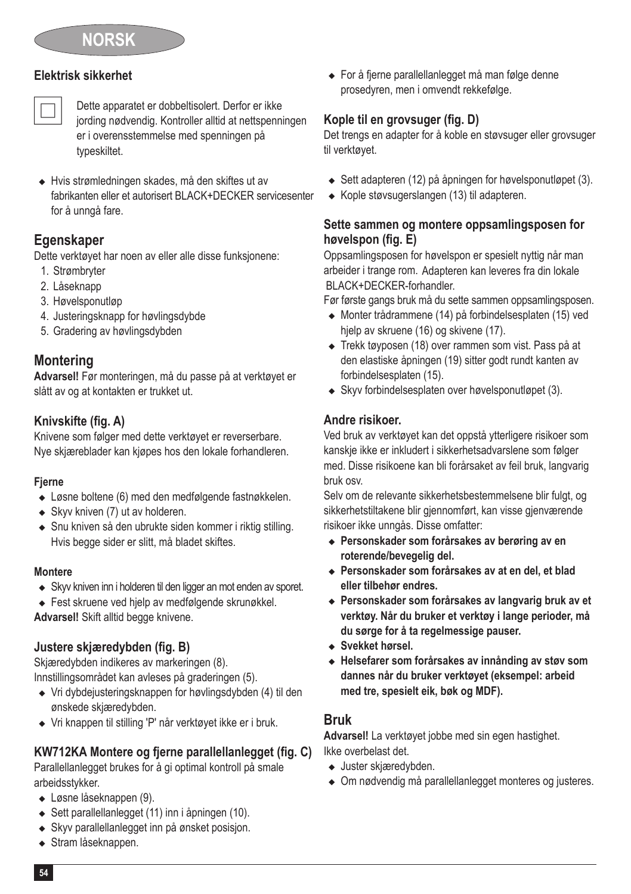## Elektrisk sikkerhet

Dette apparatet er dobbeltisolert. Derfor er ikke jording nødvendig. Kontroller alltid at nettspenningen er i overensstemmelse med spenningen på typeskiltet.

- Hvis strømledningen skades, må den skiftes ut av fabrikanten eller et autorisert BLACK+DECKER servicesenter for å unngå fare.

## Egenskaper

Dette verktøyet har noen av eller alle disse funksjonene:

1. Strømbryter
2. Låseknapp
3. Høvelsponutløp
4. Justeringsknapp for høvlingsdybde
5. Gradering av høvlingsdybden

## Montering

**Advarsel!** Før monteringen, må du passe på at verktøyet er slått av og at kontakten er trukket ut.

### Knivskifte (fig. A)

Knivene som følger med dette verktøyet er reverserbare. Nye skjæreblader kan kjøpes hos den lokale forhandleren.

#### Fjerne

- Løsne boltene (6) med den medfølgende fastnøkkelen.
- Skyv kniven (7) ut av holderen.
- Snu kniven så den ubrukte siden kommer i riktig stilling. Hvis begge sider er slitt, må bladet skiftes.

#### Montere

- Skyv kniven inn i holderen til den ligger an mot enden av sporet.
- Fest skruene ved hjelp av medfølgende skrunøkkel.

**Advarsel!** Skift alltid begge knivene.

### Justere skjæredybden (fig. B)

Skjæredybden indikeres av markeringen (8).
Innstillingsområdet kan avleses på graderingen (5).

- Vri dybdejusteringsknappen for høvlingsdybden (4) til den ønskede skjæredybden.
- Vri knappen til stilling 'P' når verktøyet ikke er i bruk.

### KW712KA Montere og fjerne parallellanlegget (fig. C)

Parallellanlegget brukes for å gi optimal kontroll på smale arbeidsstykker.

- Løsne låseknappen (9).
- Sett parallellanlegget (11) inn i åpningen (10).
- Skyv parallellanlegget inn på ønsket posisjon.
- Stram låseknappen.
- For å fjerne parallellanlegget må man følge denne prosedyren, men i omvendt rekkefølge.

### Kople til en grovsuger (fig. D)

Det trengs en adapter for å koble en støvsuger eller grovsuger til verktøyet.

- Sett adapteren (12) på åpningen for høvelsponutløpet (3).
- Kople støvsugerslangen (13) til adapteren.

### Sette sammen og montere oppsamlingsposen for høvelspon (fig. E)

Oppsamlingsposen for høvelspon er spesielt nyttig når man arbeider i trange rom. Adapteren kan leveres fra din lokale BLACK+DECKER-forhandler.

Før første gangs bruk må du sette sammen oppsamlingsposen.

- Monter trådrammene (14) på forbindelsesplaten (15) ved hjelp av skruene (16) og skivene (17).
- Trekk tøyposen (18) over rammen som vist. Pass på at den elastiske åpningen (19) sitter godt rundt kanten av forbindelsesplaten (15).
- Skyv forbindelsesplaten over høvelsponutløpet (3).

### Andre risikoer.

Ved bruk av verktøyet kan det oppstå ytterligere risikoer som kanskje ikke er inkludert i sikkerhetsadvarslene som følger med. Disse risikoene kan bli forårsaket av feil bruk, langvarig bruk osv.

Selv om de relevante sikkerhetsbestemmelsene blir fulgt, og sikkerhetstiltakene blir gjennomført, kan visse gjenværende risikoer ikke unngås. Disse omfatter:

- **Personskader som forårsakes av berøring av en roterende/bevegelig del.**
- **Personskader som forårsakes av at en del, et blad eller tilbehør endres.**
- **Personskader som forårsakes av langvarig bruk av et verktøy. Når du bruker et verktøy i lange perioder, må du sørge for å ta regelmessige pauser.**
- **Svekket hørsel.**
- **Helsefarer som forårsakes av innånding av støv som dannes når du bruker verktøyet (eksempel: arbeid med tre, spesielt eik, bøk og MDF).**

## Bruk

**Advarsel!** La verktøyet jobbe med sin egen hastighet. Ikke overbelast det.

- Juster skjæredybden.
- Om nødvendig må parallellanlegget monteres og justeres.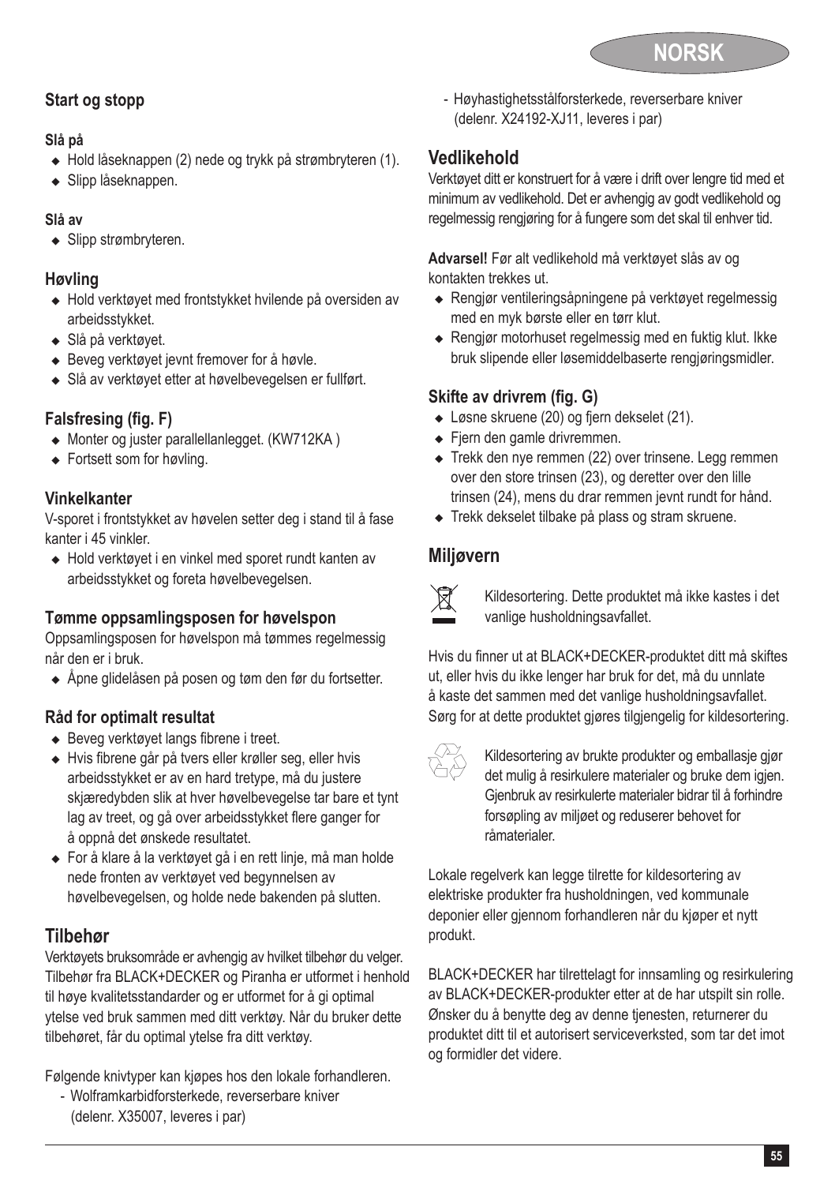## Start og stopp

#### Slå på

- Hold låseknappen (2) nede og trykk på strømbryteren (1).
- Slipp låseknappen.

#### Slå av

- Slipp strømbryteren.

### Høvling

- Hold verktøyet med frontstykket hvilende på oversiden av arbeidsstykket.
- Slå på verktøyet.
- Beveg verktøyet jevnt fremover for å høvle.
- Slå av verktøyet etter at høvelbevegelsen er fullført.

### Falsfresing (fig. F)

- Monter og juster parallellanlegget. (KW712KA )
- Fortsett som for høvling.

### Vinkelkanter

V-sporet i frontstykket av høvelen setter deg i stand til å fase kanter i 45 vinkler.

- Hold verktøyet i en vinkel med sporet rundt kanten av arbeidsstykket og foreta høvelbevegelsen.

### Tømme oppsamlingsposen for høvelspon

Oppsamlingsposen for høvelspon må tømmes regelmessig når den er i bruk.

- Åpne glidelåsen på posen og tøm den før du fortsetter.

### Råd for optimalt resultat

- Beveg verktøyet langs fibrene i treet.
- Hvis fibrene går på tvers eller krøller seg, eller hvis arbeidsstykket er av en hard tretype, må du justere skjæredybden slik at hver høvelbevegelse tar bare et tynt lag av treet, og gå over arbeidsstykket flere ganger for å oppnå det ønskede resultatet.
- For å klare å la verktøyet gå i en rett linje, må man holde nede fronten av verktøyet ved begynnelsen av høvelbevegelsen, og holde nede bakenden på slutten.

## Tilbehør

Verktøyets bruksområde er avhengig av hvilket tilbehør du velger. Tilbehør fra BLACK+DECKER og Piranha er utformet i henhold til høye kvalitetsstandarder og er utformet for å gi optimal ytelse ved bruk sammen med ditt verktøy. Når du bruker dette tilbehøret, får du optimal ytelse fra ditt verktøy.

Følgende knivtyper kan kjøpes hos den lokale forhandleren.

- Wolframkarbidforsterkede, reverserbare kniver (delenr. X35007, leveres i par)
- Høyhastighetsstålforsterkede, reverserbare kniver (delenr. X24192-XJ11, leveres i par)

## Vedlikehold

Verktøyet ditt er konstruert for å være i drift over lengre tid med et minimum av vedlikehold. Det er avhengig av godt vedlikehold og regelmessig rengjøring for å fungere som det skal til enhver tid.

**Advarsel!** Før alt vedlikehold må verktøyet slås av og kontakten trekkes ut.

- Rengjør ventileringsåpningene på verktøyet regelmessig med en myk børste eller en tørr klut.
- Rengjør motorhuset regelmessig med en fuktig klut. Ikke bruk slipende eller løsemiddelbaserte rengjøringsmidler.

### Skifte av drivrem (fig. G)

- Løsne skruene (20) og fjern dekselet (21).
- Fjern den gamle drivremmen.
- Trekk den nye remmen (22) over trinsene. Legg remmen over den store trinsen (23), og deretter over den lille trinsen (24), mens du drar remmen jevnt rundt for hånd.
- Trekk dekselet tilbake på plass og stram skruene.

## Miljøvern

Kildesortering. Dette produktet må ikke kastes i det vanlige husholdningsavfallet.

Hvis du finner ut at BLACK+DECKER-produktet ditt må skiftes ut, eller hvis du ikke lenger har bruk for det, må du unnlate å kaste det sammen med det vanlige husholdningsavfallet. Sørg for at dette produktet gjøres tilgjengelig for kildesortering.

Kildesortering av brukte produkter og emballasje gjør det mulig å resirkulere materialer og bruke dem igjen. Gjenbruk av resirkulerte materialer bidrar til å forhindre forsøpling av miljøet og reduserer behovet for råmaterialer.

Lokale regelverk kan legge tilrette for kildesortering av elektriske produkter fra husholdningen, ved kommunale deponier eller gjennom forhandleren når du kjøper et nytt produkt.

BLACK+DECKER har tilrettelagt for innsamling og resirkulering av BLACK+DECKER-produkter etter at de har utspilt sin rolle. Ønsker du å benytte deg av denne tjenesten, returnerer du produktet ditt til et autorisert serviceverksted, som tar det imot og formidler det videre.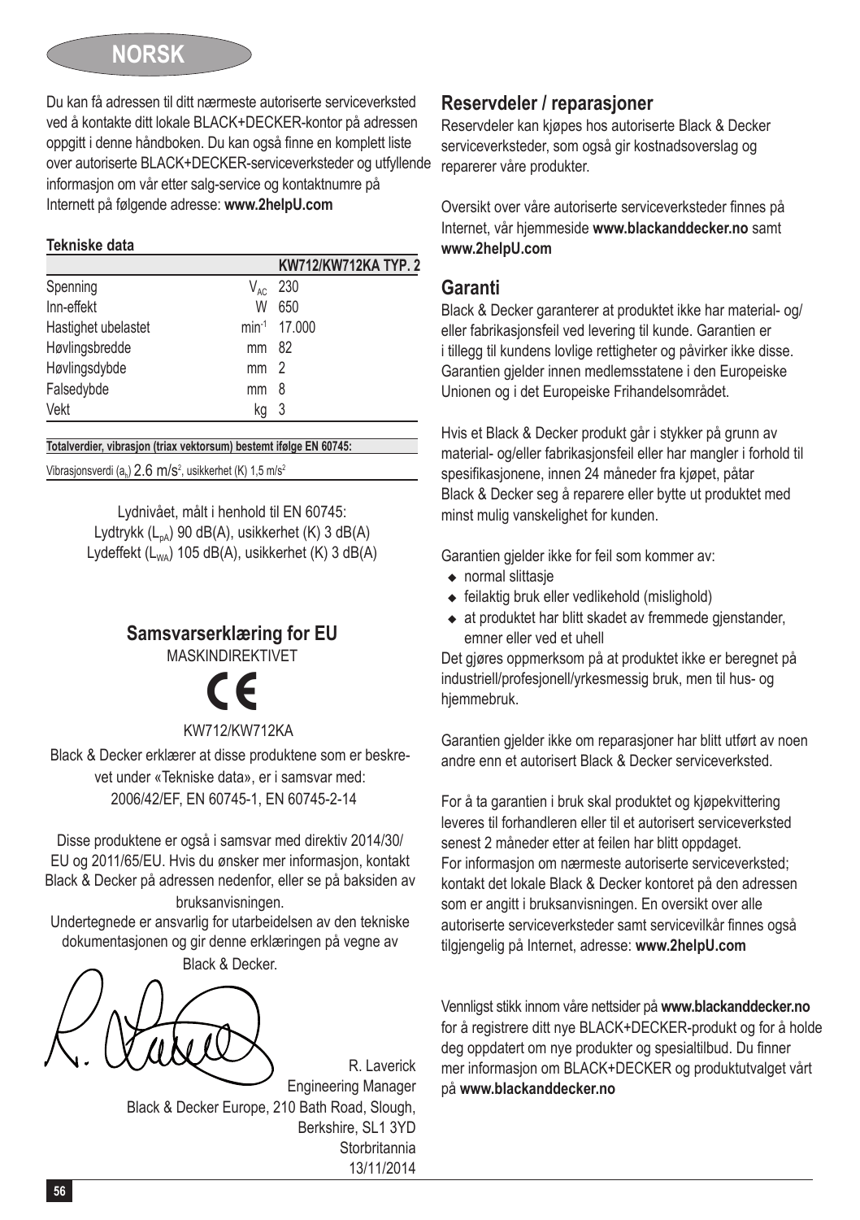## NORSK

Du kan få adressen til ditt nærmeste autoriserte serviceverksted ved å kontakte ditt lokale BLACK+DECKER-kontor på adressen oppgitt i denne håndboken. Du kan også finne en komplett liste over autoriserte BLACK+DECKER-serviceverksteder og utfyllende informasjon om vår etter salg-service og kontaktnumre på Internett på følgende adresse: **www.2helpU.com**

**Tekniske data**

| | | KW712/KW712KA TYP. 2 |
|---|---|---|
| Spenning | $V_{AC}$ | 230 |
| Inn-effekt | W | 650 |
| Hastighet ubelastet | $min^{-1}$ | 17.000 |
| Høvlingsbredde | mm | 82 |
| Høvlingsdybde | mm | 2 |
| Falsedybde | mm | 8 |
| Vekt | kg | 3 |

**Totalverdier, vibrasjon (triax vektorsum) bestemt ifølge EN 60745:**

Vibrasjonsverdi ($a_h$) 2.6 $m/s^2$, usikkerhet (K) 1,5 $m/s^2$

Lydnivået, målt i henhold til EN 60745:
Lydtrykk ($L_{pA}$) 90 dB(A), usikkerhet (K) 3 dB(A)
Lydeffekt ($L_{WA}$) 105 dB(A), usikkerhet (K) 3 dB(A)

### Samsvarserklæring for EU

MASKINDIREKTIVET

CE

KW712/KW712KA

Black & Decker erklærer at disse produktene som er beskrevet under «Tekniske data», er i samsvar med:
2006/42/EF, EN 60745-1, EN 60745-2-14

Disse produktene er også i samsvar med direktiv 2014/30/EU og 2011/65/EU. Hvis du ønsker mer informasjon, kontakt Black & Decker på adressen nedenfor, eller se på baksiden av bruksanvisningen.

Undertegnede er ansvarlig for utarbeidelsen av den tekniske dokumentasjonen og gir denne erklæringen på vegne av Black & Decker.

R. Laverick
Engineering Manager
Black & Decker Europe, 210 Bath Road, Slough,
Berkshire, SL1 3YD
Storbritannia
13/11/2014

## Reservdeler / reparasjoner

Reservdeler kan kjøpes hos autoriserte Black & Decker serviceverksteder, som også gir kostnadsoverslag og reparerer våre produkter.

Oversikt over våre autoriserte serviceverksteder finnes på Internet, vår hjemmeside **www.blackanddecker.no** samt **www.2helpU.com**

## Garanti

Black & Decker garanterer at produktet ikke har material- og/ eller fabrikasjonsfeil ved levering til kunde. Garantien er i tillegg til kundens lovlige rettigheter og påvirker ikke disse. Garantien gjelder innen medlemsstatene i den Europeiske Unionen og i det Europeiske Frihandelsområdet.

Hvis et Black & Decker produkt går i stykker på grunn av material- og/eller fabrikasjonsfeil eller har mangler i forhold til spesifikasjonene, innen 24 måneder fra kjøpet, påtar Black & Decker seg å reparere eller bytte ut produktet med minst mulig vanskelighet for kunden.

Garantien gjelder ikke for feil som kommer av:

- normal slittasje
- feilaktig bruk eller vedlikehold (mislighold)
- at produktet har blitt skadet av fremmede gjenstander, emner eller ved et uhell

Det gjøres oppmerksom på at produktet ikke er beregnet på industriell/profesjonell/yrkesmessig bruk, men til hus- og hjemmebruk.

Garantien gjelder ikke om reparasjoner har blitt utført av noen andre enn et autorisert Black & Decker serviceverksted.

For å ta garantien i bruk skal produktet og kjøpekvittering leveres til forhandleren eller til et autorisert serviceverksted senest 2 måneder etter at feilen har blitt oppdaget.
For informasjon om nærmeste autoriserte serviceverksted; kontakt det lokale Black & Decker kontoret på den adressen som er angitt i bruksanvisningen. En oversikt over alle autoriserte serviceverksteder samt servicevilkår finnes også tilgjengelig på Internet, adresse: **www.2helpU.com**

Vennligst stikk innom våre nettsider på **www.blackanddecker.no** for å registrere ditt nye BLACK+DECKER-produkt og for å holde deg oppdatert om nye produkter og spesialtilbud. Du finner mer informasjon om BLACK+DECKER og produktutvalget vårt på **www.blackanddecker.no**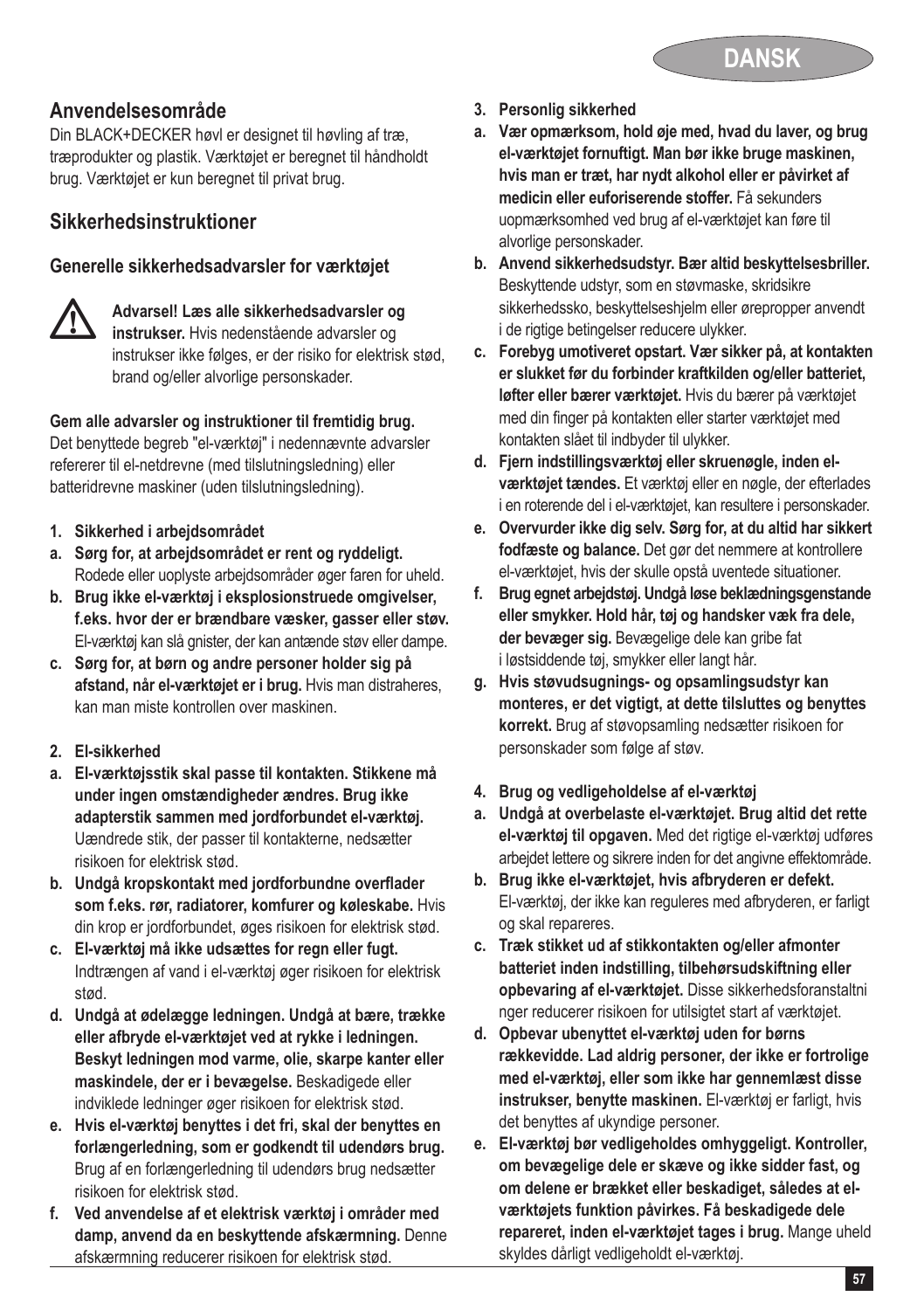## Anvendelsesområde

Din BLACK+DECKER høvl er designet til høvling af træ, træprodukter og plastik. Værktøjet er beregnet til håndholdt brug. Værktøjet er kun beregnet til privat brug.

## Sikkerhedsinstruktioner

### Generelle sikkerhedsadvarsler for værktøjet

**Advarsel! Læs alle sikkerhedsadvarsler og instrukser.** Hvis nedenstående advarsler og instrukser ikke følges, er der risiko for elektrisk stød, brand og/eller alvorlige personskader.

**Gem alle advarsler og instruktioner til fremtidig brug.** Det benyttede begreb "el-værktøj" i nedennævnte advarsler refererer til el-netdrevne (med tilslutningsledning) eller batteridrevne maskiner (uden tilslutningsledning).

1. **Sikkerhed i arbejdsområdet**
   a. **Sørg for, at arbejdsområdet er rent og ryddeligt.** Rodede eller uoplyste arbejdsområder øger faren for uheld.
   b. **Brug ikke el-værktøj i eksplosionstruede omgivelser, f.eks. hvor der er brændbare væsker, gasser eller støv.** El-værktøj kan slå gnister, der kan antænde støv eller dampe.
   c. **Sørg for, at børn og andre personer holder sig på afstand, når el-værktøjet er i brug.** Hvis man distraheres, kan man miste kontrollen over maskinen.
2. **El-sikkerhed**
   a. **El-værktøjsstik skal passe til kontakten. Stikkene må under ingen omstændigheder ændres. Brug ikke adapterstik sammen med jordforbundet el-værktøj.** Uændrede stik, der passer til kontakterne, nedsætter risikoen for elektrisk stød.
   b. **Undgå kropskontakt med jordforbundne overflader som f.eks. rør, radiatorer, komfurer og køleskabe.** Hvis din krop er jordforbundet, øges risikoen for elektrisk stød.
   c. **El-værktøj må ikke udsættes for regn eller fugt.** Indtrængen af vand i el-værktøj øger risikoen for elektrisk stød.
   d. **Undgå at ødelægge ledningen. Undgå at bære, trække eller afbryde el-værktøjet ved at rykke i ledningen. Beskyt ledningen mod varme, olie, skarpe kanter eller maskindele, der er i bevægelse.** Beskadigede eller indviklede ledninger øger risikoen for elektrisk stød.
   e. **Hvis el-værktøj benyttes i det fri, skal der benyttes en forlængerledning, som er godkendt til udendørs brug.** Brug af en forlængerledning til udendørs brug nedsætter risikoen for elektrisk stød.
   f. **Ved anvendelse af et elektrisk værktøj i områder med damp, anvend da en beskyttende afskærmning.** Denne afskærmning reducerer risikoen for elektrisk stød.
3. **Personlig sikkerhed**
   a. **Vær opmærksom, hold øje med, hvad du laver, og brug el-værktøjet fornuftigt. Man bør ikke bruge maskinen, hvis man er træt, har nydt alkohol eller er påvirket af medicin eller euforiserende stoffer.** Få sekunders uopmærksomhed ved brug af el-værktøjet kan føre til alvorlige personskader.
   b. **Anvend sikkerhedsudstyr. Bær altid beskyttelsesbriller.** Beskyttende udstyr, som en støvmaske, skridsikre sikkerhedssko, beskyttelseshjelm eller ørepropper anvendt i de rigtige betingelser reducere ulykker.
   c. **Forebyg umotiveret opstart. Vær sikker på, at kontakten er slukket før du forbinder kraftkilden og/eller batteriet, løfter eller bærer værktøjet.** Hvis du bærer på værktøjet med din finger på kontakten eller starter værktøjet med kontakten slået til indbyder til ulykker.
   d. **Fjern indstillingsværktøj eller skruenøgle, inden el-værktøjet tændes.** Et værktøj eller en nøgle, der efterlades i en roterende del i el-værktøjet, kan resultere i personskader.
   e. **Overvurder ikke dig selv. Sørg for, at du altid har sikkert fodfæste og balance.** Det gør det nemmere at kontrollere el-værktøjet, hvis der skulle opstå uventede situationer.
   f. **Brug egnet arbejdstøj. Undgå løse beklædningsgenstande eller smykker. Hold hår, tøj og handsker væk fra dele, der bevæger sig.** Bevægelige dele kan gribe fat i løstsiddende tøj, smykker eller langt hår.
   g. **Hvis støvudsugnings- og opsamlingsudstyr kan monteres, er det vigtigt, at dette tilsluttes og benyttes korrekt.** Brug af støvopsamling nedsætter risikoen for personskader som følge af støv.
4. **Brug og vedligeholdelse af el-værktøj**
   a. **Undgå at overbelaste el-værktøjet. Brug altid det rette el-værktøj til opgaven.** Med det rigtige el-værktøj udføres arbejdet lettere og sikrere inden for det angivne effektområde.
   b. **Brug ikke el-værktøjet, hvis afbryderen er defekt.** El-værktøj, der ikke kan reguleres med afbryderen, er farligt og skal repareres.
   c. **Træk stikket ud af stikkontakten og/eller afmonter batteriet inden indstilling, tilbehørsudskiftning eller opbevaring af el-værktøjet.** Disse sikkerhedsforanstaltninger reducerer risikoen for utilsigtet start af værktøjet.
   d. **Opbevar ubenyttet el-værktøj uden for børns rækkevidde. Lad aldrig personer, der ikke er fortrolige med el-værktøj, eller som ikke har gennemlæst disse instrukser, benytte maskinen.** El-værktøj er farligt, hvis det benyttes af ukyndige personer.
   e. **El-værktøj bør vedligeholdes omhyggeligt. Kontroller, om bevægelige dele er skæve og ikke sidder fast, og om delene er brækket eller beskadiget, således at el-værktøjets funktion påvirkes. Få beskadigede dele repareret, inden el-værktøjet tages i brug.** Mange uheld skyldes dårligt vedligeholdt el-værktøj.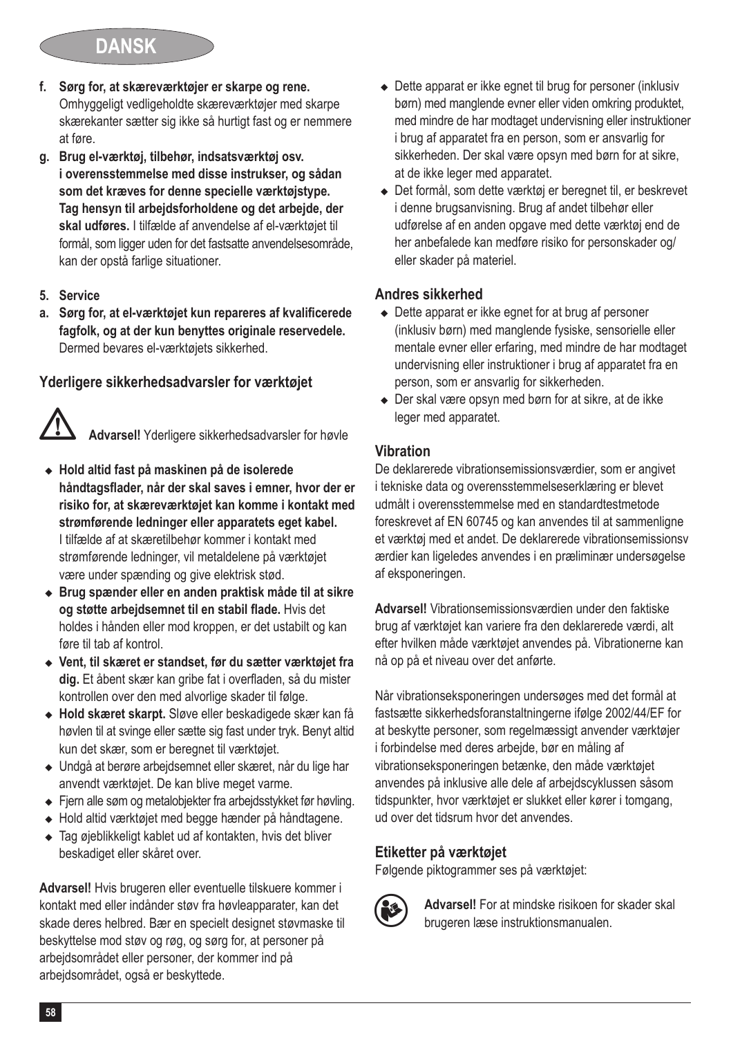f. **Sørg for, at skæreværktøjer er skarpe og rene.** Omhyggeligt vedligeholdte skæreværktøjer med skarpe skærekanter sætter sig ikke så hurtigt fast og er nemmere at føre.

g. **Brug el-værktøj, tilbehør, indsatsværktøj osv. i overensstemmelse med disse instrukser, og sådan som det kræves for denne specielle værktøjstype. Tag hensyn til arbejdsforholdene og det arbejde, der skal udføres.** I tilfælde af anvendelse af el-værktøjet til formål, som ligger uden for det fastsatte anvendelsesområde, kan der opstå farlige situationer.

**5. Service**

a. **Sørg for, at el-værktøjet kun repareres af kvalificerede fagfolk, og at der kun benyttes originale reservedele.** Dermed bevares el-værktøjets sikkerhed.

### Yderligere sikkerhedsadvarsler for værktøjet

**Advarsel!** Yderligere sikkerhedsadvarsler for høvle

- **Hold altid fast på maskinen på de isolerede håndtagsflader, når der skal saves i emner, hvor der er risiko for, at skæreværktøjet kan komme i kontakt med strømførende ledninger eller apparatets eget kabel.** I tilfælde af at skæretilbehør kommer i kontakt med strømførende ledninger, vil metaldelene på værktøjet være under spænding og give elektrisk stød.
- **Brug spænder eller en anden praktisk måde til at sikre og støtte arbejdsemnet til en stabil flade.** Hvis det holdes i hånden eller mod kroppen, er det ustabilt og kan føre til tab af kontrol.
- **Vent, til skæret er standset, før du sætter værktøjet fra dig.** Et åbent skær kan gribe fat i overfladen, så du mister kontrollen over den med alvorlige skader til følge.
- **Hold skæret skarpt.** Sløve eller beskadigede skær kan få høvlen til at svinge eller sætte sig fast under tryk. Benyt altid kun det skær, som er beregnet til værktøjet.
- Undgå at berøre arbejdsemnet eller skæret, når du lige har anvendt værktøjet. De kan blive meget varme.
- Fjern alle søm og metalobjekter fra arbejdsstykket før høvling.
- Hold altid værktøjet med begge hænder på håndtagene.
- Tag øjeblikkeligt kablet ud af kontakten, hvis det bliver beskadiget eller skåret over.

**Advarsel!** Hvis brugeren eller eventuelle tilskuere kommer i kontakt med eller indånder støv fra høvleapparater, kan det skade deres helbred. Bær en specielt designet støvmaske til beskyttelse mod støv og røg, og sørg for, at personer på arbejdsområdet eller personer, der kommer ind på arbejdsområdet, også er beskyttede.

- Dette apparat er ikke egnet til brug for personer (inklusiv børn) med manglende evner eller viden omkring produktet, med mindre de har modtaget undervisning eller instruktioner i brug af apparatet fra en person, som er ansvarlig for sikkerheden. Der skal være opsyn med børn for at sikre, at de ikke leger med apparatet.
- Det formål, som dette værktøj er beregnet til, er beskrevet i denne brugsanvisning. Brug af andet tilbehør eller udførelse af en anden opgave med dette værktøj end de her anbefalede kan medføre risiko for personskader og/ eller skader på materiel.

### Andres sikkerhed

- Dette apparat er ikke egnet for at brug af personer (inklusiv børn) med manglende fysiske, sensorielle eller mentale evner eller erfaring, med mindre de har modtaget undervisning eller instruktioner i brug af apparatet fra en person, som er ansvarlig for sikkerheden.
- Der skal være opsyn med børn for at sikre, at de ikke leger med apparatet.

### Vibration

De deklarerede vibrationsemissionsværdier, som er angivet i tekniske data og overensstemmelseserklæring er blevet udmålt i overensstemmelse med en standardtestmetode foreskrevet af EN 60745 og kan anvendes til at sammenligne et værktøj med et andet. De deklarerede vibrationsemissionsværdier kan ligeledes anvendes i en præliminær undersøgelse af eksponeringen.

**Advarsel!** Vibrationsemissionsværdien under den faktiske brug af værktøjet kan variere fra den deklarerede værdi, alt efter hvilken måde værktøjet anvendes på. Vibrationerne kan nå op på et niveau over det anførte.

Når vibrationseksponeringen undersøges med det formål at fastsætte sikkerhedsforanstaltningerne ifølge 2002/44/EF for at beskytte personer, som regelmæssigt anvender værktøjer i forbindelse med deres arbejde, bør en måling af vibrationseksponeringen betænke, den måde værktøjet anvendes på inklusive alle dele af arbejdscyklussen såsom tidspunkter, hvor værktøjet er slukket eller kører i tomgang, ud over det tidsrum hvor det anvendes.

### Etiketter på værktøjet

Følgende piktogrammer ses på værktøjet:

**Advarsel!** For at mindske risikoen for skader skal brugeren læse instruktionsmanualen.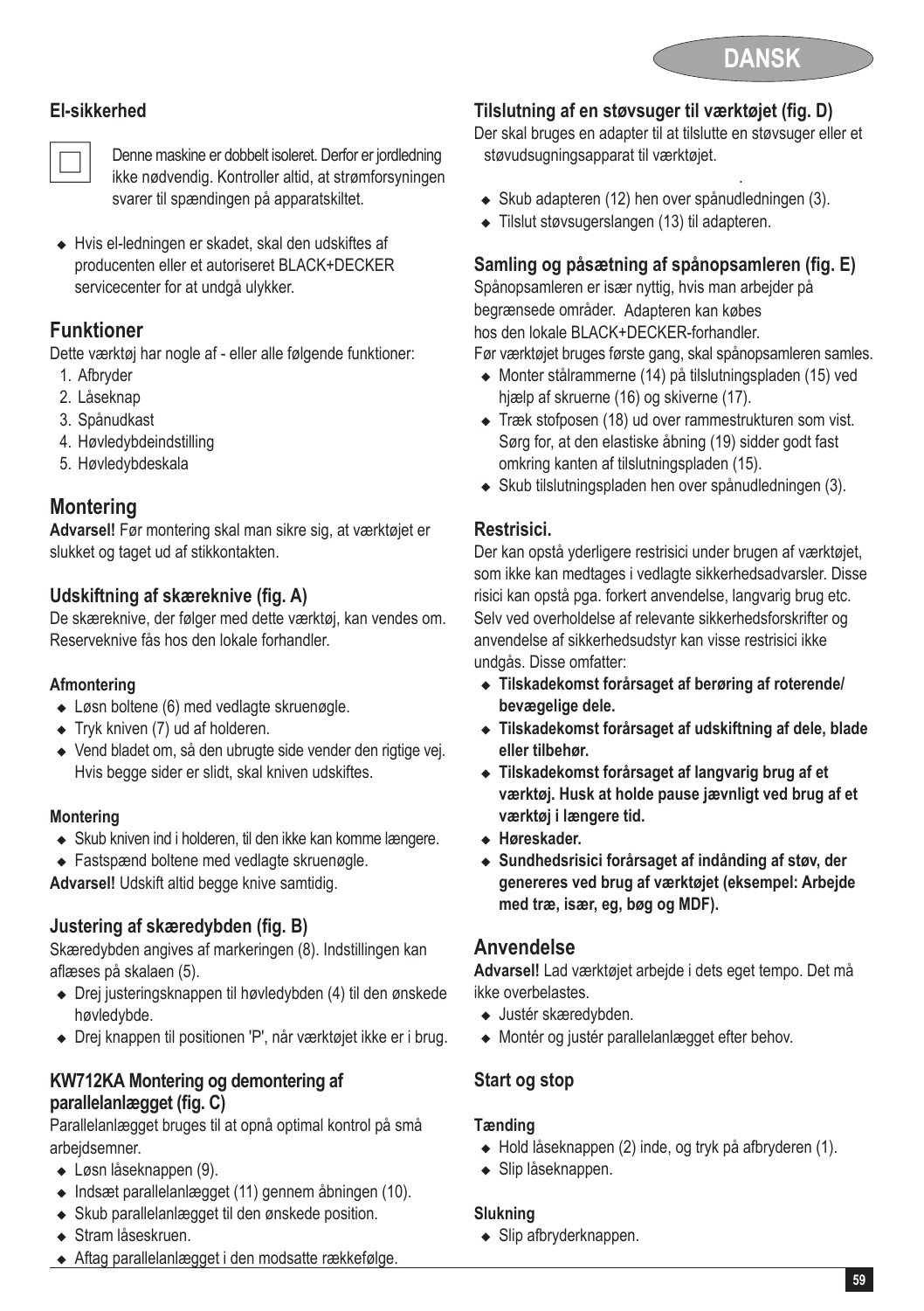### El-sikkerhed

Denne maskine er dobbelt isoleret. Derfor er jordledning ikke nødvendig. Kontroller altid, at strømforsyningen svarer til spændingen på apparatskiltet.

- Hvis el-ledningen er skadet, skal den udskiftes af producenten eller et autoriseret BLACK+DECKER servicecenter for at undgå ulykker.

## Funktioner

Dette værktøj har nogle af - eller alle følgende funktioner:

1. Afbryder
2. Låseknap
3. Spånudkast
4. Høvledybdeindstilling
5. Høvledybdeskala

## Montering

**Advarsel!** Før montering skal man sikre sig, at værktøjet er slukket og taget ud af stikkontakten.

### Udskiftning af skæreknive (fig. A)

De skæreknive, der følger med dette værktøj, kan vendes om. Reserveknive fås hos den lokale forhandler.

#### Afmontering

- Løsn boltene (6) med vedlagte skruenøgle.
- Tryk kniven (7) ud af holderen.
- Vend bladet om, så den ubrugte side vender den rigtige vej. Hvis begge sider er slidt, skal kniven udskiftes.

#### Montering

- Skub kniven ind i holderen, til den ikke kan komme længere.
- Fastspænd boltene med vedlagte skruenøgle.

**Advarsel!** Udskift altid begge knive samtidig.

### Justering af skæredybden (fig. B)

Skæredybden angives af markeringen (8). Indstillingen kan aflæses på skalaen (5).

- Drej justeringsknappen til høvledybden (4) til den ønskede høvledybde.
- Drej knappen til positionen 'P', når værktøjet ikke er i brug.

### KW712KA Montering og demontering af parallelanlægget (fig. C)

Parallelanlægget bruges til at opnå optimal kontrol på små arbejdsemner.

- Løsn låseknappen (9).
- Indsæt parallelanlægget (11) gennem åbningen (10).
- Skub parallelanlægget til den ønskede position.
- Stram låseskruen.
- Aftag parallelanlægget i den modsatte rækkefølge.

### Tilslutning af en støvsuger til værktøjet (fig. D)

Der skal bruges en adapter til at tilslutte en støvsuger eller et støvudsugningsapparat til værktøjet.

- Skub adapteren (12) hen over spånudledningen (3).
- Tilslut støvsugerslangen (13) til adapteren.

### Samling og påsætning af spånopsamleren (fig. E)

Spånopsamleren er især nyttig, hvis man arbejder på begrænsede områder. Adapteren kan købes hos den lokale BLACK+DECKER-forhandler.

Før værktøjet bruges første gang, skal spånopsamleren samles.

- Monter stålrammerne (14) på tilslutningspladen (15) ved hjælp af skruerne (16) og skiverne (17).
- Træk stofposen (18) ud over rammestrukturen som vist. Sørg for, at den elastiske åbning (19) sidder godt fast omkring kanten af tilslutningspladen (15).
- Skub tilslutningspladen hen over spånudledningen (3).

### Restrisici.

Der kan opstå yderligere restrisici under brugen af værktøjet, som ikke kan medtages i vedlagte sikkerhedsadvarsler. Disse risici kan opstå pga. forkert anvendelse, langvarig brug etc. Selv ved overholdelse af relevante sikkerhedsforskrifter og anvendelse af sikkerhedsudstyr kan visse restrisici ikke undgås. Disse omfatter:

- **Tilskadekomst forårsaget af berøring af roterende/ bevægelige dele.**
- **Tilskadekomst forårsaget af udskiftning af dele, blade eller tilbehør.**
- **Tilskadekomst forårsaget af langvarig brug af et værktøj. Husk at holde pause jævnligt ved brug af et værktøj i længere tid.**
- **Høreskader.**
- **Sundhedsrisici forårsaget af indånding af støv, der genereres ved brug af værktøjet (eksempel: Arbejde med træ, især, eg, bøg og MDF).**

## Anvendelse

**Advarsel!** Lad værktøjet arbejde i dets eget tempo. Det må ikke overbelastes.

- Justér skæredybden.
- Montér og justér parallelanlægget efter behov.

### Start og stop

#### Tænding

- Hold låseknappen (2) inde, og tryk på afbryderen (1).
- Slip låseknappen.

#### Slukning

- Slip afbryderknappen.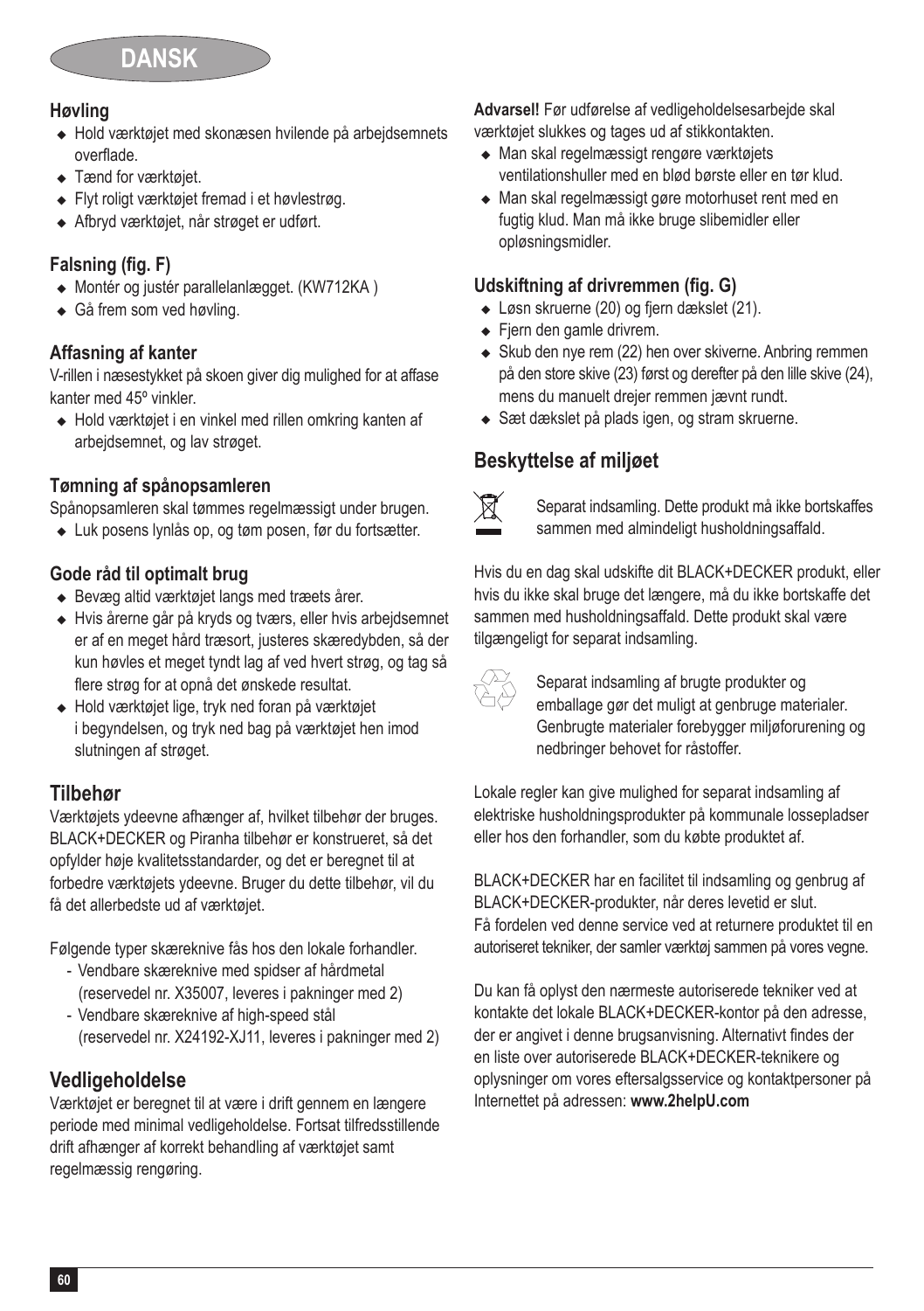### Høvling

- Hold værktøjet med skonæsen hvilende på arbejdsemnets overflade.
- Tænd for værktøjet.
- Flyt roligt værktøjet fremad i et høvlestrøg.
- Afbryd værktøjet, når strøget er udført.

### Falsning (fig. F)

- Montér og justér parallelanlægget. (KW712KA )
- Gå frem som ved høvling.

### Affasning af kanter

V-rillen i næsestykket på skoen giver dig mulighed for at affase kanter med 45º vinkler.

- Hold værktøjet i en vinkel med rillen omkring kanten af arbejdsemnet, og lav strøget.

### Tømning af spånopsamleren

Spånopsamleren skal tømmes regelmæssigt under brugen.

- Luk posens lynlås op, og tøm posen, før du fortsætter.

### Gode råd til optimalt brug

- Bevæg altid værktøjet langs med træets årer.
- Hvis årerne går på kryds og tværs, eller hvis arbejdsemnet er af en meget hård træsort, justeres skæredybden, så der kun høvles et meget tyndt lag af ved hvert strøg, og tag så flere strøg for at opnå det ønskede resultat.
- Hold værktøjet lige, tryk ned foran på værktøjet i begyndelsen, og tryk ned bag på værktøjet hen imod slutningen af strøget.

## Tilbehør

Værktøjets ydeevne afhænger af, hvilket tilbehør der bruges. BLACK+DECKER og Piranha tilbehør er konstrueret, så det opfylder høje kvalitetsstandarder, og det er beregnet til at forbedre værktøjets ydeevne. Bruger du dette tilbehør, vil du få det allerbedste ud af værktøjet.

Følgende typer skæreknive fås hos den lokale forhandler.

- Vendbare skæreknive med spidser af hårdmetal (reservedel nr. X35007, leveres i pakninger med 2)
- Vendbare skæreknive af high-speed stål (reservedel nr. X24192-XJ11, leveres i pakninger med 2)

## Vedligeholdelse

Værktøjet er beregnet til at være i drift gennem en længere periode med minimal vedligeholdelse. Fortsat tilfredsstillende drift afhænger af korrekt behandling af værktøjet samt regelmæssig rengøring.

**Advarsel!** Før udførelse af vedligeholdelsesarbejde skal værktøjet slukkes og tages ud af stikkontakten.

- Man skal regelmæssigt rengøre værktøjets ventilationshuller med en blød børste eller en tør klud.
- Man skal regelmæssigt gøre motorhuset rent med en fugtig klud. Man må ikke bruge slibemidler eller opløsningsmidler.

### Udskiftning af drivremmen (fig. G)

- Løsn skruerne (20) og fjern dækslet (21).
- Fjern den gamle drivrem.
- Skub den nye rem (22) hen over skiverne. Anbring remmen på den store skive (23) først og derefter på den lille skive (24), mens du manuelt drejer remmen jævnt rundt.
- Sæt dækslet på plads igen, og stram skruerne.

## Beskyttelse af miljøet

Separat indsamling. Dette produkt må ikke bortskaffes sammen med almindeligt husholdningsaffald.

Hvis du en dag skal udskifte dit BLACK+DECKER produkt, eller hvis du ikke skal bruge det længere, må du ikke bortskaffe det sammen med husholdningsaffald. Dette produkt skal være tilgængeligt for separat indsamling.

Separat indsamling af brugte produkter og emballage gør det muligt at genbruge materialer. Genbrugte materialer forebygger miljøforurening og nedbringer behovet for råstoffer.

Lokale regler kan give mulighed for separat indsamling af elektriske husholdningsprodukter på kommunale lossepladser eller hos den forhandler, som du købte produktet af.

BLACK+DECKER har en facilitet til indsamling og genbrug af BLACK+DECKER-produkter, når deres levetid er slut. Få fordelen ved denne service ved at returnere produktet til en autoriseret tekniker, der samler værktøj sammen på vores vegne.

Du kan få oplyst den nærmeste autoriserede tekniker ved at kontakte det lokale BLACK+DECKER-kontor på den adresse, der er angivet i denne brugsanvisning. Alternativt findes der en liste over autoriserede BLACK+DECKER-teknikere og oplysninger om vores eftersalgsservice og kontaktpersoner på Internettet på adressen: **www.2helpU.com**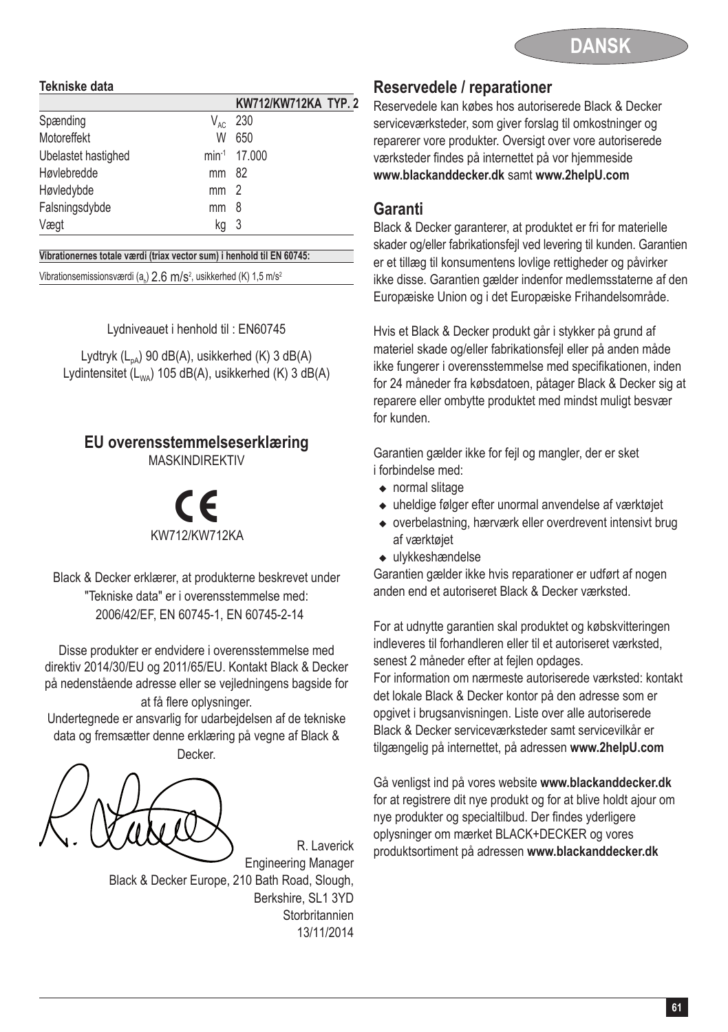**Tekniske data**

| | | KW712/KW712KA TYP. 2 |
|---|---|---|
| Spænding | $V_{AC}$ | 230 |
| Motoreffekt | W | 650 |
| Ubelastet hastighed | $min^{-1}$ | 17.000 |
| Høvlebredde | mm | 82 |
| Høvledybde | mm | 2 |
| Falsningsdybde | mm | 8 |
| Vægt | kg | 3 |

**Vibrationernes totale værdi (triax vector sum) i henhold til EN 60745:**

Vibrationsemissionsværdi ($a_h$) 2.6 $m/s^2$, usikkerhed (K) 1,5 $m/s^2$

Lydniveauet i henhold til : EN60745

Lydtryk ($L_{pA}$) 90 dB(A), usikkerhed (K) 3 dB(A)
Lydintensitet ($L_{WA}$) 105 dB(A), usikkerhed (K) 3 dB(A)

## EU overensstemmelseserklæring

MASKINDIREKTIV

CE

KW712/KW712KA

Black & Decker erklærer, at produkterne beskrevet under "Tekniske data" er i overensstemmelse med: 2006/42/EF, EN 60745-1, EN 60745-2-14

Disse produkter er endvidere i overensstemmelse med direktiv 2014/30/EU og 2011/65/EU. Kontakt Black & Decker på nedenstående adresse eller se vejledningens bagside for at få flere oplysninger.

Undertegnede er ansvarlig for udarbejdelsen af de tekniske data og fremsætter denne erklæring på vegne af Black & Decker.

R. Laverick
Engineering Manager
Black & Decker Europe, 210 Bath Road, Slough, Berkshire, SL1 3YD
Storbritannien
13/11/2014

## Reservedele / reparationer

Reservedele kan købes hos autoriserede Black & Decker serviceværksteder, som giver forslag til omkostninger og reparerer vore produkter. Oversigt over vore autoriserede værksteder findes på internettet på vor hjemmeside **www.blackanddecker.dk** samt **www.2helpU.com**

## Garanti

Black & Decker garanterer, at produktet er fri for materielle skader og/eller fabrikationsfejl ved levering til kunden. Garantien er et tillæg til konsumentens lovlige rettigheder og påvirker ikke disse. Garantien gælder indenfor medlemsstaterne af den Europæiske Union og i det Europæiske Frihandelsområde.

Hvis et Black & Decker produkt går i stykker på grund af materiel skade og/eller fabrikationsfejl eller på anden måde ikke fungerer i overensstemmelse med specifikationen, inden for 24 måneder fra købsdatoen, påtager Black & Decker sig at reparere eller ombytte produktet med mindst muligt besvær for kunden.

Garantien gælder ikke for fejl og mangler, der er sket i forbindelse med:

- normal slitage
- uheldige følger efter unormal anvendelse af værktøjet
- overbelastning, hærværk eller overdrevent intensivt brug af værktøjet
- ulykkeshændelse

Garantien gælder ikke hvis reparationer er udført af nogen anden end et autoriseret Black & Decker værksted.

For at udnytte garantien skal produktet og købskvitteringen indleveres til forhandleren eller til et autoriseret værksted, senest 2 måneder efter at fejlen opdages.
For information om nærmeste autoriserede værksted: kontakt det lokale Black & Decker kontor på den adresse som er opgivet i brugsanvisningen. Liste over alle autoriserede Black & Decker serviceværksteder samt servicevilkår er tilgængelig på internettet, på adressen **www.2helpU.com**

Gå venligst ind på vores website **www.blackanddecker.dk** for at registrere dit nye produkt og for at blive holdt ajour om nye produkter og specialtilbud. Der findes yderligere oplysninger om mærket BLACK+DECKER og vores produktsortiment på adressen **www.blackanddecker.dk**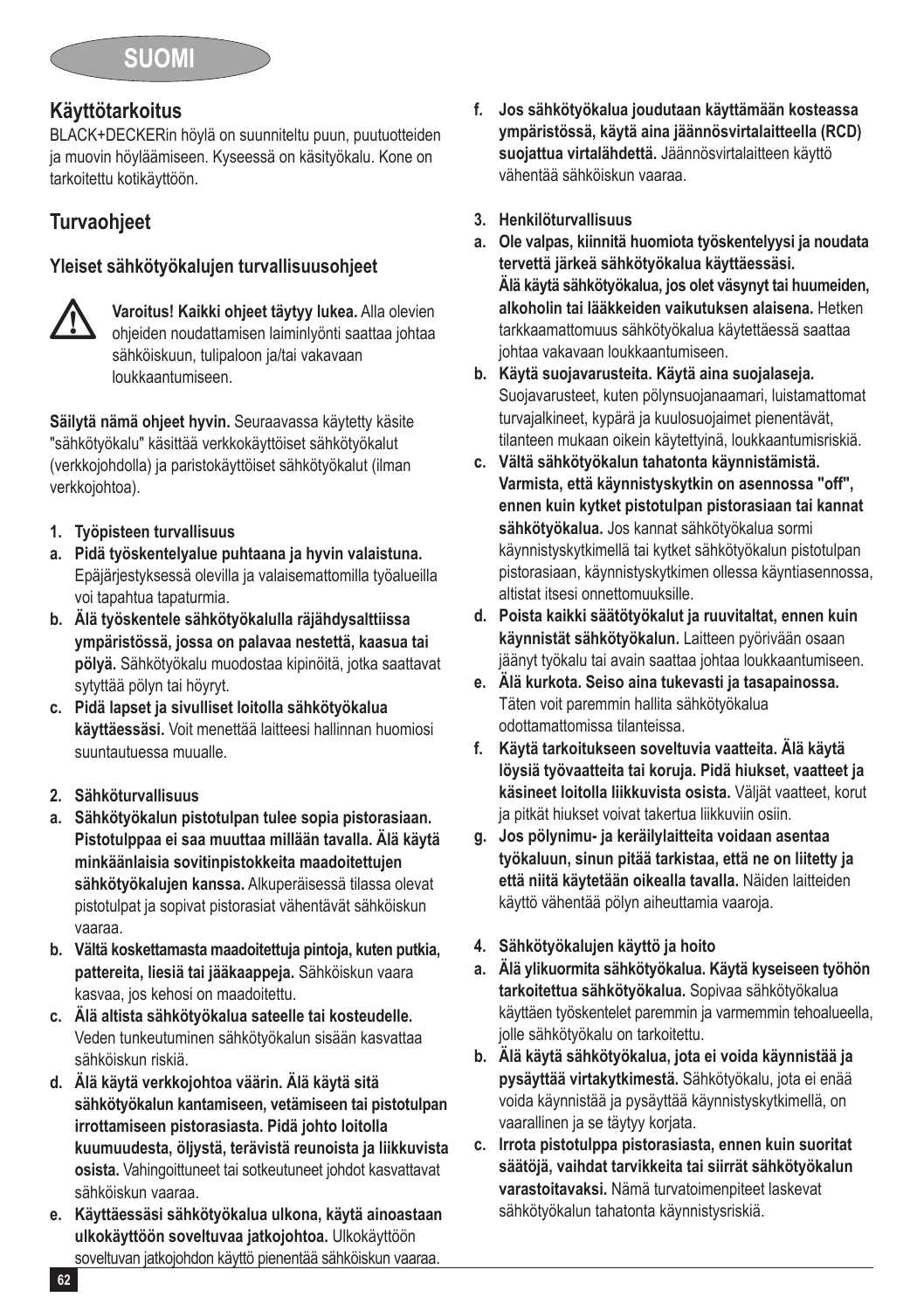# SUOMI

## Käyttötarkoitus

BLACK+DECKERin höylä on suunniteltu puun, puutuotteiden ja muovin höyläämiseen. Kyseessä on käsityökalu. Kone on tarkoitettu kotikäyttöön.

## Turvaohjeet

### Yleiset sähkötyökalujen turvallisuusohjeet

⚠ **Varoitus! Kaikki ohjeet täytyy lukea.** Alla olevien ohjeiden noudattamisen laiminlyönti saattaa johtaa sähköiskuun, tulipaloon ja/tai vakavaan loukkaantumiseen.

**Säilytä nämä ohjeet hyvin.** Seuraavassa käytetty käsite "sähkötyökalu" käsittää verkkokäyttöiset sähkötyökalut (verkkojohdolla) ja paristokäyttöiset sähkötyökalut (ilman verkkojohtoa).

1. **Työpisteen turvallisuus**
   a. **Pidä työskentelyalue puhtaana ja hyvin valaistuna.** Epäjärjestyksessä olevilla ja valaisemattomilla työalueilla voi tapahtua tapaturmia.
   b. **Älä työskentele sähkötyökalulla räjähdysalttiissa ympäristössä, jossa on palavaa nestettä, kaasua tai pölyä.** Sähkötyökalu muodostaa kipinöitä, jotka saattavat sytyttää pölyn tai höyryt.
   c. **Pidä lapset ja sivulliset loitolla sähkötyökalua käyttäessäsi.** Voit menettää laitteesi hallinnan huomiosi suuntautuessa muualle.
2. **Sähköturvallisuus**
   a. **Sähkötyökalun pistotulpan tulee sopia pistorasiaan. Pistotulppaa ei saa muuttaa millään tavalla. Älä käytä minkäänlaisia sovitinpistokkeita maadoitettujen sähkötyökalujen kanssa.** Alkuperäisessä tilassa olevat pistotulpat ja sopivat pistorasiat vähentävät sähköiskun vaaraa.
   b. **Vältä koskettamasta maadoitettuja pintoja, kuten putkia, pattereita, liesiä tai jääkaappeja.** Sähköiskun vaara kasvaa, jos kehosi on maadoitettu.
   c. **Älä altista sähkötyökalua sateelle tai kosteudelle.** Veden tunkeutuminen sähkötyökalun sisään kasvattaa sähköiskun riskiä.
   d. **Älä käytä verkkojohtoa väärin. Älä käytä sitä sähkötyökalun kantamiseen, vetämiseen tai pistotulpan irrottamiseen pistorasiasta. Pidä johto loitolla kuumuudesta, öljystä, terävistä reunoista ja liikkuvista osista.** Vahingoittuneet tai sotkeutuneet johdot kasvattavat sähköiskun vaaraa.
   e. **Käyttäessäsi sähkötyökalua ulkona, käytä ainoastaan ulkokäyttöön soveltuvaa jatkojohtoa.** Ulkokäyttöön soveltuvan jatkojohdon käyttö pienentää sähköiskun vaaraa.
   f. **Jos sähkötyökalua joudutaan käyttämään kosteassa ympäristössä, käytä aina jäännösvirtalaitteella (RCD) suojattua virtalähdettä.** Jäännösvirtalaitteen käyttö vähentää sähköiskun vaaraa.
3. **Henkilöturvallisuus**
   a. **Ole valpas, kiinnitä huomiota työskentelyysi ja noudata tervettä järkeä sähkötyökalua käyttäessäsi. Älä käytä sähkötyökalua, jos olet väsynyt tai huumeiden, alkoholin tai lääkkeiden vaikutuksen alaisena.** Hetken tarkkaamattomuus sähkötyökalua käytettäessä saattaa johtaa vakavaan loukkaantumiseen.
   b. **Käytä suojavarusteita. Käytä aina suojalaseja.** Suojavarusteet, kuten pölynsuojanaamari, luistamattomat turvajalkineet, kypärä ja kuulosuojaimet pienentävät, tilanteen mukaan oikein käytettyinä, loukkaantumisriskiä.
   c. **Vältä sähkötyökalun tahatonta käynnistämistä. Varmista, että käynnistyskytkin on asennossa "off", ennen kuin kytket pistotulpan pistorasiaan tai kannat sähkötyökalua.** Jos kannat sähkötyökalua sormi käynnistyskytkimellä tai kytket sähkötyökalun pistotulpan pistorasiaan, käynnistyskytkimen ollessa käyntiasennossa, altistat itsesi onnettomuuksille.
   d. **Poista kaikki säätötyökalut ja ruuvitaltat, ennen kuin käynnistät sähkötyökalun.** Laitteen pyörivään osaan jäänyt työkalu tai avain saattaa johtaa loukkaantumiseen.
   e. **Älä kurkota. Seiso aina tukevasti ja tasapainossa.** Täten voit paremmin hallita sähkötyökalua odottamattomissa tilanteissa.
   f. **Käytä tarkoitukseen soveltuvia vaatteita. Älä käytä löysiä työvaatteita tai koruja. Pidä hiukset, vaatteet ja käsineet loitolla liikkuvista osista.** Väljät vaatteet, korut ja pitkät hiukset voivat takertua liikkuviin osiin.
   g. **Jos pölynimu- ja keräilylaitteita voidaan asentaa työkaluun, sinun pitää tarkistaa, että ne on liitetty ja että niitä käytetään oikealla tavalla.** Näiden laitteiden käyttö vähentää pölyn aiheuttamia vaaroja.
4. **Sähkötyökalujen käyttö ja hoito**
   a. **Älä ylikuormita sähkötyökalua. Käytä kyseiseen työhön tarkoitettua sähkötyökalua.** Sopivaa sähkötyökalua käyttäen työskentelet paremmin ja varmemmin tehoalueella, jolle sähkötyökalu on tarkoitettu.
   b. **Älä käytä sähkötyökalua, jota ei voida käynnistää ja pysäyttää virtakytkimestä.** Sähkötyökalu, jota ei enää voida käynnistää ja pysäyttää käynnistyskytkimellä, on vaarallinen ja se täytyy korjata.
   c. **Irrota pistotulppa pistorasiasta, ennen kuin suoritat säätöjä, vaihdat tarvikkeita tai siirrät sähkötyökalun varastoitavaksi.** Nämä turvatoimenpiteet laskevat sähkötyökalun tahatonta käynnistysriskiä.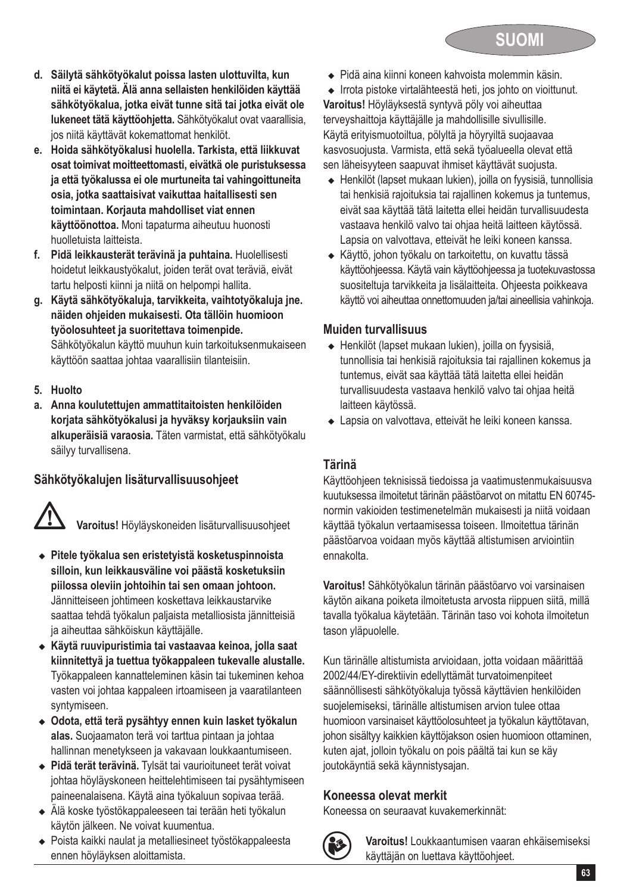- **d. Säilytä sähkötyökalut poissa lasten ulottuvilta, kun niitä ei käytetä. Älä anna sellaisten henkilöiden käyttää sähkötyökalua, jotka eivät tunne sitä tai jotka eivät ole lukeneet tätä käyttöohjetta.** Sähkötyökalut ovat vaarallisia, jos niitä käyttävät kokemattomat henkilöt.
- **e. Hoida sähkötyökalusi huolella. Tarkista, että liikkuvat osat toimivat moitteettomasti, eivätkä ole puristuksessa ja että työkalussa ei ole murtuneita tai vahingoittuneita osia, jotka saattaisivat vaikuttaa haitallisesti sen toimintaan. Korjauta mahdolliset viat ennen käyttöönottoa.** Moni tapaturma aiheutuu huonosti huolletuista laitteista.
- **f. Pidä leikkausterät terävinä ja puhtaina.** Huolellisesti hoidetut leikkaustyökalut, joiden terät ovat teräviä, eivät tartu helposti kiinni ja niitä on helpompi hallita.
- **g. Käytä sähkötyökaluja, tarvikkeita, vaihtotyökaluja jne. näiden ohjeiden mukaisesti. Ota tällöin huomioon työolosuhteet ja suoritettava toimenpide.** Sähkötyökalun käyttö muuhun kuin tarkoituksenmukaiseen käyttöön saattaa johtaa vaarallisiin tilanteisiin.

**5. Huolto**

- **a. Anna koulutettujen ammattitaitoisten henkilöiden korjata sähkötyökalusi ja hyväksy korjauksiin vain alkuperäisiä varaosia.** Täten varmistat, että sähkötyökalu säilyy turvallisena.

## Sähkötyökalujen lisäturvallisuusohjeet

**Varoitus!** Höyläyskoneiden lisäturvallisuusohjeet

- **Pitele työkalua sen eristetyistä kosketuspinnoista silloin, kun leikkausväline voi päästä kosketuksiin piilossa oleviin johtoihin tai sen omaan johtoon.** Jännitteiseen johtimeen koskettava leikkaustarvike saattaa tehdä työkalun paljaista metalliosista jännitteisiä ja aiheuttaa sähköiskun käyttäjälle.
- **Käytä ruuvipuristimia tai vastaavaa keinoa, jolla saat kiinnitettyä ja tuettua työkappaleen tukevalle alustalle.** Työkappaleen kannatteleminen käsin tai tukeminen kehoa vasten voi johtaa kappaleen irtoamiseen ja vaaratilanteen syntymiseen.
- **Odota, että terä pysähtyy ennen kuin lasket työkalun alas.** Suojaamaton terä voi tarttua pintaan ja johtaa hallinnan menetykseen ja vakavaan loukkaantumiseen.
- **Pidä terät terävinä.** Tylsät tai vaurioituneet terät voivat johtaa höyläyskoneen heittelehtimiseen tai pysähtymiseen paineenalaisena. Käytä aina työkaluun sopivaa terää.
- Älä koske työstökappaleeseen tai terään heti työkalun käytön jälkeen. Ne voivat kuumentua.
- Poista kaikki naulat ja metalliesineet työstökappaleesta ennen höyläyksen aloittamista.
- Pidä aina kiinni koneen kahvoista molemmin käsin.
- Irrota pistoke virtalähteestä heti, jos johto on vioittunut.

**Varoitus!** Höyläyksestä syntyvä pöly voi aiheuttaa terveyshaittoja käyttäjälle ja mahdollisille sivullisille. Käytä erityismuotoiltua, pölyltä ja höyryiltä suojaavaa kasvosuojusta. Varmista, että sekä työalueella olevat että sen läheisyyteen saapuvat ihmiset käyttävät suojusta.

- Henkilöt (lapset mukaan lukien), joilla on fyysisiä, tunnollisia tai henkisiä rajoituksia tai rajallinen kokemus ja tuntemus, eivät saa käyttää tätä laitetta ellei heidän turvallisuudesta vastaava henkilö valvo tai ohjaa heitä laitteen käytössä. Lapsia on valvottava, etteivät he leiki koneen kanssa.
- Käyttö, johon työkalu on tarkoitettu, on kuvattu tässä käyttöohjeessa. Käytä vain käyttöohjeessa ja tuotekuvastossa suositeltuja tarvikkeita ja lisälaitteita. Ohjeesta poikkeava käyttö voi aiheuttaa onnettomuuden ja/tai aineellisia vahinkoja.

### Muiden turvallisuus

- Henkilöt (lapset mukaan lukien), joilla on fyysisiä, tunnollisia tai henkisiä rajoituksia tai rajallinen kokemus ja tuntemus, eivät saa käyttää tätä laitetta ellei heidän turvallisuudesta vastaava henkilö valvo tai ohjaa heitä laitteen käytössä.
- Lapsia on valvottava, etteivät he leiki koneen kanssa.

### Tärinä

Käyttöohjeen teknisissä tiedoissa ja vaatimustenmukaisuusvakuutuksessa ilmoitetut tärinän päästöarvot on mitattu EN 60745-normin vakioiden testimenetelmän mukaisesti ja niitä voidaan käyttää työkalun vertaamisessa toiseen. Ilmoitettua tärinän päästöarvoa voidaan myös käyttää altistumisen arviointiin ennakolta.

**Varoitus!** Sähkötyökalun tärinän päästöarvo voi varsinaisen käytön aikana poiketa ilmoitetusta arvosta riippuen siitä, millä tavalla työkalua käytetään. Tärinän taso voi kohota ilmoitetun tason yläpuolelle.

Kun tärinälle altistumista arvioidaan, jotta voidaan määrittää 2002/44/EY-direktiivin edellyttämät turvatoimenpiteet säännöllisesti sähkötyökaluja työssä käyttävien henkilöiden suojelemiseksi, tärinälle altistumisen arvion tulee ottaa huomioon varsinaiset käyttöolosuhteet ja työkalun käyttötavan, johon sisältyy kaikkien käyttöjakson osien huomioon ottaminen, kuten ajat, jolloin työkalu on pois päältä tai kun se käy joutokäyntiä sekä käynnistysajan.

### Koneessa olevat merkit

Koneessa on seuraavat kuvakemerkinnät:

**Varoitus!** Loukkaantumisen vaaran ehkäisemiseksi käyttäjän on luettava käyttöohjeet.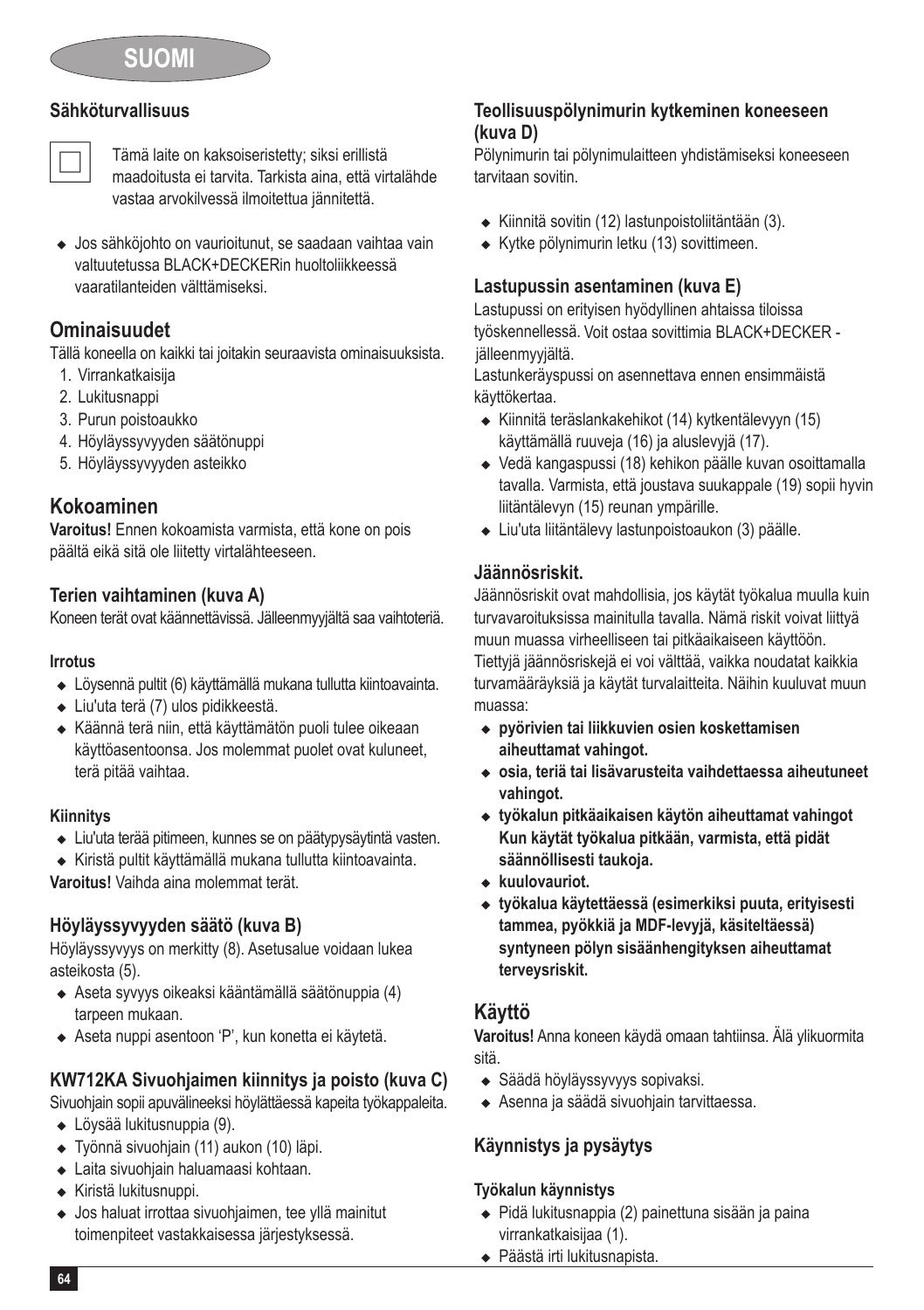# SUOMI

### Sähköturvallisuus

Tämä laite on kaksoiseristetty; siksi erillistä maadoitusta ei tarvita. Tarkista aina, että virtalähde vastaa arvokilvessä ilmoitettua jännitettä.

- Jos sähköjohto on vaurioitunut, se saadaan vaihtaa vain valtuutetussa BLACK+DECKERin huoltoliikkeessä vaaratilanteiden välttämiseksi.

## Ominaisuudet

Tällä koneella on kaikki tai joitakin seuraavista ominaisuuksista.

1. Virrankatkaisija
2. Lukitusnappi
3. Purun poistoaukko
4. Höyläyssyvyyden säätönuppi
5. Höyläyssyvyyden asteikko

## Kokoaminen

**Varoitus!** Ennen kokoamista varmista, että kone on pois päältä eikä sitä ole liitetty virtalähteeseen.

### Terien vaihtaminen (kuva A)

Koneen terät ovat käännettävissä. Jälleenmyyjältä saa vaihtoteriä.

#### Irrotus

- Löysennä pultit (6) käyttämällä mukana tullutta kiintoavainta.
- Liu'uta terä (7) ulos pidikkeestä.
- Käännä terä niin, että käyttämätön puoli tulee oikeaan käyttöasentoonsa. Jos molemmat puolet ovat kuluneet, terä pitää vaihtaa.

#### Kiinnitys

- Liu'uta terää pitimeen, kunnes se on päätypysäytintä vasten.
- Kiristä pultit käyttämällä mukana tullutta kiintoavainta.

**Varoitus!** Vaihda aina molemmat terät.

### Höyläyssyvyyden säätö (kuva B)

Höyläyssyvyys on merkitty (8). Asetusalue voidaan lukea asteikosta (5).

- Aseta syvyys oikeaksi kääntämällä säätönuppia (4) tarpeen mukaan.
- Aseta nuppi asentoon 'P', kun konetta ei käytetä.

### KW712KA Sivuohjaimen kiinnitys ja poisto (kuva C)

Sivuohjain sopii apuvälineeksi höylättäessä kapeita työkappaleita.

- Löysää lukitusnuppia (9).
- Työnnä sivuohjain (11) aukon (10) läpi.
- Laita sivuohjain haluamaasi kohtaan.
- Kiristä lukitusnuppi.
- Jos haluat irrottaa sivuohjaimen, tee yllä mainitut toimenpiteet vastakkaisessa järjestyksessä.

### Teollisuuspölynimurin kytkeminen koneeseen (kuva D)

Pölynimurin tai pölynimulaitteen yhdistämiseksi koneeseen tarvitaan sovitin.

- Kiinnitä sovitin (12) lastunpoistoliitäntään (3).
- Kytke pölynimurin letku (13) sovittimeen.

### Lastupussin asentaminen (kuva E)

Lastupussi on erityisen hyödyllinen ahtaissa tiloissa työskennellessä. Voit ostaa sovittimia BLACK+DECKER -jälleenmyyjältä.

Lastunkeräyspussi on asennettava ennen ensimmäistä käyttökertaa.

- Kiinnitä teräslankakehikot (14) kytkentälevyyn (15) käyttämällä ruuveja (16) ja aluslevyjä (17).
- Vedä kangaspussi (18) kehikon päälle kuvan osoittamalla tavalla. Varmista, että joustava suukappale (19) sopii hyvin liitäntälevyn (15) reunan ympärille.
- Liu'uta liitäntälevy lastunpoistoaukon (3) päälle.

### Jäännösriskit.

Jäännösriskit ovat mahdollisia, jos käytät työkalua muulla kuin turvavaroituksissa mainitulla tavalla. Nämä riskit voivat liittyä muun muassa virheelliseen tai pitkäaikaiseen käyttöön.

Tiettyjä jäännösriskejä ei voi välttää, vaikka noudatat kaikkia turvamääräyksiä ja käytät turvalaitteita. Näihin kuuluvat muun muassa:

- **pyörivien tai liikkuvien osien koskettamisen aiheuttamat vahingot.**
- **osia, teriä tai lisävarusteita vaihdettaessa aiheutuneet vahingot.**
- **työkalun pitkäaikaisen käytön aiheuttamat vahingot Kun käytät työkalua pitkään, varmista, että pidät säännöllisesti taukoja.**
- **kuulovauriot.**
- **työkalua käytettäessä (esimerkiksi puuta, erityisesti tammea, pyökkiä ja MDF-levyjä, käsiteltäessä) syntyneen pölyn sisäänhengityksen aiheuttamat terveysriskit.**

## Käyttö

**Varoitus!** Anna koneen käydä omaan tahtiinsa. Älä ylikuormita sitä.

- Säädä höyläyssyvyys sopivaksi.
- Asenna ja säädä sivuohjain tarvittaessa.

### Käynnistys ja pysäytys

#### Työkalun käynnistys

- Pidä lukitusnappia (2) painettuna sisään ja paina virrankatkaisijaa (1).
- Päästä irti lukitusnapista.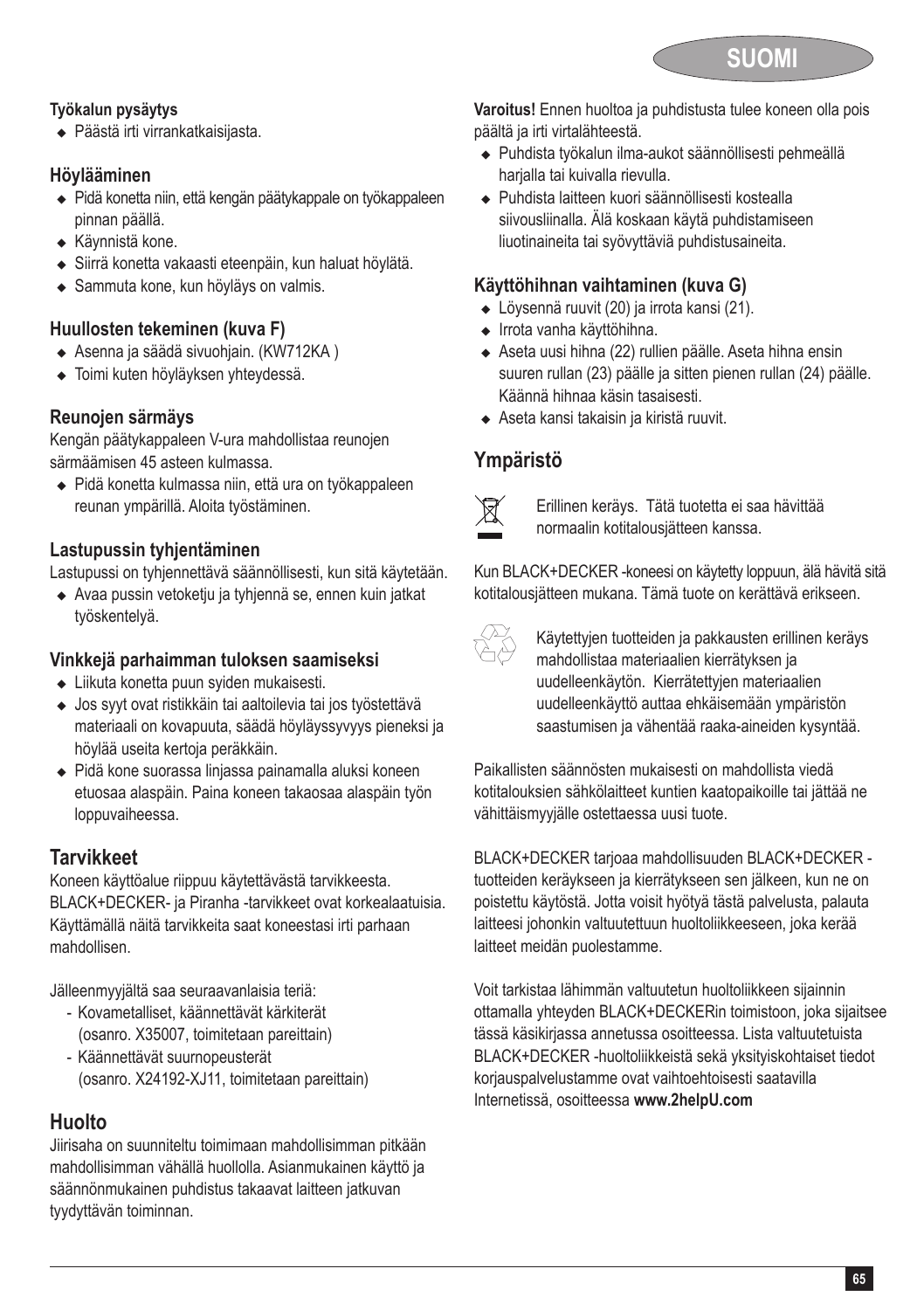**Työkalun pysäytys**

- Päästä irti virrankatkaisijasta.

### Höylääminen

- Pidä konetta niin, että kengän päätykappale on työkappaleen pinnan päällä.
- Käynnistä kone.
- Siirrä konetta vakaasti eteenpäin, kun haluat höylätä.
- Sammuta kone, kun höyläys on valmis.

### Huullosten tekeminen (kuva F)

- Asenna ja säädä sivuohjain. (KW712KA )
- Toimi kuten höyläyksen yhteydessä.

### Reunojen särmäys

Kengän päätykappaleen V-ura mahdollistaa reunojen särmäämisen 45 asteen kulmassa.

- Pidä konetta kulmassa niin, että ura on työkappaleen reunan ympärillä. Aloita työstäminen.

### Lastupussin tyhjentäminen

Lastupussi on tyhjennettävä säännöllisesti, kun sitä käytetään.

- Avaa pussin vetoketju ja tyhjennä se, ennen kuin jatkat työskentelyä.

### Vinkkejä parhaimman tuloksen saamiseksi

- Liikuta konetta puun syiden mukaisesti.
- Jos syyt ovat ristikkäin tai aaltoilevia tai jos työstettävä materiaali on kovapuuta, säädä höyläyssyvyys pieneksi ja höylää useita kertoja peräkkäin.
- Pidä kone suorassa linjassa painamalla aluksi koneen etuosaa alaspäin. Paina koneen takaosaa alaspäin työn loppuvaiheessa.

## Tarvikkeet

Koneen käyttöalue riippuu käytettävästä tarvikkeesta. BLACK+DECKER- ja Piranha -tarvikkeet ovat korkealaatuisia. Käyttämällä näitä tarvikkeita saat koneestasi irti parhaan mahdollisen.

Jälleenmyyjältä saa seuraavanlaisia teriä:

- Kovametalliset, käännettävät kärkiterät (osanro. X35007, toimitetaan pareittain)
- Käännettävät suurnopeusterät (osanro. X24192-XJ11, toimitetaan pareittain)

## Huolto

Jiirisaha on suunniteltu toimimaan mahdollisimman pitkään mahdollisimman vähällä huollolla. Asianmukainen käyttö ja säännönmukainen puhdistus takaavat laitteen jatkuvan tyydyttävän toiminnan.

**Varoitus!** Ennen huoltoa ja puhdistusta tulee koneen olla pois päältä ja irti virtalähteestä.

- Puhdista työkalun ilma-aukot säännöllisesti pehmeällä harjalla tai kuivalla rievulla.
- Puhdista laitteen kuori säännöllisesti kostealla siivousliinalla. Älä koskaan käytä puhdistamiseen liuotinaineita tai syövyttäviä puhdistusaineita.

### Käyttöhihnan vaihtaminen (kuva G)

- Löysennä ruuvit (20) ja irrota kansi (21).
- Irrota vanha käyttöhihna.
- Aseta uusi hihna (22) rullien päälle. Aseta hihna ensin suuren rullan (23) päälle ja sitten pienen rullan (24) päälle. Käännä hihnaa käsin tasaisesti.
- Aseta kansi takaisin ja kiristä ruuvit.

## Ympäristö

Erillinen keräys. Tätä tuotetta ei saa hävittää normaalin kotitalousjätteen kanssa.

Kun BLACK+DECKER -koneesi on käytetty loppuun, älä hävitä sitä kotitalousjätteen mukana. Tämä tuote on kerättävä erikseen.

Käytettyjen tuotteiden ja pakkausten erillinen keräys mahdollistaa materiaalien kierrätyksen ja uudelleenkäytön. Kierrätettyjen materiaalien uudelleenkäyttö auttaa ehkäisemään ympäristön saastumisen ja vähentää raaka-aineiden kysyntää.

Paikallisten säännösten mukaisesti on mahdollista viedä kotitalouksien sähkölaitteet kuntien kaatopaikoille tai jättää ne vähittäismyyjälle ostettaessa uusi tuote.

BLACK+DECKER tarjoaa mahdollisuuden BLACK+DECKER -tuotteiden keräykseen ja kierrätykseen sen jälkeen, kun ne on poistettu käytöstä. Jotta voisit hyötyä tästä palvelusta, palauta laitteesi johonkin valtuutettuun huoltoliikkeeseen, joka kerää laitteet meidän puolestamme.

Voit tarkistaa lähimmän valtuutetun huoltoliikkeen sijainnin ottamalla yhteyden BLACK+DECKERin toimistoon, joka sijaitsee tässä käsikirjassa annetussa osoitteessa. Lista valtuutetuista BLACK+DECKER -huoltoliikkeistä sekä yksityiskohtaiset tiedot korjauspalvelustamme ovat vaihtoehtoisesti saatavilla Internetissä, osoitteessa **www.2helpU.com**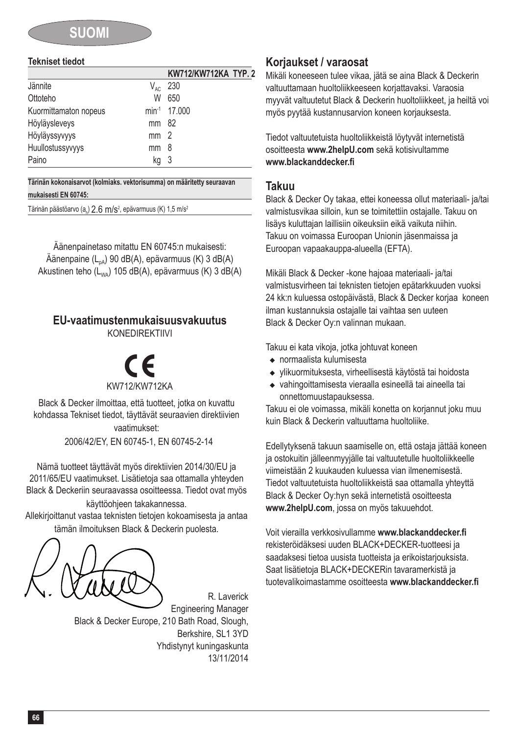# SUOMI

### Tekniset tiedot

| | | KW712/KW712KA TYP. 2 |
|---|---|---|
| Jännite | $V_{AC}$ | 230 |
| Ottoteho | W | 650 |
| Kuormittamaton nopeus | $min^{-1}$ | 17.000 |
| Höyläysleveys | mm | 82 |
| Höyläyssyvyys | mm | 2 |
| Huullostussyvyys | mm | 8 |
| Paino | kg | 3 |

**Tärinän kokonaisarvot (kolmiaks. vektorisumma) on määritetty seuraavan mukaisesti EN 60745:**

Tärinän päästöarvo ($a_h$) 2.6 m/s², epävarmuus (K) 1,5 m/s²

Äänenpainetaso mitattu EN 60745:n mukaisesti:
Äänenpaine ($L_{pA}$) 90 dB(A), epävarmuus (K) 3 dB(A)
Akustinen teho ($L_{WA}$) 105 dB(A), epävarmuus (K) 3 dB(A)

## EU-vaatimustenmukaisuusvakuutus

KONEDIREKTIIVI

CE

KW712/KW712KA

Black & Decker ilmoittaa, että tuotteet, jotka on kuvattu kohdassa Tekniset tiedot, täyttävät seuraavien direktiivien vaatimukset:
2006/42/EY, EN 60745-1, EN 60745-2-14

Nämä tuotteet täyttävät myös direktiivien 2014/30/EU ja 2011/65/EU vaatimukset. Lisätietoja saa ottamalla yhteyden Black & Deckeriin seuraavassa osoitteessa. Tiedot ovat myös käyttöohjeen takakannessa.

Allekirjoittanut vastaa teknisten tietojen kokoamisesta ja antaa tämän ilmoituksen Black & Deckerin puolesta.

R. Laverick
Engineering Manager
Black & Decker Europe, 210 Bath Road, Slough,
Berkshire, SL1 3YD
Yhdistynyt kuningaskunta
13/11/2014

## Korjaukset / varaosat

Mikäli koneeseen tulee vikaa, jätä se aina Black & Deckerin valtuuttamaan huoltoliikkeeseen korjattavaksi. Varaosia myyvät valtuutetut Black & Deckerin huoltoliikkeet, ja heiltä voi myös pyytää kustannusarvion koneen korjauksesta.

Tiedot valtuutetuista huoltoliikkeistä löytyvät internetistä osoitteesta **www.2helpU.com** sekä kotisivultamme **www.blackanddecker.fi**

## Takuu

Black & Decker Oy takaa, ettei koneessa ollut materiaali- ja/tai valmistusvikaa silloin, kun se toimitettiin ostajalle. Takuu on lisäys kuluttajan laillisiin oikeuksiin eikä vaikuta niihin. Takuu on voimassa Euroopan Unionin jäsenmaissa ja Euroopan vapaakauppa-alueella (EFTA).

Mikäli Black & Decker -kone hajoaa materiaali- ja/tai valmistusvirheen tai teknisten tietojen epätarkkuuden vuoksi 24 kk:n kuluessa ostopäivästä, Black & Decker korjaa koneen ilman kustannuksia ostajalle tai vaihtaa sen uuteen Black & Decker Oy:n valinnan mukaan.

Takuu ei kata vikoja, jotka johtuvat koneen

- normaalista kulumisesta
- ylikuormituksesta, virheellisestä käytöstä tai hoidosta
- vahingoittamisesta vieraalla esineellä tai aineella tai onnettomuustapauksessa.

Takuu ei ole voimassa, mikäli konetta on korjannut joku muu kuin Black & Deckerin valtuuttama huoltoliike.

Edellytyksenä takuun saamiselle on, että ostaja jättää koneen ja ostokuitin jälleenmyyjälle tai valtuutetulle huoltoliikkeelle viimeistään 2 kuukauden kuluessa vian ilmenemisestä. Tiedot valtuutetuista huoltoliikkeistä saa ottamalla yhteyttä Black & Decker Oy:hyn sekä internetistä osoitteesta **www.2helpU.com**, jossa on myös takuuehdot.

Voit vierailla verkkosivuillamme **www.blackanddecker.fi** rekisteröidäksesi uuden BLACK+DECKER-tuotteesi ja saadaksesi tietoa uusista tuotteista ja erikoistarjouksista. Saat lisätietoja BLACK+DECKERin tavaramerkistä ja tuotevalikoimastamme osoitteesta **www.blackanddecker.fi**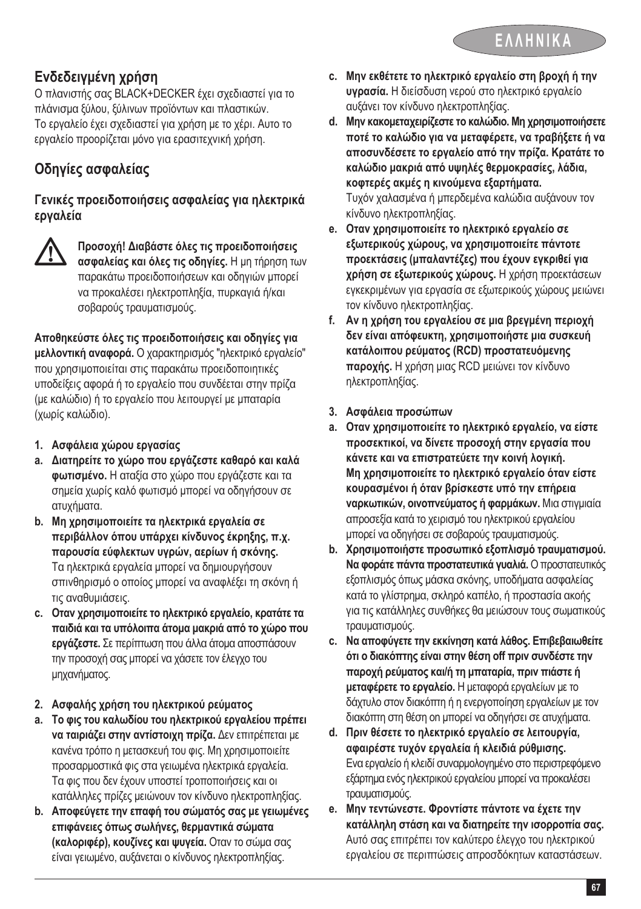## Ενδεδειγμένη χρήση

Ο πλανιστής σας BLACK+DECKER έχει σχεδιαστεί για το πλάνισμα ξύλου, ξύλινων προϊόντων και πλαστικών. Το εργαλείο έχει σχεδιαστεί για χρήση με το χέρι. Αυτό το εργαλείο προορίζεται μόνο για ερασιτεχνική χρήση.

## Οδηγίες ασφαλείας

### Γενικές προειδοποιήσεις ασφαλείας για ηλεκτρικά εργαλεία

⚠ **Προσοχή! Διαβάστε όλες τις προειδοποιήσεις ασφαλείας και όλες τις οδηγίες.** Η μη τήρηση των παρακάτω προειδοποιήσεων και οδηγιών μπορεί να προκαλέσει ηλεκτροπληξία, πυρκαγιά ή/και σοβαρούς τραυματισμούς.

**Αποθηκεύστε όλες τις προειδοποιήσεις και οδηγίες για μελλοντική αναφορά.** Ο χαρακτηρισμός "ηλεκτρικό εργαλείο" που χρησιμοποιείται στις παρακάτω προειδοποιητικές υποδείξεις αφορά ή το εργαλείο που συνδέεται στην πρίζα (με καλώδιο) ή το εργαλείο που λειτουργεί με μπαταρία (χωρίς καλώδιο).

**1. Ασφάλεια χώρου εργασίας**

**a. Διατηρείτε το χώρο που εργάζεστε καθαρό και καλά φωτισμένο.** Η αταξία στο χώρο που εργάζεστε και τα σημεία χωρίς καλό φωτισμό μπορεί να οδηγήσουν σε ατυχήματα.

**b. Μη χρησιμοποιείτε τα ηλεκτρικά εργαλεία σε περιβάλλον όπου υπάρχει κίνδυνος έκρηξης, π.χ. παρουσία εύφλεκτων υγρών, αερίων ή σκόνης.** Τα ηλεκτρικά εργαλεία μπορεί να δημιουργήσουν σπινθηρισμό ο οποίος μπορεί να αναφλέξει τη σκόνη ή τις αναθυμιάσεις.

**c. Οταν χρησιμοποιείτε το ηλεκτρικό εργαλείο, κρατάτε τα παιδιά και τα υπόλοιπα άτομα μακριά από το χώρο που εργάζεστε.** Σε περίπτωση που άλλα άτομα αποσπάσουν την προσοχή σας μπορεί να χάσετε τον έλεγχο του μηχανήματος.

**2. Ασφαλής χρήση του ηλεκτρικού ρεύματος**

**a. Το φις του καλωδίου του ηλεκτρικού εργαλείου πρέπει να ταιριάζει στην αντίστοιχη πρίζα.** Δεν επιτρέπεται με κανένα τρόπο η μετασκευή του φις. Μη χρησιμοποιείτε προσαρμοστικά φις στα γειωμένα ηλεκτρικά εργαλεία. Τα φις που δεν έχουν υποστεί τροποποιήσεις και οι κατάλληλες πρίζες μειώνουν τον κίνδυνο ηλεκτροπληξίας.

**b. Αποφεύγετε την επαφή του σώματός σας με γειωμένες επιφάνειες όπως σωλήνες, θερμαντικά σώματα (καλοριφέρ), κουζίνες και ψυγεία.** Οταν το σώμα σας είναι γειωμένο, αυξάνεται ο κίνδυνος ηλεκτροπληξίας.

**c. Μην εκθέτετε το ηλεκτρικό εργαλείο στη βροχή ή την υγρασία.** Η διείσδυση νερού στο ηλεκτρικό εργαλείο αυξάνει τον κίνδυνο ηλεκτροπληξίας.

**d. Μην κακομεταχειρίζεστε το καλώδιο. Μη χρησιμοποιήσετε ποτέ το καλώδιο για να μεταφέρετε, να τραβήξετε ή να αποσυνδέσετε το εργαλείο από την πρίζα. Κρατάτε το καλώδιο μακριά από υψηλές θερμοκρασίες, λάδια, κοφτερές ακμές η κινούμενα εξαρτήματα.** Τυχόν χαλασμένα ή μπερδεμένα καλώδια αυξάνουν τον κίνδυνο ηλεκτροπληξίας.

**e. Οταν χρησιμοποιείτε το ηλεκτρικό εργαλείο σε εξωτερικούς χώρους, να χρησιμοποιείτε πάντοτε προεκτάσεις (μπαλαντέζες) που έχουν εγκριθεί για χρήση σε εξωτερικούς χώρους.** Η χρήση προεκτάσεων εγκεκριμένων για εργασία σε εξωτερικούς χώρους μειώνει τον κίνδυνο ηλεκτροπληξίας.

**f. Αν η χρήση του εργαλείου σε μια βρεγμένη περιοχή δεν είναι απόφευκτη, χρησιμοποιήστε μια συσκευή κατάλοιπου ρεύματος (RCD) προστατευόμενης παροχής.** Η χρήση μιας RCD μειώνει τον κίνδυνο ηλεκτροπληξίας.

**3. Ασφάλεια προσώπων**

**a. Οταν χρησιμοποιείτε το ηλεκτρικό εργαλείο, να είστε προσεκτικοί, να δίνετε προσοχή στην εργασία που κάνετε και να επιστρατεύετε την κοινή λογική. Μη χρησιμοποιείτε το ηλεκτρικό εργαλείο όταν είστε κουρασμένοι ή όταν βρίσκεστε υπό την επήρεια ναρκωτικών, οινοπνεύματος ή φαρμάκων.** Μια στιγμιαία απροσεξία κατά το χειρισμό του ηλεκτρικού εργαλείου μπορεί να οδηγήσει σε σοβαρούς τραυματισμούς.

**b. Χρησιμοποιήστε προσωπικό εξοπλισμό τραυματισμού. Να φοράτε πάντα προστατευτικά γυαλιά.** Ο προστατευτικός εξοπλισμός όπως μάσκα σκόνης, υποδήματα ασφαλείας κατά το γλίστρημα, σκληρό καπέλο, ή προστασία ακοής για τις κατάλληλες συνθήκες θα μειώσουν τους σωματικούς τραυματισμούς.

**c. Να αποφύγετε την εκκίνηση κατά λάθος. Επιβεβαιωθείτε ότι ο διακόπτης είναι στην θέση off πριν συνδέστε την παροχή ρεύματος και/ή τη μπαταρία, πριν πιάστε ή μεταφέρετε το εργαλείο.** Η μεταφορά εργαλείων με το δάχτυλο στον διακόπτη ή η ενεργοποίηση εργαλείων με τον διακόπτη στη θέση on μπορεί να οδηγήσει σε ατυχήματα.

**d. Πριν θέσετε το ηλεκτρικό εργαλείο σε λειτουργία, αφαιρέστε τυχόν εργαλεία ή κλειδιά ρύθμισης.** Ενα εργαλείο ή κλειδί συναρμολογημένο στο περιστρεφόμενο εξάρτημα ενός ηλεκτρικού εργαλείου μπορεί να προκαλέσει τραυματισμούς.

**e. Μην τεντώνεστε. Φροντίστε πάντοτε να έχετε την κατάλληλη στάση και να διατηρείτε την ισορροπία σας.** Αυτό σας επιτρέπει τον καλύτερο έλεγχο του ηλεκτρικού εργαλείου σε περιπτώσεις απροσδόκητων καταστάσεων.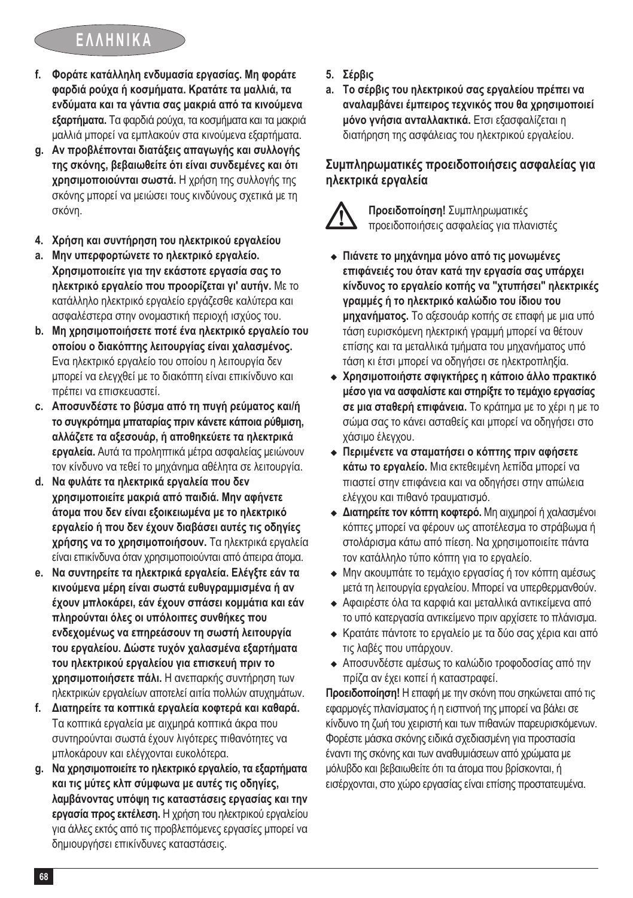# ΕΛΛΗΝΙΚΑ

f. **Φοράτε κατάλληλη ενδυμασία εργασίας. Μη φοράτε φαρδιά ρούχα ή κοσμήματα. Κρατάτε τα μαλλιά, τα ενδύματα και τα γάντια σας μακριά από τα κινούμενα εξαρτήματα.** Τα φαρδιά ρούχα, τα κοσμήματα και τα μακριά μαλλιά μπορεί να εμπλακούν στα κινούμενα εξαρτήματα.

g. **Αν προβλέπονται διατάξεις απαγωγής και συλλογής της σκόνης, βεβαιωθείτε ότι είναι συνδεμένες και ότι χρησιμοποιούνται σωστά.** Η χρήση της συλλογής της σκόνης μπορεί να μειώσει τους κινδύνους σχετικά με τη σκόνη.

**4. Χρήση και συντήρηση του ηλεκτρικού εργαλείου**

a. **Μην υπερφορτώνετε το ηλεκτρικό εργαλείο. Χρησιμοποιείτε για την εκάστοτε εργασία σας το ηλεκτρικό εργαλείο που προορίζεται γι' αυτήν.** Με το κατάλληλο ηλεκτρικό εργαλείο εργάζεσθε καλύτερα και ασφαλέστερα στην ονομαστική περιοχή ισχύος του.

b. **Μη χρησιμοποιήσετε ποτέ ένα ηλεκτρικό εργαλείο του οποίου ο διακόπτης λειτουργίας είναι χαλασμένος.** Ενα ηλεκτρικό εργαλείο του οποίου η λειτουργία δεν μπορεί να ελεγχθεί με το διακόπτη είναι επικίνδυνο και πρέπει να επισκευαστεί.

c. **Αποσυνδέστε το βύσμα από τη πυγή ρεύματος και/ή το συγκρότημα μπαταρίας πριν κάνετε κάποια ρύθμιση, αλλάζετε τα αξεσουάρ, ή αποθηκεύετε τα ηλεκτρικά εργαλεία.** Αυτά τα προληπτικά μέτρα ασφαλείας μειώνουν τον κίνδυνο να τεθεί το μηχάνημα αθέλητα σε λειτουργία.

d. **Να φυλάτε τα ηλεκτρικά εργαλεία που δεν χρησιμοποιείτε μακριά από παιδιά. Μην αφήνετε άτομα που δεν είναι εξοικειωμένα με το ηλεκτρικό εργαλείο ή που δεν έχουν διαβάσει αυτές τις οδηγίες χρήσης να το χρησιμοποιήσουν.** Τα ηλεκτρικά εργαλεία είναι επικίνδυνα όταν χρησιμοποιούνται από άπειρα άτομα.

e. **Να συντηρείτε τα ηλεκτρικά εργαλεία. Ελέγξτε εάν τα κινούμενα μέρη είναι σωστά ευθυγραμμισμένα ή αν έχουν μπλοκάρει, εάν έχουν σπάσει κομμάτια και εάν πληρούνται όλες οι υπόλοιπες συνθήκες που ενδεχομένως να επηρεάσουν τη σωστή λειτουργία του εργαλείου. Δώστε τυχόν χαλασμένα εξαρτήματα του ηλεκτρικού εργαλείου για επισκευή πριν το χρησιμοποιήσετε πάλι.** Η ανεπαρκής συντήρηση των ηλεκτρικών εργαλείων αποτελεί αιτία πολλών ατυχημάτων.

f. **Διατηρείτε τα κοπτικά εργαλεία κοφτερά και καθαρά.** Τα κοπτικά εργαλεία με αιχμηρά κοπτικά άκρα που συντηρούνται σωστά έχουν λιγότερες πιθανότητες να μπλοκάρουν και ελέγχονται ευκολότερα.

g. **Να χρησιμοποιείτε το ηλεκτρικό εργαλείο, τα εξαρτήματα και τις μύτες κλπ σύμφωνα με αυτές τις οδηγίες, λαμβάνοντας υπόψη τις καταστάσεις εργασίας και την εργασία προς εκτέλεση.** Η χρήση του ηλεκτρικού εργαλείου για άλλες εκτός από τις προβλεπόμενες εργασίες μπορεί να δημιουργήσει επικίνδυνες καταστάσεις.

**5. Σέρβις**

a. **Το σέρβις του ηλεκτρικού σας εργαλείου πρέπει να αναλαμβάνει έμπειρος τεχνικός που θα χρησιμοποιεί μόνο γνήσια ανταλλακτικά.** Ετσι εξασφαλίζεται η διατήρηση της ασφάλειας του ηλεκτρικού εργαλείου.

## Συμπληρωματικές προειδοποιήσεις ασφαλείας για ηλεκτρικά εργαλεία

**Προειδοποίηση!** Συμπληρωματικές προειδοποιήσεις ασφαλείας για πλανιστές

- **Πιάνετε το μηχάνημα μόνο από τις μονωμένες επιφάνειές του όταν κατά την εργασία σας υπάρχει κίνδυνος το εργαλείο κοπής να "χτυπήσει" ηλεκτρικές γραμμές ή το ηλεκτρικό καλώδιο του ίδιου του μηχανήματος.** Το αξεσουάρ κοπής σε επαφή με μια υπό τάση ευρισκόμενη ηλεκτρική γραμμή μπορεί να θέτουν επίσης και τα μεταλλικά τμήματα του μηχανήματος υπό τάση κι έτσι μπορεί να οδηγήσει σε ηλεκτροπληξία.
- **Χρησιμοποιήστε σφιγκτήρες η κάποιο άλλο πρακτικό μέσο για να ασφαλίστε και στηρίξτε το τεμάχιο εργασίας σε μια σταθερή επιφάνεια.** Το κράτημα με το χέρι η με το σώμα σας το κάνει ασταθείς και μπορεί να οδηγήσει στο χάσιμο έλεγχου.
- **Περιμένετε να σταματήσει ο κόπτης πριν αφήσετε κάτω το εργαλείο.** Μια εκτεθειμένη λεπίδα μπορεί να πιαστεί στην επιφάνεια και να οδηγήσει στην απώλεια ελέγχου και πιθανό τραυματισμό.
- **Διατηρείτε τον κόπτη κοφτερό.** Μη αιχμηροί ή χαλασμένοι κόπτες μπορεί να φέρουν ως αποτέλεσμα το στράβωμα ή στολάρισμα κάτω από πίεση. Να χρησιμοποιείτε πάντα τον κατάλληλο τύπο κόπτη για το εργαλείο.
- Μην ακουμπάτε το τεμάχιο εργασίας ή τον κόπτη αμέσως μετά τη λειτουργία εργαλείου. Μπορεί να υπερθερμανθούν.
- Αφαιρέστε όλα τα καρφιά και μεταλλικά αντικείμενα από το υπό κατεργασία αντικείμενο πριν αρχίσετε το πλάνισμα.
- Κρατάτε πάντοτε το εργαλείο με τα δύο σας χέρια και από τις λαβές που υπάρχουν.
- Αποσυνδέστε αμέσως το καλώδιο τροφοδοσίας από την πρίζα αν έχει κοπεί ή καταστραφεί.

**Προειδοποίηση!** Η επαφή με την σκόνη που σηκώνεται από τις εφαρμογές πλανίσματος ή η εισπνοή της μπορεί να βάλει σε κίνδυνο τη ζωή του χειριστή και των πιθανών παρευρισκόμενων. Φορέστε μάσκα σκόνης ειδικά σχεδιασμένη για προστασία έναντι της σκόνης και των αναθυμιάσεων από χρώματα με μόλυβδο και βεβαιωθείτε ότι τα άτομα που βρίσκονται, ή εισέρχονται, στο χώρο εργασίας είναι επίσης προστατευμένα.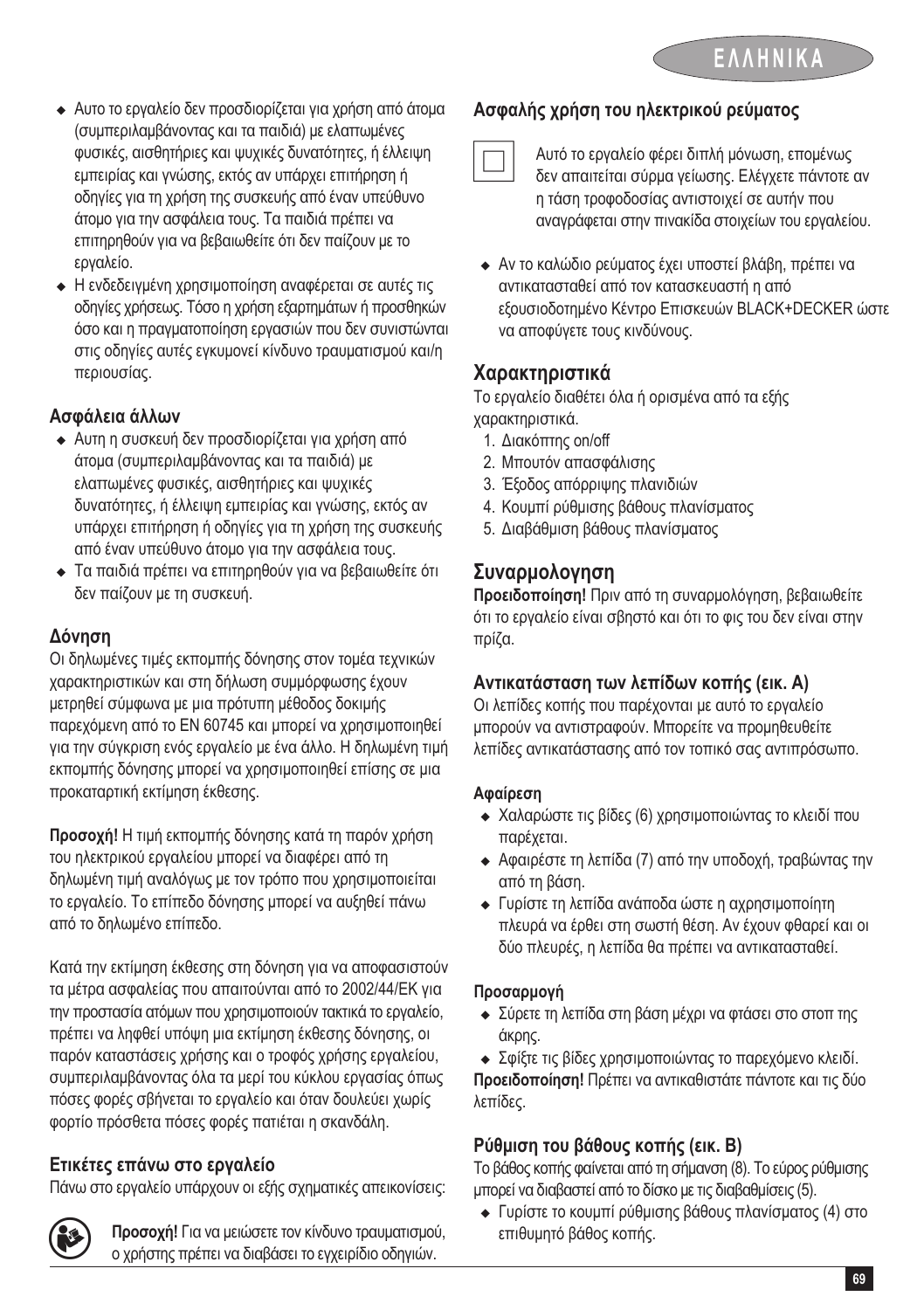- Αυτο το εργαλείο δεν προσδιορίζεται για χρήση από άτομα (συμπεριλαμβάνοντας και τα παιδιά) με ελαττωμένες φυσικές, αισθητήριες και ψυχικές δυνατότητες, ή έλλειψη εμπειρίας και γνώσης, εκτός αν υπάρχει επιτήρηση ή οδηγίες για τη χρήση της συσκευής από έναν υπεύθυνο άτομο για την ασφάλεια τους. Τα παιδιά πρέπει να επιτηρηθούν για να βεβαιωθείτε ότι δεν παίζουν με το εργαλείο.
- Η ενδεδειγμένη χρησιμοποίηση αναφέρεται σε αυτές τις οδηγίες χρήσεως. Τόσο η χρήση εξαρτημάτων ή προσθηκών όσο και η πραγματοποίηση εργασιών που δεν συνιστώνται στις οδηγίες αυτές εγκυμονεί κίνδυνο τραυματισμού και/η περιουσίας.

### Ασφάλεια άλλων

- Αυτη η συσκευή δεν προσδιορίζεται για χρήση από άτομα (συμπεριλαμβάνοντας και τα παιδιά) με ελαττωμένες φυσικές, αισθητήριες και ψυχικές δυνατότητες, ή έλλειψη εμπειρίας και γνώσης, εκτός αν υπάρχει επιτήρηση ή οδηγίες για τη χρήση της συσκευής από έναν υπεύθυνο άτομο για την ασφάλεια τους.
- Τα παιδιά πρέπει να επιτηρηθούν για να βεβαιωθείτε ότι δεν παίζουν με τη συσκευή.

### Δόνηση

Οι δηλωμένες τιμές εκπομπής δόνησης στον τομέα τεχνικών χαρακτηριστικών και στη δήλωση συμμόρφωσης έχουν μετρηθεί σύμφωνα με μια πρότυπη μέθοδος δοκιμής παρεχόμενη από το EN 60745 και μπορεί να χρησιμοποιηθεί για την σύγκριση ενός εργαλείο με ένα άλλο. Η δηλωμένη τιμή εκπομπής δόνησης μπορεί να χρησιμοποιηθεί επίσης σε μια προκαταρτική εκτίμηση έκθεσης.

**Προσοχή!** Η τιμή εκπομπής δόνησης κατά τη παρόν χρήση του ηλεκτρικού εργαλείου μπορεί να διαφέρει από τη δηλωμένη τιμή αναλόγως με τον τρόπο που χρησιμοποιείται το εργαλείο. Το επίπεδο δόνησης μπορεί να αυξηθεί πάνω από το δηλωμένο επίπεδο.

Κατά την εκτίμηση έκθεσης στη δόνηση για να αποφασιστούν τα μέτρα ασφαλείας που απαιτούνται από το 2002/44/ΕΚ για την προστασία ατόμων που χρησιμοποιούν τακτικά το εργαλείο, πρέπει να ληφθεί υπόψη μια εκτίμηση έκθεσης δόνησης, οι παρόν καταστάσεις χρήσης και ο τροφός χρήσης εργαλείου, συμπεριλαμβάνοντας όλα τα μερί του κύκλου εργασίας όπως πόσες φορές σβήνεται το εργαλείο και όταν δουλεύει χωρίς φορτίο πρόσθετα πόσες φορές πατιέται η σκανδάλη.

### Ετικέτες επάνω στο εργαλείο

Πάνω στο εργαλείο υπάρχουν οι εξής σχηματικές απεικονίσεις:

**Προσοχή!** Για να μειώσετε τον κίνδυνο τραυματισμού, ο χρήστης πρέπει να διαβάσει το εγχειρίδιο οδηγιών.

### Ασφαλής χρήση του ηλεκτρικού ρεύματος

Αυτό το εργαλείο φέρει διπλή μόνωση, επομένως δεν απαιτείται σύρμα γείωσης. Ελέγχετε πάντοτε αν η τάση τροφοδοσίας αντιστοιχεί σε αυτήν που αναγράφεται στην πινακίδα στοιχείων του εργαλείου.

- Αν το καλώδιο ρεύματος έχει υποστεί βλάβη, πρέπει να αντικατασταθεί από τον κατασκευαστή η από εξουσιοδοτημένο Κέντρο Επισκευών BLACK+DECKER ώστε να αποφύγετε τους κινδύνους.

## Χαρακτηριστικά

Το εργαλείο διαθέτει όλα ή ορισμένα από τα εξής χαρακτηριστικά.

1. Διακόπτης on/off
2. Μπουτόν απασφάλισης
3. Έξοδος απόρριψης πλανιδιών
4. Κουμπί ρύθμισης βάθους πλανίσματος
5. Διαβάθμιση βάθους πλανίσματος

## Συναρμολογηση

**Προειδοποίηση!** Πριν από τη συναρμολόγηση, βεβαιωθείτε ότι το εργαλείο είναι σβηστό και ότι το φις του δεν είναι στην πρίζα.

### Αντικατάσταση των λεπίδων κοπής (εικ. A)

Οι λεπίδες κοπής που παρέχονται με αυτό το εργαλείο μπορούν να αντιστραφούν. Μπορείτε να προμηθευθείτε λεπίδες αντικατάστασης από τον τοπικό σας αντιπρόσωπο.

#### Αφαίρεση

- Χαλαρώστε τις βίδες (6) χρησιμοποιώντας το κλειδί που παρέχεται.
- Αφαιρέστε τη λεπίδα (7) από την υποδοχή, τραβώντας την από τη βάση.
- Γυρίστε τη λεπίδα ανάποδα ώστε η αχρησιμοποίητη πλευρά να έρθει στη σωστή θέση. Αν έχουν φθαρεί και οι δύο πλευρές, η λεπίδα θα πρέπει να αντικατασταθεί.

#### Προσαρμογή

- Σύρετε τη λεπίδα στη βάση μέχρι να φτάσει στο στοπ της άκρης.
- Σφίξτε τις βίδες χρησιμοποιώντας το παρεχόμενο κλειδί.

**Προειδοποίηση!** Πρέπει να αντικαθιστάτε πάντοτε και τις δύο λεπίδες.

### Ρύθμιση του βάθους κοπής (εικ. B)

Το βάθος κοπής φαίνεται από τη σήμανση (8). Το εύρος ρύθμισης μπορεί να διαβαστεί από το δίσκο με τις διαβαθμίσεις (5).

- Γυρίστε το κουμπί ρύθμισης βάθους πλανίσματος (4) στο επιθυμητό βάθος κοπής.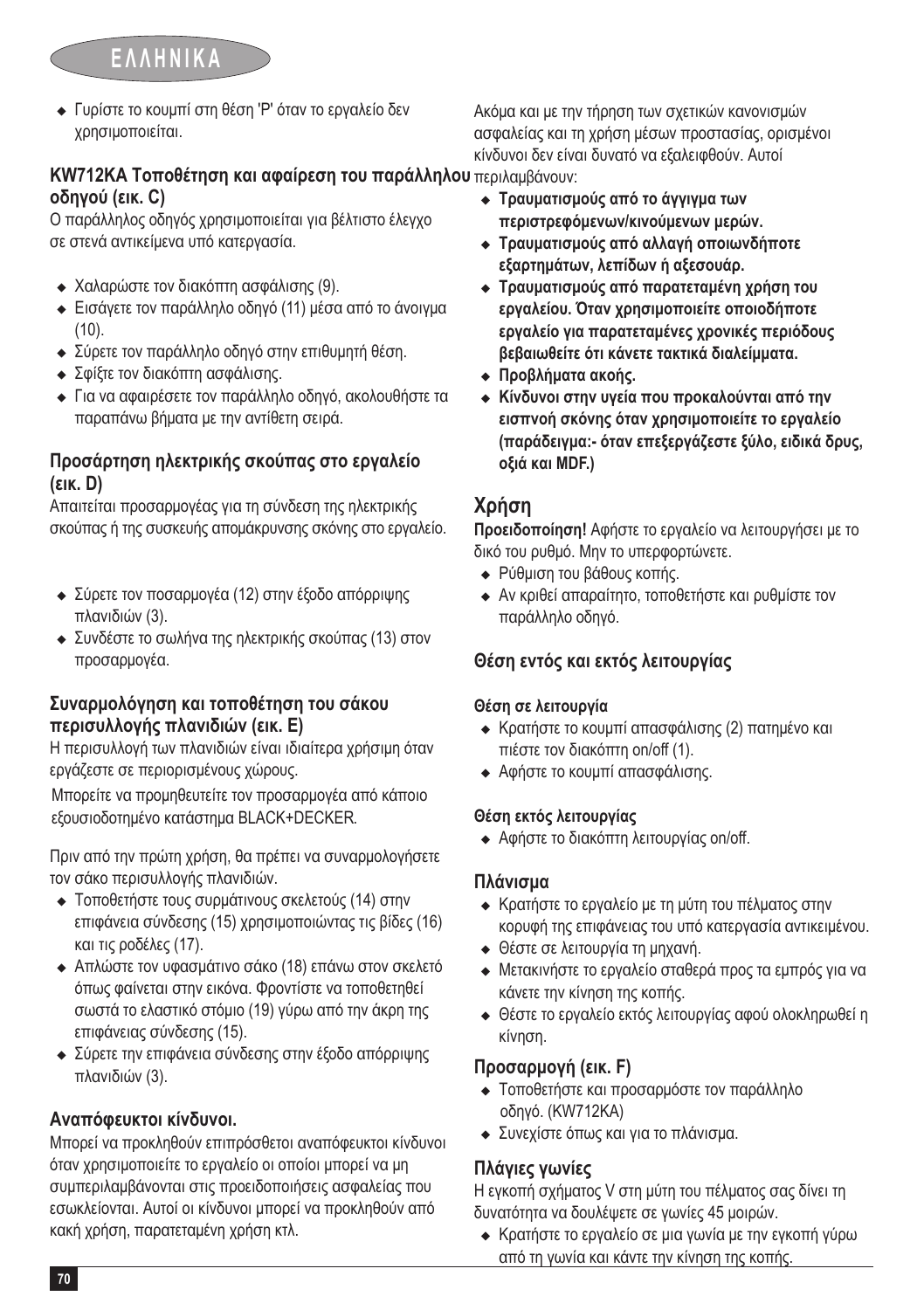- Γυρίστε το κουμπί στη θέση 'P' όταν το εργαλείο δεν χρησιμοποιείται.

### KW712KA Τοποθέτηση και αφαίρεση του παράλληλου οδηγού (εικ. C)

Ο παράλληλος οδηγός χρησιμοποιείται για βέλτιστο έλεγχο σε στενά αντικείμενα υπό κατεργασία.

- Χαλαρώστε τον διακόπτη ασφάλισης (9).
- Εισάγετε τον παράλληλο οδηγό (11) μέσα από το άνοιγμα (10).
- Σύρετε τον παράλληλο οδηγό στην επιθυμητή θέση.
- Σφίξτε τον διακόπτη ασφάλισης.
- Για να αφαιρέσετε τον παράλληλο οδηγό, ακολουθήστε τα παραπάνω βήματα με την αντίθετη σειρά.

### Προσάρτηση ηλεκτρικής σκούπας στο εργαλείο (εικ. D)

Απαιτείται προσαρμογέας για τη σύνδεση της ηλεκτρικής σκούπας ή της συσκευής απομάκρυνσης σκόνης στο εργαλείο.

- Σύρετε τον ποσαρμογέα (12) στην έξοδο απόρριψης πλανιδιών (3).
- Συνδέστε το σωλήνα της ηλεκτρικής σκούπας (13) στον προσαρμογέα.

### Συναρμολόγηση και τοποθέτηση του σάκου περισυλλογής πλανιδιών (εικ. E)

Η περισυλλογή των πλανιδιών είναι ιδιαίτερα χρήσιμη όταν εργάζεστε σε περιορισμένους χώρους.

Μπορείτε να προμηθευτείτε τον προσαρμογέα από κάποιο εξουσιοδοτημένο κατάστημα BLACK+DECKER.

Πριν από την πρώτη χρήση, θα πρέπει να συναρμολογήσετε τον σάκο περισυλλογής πλανιδιών.

- Τοποθετήστε τους συρμάτινους σκελετούς (14) στην επιφάνεια σύνδεσης (15) χρησιμοποιώντας τις βίδες (16) και τις ροδέλες (17).
- Απλώστε τον υφασμάτινο σάκο (18) επάνω στον σκελετό όπως φαίνεται στην εικόνα. Φροντίστε να τοποθετηθεί σωστά το ελαστικό στόμιο (19) γύρω από την άκρη της επιφάνειας σύνδεσης (15).
- Σύρετε την επιφάνεια σύνδεσης στην έξοδο απόρριψης πλανιδιών (3).

### Αναπόφευκτοι κίνδυνοι.

Μπορεί να προκληθούν επιπρόσθετοι αναπόφευκτοι κίνδυνοι όταν χρησιμοποιείτε το εργαλείο οι οποίοι μπορεί να μη συμπεριλαμβάνονται στις προειδοποιήσεις ασφαλείας που εσωκλείονται. Αυτοί οι κίνδυνοι μπορεί να προκληθούν από κακή χρήση, παρατεταμένη χρήση κτλ.

Ακόμα και με την τήρηση των σχετικών κανονισμών ασφαλείας και τη χρήση μέσων προστασίας, ορισμένοι κίνδυνοι δεν είναι δυνατό να εξαλειφθούν. Αυτοί περιλαμβάνουν:

- **Τραυματισμούς από το άγγιγμα των περιστρεφόμενων/κινούμενων μερών.**
- **Τραυματισμούς από αλλαγή οποιωνδήποτε εξαρτημάτων, λεπίδων ή αξεσουάρ.**
- **Τραυματισμούς από παρατεταμένη χρήση του εργαλείου. Όταν χρησιμοποιείτε οποιοδήποτε εργαλείο για παρατεταμένες χρονικές περιόδους βεβαιωθείτε ότι κάνετε τακτικά διαλείμματα.**
- **Προβλήματα ακοής.**
- **Κίνδυνοι στην υγεία που προκαλούνται από την εισπνοή σκόνης όταν χρησιμοποιείτε το εργαλείο (παράδειγμα:- όταν επεξεργάζεστε ξύλο, ειδικά δρυς, οξιά και MDF.)**

## Χρήση

**Προειδοποίηση!** Αφήστε το εργαλείο να λειτουργήσει με το δικό του ρυθμό. Μην το υπερφορτώνετε.

- Ρύθμιση του βάθους κοπής.
- Αν κριθεί απαραίτητο, τοποθετήστε και ρυθμίστε τον παράλληλο οδηγό.

### Θέση εντός και εκτός λειτουργίας

#### Θέση σε λειτουργία

- Κρατήστε το κουμπί απασφάλισης (2) πατημένο και πιέστε τον διακόπτη on/off (1).
- Αφήστε το κουμπί απασφάλισης.

#### Θέση εκτός λειτουργίας

- Αφήστε το διακόπτη λειτουργίας on/off.

### Πλάνισμα

- Κρατήστε το εργαλείο με τη μύτη του πέλματος στην κορυφή της επιφάνειας του υπό κατεργασία αντικειμένου.
- Θέστε σε λειτουργία τη μηχανή.
- Μετακινήστε το εργαλείο σταθερά προς τα εμπρός για να κάνετε την κίνηση της κοπής.
- Θέστε το εργαλείο εκτός λειτουργίας αφού ολοκληρωθεί η κίνηση.

### Προσαρμογή (εικ. F)

- Τοποθετήστε και προσαρμόστε τον παράλληλο οδηγό. (KW712KA)
- Συνεχίστε όπως και για το πλάνισμα.

### Πλάγιες γωνίες

Η εγκοπή σχήματος V στη μύτη του πέλματος σας δίνει τη δυνατότητα να δουλέψετε σε γωνίες 45 μοιρών.

- Κρατήστε το εργαλείο σε μια γωνία με την εγκοπή γύρω από τη γωνία και κάντε την κίνηση της κοπής.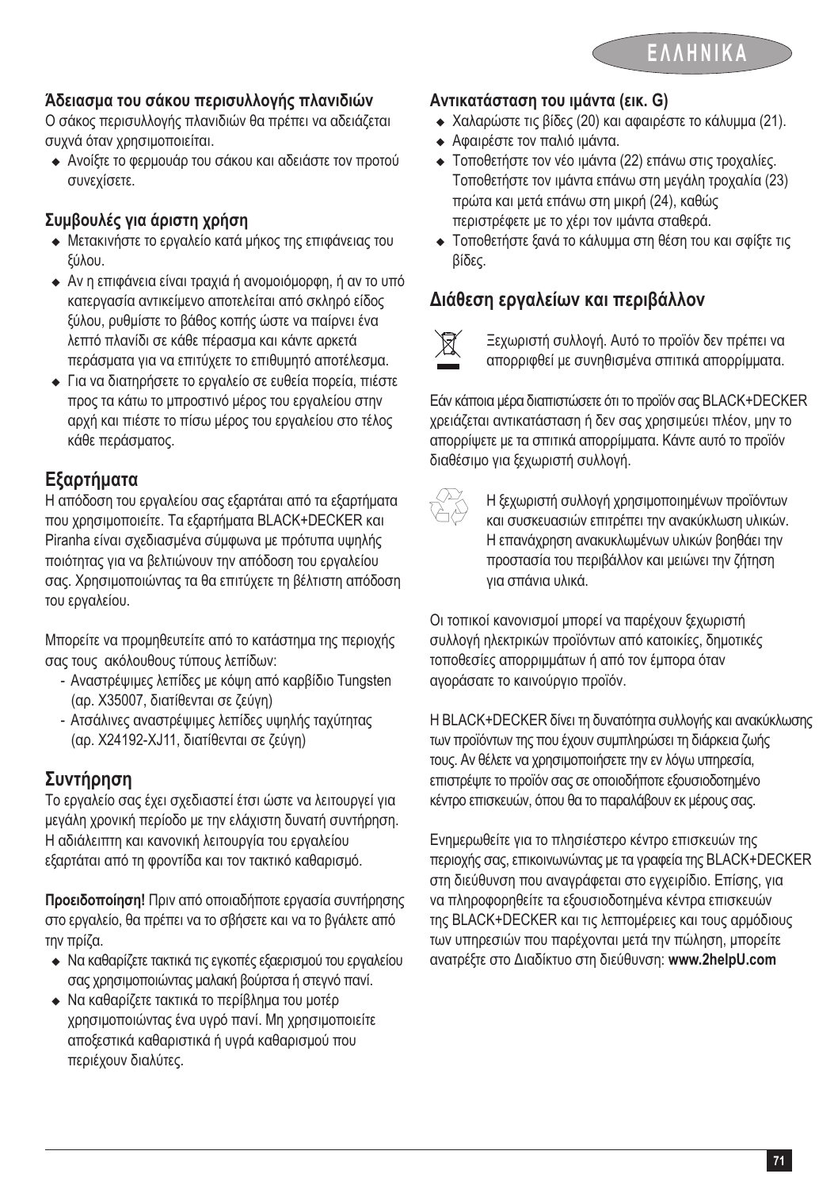### Άδειασμα του σάκου περισυλλογής πλανιδιών

Ο σάκος περισυλλογής πλανιδιών θα πρέπει να αδειάζεται συχνά όταν χρησιμοποιείται.

- Ανοίξτε το φερμουάρ του σάκου και αδειάστε τον προτού συνεχίσετε.

### Συμβουλές για άριστη χρήση

- Μετακινήστε το εργαλείο κατά μήκος της επιφάνειας του ξύλου.
- Αν η επιφάνεια είναι τραχιά ή ανομοιόμορφη, ή αν το υπό κατεργασία αντικείμενο αποτελείται από σκληρό είδος ξύλου, ρυθμίστε το βάθος κοπής ώστε να παίρνει ένα λεπτό πλανίδι σε κάθε πέρασμα και κάντε αρκετά περάσματα για να επιτύχετε το επιθυμητό αποτέλεσμα.
- Για να διατηρήσετε το εργαλείο σε ευθεία πορεία, πιέστε προς τα κάτω το μπροστινό μέρος του εργαλείου στην αρχή και πιέστε το πίσω μέρος του εργαλείου στο τέλος κάθε περάσματος.

## Εξαρτήματα

Η απόδοση του εργαλείου σας εξαρτάται από τα εξαρτήματα που χρησιμοποιείτε. Τα εξαρτήματα BLACK+DECKER και Piranha είναι σχεδιασμένα σύμφωνα με πρότυπα υψηλής ποιότητας για να βελτιώνουν την απόδοση του εργαλείου σας. Χρησιμοποιώντας τα θα επιτύχετε τη βέλτιστη απόδοση του εργαλείου.

Μπορείτε να προμηθευτείτε από το κατάστημα της περιοχής σας τους ακόλουθους τύπους λεπίδων:

- Αναστρέψιμες λεπίδες με κόψη από καρβίδιο Tungsten (αρ. X35007, διατίθενται σε ζεύγη)
- Ατσάλινες αναστρέψιμες λεπίδες υψηλής ταχύτητας (αρ. X24192-XJ11, διατίθενται σε ζεύγη)

## Συντήρηση

Το εργαλείο σας έχει σχεδιαστεί έτσι ώστε να λειτουργεί για μεγάλη χρονική περίοδο με την ελάχιστη δυνατή συντήρηση. Η αδιάλειπτη και κανονική λειτουργία του εργαλείου εξαρτάται από τη φροντίδα και τον τακτικό καθαρισμό.

**Προειδοποίηση!** Πριν από οποιαδήποτε εργασία συντήρησης στο εργαλείο, θα πρέπει να το σβήσετε και να το βγάλετε από την πρίζα.

- Να καθαρίζετε τακτικά τις εγκοπές εξαερισμού του εργαλείου σας χρησιμοποιώντας μαλακή βούρτσα ή στεγνό πανί.
- Να καθαρίζετε τακτικά το περίβλημα του μοτέρ χρησιμοποιώντας ένα υγρό πανί. Μη χρησιμοποιείτε αποξεστικά καθαριστικά ή υγρά καθαρισμού που περιέχουν διαλύτες.

### Αντικατάσταση του ιμάντα (εικ. G)

- Χαλαρώστε τις βίδες (20) και αφαιρέστε το κάλυμμα (21).
- Αφαιρέστε τον παλιό ιμάντα.
- Τοποθετήστε τον νέο ιμάντα (22) επάνω στις τροχαλίες. Τοποθετήστε τον ιμάντα επάνω στη μεγάλη τροχαλία (23) πρώτα και μετά επάνω στη μικρή (24), καθώς περιστρέφετε με το χέρι τον ιμάντα σταθερά.
- Τοποθετήστε ξανά το κάλυμμα στη θέση του και σφίξτε τις βίδες.

## Διάθεση εργαλείων και περιβάλλον

Ξεχωριστή συλλογή. Αυτό το προϊόν δεν πρέπει να απορριφθεί με συνηθισμένα σπιτικά απορρίμματα.

Εάν κάποια μέρα διαπιστώσετε ότι το προϊόν σας BLACK+DECKER χρειάζεται αντικατάσταση ή δεν σας χρησιμεύει πλέον, μην το απορρίψετε με τα σπιτικά απορρίμματα. Κάντε αυτό το προϊόν διαθέσιμο για ξεχωριστή συλλογή.

Η ξεχωριστή συλλογή χρησιμοποιημένων προϊόντων και συσκευασιών επιτρέπει την ανακύκλωση υλικών. Η επανάχρηση ανακυκλωμένων υλικών βοηθάει την προστασία του περιβάλλον και μειώνει την ζήτηση για σπάνια υλικά.

Οι τοπικοί κανονισμοί μπορεί να παρέχουν ξεχωριστή συλλογή ηλεκτρικών προϊόντων από κατοικίες, δημοτικές τοποθεσίες απορριμμάτων ή από τον έμπορα όταν αγοράσατε το καινούργιο προϊόν.

Η BLACK+DECKER δίνει τη δυνατότητα συλλογής και ανακύκλωσης των προϊόντων της που έχουν συμπληρώσει τη διάρκεια ζωής τους. Αν θέλετε να χρησιμοποιήσετε την εν λόγω υπηρεσία, επιστρέψτε το προϊόν σας σε οποιοδήποτε εξουσιοδοτημένο κέντρο επισκευών, όπου θα το παραλάβουν εκ μέρους σας.

Ενημερωθείτε για το πλησιέστερο κέντρο επισκευών της περιοχής σας, επικοινωνώντας με τα γραφεία της BLACK+DECKER στη διεύθυνση που αναγράφεται στο εγχειρίδιο. Επίσης, για να πληροφορηθείτε τα εξουσιοδοτημένα κέντρα επισκευών της BLACK+DECKER και τις λεπτομέρειες και τους αρμόδιους των υπηρεσιών που παρέχονται μετά την πώληση, μπορείτε ανατρέξτε στο Διαδίκτυο στη διεύθυνση: **www.2helpU.com**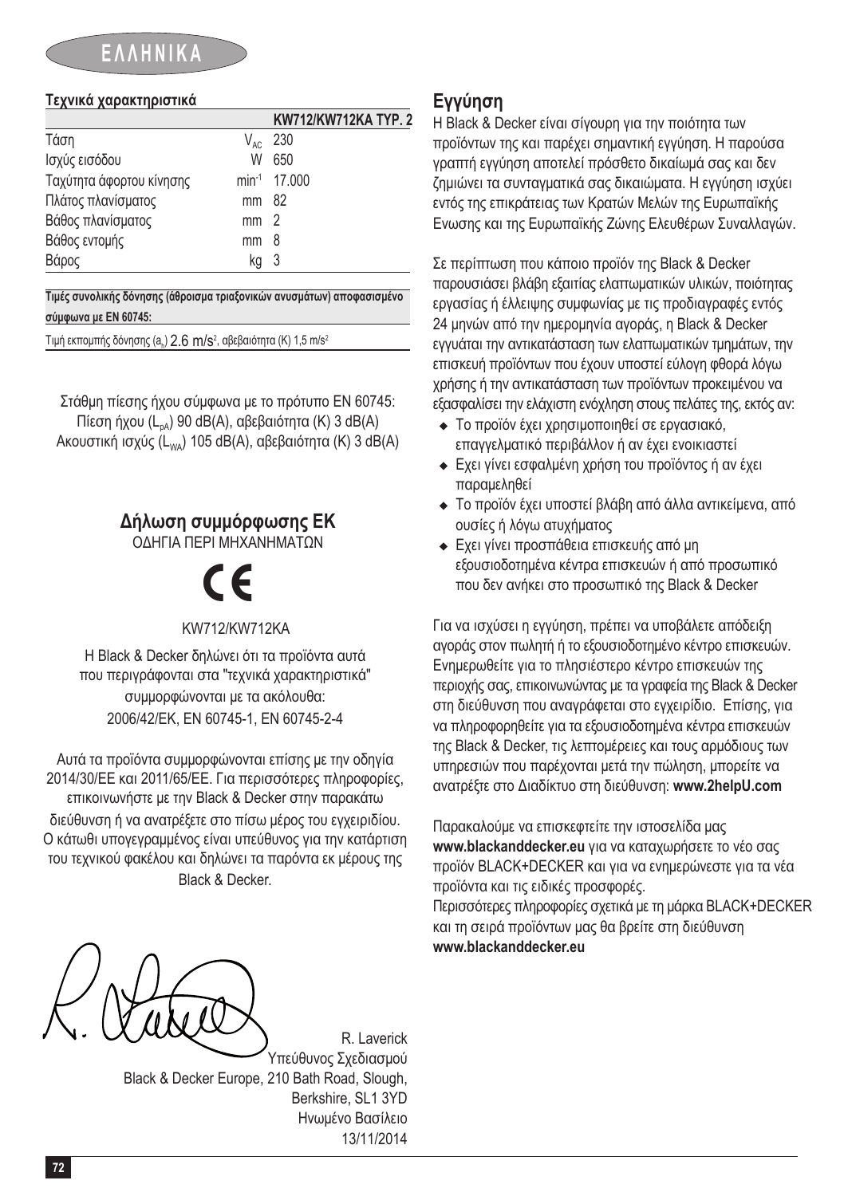# ΕΛΛΗΝΙΚΑ

**Τεχνικά χαρακτηριστικά**

| | | KW712/KW712KA TYP. 2 |
|---|---|---|
| Τάση | $V_{AC}$ | 230 |
| Ισχύς εισόδου | W | 650 |
| Ταχύτητα άφορτου κίνησης | $min^{-1}$ | 17.000 |
| Πλάτος πλανίσματος | mm | 82 |
| Βάθος πλανίσματος | mm | 2 |
| Βάθος εντομής | mm | 8 |
| Βάρος | kg | 3 |

**Τιμές συνολικής δόνησης (άθροισμα τριαξονικών ανυσμάτων) αποφασισμένο σύμφωνα με EN 60745:**

Τιμή εκπομπής δόνησης ($a_h$) 2.6 m/s², αβεβαιότητα (K) 1,5 m/s²

Στάθμη πίεσης ήχου σύμφωνα με το πρότυπο EN 60745:
Πίεση ήχου ($L_{pA}$) 90 dB(A), αβεβαιότητα (K) 3 dB(A)
Ακουστική ισχύς ($L_{WA}$) 105 dB(A), αβεβαιότητα (K) 3 dB(A)

## Δήλωση συμμόρφωσης ΕΚ

ΟΔΗΓΙΑ ΠΕΡΙ ΜΗΧΑΝΗΜΑΤΩΝ

CE

KW712/KW712KA

Η Black & Decker δηλώνει ότι τα προϊόντα αυτά που περιγράφονται στα "τεχνικά χαρακτηριστικά" συμμορφώνονται με τα ακόλουθα:
2006/42/ΕΚ, EN 60745-1, EN 60745-2-4

Αυτά τα προϊόντα συμμορφώνονται επίσης με την οδηγία 2014/30/ΕΕ και 2011/65/ΕΕ. Για περισσότερες πληροφορίες, επικοινωνήστε με την Black & Decker στην παρακάτω διεύθυνση ή να ανατρέξετε στο πίσω μέρος του εγχειριδίου.
Ο κάτωθι υπογεγραμμένος είναι υπεύθυνος για την κατάρτιση του τεχνικού φακέλου και δηλώνει τα παρόντα εκ μέρους της Black & Decker.

R. Laverick
Υπεύθυνος Σχεδιασμού
Black & Decker Europe, 210 Bath Road, Slough, Berkshire, SL1 3YD
Ηνωμένο Βασίλειο
13/11/2014

## Εγγύηση

Η Black & Decker είναι σίγουρη για την ποιότητα των προϊόντων της και παρέχει σημαντική εγγύηση. Η παρούσα γραπτή εγγύηση αποτελεί πρόσθετο δικαίωμά σας και δεν ζημιώνει τα συνταγματικά σας δικαιώματα. Η εγγύηση ισχύει εντός της επικράτειας των Κρατών Μελών της Ευρωπαϊκής Ενωσης και της Ευρωπαϊκής Ζώνης Ελευθέρων Συναλλαγών.

Σε περίπτωση που κάποιο προϊόν της Black & Decker παρουσιάσει βλάβη εξαιτίας ελαττωματικών υλικών, ποιότητας εργασίας ή έλλειψης συμφωνίας με τις προδιαγραφές εντός 24 μηνών από την ημερομηνία αγοράς, η Black & Decker εγγυάται την αντικατάσταση των ελαττωματικών τμημάτων, την επισκευή προϊόντων που έχουν υποστεί εύλογη φθορά λόγω χρήσης ή την αντικατάσταση των προϊόντων προκειμένου να εξασφαλίσει την ελάχιστη ενόχληση στους πελάτες της, εκτός αν:

- Το προϊόν έχει χρησιμοποιηθεί σε εργασιακό, επαγγελματικό περιβάλλον ή αν έχει ενοικιαστεί
- Εχει γίνει εσφαλμένη χρήση του προϊόντος ή αν έχει παραμεληθεί
- Το προϊόν έχει υποστεί βλάβη από άλλα αντικείμενα, από ουσίες ή λόγω ατυχήματος
- Εχει γίνει προσπάθεια επισκευής από μη εξουσιοδοτημένα κέντρα επισκευών ή από προσωπικό που δεν ανήκει στο προσωπικό της Black & Decker

Για να ισχύσει η εγγύηση, πρέπει να υποβάλετε απόδειξη αγοράς στον πωλητή ή το εξουσιοδοτημένο κέντρο επισκευών. Ενημερωθείτε για το πλησιέστερο κέντρο επισκευών της περιοχής σας, επικοινωνώντας με τα γραφεία της Black & Decker στη διεύθυνση που αναγράφεται στο εγχειρίδιο. Επίσης, για να πληροφορηθείτε για τα εξουσιοδοτημένα κέντρα επισκευών της Black & Decker, τις λεπτομέρειες και τους αρμόδιους των υπηρεσιών που παρέχονται μετά την πώληση, μπορείτε να ανατρέξτε στο Διαδίκτυο στη διεύθυνση: **www.2helpU.com**

Παρακαλούμε να επισκεφτείτε την ιστοσελίδα μας **www.blackanddecker.eu** για να καταχωρήσετε το νέο σας προϊόν BLACK+DECKER και για να ενημερώνεστε για τα νέα προϊόντα και τις ειδικές προσφορές.
Περισσότερες πληροφορίες σχετικά με τη μάρκα BLACK+DECKER και τη σειρά προϊόντων μας θα βρείτε στη διεύθυνση **www.blackanddecker.eu**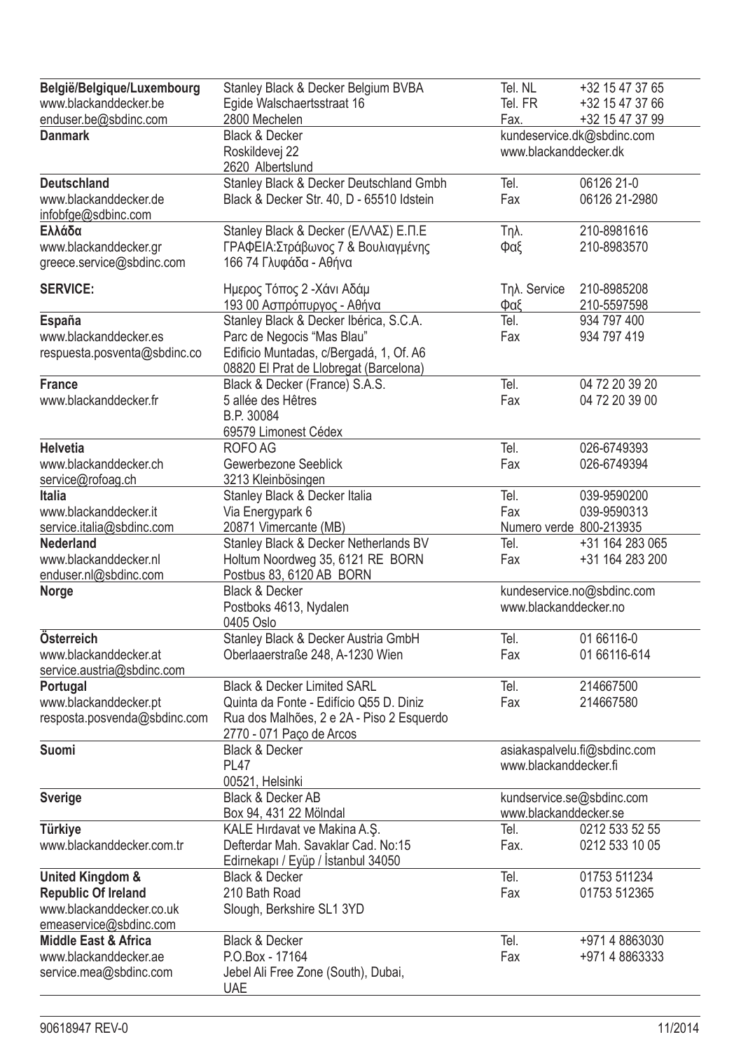| | | | |
|---|---|---|---|
| **België/Belgique/Luxembourg**<br>www.blackanddecker.be<br>enduser.be@sbdinc.com | Stanley Black & Decker Belgium BVBA<br>Egide Walschaertsstraat 16<br>2800 Mechelen | Tel. NL<br>Tel. FR<br>Fax. | +32 15 47 37 65<br>+32 15 47 37 66<br>+32 15 47 37 99 |
| **Danmark** | Black & Decker<br>Roskildevej 22<br>2620 Albertslund | kundeservice.dk@sbdinc.com<br>www.blackanddecker.dk | |
| **Deutschland**<br>www.blackanddecker.de<br>infobfge@sdbinc.com | Stanley Black & Decker Deutschland Gmbh<br>Black & Decker Str. 40, D - 65510 Idstein | Tel.<br>Fax | 06126 21-0<br>06126 21-2980 |
| **Ελλάδα**<br>www.blackanddecker.gr<br>greece.service@sbdinc.com | Stanley Black & Decker (ΕΛΛΑΣ) Ε.Π.Ε<br>ΓΡΑΦΕΙΑ:Στράβωνος 7 & Βουλιαγμένης<br>166 74 Γλυφάδα - Αθήνα | Τηλ.<br>Φαξ | 210-8981616<br>210-8983570 |
| **SERVICE:** | Ημερος Τόπος 2 -Χάνι Αδάμ<br>193 00 Ασπρόπυργος - Αθήνα | Τηλ. Service<br>Φαξ | 210-8985208<br>210-5597598 |
| **España**<br>www.blackanddecker.es<br>respuesta.posventa@sbdinc.co | Stanley Black & Decker Ibérica, S.C.A.<br>Parc de Negocis "Mas Blau"<br>Edificio Muntadas, c/Bergadá, 1, Of. A6<br>08820 El Prat de Llobregat (Barcelona) | Tel.<br>Fax | 934 797 400<br>934 797 419 |
| **France**<br>www.blackanddecker.fr | Black & Decker (France) S.A.S.<br>5 allée des Hêtres<br>B.P. 30084<br>69579 Limonest Cédex | Tel.<br>Fax | 04 72 20 39 20<br>04 72 20 39 00 |
| **Helvetia**<br>www.blackanddecker.ch<br>service@rofoag.ch | ROFO AG<br>Gewerbezone Seeblick<br>3213 Kleinbösingen | Tel.<br>Fax | 026-6749393<br>026-6749394 |
| **Italia**<br>www.blackanddecker.it<br>service.italia@sbdinc.com | Stanley Black & Decker Italia<br>Via Energypark 6<br>20871 Vimercante (MB) | Tel.<br>Fax<br>Numero verde | 039-9590200<br>039-9590313<br>800-213935 |
| **Nederland**<br>www.blackanddecker.nl<br>enduser.nl@sbdinc.com | Stanley Black & Decker Netherlands BV<br>Holtum Noordweg 35, 6121 RE BORN<br>Postbus 83, 6120 AB BORN | Tel.<br>Fax | +31 164 283 065<br>+31 164 283 200 |
| **Norge** | Black & Decker<br>Postboks 4613, Nydalen<br>0405 Oslo | kundeservice.no@sbdinc.com<br>www.blackanddecker.no | |
| **Österreich**<br>www.blackanddecker.at<br>service.austria@sbdinc.com | Stanley Black & Decker Austria GmbH<br>Oberlaaerstraße 248, A-1230 Wien | Tel.<br>Fax | 01 66116-0<br>01 66116-614 |
| **Portugal**<br>www.blackanddecker.pt<br>resposta.posvenda@sbdinc.com | Black & Decker Limited SARL<br>Quinta da Fonte - Edifício Q55 D. Diniz<br>Rua dos Malhões, 2 e 2A - Piso 2 Esquerdo<br>2770 - 071 Paço de Arcos | Tel.<br>Fax | 214667500<br>214667580 |
| **Suomi** | Black & Decker<br>PL47<br>00521, Helsinki | asiakaspalvelu.fi@sbdinc.com<br>www.blackanddecker.fi | |
| **Sverige** | Black & Decker AB<br>Box 94, 431 22 Mölndal | kundservice.se@sbdinc.com<br>www.blackanddecker.se | |
| **Türkiye**<br>www.blackanddecker.com.tr | KALE Hırdavat ve Makina A.Ş.<br>Defterdar Mah. Savaklar Cad. No:15<br>Edirnekapı / Eyüp / İstanbul 34050 | Tel.<br>Fax. | 0212 533 52 55<br>0212 533 10 05 |
| **United Kingdom &**<br>**Republic Of Ireland**<br>www.blackanddecker.co.uk<br>emeaservice@sbdinc.com | Black & Decker<br>210 Bath Road<br>Slough, Berkshire SL1 3YD | Tel.<br>Fax | 01753 511234<br>01753 512365 |
| **Middle East & Africa**<br>www.blackanddecker.ae<br>service.mea@sbdinc.com | Black & Decker<br>P.O.Box - 17164<br>Jebel Ali Free Zone (South), Dubai,<br>UAE | Tel.<br>Fax | +971 4 8863030<br>+971 4 8863333 |

90618947 REV-0 11/2014